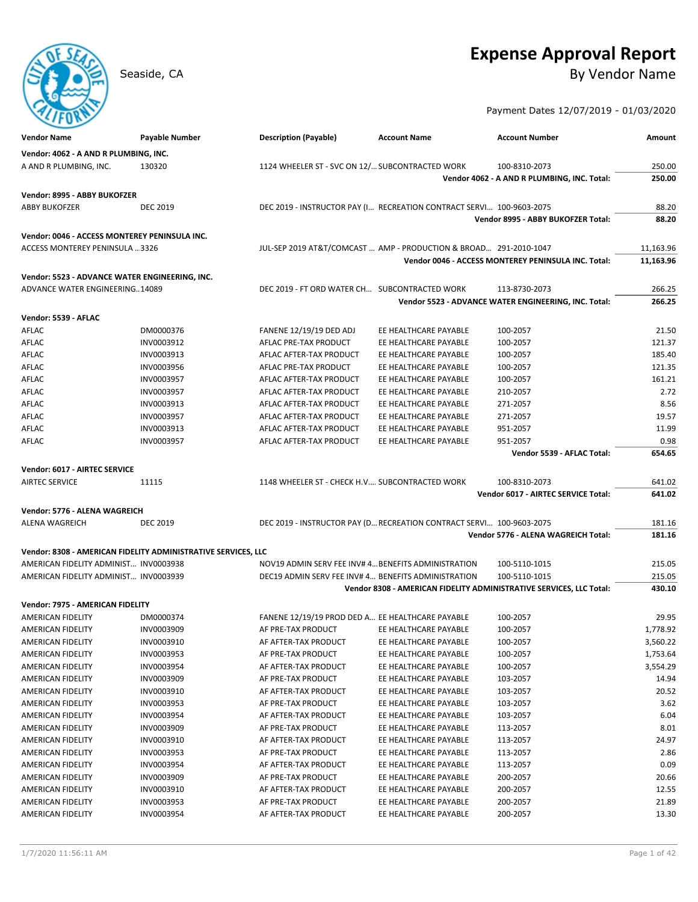# Expense Approval Report

Seaside, CA

## By Vendor Name

Payment Dates 12/07/2019 - 01/03/2020

| Vendor Name | Payable Number | Description (Payable) | Account Name | Account Number | Amount |
|---|---|---|---|---|---|
| **Vendor: 4062 - A AND R PLUMBING, INC.** | | | | | |
| A AND R PLUMBING, INC. | 130320 | 1124 WHEELER ST - SVC ON 12/... | SUBCONTRACTED WORK | 100-8310-2073 | 250.00 |
| | | | | **Vendor 4062 - A AND R PLUMBING, INC. Total:** | **250.00** |
| **Vendor: 8995 - ABBY BUKOFZER** | | | | | |
| ABBY BUKOFZER | DEC 2019 | DEC 2019 - INSTRUCTOR PAY (I... | RECREATION CONTRACT SERVI... | 100-9603-2075 | 88.20 |
| | | | | **Vendor 8995 - ABBY BUKOFZER Total:** | **88.20** |
| **Vendor: 0046 - ACCESS MONTEREY PENINSULA INC.** | | | | | |
| ACCESS MONTEREY PENINSULA ... | 3326 | JUL-SEP 2019 AT&T/COMCAST ... | AMP - PRODUCTION & BROAD... | 291-2010-1047 | 11,163.96 |
| | | | | **Vendor 0046 - ACCESS MONTEREY PENINSULA INC. Total:** | **11,163.96** |
| **Vendor: 5523 - ADVANCE WATER ENGINEERING, INC.** | | | | | |
| ADVANCE WATER ENGINEERING... | 14089 | DEC 2019 - FT ORD WATER CH... | SUBCONTRACTED WORK | 113-8730-2073 | 266.25 |
| | | | | **Vendor 5523 - ADVANCE WATER ENGINEERING, INC. Total:** | **266.25** |
| **Vendor: 5539 - AFLAC** | | | | | |
| AFLAC | DM0000376 | FANENE 12/19/19 DED ADJ | EE HEALTHCARE PAYABLE | 100-2057 | 21.50 |
| AFLAC | INV0003912 | AFLAC PRE-TAX PRODUCT | EE HEALTHCARE PAYABLE | 100-2057 | 121.37 |
| AFLAC | INV0003913 | AFLAC AFTER-TAX PRODUCT | EE HEALTHCARE PAYABLE | 100-2057 | 185.40 |
| AFLAC | INV0003956 | AFLAC PRE-TAX PRODUCT | EE HEALTHCARE PAYABLE | 100-2057 | 121.35 |
| AFLAC | INV0003957 | AFLAC AFTER-TAX PRODUCT | EE HEALTHCARE PAYABLE | 100-2057 | 161.21 |
| AFLAC | INV0003957 | AFLAC AFTER-TAX PRODUCT | EE HEALTHCARE PAYABLE | 210-2057 | 2.72 |
| AFLAC | INV0003913 | AFLAC AFTER-TAX PRODUCT | EE HEALTHCARE PAYABLE | 271-2057 | 8.56 |
| AFLAC | INV0003957 | AFLAC AFTER-TAX PRODUCT | EE HEALTHCARE PAYABLE | 271-2057 | 19.57 |
| AFLAC | INV0003913 | AFLAC AFTER-TAX PRODUCT | EE HEALTHCARE PAYABLE | 951-2057 | 11.99 |
| AFLAC | INV0003957 | AFLAC AFTER-TAX PRODUCT | EE HEALTHCARE PAYABLE | 951-2057 | 0.98 |
| | | | | **Vendor 5539 - AFLAC Total:** | **654.65** |
| **Vendor: 6017 - AIRTEC SERVICE** | | | | | |
| AIRTEC SERVICE | 11115 | 1148 WHEELER ST - CHECK H.V.... | SUBCONTRACTED WORK | 100-8310-2073 | 641.02 |
| | | | | **Vendor 6017 - AIRTEC SERVICE Total:** | **641.02** |
| **Vendor: 5776 - ALENA WAGREICH** | | | | | |
| ALENA WAGREICH | DEC 2019 | DEC 2019 - INSTRUCTOR PAY (D... | RECREATION CONTRACT SERVI... | 100-9603-2075 | 181.16 |
| | | | | **Vendor 5776 - ALENA WAGREICH Total:** | **181.16** |
| **Vendor: 8308 - AMERICAN FIDELITY ADMINISTRATIVE SERVICES, LLC** | | | | | |
| AMERICAN FIDELITY ADMINIST... | INV0003938 | NOV19 ADMIN SERV FEE INV# 4... | BENEFITS ADMINISTRATION | 100-5110-1015 | 215.05 |
| AMERICAN FIDELITY ADMINIST... | INV0003939 | DEC19 ADMIN SERV FEE INV# 4... | BENEFITS ADMINISTRATION | 100-5110-1015 | 215.05 |
| | | | | **Vendor 8308 - AMERICAN FIDELITY ADMINISTRATIVE SERVICES, LLC Total:** | **430.10** |
| **Vendor: 7975 - AMERICAN FIDELITY** | | | | | |
| AMERICAN FIDELITY | DM0000374 | FANENE 12/19/19 PROD DED A... | EE HEALTHCARE PAYABLE | 100-2057 | 29.95 |
| AMERICAN FIDELITY | INV0003909 | AF PRE-TAX PRODUCT | EE HEALTHCARE PAYABLE | 100-2057 | 1,778.92 |
| AMERICAN FIDELITY | INV0003910 | AF AFTER-TAX PRODUCT | EE HEALTHCARE PAYABLE | 100-2057 | 3,560.22 |
| AMERICAN FIDELITY | INV0003953 | AF PRE-TAX PRODUCT | EE HEALTHCARE PAYABLE | 100-2057 | 1,753.64 |
| AMERICAN FIDELITY | INV0003954 | AF AFTER-TAX PRODUCT | EE HEALTHCARE PAYABLE | 100-2057 | 3,554.29 |
| AMERICAN FIDELITY | INV0003909 | AF PRE-TAX PRODUCT | EE HEALTHCARE PAYABLE | 103-2057 | 14.94 |
| AMERICAN FIDELITY | INV0003910 | AF AFTER-TAX PRODUCT | EE HEALTHCARE PAYABLE | 103-2057 | 20.52 |
| AMERICAN FIDELITY | INV0003953 | AF PRE-TAX PRODUCT | EE HEALTHCARE PAYABLE | 103-2057 | 3.62 |
| AMERICAN FIDELITY | INV0003954 | AF AFTER-TAX PRODUCT | EE HEALTHCARE PAYABLE | 103-2057 | 6.04 |
| AMERICAN FIDELITY | INV0003909 | AF PRE-TAX PRODUCT | EE HEALTHCARE PAYABLE | 113-2057 | 8.01 |
| AMERICAN FIDELITY | INV0003910 | AF AFTER-TAX PRODUCT | EE HEALTHCARE PAYABLE | 113-2057 | 24.97 |
| AMERICAN FIDELITY | INV0003953 | AF PRE-TAX PRODUCT | EE HEALTHCARE PAYABLE | 113-2057 | 2.86 |
| AMERICAN FIDELITY | INV0003954 | AF AFTER-TAX PRODUCT | EE HEALTHCARE PAYABLE | 113-2057 | 0.09 |
| AMERICAN FIDELITY | INV0003909 | AF PRE-TAX PRODUCT | EE HEALTHCARE PAYABLE | 200-2057 | 20.66 |
| AMERICAN FIDELITY | INV0003910 | AF AFTER-TAX PRODUCT | EE HEALTHCARE PAYABLE | 200-2057 | 12.55 |
| AMERICAN FIDELITY | INV0003953 | AF PRE-TAX PRODUCT | EE HEALTHCARE PAYABLE | 200-2057 | 21.89 |
| AMERICAN FIDELITY | INV0003954 | AF AFTER-TAX PRODUCT | EE HEALTHCARE PAYABLE | 200-2057 | 13.30 |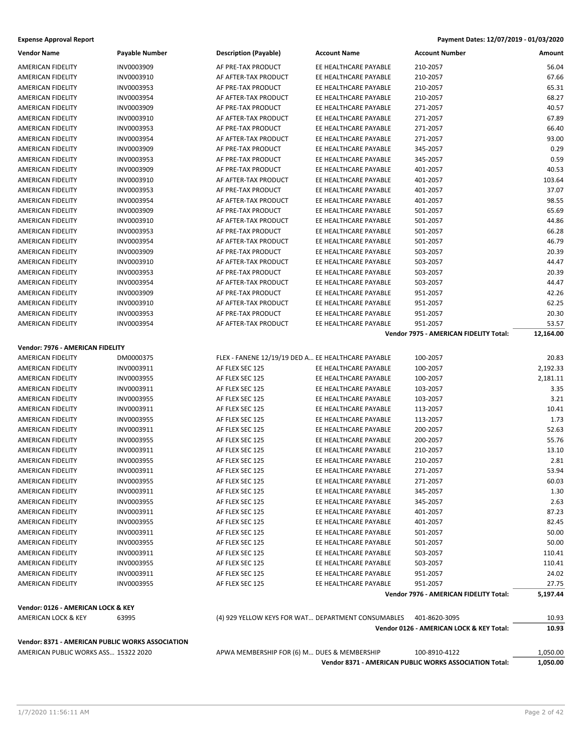| Vendor Name | Payable Number | Description (Payable) | Account Name | Account Number | Amount |
|---|---|---|---|---|---|
| AMERICAN FIDELITY | INV0003909 | AF PRE-TAX PRODUCT | EE HEALTHCARE PAYABLE | 210-2057 | 56.04 |
| AMERICAN FIDELITY | INV0003910 | AF AFTER-TAX PRODUCT | EE HEALTHCARE PAYABLE | 210-2057 | 67.66 |
| AMERICAN FIDELITY | INV0003953 | AF PRE-TAX PRODUCT | EE HEALTHCARE PAYABLE | 210-2057 | 65.31 |
| AMERICAN FIDELITY | INV0003954 | AF AFTER-TAX PRODUCT | EE HEALTHCARE PAYABLE | 210-2057 | 68.27 |
| AMERICAN FIDELITY | INV0003909 | AF PRE-TAX PRODUCT | EE HEALTHCARE PAYABLE | 271-2057 | 40.57 |
| AMERICAN FIDELITY | INV0003910 | AF AFTER-TAX PRODUCT | EE HEALTHCARE PAYABLE | 271-2057 | 67.89 |
| AMERICAN FIDELITY | INV0003953 | AF PRE-TAX PRODUCT | EE HEALTHCARE PAYABLE | 271-2057 | 66.40 |
| AMERICAN FIDELITY | INV0003954 | AF AFTER-TAX PRODUCT | EE HEALTHCARE PAYABLE | 271-2057 | 93.00 |
| AMERICAN FIDELITY | INV0003909 | AF PRE-TAX PRODUCT | EE HEALTHCARE PAYABLE | 345-2057 | 0.29 |
| AMERICAN FIDELITY | INV0003953 | AF PRE-TAX PRODUCT | EE HEALTHCARE PAYABLE | 345-2057 | 0.59 |
| AMERICAN FIDELITY | INV0003909 | AF PRE-TAX PRODUCT | EE HEALTHCARE PAYABLE | 401-2057 | 40.53 |
| AMERICAN FIDELITY | INV0003910 | AF AFTER-TAX PRODUCT | EE HEALTHCARE PAYABLE | 401-2057 | 103.64 |
| AMERICAN FIDELITY | INV0003953 | AF PRE-TAX PRODUCT | EE HEALTHCARE PAYABLE | 401-2057 | 37.07 |
| AMERICAN FIDELITY | INV0003954 | AF AFTER-TAX PRODUCT | EE HEALTHCARE PAYABLE | 401-2057 | 98.55 |
| AMERICAN FIDELITY | INV0003909 | AF PRE-TAX PRODUCT | EE HEALTHCARE PAYABLE | 501-2057 | 65.69 |
| AMERICAN FIDELITY | INV0003910 | AF AFTER-TAX PRODUCT | EE HEALTHCARE PAYABLE | 501-2057 | 44.86 |
| AMERICAN FIDELITY | INV0003953 | AF PRE-TAX PRODUCT | EE HEALTHCARE PAYABLE | 501-2057 | 66.28 |
| AMERICAN FIDELITY | INV0003954 | AF AFTER-TAX PRODUCT | EE HEALTHCARE PAYABLE | 501-2057 | 46.79 |
| AMERICAN FIDELITY | INV0003909 | AF PRE-TAX PRODUCT | EE HEALTHCARE PAYABLE | 503-2057 | 20.39 |
| AMERICAN FIDELITY | INV0003910 | AF AFTER-TAX PRODUCT | EE HEALTHCARE PAYABLE | 503-2057 | 44.47 |
| AMERICAN FIDELITY | INV0003953 | AF PRE-TAX PRODUCT | EE HEALTHCARE PAYABLE | 503-2057 | 20.39 |
| AMERICAN FIDELITY | INV0003954 | AF AFTER-TAX PRODUCT | EE HEALTHCARE PAYABLE | 503-2057 | 44.47 |
| AMERICAN FIDELITY | INV0003909 | AF PRE-TAX PRODUCT | EE HEALTHCARE PAYABLE | 951-2057 | 42.26 |
| AMERICAN FIDELITY | INV0003910 | AF AFTER-TAX PRODUCT | EE HEALTHCARE PAYABLE | 951-2057 | 62.25 |
| AMERICAN FIDELITY | INV0003953 | AF PRE-TAX PRODUCT | EE HEALTHCARE PAYABLE | 951-2057 | 20.30 |
| AMERICAN FIDELITY | INV0003954 | AF AFTER-TAX PRODUCT | EE HEALTHCARE PAYABLE | 951-2057 | 53.57 |
| | | | | **Vendor 7975 - AMERICAN FIDELITY Total:** | **12,164.00** |

**Vendor: 7976 - AMERICAN FIDELITY**

| Vendor Name | Payable Number | Description (Payable) | Account Name | Account Number | Amount |
|---|---|---|---|---|---|
| AMERICAN FIDELITY | DM0000375 | FLEX - FANENE 12/19/19 DED A... | EE HEALTHCARE PAYABLE | 100-2057 | 20.83 |
| AMERICAN FIDELITY | INV0003911 | AF FLEX SEC 125 | EE HEALTHCARE PAYABLE | 100-2057 | 2,192.33 |
| AMERICAN FIDELITY | INV0003955 | AF FLEX SEC 125 | EE HEALTHCARE PAYABLE | 100-2057 | 2,181.11 |
| AMERICAN FIDELITY | INV0003911 | AF FLEX SEC 125 | EE HEALTHCARE PAYABLE | 103-2057 | 3.35 |
| AMERICAN FIDELITY | INV0003955 | AF FLEX SEC 125 | EE HEALTHCARE PAYABLE | 103-2057 | 3.21 |
| AMERICAN FIDELITY | INV0003911 | AF FLEX SEC 125 | EE HEALTHCARE PAYABLE | 113-2057 | 10.41 |
| AMERICAN FIDELITY | INV0003955 | AF FLEX SEC 125 | EE HEALTHCARE PAYABLE | 113-2057 | 1.73 |
| AMERICAN FIDELITY | INV0003911 | AF FLEX SEC 125 | EE HEALTHCARE PAYABLE | 200-2057 | 52.63 |
| AMERICAN FIDELITY | INV0003955 | AF FLEX SEC 125 | EE HEALTHCARE PAYABLE | 200-2057 | 55.76 |
| AMERICAN FIDELITY | INV0003911 | AF FLEX SEC 125 | EE HEALTHCARE PAYABLE | 210-2057 | 13.10 |
| AMERICAN FIDELITY | INV0003955 | AF FLEX SEC 125 | EE HEALTHCARE PAYABLE | 210-2057 | 2.81 |
| AMERICAN FIDELITY | INV0003911 | AF FLEX SEC 125 | EE HEALTHCARE PAYABLE | 271-2057 | 53.94 |
| AMERICAN FIDELITY | INV0003955 | AF FLEX SEC 125 | EE HEALTHCARE PAYABLE | 271-2057 | 60.03 |
| AMERICAN FIDELITY | INV0003911 | AF FLEX SEC 125 | EE HEALTHCARE PAYABLE | 345-2057 | 1.30 |
| AMERICAN FIDELITY | INV0003955 | AF FLEX SEC 125 | EE HEALTHCARE PAYABLE | 345-2057 | 2.63 |
| AMERICAN FIDELITY | INV0003911 | AF FLEX SEC 125 | EE HEALTHCARE PAYABLE | 401-2057 | 87.23 |
| AMERICAN FIDELITY | INV0003955 | AF FLEX SEC 125 | EE HEALTHCARE PAYABLE | 401-2057 | 82.45 |
| AMERICAN FIDELITY | INV0003911 | AF FLEX SEC 125 | EE HEALTHCARE PAYABLE | 501-2057 | 50.00 |
| AMERICAN FIDELITY | INV0003955 | AF FLEX SEC 125 | EE HEALTHCARE PAYABLE | 501-2057 | 50.00 |
| AMERICAN FIDELITY | INV0003911 | AF FLEX SEC 125 | EE HEALTHCARE PAYABLE | 503-2057 | 110.41 |
| AMERICAN FIDELITY | INV0003955 | AF FLEX SEC 125 | EE HEALTHCARE PAYABLE | 503-2057 | 110.41 |
| AMERICAN FIDELITY | INV0003911 | AF FLEX SEC 125 | EE HEALTHCARE PAYABLE | 951-2057 | 24.02 |
| AMERICAN FIDELITY | INV0003955 | AF FLEX SEC 125 | EE HEALTHCARE PAYABLE | 951-2057 | 27.75 |
| | | | | **Vendor 7976 - AMERICAN FIDELITY Total:** | **5,197.44** |

**Vendor: 0126 - AMERICAN LOCK & KEY**

| Vendor Name | Payable Number | Description (Payable) | Account Name | Account Number | Amount |
|---|---|---|---|---|---|
| AMERICAN LOCK & KEY | 63995 | (4) 929 YELLOW KEYS FOR WAT... | DEPARTMENT CONSUMABLES | 401-8620-3095 | 10.93 |
| | | | | **Vendor 0126 - AMERICAN LOCK & KEY Total:** | **10.93** |

**Vendor: 8371 - AMERICAN PUBLIC WORKS ASSOCIATION**

| Vendor Name | Payable Number | Description (Payable) | Account Name | Account Number | Amount |
|---|---|---|---|---|---|
| AMERICAN PUBLIC WORKS ASS... | 15322 2020 | APWA MEMBERSHIP FOR (6) M... | DUES & MEMBERSHIP | 100-8910-4122 | 1,050.00 |
| | | | | **Vendor 8371 - AMERICAN PUBLIC WORKS ASSOCIATION Total:** | **1,050.00** |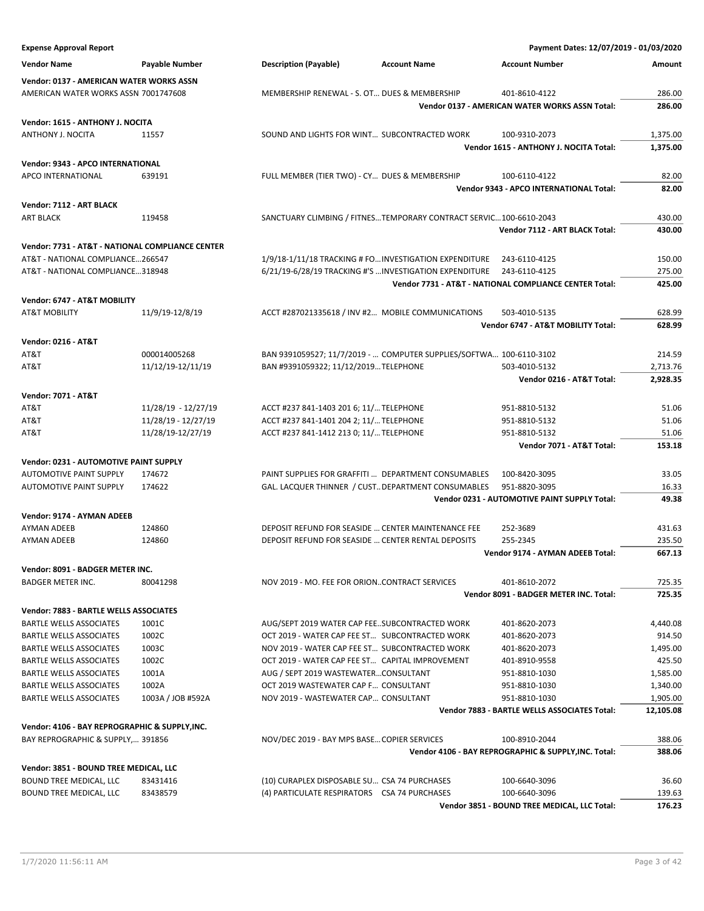**Expense Approval Report** — Payment Dates: 12/07/2019 - 01/03/2020

| Vendor Name | Payable Number | Description (Payable) | Account Name | Account Number | Amount |
|---|---|---|---|---|---|
| **Vendor: 0137 - AMERICAN WATER WORKS ASSN** | | | | | |
| AMERICAN WATER WORKS ASSN | 7001747608 | MEMBERSHIP RENEWAL - S. OT… | DUES & MEMBERSHIP | 401-8610-4122 | 286.00 |
| | | | | **Vendor 0137 - AMERICAN WATER WORKS ASSN Total:** | **286.00** |
| **Vendor: 1615 - ANTHONY J. NOCITA** | | | | | |
| ANTHONY J. NOCITA | 11557 | SOUND AND LIGHTS FOR WINT… | SUBCONTRACTED WORK | 100-9310-2073 | 1,375.00 |
| | | | | **Vendor 1615 - ANTHONY J. NOCITA Total:** | **1,375.00** |
| **Vendor: 9343 - APCO INTERNATIONAL** | | | | | |
| APCO INTERNATIONAL | 639191 | FULL MEMBER (TIER TWO) - CY… | DUES & MEMBERSHIP | 100-6110-4122 | 82.00 |
| | | | | **Vendor 9343 - APCO INTERNATIONAL Total:** | **82.00** |
| **Vendor: 7112 - ART BLACK** | | | | | |
| ART BLACK | 119458 | SANCTUARY CLIMBING / FITNES… | TEMPORARY CONTRACT SERVIC… | 100-6610-2043 | 430.00 |
| | | | | **Vendor 7112 - ART BLACK Total:** | **430.00** |
| **Vendor: 7731 - AT&T - NATIONAL COMPLIANCE CENTER** | | | | | |
| AT&T - NATIONAL COMPLIANCE… | 266547 | 1/9/18-1/11/18 TRACKING # FO… | INVESTIGATION EXPENDITURE | 243-6110-4125 | 150.00 |
| AT&T - NATIONAL COMPLIANCE… | 318948 | 6/21/19-6/28/19 TRACKING #'S … | INVESTIGATION EXPENDITURE | 243-6110-4125 | 275.00 |
| | | | | **Vendor 7731 - AT&T - NATIONAL COMPLIANCE CENTER Total:** | **425.00** |
| **Vendor: 6747 - AT&T MOBILITY** | | | | | |
| AT&T MOBILITY | 11/9/19-12/8/19 | ACCT #287021335618 / INV #2… | MOBILE COMMUNICATIONS | 503-4010-5135 | 628.99 |
| | | | | **Vendor 6747 - AT&T MOBILITY Total:** | **628.99** |
| **Vendor: 0216 - AT&T** | | | | | |
| AT&T | 000014005268 | BAN 9391059527; 11/7/2019 - … | COMPUTER SUPPLIES/SOFTWA… | 100-6110-3102 | 214.59 |
| AT&T | 11/12/19-12/11/19 | BAN #9391059322; 11/12/2019… | TELEPHONE | 503-4010-5132 | 2,713.76 |
| | | | | **Vendor 0216 - AT&T Total:** | **2,928.35** |
| **Vendor: 7071 - AT&T** | | | | | |
| AT&T | 11/28/19 - 12/27/19 | ACCT #237 841-1403 201 6; 11/… | TELEPHONE | 951-8810-5132 | 51.06 |
| AT&T | 11/28/19 - 12/27/19 | ACCT #237 841-1401 204 2; 11/… | TELEPHONE | 951-8810-5132 | 51.06 |
| AT&T | 11/28/19-12/27/19 | ACCT #237 841-1412 213 0; 11/… | TELEPHONE | 951-8810-5132 | 51.06 |
| | | | | **Vendor 7071 - AT&T Total:** | **153.18** |
| **Vendor: 0231 - AUTOMOTIVE PAINT SUPPLY** | | | | | |
| AUTOMOTIVE PAINT SUPPLY | 174672 | PAINT SUPPLIES FOR GRAFFITI … | DEPARTMENT CONSUMABLES | 100-8420-3095 | 33.05 |
| AUTOMOTIVE PAINT SUPPLY | 174622 | GAL. LACQUER THINNER / CUST… | DEPARTMENT CONSUMABLES | 951-8820-3095 | 16.33 |
| | | | | **Vendor 0231 - AUTOMOTIVE PAINT SUPPLY Total:** | **49.38** |
| **Vendor: 9174 - AYMAN ADEEB** | | | | | |
| AYMAN ADEEB | 124860 | DEPOSIT REFUND FOR SEASIDE … | CENTER MAINTENANCE FEE | 252-3689 | 431.63 |
| AYMAN ADEEB | 124860 | DEPOSIT REFUND FOR SEASIDE … | CENTER RENTAL DEPOSITS | 255-2345 | 235.50 |
| | | | | **Vendor 9174 - AYMAN ADEEB Total:** | **667.13** |
| **Vendor: 8091 - BADGER METER INC.** | | | | | |
| BADGER METER INC. | 80041298 | NOV 2019 - MO. FEE FOR ORION… | CONTRACT SERVICES | 401-8610-2072 | 725.35 |
| | | | | **Vendor 8091 - BADGER METER INC. Total:** | **725.35** |
| **Vendor: 7883 - BARTLE WELLS ASSOCIATES** | | | | | |
| BARTLE WELLS ASSOCIATES | 1001C | AUG/SEPT 2019 WATER CAP FEE… | SUBCONTRACTED WORK | 401-8620-2073 | 4,440.08 |
| BARTLE WELLS ASSOCIATES | 1002C | OCT 2019 - WATER CAP FEE ST… | SUBCONTRACTED WORK | 401-8620-2073 | 914.50 |
| BARTLE WELLS ASSOCIATES | 1003C | NOV 2019 - WATER CAP FEE ST… | SUBCONTRACTED WORK | 401-8620-2073 | 1,495.00 |
| BARTLE WELLS ASSOCIATES | 1002C | OCT 2019 - WATER CAP FEE ST… | CAPITAL IMPROVEMENT | 401-8910-9558 | 425.50 |
| BARTLE WELLS ASSOCIATES | 1001A | AUG / SEPT 2019 WASTEWATER… | CONSULTANT | 951-8810-1030 | 1,585.00 |
| BARTLE WELLS ASSOCIATES | 1002A | OCT 2019 WASTEWATER CAP F… | CONSULTANT | 951-8810-1030 | 1,340.00 |
| BARTLE WELLS ASSOCIATES | 1003A / JOB #592A | NOV 2019 - WASTEWATER CAP… | CONSULTANT | 951-8810-1030 | 1,905.00 |
| | | | | **Vendor 7883 - BARTLE WELLS ASSOCIATES Total:** | **12,105.08** |
| **Vendor: 4106 - BAY REPROGRAPHIC & SUPPLY,INC.** | | | | | |
| BAY REPROGRAPHIC & SUPPLY,… | 391856 | NOV/DEC 2019 - BAY MPS BASE… | COPIER SERVICES | 100-8910-2044 | 388.06 |
| | | | | **Vendor 4106 - BAY REPROGRAPHIC & SUPPLY,INC. Total:** | **388.06** |
| **Vendor: 3851 - BOUND TREE MEDICAL, LLC** | | | | | |
| BOUND TREE MEDICAL, LLC | 83431416 | (10) CURAPLEX DISPOSABLE SU… | CSA 74 PURCHASES | 100-6640-3096 | 36.60 |
| BOUND TREE MEDICAL, LLC | 83438579 | (4) PARTICULATE RESPIRATORS | CSA 74 PURCHASES | 100-6640-3096 | 139.63 |
| | | | | **Vendor 3851 - BOUND TREE MEDICAL, LLC Total:** | **176.23** |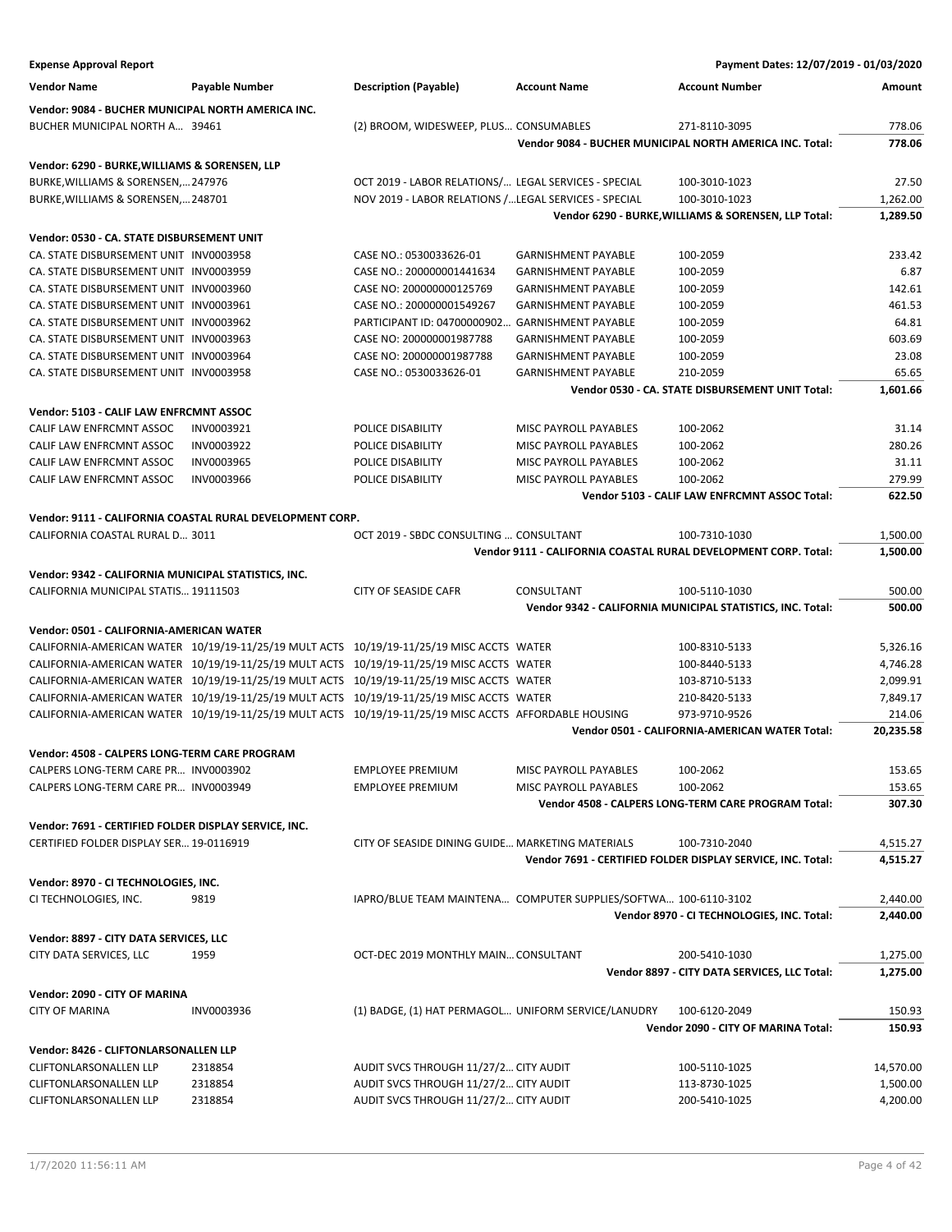**Expense Approval Report** — Payment Dates: 12/07/2019 - 01/03/2020

| Vendor Name | Payable Number | Description (Payable) | Account Name | Account Number | Amount |
|---|---|---|---|---|---|
| **Vendor: 9084 - BUCHER MUNICIPAL NORTH AMERICA INC.** | | | | | |
| BUCHER MUNICIPAL NORTH A... | 39461 | (2) BROOM, WIDESWEEP, PLUS... | CONSUMABLES | 271-8110-3095 | 778.06 |
| | | | | **Vendor 9084 - BUCHER MUNICIPAL NORTH AMERICA INC. Total:** | **778.06** |
| **Vendor: 6290 - BURKE,WILLIAMS & SORENSEN, LLP** | | | | | |
| BURKE,WILLIAMS & SORENSEN,... | 247976 | OCT 2019 - LABOR RELATIONS/... | LEGAL SERVICES - SPECIAL | 100-3010-1023 | 27.50 |
| BURKE,WILLIAMS & SORENSEN,... | 248701 | NOV 2019 - LABOR RELATIONS /... | LEGAL SERVICES - SPECIAL | 100-3010-1023 | 1,262.00 |
| | | | | **Vendor 6290 - BURKE,WILLIAMS & SORENSEN, LLP Total:** | **1,289.50** |
| **Vendor: 0530 - CA. STATE DISBURSEMENT UNIT** | | | | | |
| CA. STATE DISBURSEMENT UNIT | INV0003958 | CASE NO.: 0530033626-01 | GARNISHMENT PAYABLE | 100-2059 | 233.42 |
| CA. STATE DISBURSEMENT UNIT | INV0003959 | CASE NO.: 200000001441634 | GARNISHMENT PAYABLE | 100-2059 | 6.87 |
| CA. STATE DISBURSEMENT UNIT | INV0003960 | CASE NO: 200000000125769 | GARNISHMENT PAYABLE | 100-2059 | 142.61 |
| CA. STATE DISBURSEMENT UNIT | INV0003961 | CASE NO.: 200000001549267 | GARNISHMENT PAYABLE | 100-2059 | 461.53 |
| CA. STATE DISBURSEMENT UNIT | INV0003962 | PARTICIPANT ID: 04700000902... | GARNISHMENT PAYABLE | 100-2059 | 64.81 |
| CA. STATE DISBURSEMENT UNIT | INV0003963 | CASE NO: 200000001987788 | GARNISHMENT PAYABLE | 100-2059 | 603.69 |
| CA. STATE DISBURSEMENT UNIT | INV0003964 | CASE NO: 200000001987788 | GARNISHMENT PAYABLE | 100-2059 | 23.08 |
| CA. STATE DISBURSEMENT UNIT | INV0003958 | CASE NO.: 0530033626-01 | GARNISHMENT PAYABLE | 210-2059 | 65.65 |
| | | | | **Vendor 0530 - CA. STATE DISBURSEMENT UNIT Total:** | **1,601.66** |
| **Vendor: 5103 - CALIF LAW ENFRCMNT ASSOC** | | | | | |
| CALIF LAW ENFRCMNT ASSOC | INV0003921 | POLICE DISABILITY | MISC PAYROLL PAYABLES | 100-2062 | 31.14 |
| CALIF LAW ENFRCMNT ASSOC | INV0003922 | POLICE DISABILITY | MISC PAYROLL PAYABLES | 100-2062 | 280.26 |
| CALIF LAW ENFRCMNT ASSOC | INV0003965 | POLICE DISABILITY | MISC PAYROLL PAYABLES | 100-2062 | 31.11 |
| CALIF LAW ENFRCMNT ASSOC | INV0003966 | POLICE DISABILITY | MISC PAYROLL PAYABLES | 100-2062 | 279.99 |
| | | | | **Vendor 5103 - CALIF LAW ENFRCMNT ASSOC Total:** | **622.50** |
| **Vendor: 9111 - CALIFORNIA COASTAL RURAL DEVELOPMENT CORP.** | | | | | |
| CALIFORNIA COASTAL RURAL D... | 3011 | OCT 2019 - SBDC CONSULTING ... | CONSULTANT | 100-7310-1030 | 1,500.00 |
| | | | | **Vendor 9111 - CALIFORNIA COASTAL RURAL DEVELOPMENT CORP. Total:** | **1,500.00** |
| **Vendor: 9342 - CALIFORNIA MUNICIPAL STATISTICS, INC.** | | | | | |
| CALIFORNIA MUNICIPAL STATIS... | 19111503 | CITY OF SEASIDE CAFR | CONSULTANT | 100-5110-1030 | 500.00 |
| | | | | **Vendor 9342 - CALIFORNIA MUNICIPAL STATISTICS, INC. Total:** | **500.00** |
| **Vendor: 0501 - CALIFORNIA-AMERICAN WATER** | | | | | |
| CALIFORNIA-AMERICAN WATER | 10/19/19-11/25/19 MULT ACTS | 10/19/19-11/25/19 MISC ACCTS | WATER | 100-8310-5133 | 5,326.16 |
| CALIFORNIA-AMERICAN WATER | 10/19/19-11/25/19 MULT ACTS | 10/19/19-11/25/19 MISC ACCTS | WATER | 100-8440-5133 | 4,746.28 |
| CALIFORNIA-AMERICAN WATER | 10/19/19-11/25/19 MULT ACTS | 10/19/19-11/25/19 MISC ACCTS | WATER | 103-8710-5133 | 2,099.91 |
| CALIFORNIA-AMERICAN WATER | 10/19/19-11/25/19 MULT ACTS | 10/19/19-11/25/19 MISC ACCTS | WATER | 210-8420-5133 | 7,849.17 |
| CALIFORNIA-AMERICAN WATER | 10/19/19-11/25/19 MULT ACTS | 10/19/19-11/25/19 MISC ACCTS | AFFORDABLE HOUSING | 973-9710-9526 | 214.06 |
| | | | | **Vendor 0501 - CALIFORNIA-AMERICAN WATER Total:** | **20,235.58** |
| **Vendor: 4508 - CALPERS LONG-TERM CARE PROGRAM** | | | | | |
| CALPERS LONG-TERM CARE PR... | INV0003902 | EMPLOYEE PREMIUM | MISC PAYROLL PAYABLES | 100-2062 | 153.65 |
| CALPERS LONG-TERM CARE PR... | INV0003949 | EMPLOYEE PREMIUM | MISC PAYROLL PAYABLES | 100-2062 | 153.65 |
| | | | | **Vendor 4508 - CALPERS LONG-TERM CARE PROGRAM Total:** | **307.30** |
| **Vendor: 7691 - CERTIFIED FOLDER DISPLAY SERVICE, INC.** | | | | | |
| CERTIFIED FOLDER DISPLAY SER... | 19-0116919 | CITY OF SEASIDE DINING GUIDE... | MARKETING MATERIALS | 100-7310-2040 | 4,515.27 |
| | | | | **Vendor 7691 - CERTIFIED FOLDER DISPLAY SERVICE, INC. Total:** | **4,515.27** |
| **Vendor: 8970 - CI TECHNOLOGIES, INC.** | | | | | |
| CI TECHNOLOGIES, INC. | 9819 | IAPRO/BLUE TEAM MAINTENA... | COMPUTER SUPPLIES/SOFTWA... | 100-6110-3102 | 2,440.00 |
| | | | | **Vendor 8970 - CI TECHNOLOGIES, INC. Total:** | **2,440.00** |
| **Vendor: 8897 - CITY DATA SERVICES, LLC** | | | | | |
| CITY DATA SERVICES, LLC | 1959 | OCT-DEC 2019 MONTHLY MAIN... | CONSULTANT | 200-5410-1030 | 1,275.00 |
| | | | | **Vendor 8897 - CITY DATA SERVICES, LLC Total:** | **1,275.00** |
| **Vendor: 2090 - CITY OF MARINA** | | | | | |
| CITY OF MARINA | INV0003936 | (1) BADGE, (1) HAT PERMAGOL... | UNIFORM SERVICE/LANUDRY | 100-6120-2049 | 150.93 |
| | | | | **Vendor 2090 - CITY OF MARINA Total:** | **150.93** |
| **Vendor: 8426 - CLIFTONLARSONALLEN LLP** | | | | | |
| CLIFTONLARSONALLEN LLP | 2318854 | AUDIT SVCS THROUGH 11/27/2... | CITY AUDIT | 100-5110-1025 | 14,570.00 |
| CLIFTONLARSONALLEN LLP | 2318854 | AUDIT SVCS THROUGH 11/27/2... | CITY AUDIT | 113-8730-1025 | 1,500.00 |
| CLIFTONLARSONALLEN LLP | 2318854 | AUDIT SVCS THROUGH 11/27/2... | CITY AUDIT | 200-5410-1025 | 4,200.00 |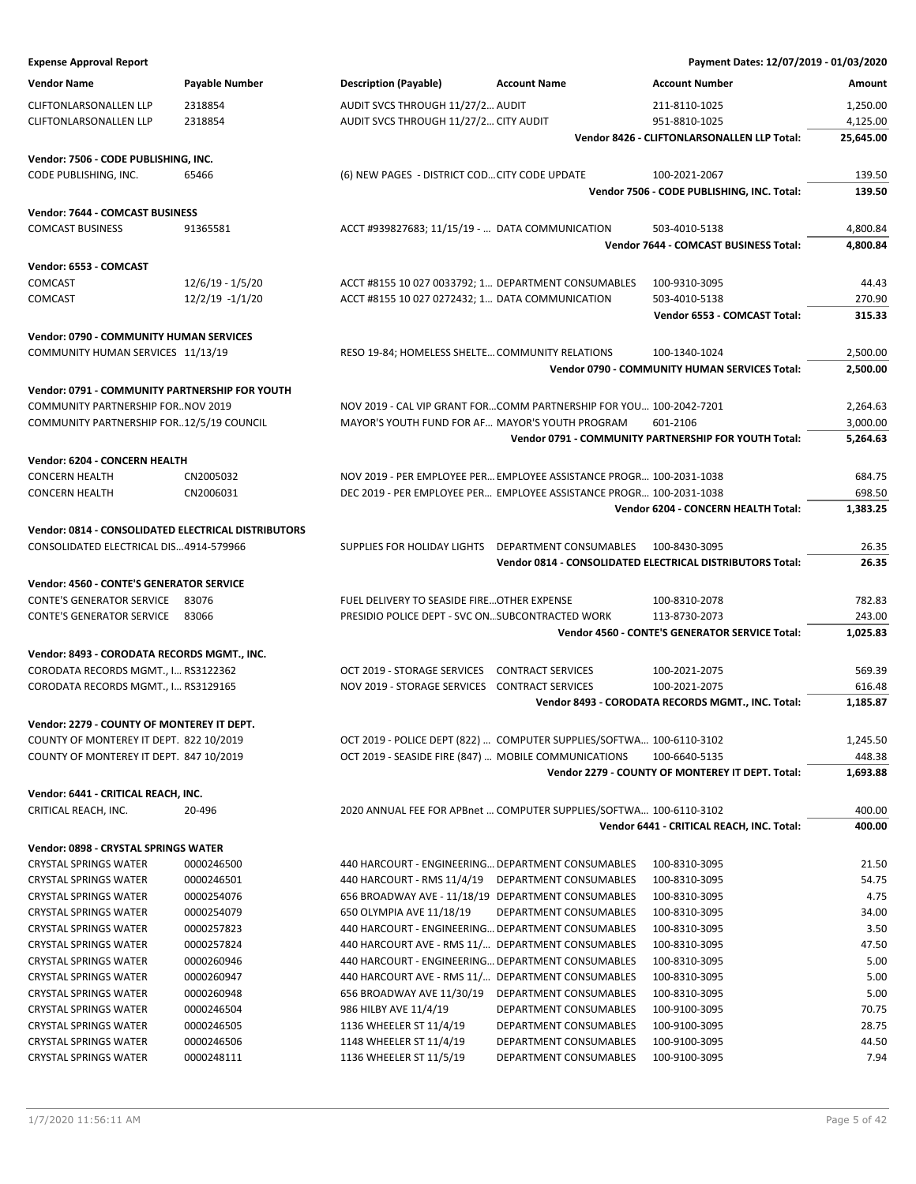**Expense Approval Report** — Payment Dates: 12/07/2019 - 01/03/2020

| Vendor Name | Payable Number | Description (Payable) | Account Name | Account Number | Amount |
|---|---|---|---|---|---|
| CLIFTONLARSONALLEN LLP | 2318854 | AUDIT SVCS THROUGH 11/27/2... | AUDIT | 211-8110-1025 | 1,250.00 |
| CLIFTONLARSONALLEN LLP | 2318854 | AUDIT SVCS THROUGH 11/27/2... | CITY AUDIT | 951-8810-1025 | 4,125.00 |
| | | | | **Vendor 8426 - CLIFTONLARSONALLEN LLP Total:** | **25,645.00** |
| **Vendor: 7506 - CODE PUBLISHING, INC.** | | | | | |
| CODE PUBLISHING, INC. | 65466 | (6) NEW PAGES - DISTRICT COD... | CITY CODE UPDATE | 100-2021-2067 | 139.50 |
| | | | | **Vendor 7506 - CODE PUBLISHING, INC. Total:** | **139.50** |
| **Vendor: 7644 - COMCAST BUSINESS** | | | | | |
| COMCAST BUSINESS | 91365581 | ACCT #939827683; 11/15/19 - ... | DATA COMMUNICATION | 503-4010-5138 | 4,800.84 |
| | | | | **Vendor 7644 - COMCAST BUSINESS Total:** | **4,800.84** |
| **Vendor: 6553 - COMCAST** | | | | | |
| COMCAST | 12/6/19 - 1/5/20 | ACCT #8155 10 027 0033792; 1... | DEPARTMENT CONSUMABLES | 100-9310-3095 | 44.43 |
| COMCAST | 12/2/19 -1/1/20 | ACCT #8155 10 027 0272432; 1... | DATA COMMUNICATION | 503-4010-5138 | 270.90 |
| | | | | **Vendor 6553 - COMCAST Total:** | **315.33** |
| **Vendor: 0790 - COMMUNITY HUMAN SERVICES** | | | | | |
| COMMUNITY HUMAN SERVICES | 11/13/19 | RESO 19-84; HOMELESS SHELTE... | COMMUNITY RELATIONS | 100-1340-1024 | 2,500.00 |
| | | | | **Vendor 0790 - COMMUNITY HUMAN SERVICES Total:** | **2,500.00** |
| **Vendor: 0791 - COMMUNITY PARTNERSHIP FOR YOUTH** | | | | | |
| COMMUNITY PARTNERSHIP FOR... | NOV 2019 | NOV 2019 - CAL VIP GRANT FOR... | COMM PARTNERSHIP FOR YOU... | 100-2042-7201 | 2,264.63 |
| COMMUNITY PARTNERSHIP FOR... | 12/5/19 COUNCIL | MAYOR'S YOUTH FUND FOR AF... | MAYOR'S YOUTH PROGRAM | 601-2106 | 3,000.00 |
| | | | | **Vendor 0791 - COMMUNITY PARTNERSHIP FOR YOUTH Total:** | **5,264.63** |
| **Vendor: 6204 - CONCERN HEALTH** | | | | | |
| CONCERN HEALTH | CN2005032 | NOV 2019 - PER EMPLOYEE PER... | EMPLOYEE ASSISTANCE PROGR... | 100-2031-1038 | 684.75 |
| CONCERN HEALTH | CN2006031 | DEC 2019 - PER EMPLOYEE PER... | EMPLOYEE ASSISTANCE PROGR... | 100-2031-1038 | 698.50 |
| | | | | **Vendor 6204 - CONCERN HEALTH Total:** | **1,383.25** |
| **Vendor: 0814 - CONSOLIDATED ELECTRICAL DISTRIBUTORS** | | | | | |
| CONSOLIDATED ELECTRICAL DIS... | 4914-579966 | SUPPLIES FOR HOLIDAY LIGHTS | DEPARTMENT CONSUMABLES | 100-8430-3095 | 26.35 |
| | | | | **Vendor 0814 - CONSOLIDATED ELECTRICAL DISTRIBUTORS Total:** | **26.35** |
| **Vendor: 4560 - CONTE'S GENERATOR SERVICE** | | | | | |
| CONTE'S GENERATOR SERVICE | 83076 | FUEL DELIVERY TO SEASIDE FIRE... | OTHER EXPENSE | 100-8310-2078 | 782.83 |
| CONTE'S GENERATOR SERVICE | 83066 | PRESIDIO POLICE DEPT - SVC ON... | SUBCONTRACTED WORK | 113-8730-2073 | 243.00 |
| | | | | **Vendor 4560 - CONTE'S GENERATOR SERVICE Total:** | **1,025.83** |
| **Vendor: 8493 - CORODATA RECORDS MGMT., INC.** | | | | | |
| CORODATA RECORDS MGMT., I... | RS3122362 | OCT 2019 - STORAGE SERVICES | CONTRACT SERVICES | 100-2021-2075 | 569.39 |
| CORODATA RECORDS MGMT., I... | RS3129165 | NOV 2019 - STORAGE SERVICES | CONTRACT SERVICES | 100-2021-2075 | 616.48 |
| | | | | **Vendor 8493 - CORODATA RECORDS MGMT., INC. Total:** | **1,185.87** |
| **Vendor: 2279 - COUNTY OF MONTEREY IT DEPT.** | | | | | |
| COUNTY OF MONTEREY IT DEPT. | 822 10/2019 | OCT 2019 - POLICE DEPT (822) ... | COMPUTER SUPPLIES/SOFTWA... | 100-6110-3102 | 1,245.50 |
| COUNTY OF MONTEREY IT DEPT. | 847 10/2019 | OCT 2019 - SEASIDE FIRE (847) ... | MOBILE COMMUNICATIONS | 100-6640-5135 | 448.38 |
| | | | | **Vendor 2279 - COUNTY OF MONTEREY IT DEPT. Total:** | **1,693.88** |
| **Vendor: 6441 - CRITICAL REACH, INC.** | | | | | |
| CRITICAL REACH, INC. | 20-496 | 2020 ANNUAL FEE FOR APBnet ... | COMPUTER SUPPLIES/SOFTWA... | 100-6110-3102 | 400.00 |
| | | | | **Vendor 6441 - CRITICAL REACH, INC. Total:** | **400.00** |
| **Vendor: 0898 - CRYSTAL SPRINGS WATER** | | | | | |
| CRYSTAL SPRINGS WATER | 0000246500 | 440 HARCOURT - ENGINEERING... | DEPARTMENT CONSUMABLES | 100-8310-3095 | 21.50 |
| CRYSTAL SPRINGS WATER | 0000246501 | 440 HARCOURT - RMS 11/4/19 | DEPARTMENT CONSUMABLES | 100-8310-3095 | 54.75 |
| CRYSTAL SPRINGS WATER | 0000254076 | 656 BROADWAY AVE - 11/18/19 | DEPARTMENT CONSUMABLES | 100-8310-3095 | 4.75 |
| CRYSTAL SPRINGS WATER | 0000254079 | 650 OLYMPIA AVE 11/18/19 | DEPARTMENT CONSUMABLES | 100-8310-3095 | 34.00 |
| CRYSTAL SPRINGS WATER | 0000257823 | 440 HARCOURT - ENGINEERING... | DEPARTMENT CONSUMABLES | 100-8310-3095 | 3.50 |
| CRYSTAL SPRINGS WATER | 0000257824 | 440 HARCOURT AVE - RMS 11/... | DEPARTMENT CONSUMABLES | 100-8310-3095 | 47.50 |
| CRYSTAL SPRINGS WATER | 0000260946 | 440 HARCOURT - ENGINEERING... | DEPARTMENT CONSUMABLES | 100-8310-3095 | 5.00 |
| CRYSTAL SPRINGS WATER | 0000260947 | 440 HARCOURT AVE - RMS 11/... | DEPARTMENT CONSUMABLES | 100-8310-3095 | 5.00 |
| CRYSTAL SPRINGS WATER | 0000260948 | 656 BROADWAY AVE 11/30/19 | DEPARTMENT CONSUMABLES | 100-8310-3095 | 5.00 |
| CRYSTAL SPRINGS WATER | 0000246504 | 986 HILBY AVE 11/4/19 | DEPARTMENT CONSUMABLES | 100-9100-3095 | 70.75 |
| CRYSTAL SPRINGS WATER | 0000246505 | 1136 WHEELER ST 11/4/19 | DEPARTMENT CONSUMABLES | 100-9100-3095 | 28.75 |
| CRYSTAL SPRINGS WATER | 0000246506 | 1148 WHEELER ST 11/4/19 | DEPARTMENT CONSUMABLES | 100-9100-3095 | 44.50 |
| CRYSTAL SPRINGS WATER | 0000248111 | 1136 WHEELER ST 11/5/19 | DEPARTMENT CONSUMABLES | 100-9100-3095 | 7.94 |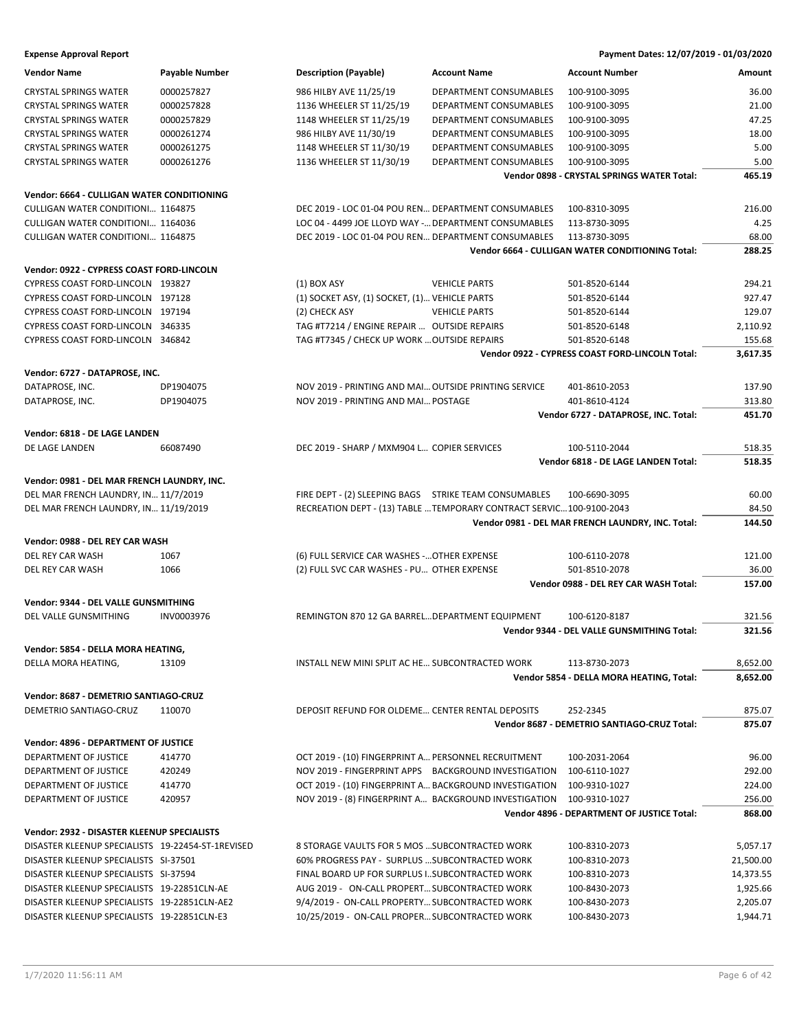**Expense Approval Report** | **Payment Dates: 12/07/2019 - 01/03/2020**

| Vendor Name | Payable Number | Description (Payable) | Account Name | Account Number | Amount |
|---|---|---|---|---|---|
| CRYSTAL SPRINGS WATER | 0000257827 | 986 HILBY AVE 11/25/19 | DEPARTMENT CONSUMABLES | 100-9100-3095 | 36.00 |
| CRYSTAL SPRINGS WATER | 0000257828 | 1136 WHEELER ST 11/25/19 | DEPARTMENT CONSUMABLES | 100-9100-3095 | 21.00 |
| CRYSTAL SPRINGS WATER | 0000257829 | 1148 WHEELER ST 11/25/19 | DEPARTMENT CONSUMABLES | 100-9100-3095 | 47.25 |
| CRYSTAL SPRINGS WATER | 0000261274 | 986 HILBY AVE 11/30/19 | DEPARTMENT CONSUMABLES | 100-9100-3095 | 18.00 |
| CRYSTAL SPRINGS WATER | 0000261275 | 1148 WHEELER ST 11/30/19 | DEPARTMENT CONSUMABLES | 100-9100-3095 | 5.00 |
| CRYSTAL SPRINGS WATER | 0000261276 | 1136 WHEELER ST 11/30/19 | DEPARTMENT CONSUMABLES | 100-9100-3095 | 5.00 |
| | | | | **Vendor 0898 - CRYSTAL SPRINGS WATER Total:** | **465.19** |
| **Vendor: 6664 - CULLIGAN WATER CONDITIONING** | | | | | |
| CULLIGAN WATER CONDITIONI… | 1164875 | DEC 2019 - LOC 01-04 POU REN… | DEPARTMENT CONSUMABLES | 100-8310-3095 | 216.00 |
| CULLIGAN WATER CONDITIONI… | 1164036 | LOC 04 - 4499 JOE LLOYD WAY -… | DEPARTMENT CONSUMABLES | 113-8730-3095 | 4.25 |
| CULLIGAN WATER CONDITIONI… | 1164875 | DEC 2019 - LOC 01-04 POU REN… | DEPARTMENT CONSUMABLES | 113-8730-3095 | 68.00 |
| | | | | **Vendor 6664 - CULLIGAN WATER CONDITIONING Total:** | **288.25** |
| **Vendor: 0922 - CYPRESS COAST FORD-LINCOLN** | | | | | |
| CYPRESS COAST FORD-LINCOLN | 193827 | (1) BOX ASY | VEHICLE PARTS | 501-8520-6144 | 294.21 |
| CYPRESS COAST FORD-LINCOLN | 197128 | (1) SOCKET ASY, (1) SOCKET, (1)… | VEHICLE PARTS | 501-8520-6144 | 927.47 |
| CYPRESS COAST FORD-LINCOLN | 197194 | (2) CHECK ASY | VEHICLE PARTS | 501-8520-6144 | 129.07 |
| CYPRESS COAST FORD-LINCOLN | 346335 | TAG #T7214 / ENGINE REPAIR … | OUTSIDE REPAIRS | 501-8520-6148 | 2,110.92 |
| CYPRESS COAST FORD-LINCOLN | 346842 | TAG #T7345 / CHECK UP WORK … | OUTSIDE REPAIRS | 501-8520-6148 | 155.68 |
| | | | | **Vendor 0922 - CYPRESS COAST FORD-LINCOLN Total:** | **3,617.35** |
| **Vendor: 6727 - DATAPROSE, INC.** | | | | | |
| DATAPROSE, INC. | DP1904075 | NOV 2019 - PRINTING AND MAI… | OUTSIDE PRINTING SERVICE | 401-8610-2053 | 137.90 |
| DATAPROSE, INC. | DP1904075 | NOV 2019 - PRINTING AND MAI… | POSTAGE | 401-8610-4124 | 313.80 |
| | | | | **Vendor 6727 - DATAPROSE, INC. Total:** | **451.70** |
| **Vendor: 6818 - DE LAGE LANDEN** | | | | | |
| DE LAGE LANDEN | 66087490 | DEC 2019 - SHARP / MXM904 L… | COPIER SERVICES | 100-5110-2044 | 518.35 |
| | | | | **Vendor 6818 - DE LAGE LANDEN Total:** | **518.35** |
| **Vendor: 0981 - DEL MAR FRENCH LAUNDRY, INC.** | | | | | |
| DEL MAR FRENCH LAUNDRY, IN… | 11/7/2019 | FIRE DEPT - (2) SLEEPING BAGS | STRIKE TEAM CONSUMABLES | 100-6690-3095 | 60.00 |
| DEL MAR FRENCH LAUNDRY, IN… | 11/19/2019 | RECREATION DEPT - (13) TABLE … | TEMPORARY CONTRACT SERVIC… | 100-9100-2043 | 84.50 |
| | | | | **Vendor 0981 - DEL MAR FRENCH LAUNDRY, INC. Total:** | **144.50** |
| **Vendor: 0988 - DEL REY CAR WASH** | | | | | |
| DEL REY CAR WASH | 1067 | (6) FULL SERVICE CAR WASHES -… | OTHER EXPENSE | 100-6110-2078 | 121.00 |
| DEL REY CAR WASH | 1066 | (2) FULL SVC CAR WASHES - PU… | OTHER EXPENSE | 501-8510-2078 | 36.00 |
| | | | | **Vendor 0988 - DEL REY CAR WASH Total:** | **157.00** |
| **Vendor: 9344 - DEL VALLE GUNSMITHING** | | | | | |
| DEL VALLE GUNSMITHING | INV0003976 | REMINGTON 870 12 GA BARREL… | DEPARTMENT EQUIPMENT | 100-6120-8187 | 321.56 |
| | | | | **Vendor 9344 - DEL VALLE GUNSMITHING Total:** | **321.56** |
| **Vendor: 5854 - DELLA MORA HEATING,** | | | | | |
| DELLA MORA HEATING, | 13109 | INSTALL NEW MINI SPLIT AC HE… | SUBCONTRACTED WORK | 113-8730-2073 | 8,652.00 |
| | | | | **Vendor 5854 - DELLA MORA HEATING, Total:** | **8,652.00** |
| **Vendor: 8687 - DEMETRIO SANTIAGO-CRUZ** | | | | | |
| DEMETRIO SANTIAGO-CRUZ | 110070 | DEPOSIT REFUND FOR OLDEME… | CENTER RENTAL DEPOSITS | 252-2345 | 875.07 |
| | | | | **Vendor 8687 - DEMETRIO SANTIAGO-CRUZ Total:** | **875.07** |
| **Vendor: 4896 - DEPARTMENT OF JUSTICE** | | | | | |
| DEPARTMENT OF JUSTICE | 414770 | OCT 2019 - (10) FINGERPRINT A… | PERSONNEL RECRUITMENT | 100-2031-2064 | 96.00 |
| DEPARTMENT OF JUSTICE | 420249 | NOV 2019 - FINGERPRINT APPS | BACKGROUND INVESTIGATION | 100-6110-1027 | 292.00 |
| DEPARTMENT OF JUSTICE | 414770 | OCT 2019 - (10) FINGERPRINT A… | BACKGROUND INVESTIGATION | 100-9310-1027 | 224.00 |
| DEPARTMENT OF JUSTICE | 420957 | NOV 2019 - (8) FINGERPRINT A… | BACKGROUND INVESTIGATION | 100-9310-1027 | 256.00 |
| | | | | **Vendor 4896 - DEPARTMENT OF JUSTICE Total:** | **868.00** |
| **Vendor: 2932 - DISASTER KLEENUP SPECIALISTS** | | | | | |
| DISASTER KLEENUP SPECIALISTS | 19-22454-ST-1REVISED | 8 STORAGE VAULTS FOR 5 MOS … | SUBCONTRACTED WORK | 100-8310-2073 | 5,057.17 |
| DISASTER KLEENUP SPECIALISTS | SI-37501 | 60% PROGRESS PAY - SURPLUS … | SUBCONTRACTED WORK | 100-8310-2073 | 21,500.00 |
| DISASTER KLEENUP SPECIALISTS | SI-37594 | FINAL BOARD UP FOR SURPLUS I… | SUBCONTRACTED WORK | 100-8310-2073 | 14,373.55 |
| DISASTER KLEENUP SPECIALISTS | 19-22851CLN-AE | AUG 2019 - ON-CALL PROPERT… | SUBCONTRACTED WORK | 100-8430-2073 | 1,925.66 |
| DISASTER KLEENUP SPECIALISTS | 19-22851CLN-AE2 | 9/4/2019 - ON-CALL PROPERTY… | SUBCONTRACTED WORK | 100-8430-2073 | 2,205.07 |
| DISASTER KLEENUP SPECIALISTS | 19-22851CLN-E3 | 10/25/2019 - ON-CALL PROPER… | SUBCONTRACTED WORK | 100-8430-2073 | 1,944.71 |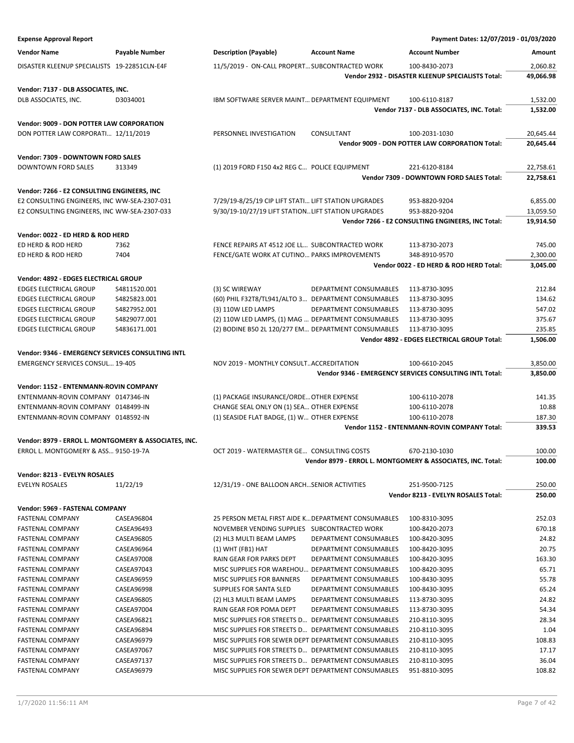**Expense Approval Report** — Payment Dates: 12/07/2019 - 01/03/2020

| Vendor Name | Payable Number | Description (Payable) | Account Name | Account Number | Amount |
|---|---|---|---|---|---|
| DISASTER KLEENUP SPECIALISTS | 19-22851CLN-E4F | 11/5/2019 - ON-CALL PROPERT... | SUBCONTRACTED WORK | 100-8430-2073 | 2,060.82 |
| | | | | **Vendor 2932 - DISASTER KLEENUP SPECIALISTS Total:** | **49,066.98** |
| **Vendor: 7137 - DLB ASSOCIATES, INC.** | | | | | |
| DLB ASSOCIATES, INC. | D3034001 | IBM SOFTWARE SERVER MAINT... | DEPARTMENT EQUIPMENT | 100-6110-8187 | 1,532.00 |
| | | | | **Vendor 7137 - DLB ASSOCIATES, INC. Total:** | **1,532.00** |
| **Vendor: 9009 - DON POTTER LAW CORPORATION** | | | | | |
| DON POTTER LAW CORPORATI... | 12/11/2019 | PERSONNEL INVESTIGATION | CONSULTANT | 100-2031-1030 | 20,645.44 |
| | | | | **Vendor 9009 - DON POTTER LAW CORPORATION Total:** | **20,645.44** |
| **Vendor: 7309 - DOWNTOWN FORD SALES** | | | | | |
| DOWNTOWN FORD SALES | 313349 | (1) 2019 FORD F150 4x2 REG C... | POLICE EQUIPMENT | 221-6120-8184 | 22,758.61 |
| | | | | **Vendor 7309 - DOWNTOWN FORD SALES Total:** | **22,758.61** |
| **Vendor: 7266 - E2 CONSULTING ENGINEERS, INC** | | | | | |
| E2 CONSULTING ENGINEERS, INC | WW-SEA-2307-031 | 7/29/19-8/25/19 CIP LIFT STATI... | LIFT STATION UPGRADES | 953-8820-9204 | 6,855.00 |
| E2 CONSULTING ENGINEERS, INC | WW-SEA-2307-033 | 9/30/19-10/27/19 LIFT STATION... | LIFT STATION UPGRADES | 953-8820-9204 | 13,059.50 |
| | | | | **Vendor 7266 - E2 CONSULTING ENGINEERS, INC Total:** | **19,914.50** |
| **Vendor: 0022 - ED HERD & ROD HERD** | | | | | |
| ED HERD & ROD HERD | 7362 | FENCE REPAIRS AT 4512 JOE LL... | SUBCONTRACTED WORK | 113-8730-2073 | 745.00 |
| ED HERD & ROD HERD | 7404 | FENCE/GATE WORK AT CUTINO... | PARKS IMPROVEMENTS | 348-8910-9570 | 2,300.00 |
| | | | | **Vendor 0022 - ED HERD & ROD HERD Total:** | **3,045.00** |
| **Vendor: 4892 - EDGES ELECTRICAL GROUP** | | | | | |
| EDGES ELECTRICAL GROUP | S4811520.001 | (3) SC WIREWAY | DEPARTMENT CONSUMABLES | 113-8730-3095 | 212.84 |
| EDGES ELECTRICAL GROUP | S4825823.001 | (60) PHIL F32T8/TL941/ALTO 3... | DEPARTMENT CONSUMABLES | 113-8730-3095 | 134.62 |
| EDGES ELECTRICAL GROUP | S4827952.001 | (3) 110W LED LAMPS | DEPARTMENT CONSUMABLES | 113-8730-3095 | 547.02 |
| EDGES ELECTRICAL GROUP | S4829077.001 | (2) 110W LED LAMPS, (1) MAG ... | DEPARTMENT CONSUMABLES | 113-8730-3095 | 375.67 |
| EDGES ELECTRICAL GROUP | S4836171.001 | (2) BODINE B50 2L 120/277 EM... | DEPARTMENT CONSUMABLES | 113-8730-3095 | 235.85 |
| | | | | **Vendor 4892 - EDGES ELECTRICAL GROUP Total:** | **1,506.00** |
| **Vendor: 9346 - EMERGENCY SERVICES CONSULTING INTL** | | | | | |
| EMERGENCY SERVICES CONSUL... | 19-405 | NOV 2019 - MONTHLY CONSULT... | ACCREDITATION | 100-6610-2045 | 3,850.00 |
| | | | | **Vendor 9346 - EMERGENCY SERVICES CONSULTING INTL Total:** | **3,850.00** |
| **Vendor: 1152 - ENTENMANN-ROVIN COMPANY** | | | | | |
| ENTENMANN-ROVIN COMPANY | 0147346-IN | (1) PACKAGE INSURANCE/ORDE... | OTHER EXPENSE | 100-6110-2078 | 141.35 |
| ENTENMANN-ROVIN COMPANY | 0148499-IN | CHANGE SEAL ONLY ON (1) SEA... | OTHER EXPENSE | 100-6110-2078 | 10.88 |
| ENTENMANN-ROVIN COMPANY | 0148592-IN | (1) SEASIDE FLAT BADGE, (1) W... | OTHER EXPENSE | 100-6110-2078 | 187.30 |
| | | | | **Vendor 1152 - ENTENMANN-ROVIN COMPANY Total:** | **339.53** |
| **Vendor: 8979 - ERROL L. MONTGOMERY & ASSOCIATES, INC.** | | | | | |
| ERROL L. MONTGOMERY & ASS... | 9150-19-7A | OCT 2019 - WATERMASTER GE... | CONSULTING COSTS | 670-2130-1030 | 100.00 |
| | | | | **Vendor 8979 - ERROL L. MONTGOMERY & ASSOCIATES, INC. Total:** | **100.00** |
| **Vendor: 8213 - EVELYN ROSALES** | | | | | |
| EVELYN ROSALES | 11/22/19 | 12/31/19 - ONE BALLOON ARCH... | SENIOR ACTIVITIES | 251-9500-7125 | 250.00 |
| | | | | **Vendor 8213 - EVELYN ROSALES Total:** | **250.00** |
| **Vendor: 5969 - FASTENAL COMPANY** | | | | | |
| FASTENAL COMPANY | CASEA96804 | 25 PERSON METAL FIRST AIDE K... | DEPARTMENT CONSUMABLES | 100-8310-3095 | 252.03 |
| FASTENAL COMPANY | CASEA96493 | NOVEMBER VENDING SUPPLIES | SUBCONTRACTED WORK | 100-8420-2073 | 670.18 |
| FASTENAL COMPANY | CASEA96805 | (2) HL3 MULTI BEAM LAMPS | DEPARTMENT CONSUMABLES | 100-8420-3095 | 24.82 |
| FASTENAL COMPANY | CASEA96964 | (1) WHT (FB1) HAT | DEPARTMENT CONSUMABLES | 100-8420-3095 | 20.75 |
| FASTENAL COMPANY | CASEA97008 | RAIN GEAR FOR PARKS DEPT | DEPARTMENT CONSUMABLES | 100-8420-3095 | 163.30 |
| FASTENAL COMPANY | CASEA97043 | MISC SUPPLIES FOR WAREHOU... | DEPARTMENT CONSUMABLES | 100-8420-3095 | 65.71 |
| FASTENAL COMPANY | CASEA96959 | MISC SUPPLIES FOR BANNERS | DEPARTMENT CONSUMABLES | 100-8430-3095 | 55.78 |
| FASTENAL COMPANY | CASEA96998 | SUPPLIES FOR SANTA SLED | DEPARTMENT CONSUMABLES | 100-8430-3095 | 65.24 |
| FASTENAL COMPANY | CASEA96805 | (2) HL3 MULTI BEAM LAMPS | DEPARTMENT CONSUMABLES | 113-8730-3095 | 24.82 |
| FASTENAL COMPANY | CASEA97004 | RAIN GEAR FOR POMA DEPT | DEPARTMENT CONSUMABLES | 113-8730-3095 | 54.34 |
| FASTENAL COMPANY | CASEA96821 | MISC SUPPLIES FOR STREETS D... | DEPARTMENT CONSUMABLES | 210-8110-3095 | 28.34 |
| FASTENAL COMPANY | CASEA96894 | MISC SUPPLIES FOR STREETS D... | DEPARTMENT CONSUMABLES | 210-8110-3095 | 1.04 |
| FASTENAL COMPANY | CASEA96979 | MISC SUPPLIES FOR SEWER DEPT | DEPARTMENT CONSUMABLES | 210-8110-3095 | 108.83 |
| FASTENAL COMPANY | CASEA97067 | MISC SUPPLIES FOR STREETS D... | DEPARTMENT CONSUMABLES | 210-8110-3095 | 17.17 |
| FASTENAL COMPANY | CASEA97137 | MISC SUPPLIES FOR STREETS D... | DEPARTMENT CONSUMABLES | 210-8110-3095 | 36.04 |
| FASTENAL COMPANY | CASEA96979 | MISC SUPPLIES FOR SEWER DEPT | DEPARTMENT CONSUMABLES | 951-8810-3095 | 108.82 |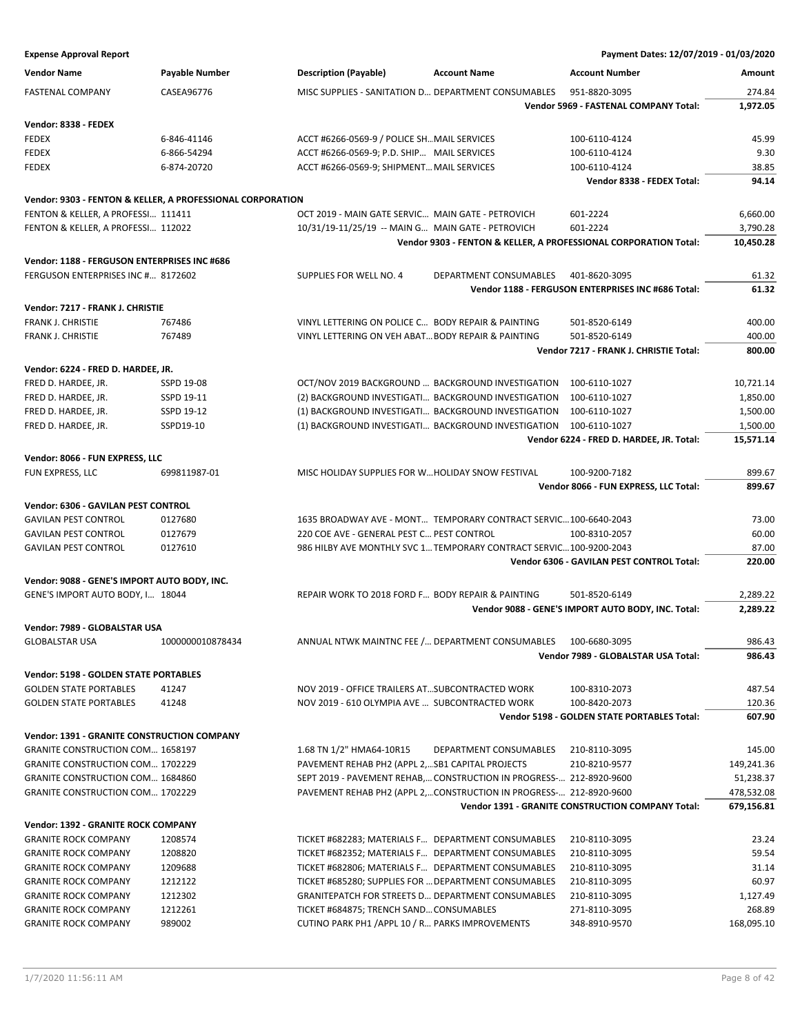**Expense Approval Report** — Payment Dates: 12/07/2019 - 01/03/2020

| Vendor Name | Payable Number | Description (Payable) | Account Name | Account Number | Amount |
|---|---|---|---|---|---|
| FASTENAL COMPANY | CASEA96776 | MISC SUPPLIES - SANITATION D… | DEPARTMENT CONSUMABLES | 951-8820-3095 | 274.84 |
| | | | | **Vendor 5969 - FASTENAL COMPANY Total:** | **1,972.05** |
| **Vendor: 8338 - FEDEX** | | | | | |
| FEDEX | 6-846-41146 | ACCT #6266-0569-9 / POLICE SH… | MAIL SERVICES | 100-6110-4124 | 45.99 |
| FEDEX | 6-866-54294 | ACCT #6266-0569-9; P.D. SHIP… | MAIL SERVICES | 100-6110-4124 | 9.30 |
| FEDEX | 6-874-20720 | ACCT #6266-0569-9; SHIPMENT… | MAIL SERVICES | 100-6110-4124 | 38.85 |
| | | | | **Vendor 8338 - FEDEX Total:** | **94.14** |
| **Vendor: 9303 - FENTON & KELLER, A PROFESSIONAL CORPORATION** | | | | | |
| FENTON & KELLER, A PROFESSI… | 111411 | OCT 2019 - MAIN GATE SERVIC… | MAIN GATE - PETROVICH | 601-2224 | 6,660.00 |
| FENTON & KELLER, A PROFESSI… | 112022 | 10/31/19-11/25/19 -- MAIN G… | MAIN GATE - PETROVICH | 601-2224 | 3,790.28 |
| | | | | **Vendor 9303 - FENTON & KELLER, A PROFESSIONAL CORPORATION Total:** | **10,450.28** |
| **Vendor: 1188 - FERGUSON ENTERPRISES INC #686** | | | | | |
| FERGUSON ENTERPRISES INC #… | 8172602 | SUPPLIES FOR WELL NO. 4 | DEPARTMENT CONSUMABLES | 401-8620-3095 | 61.32 |
| | | | | **Vendor 1188 - FERGUSON ENTERPRISES INC #686 Total:** | **61.32** |
| **Vendor: 7217 - FRANK J. CHRISTIE** | | | | | |
| FRANK J. CHRISTIE | 767486 | VINYL LETTERING ON POLICE C… | BODY REPAIR & PAINTING | 501-8520-6149 | 400.00 |
| FRANK J. CHRISTIE | 767489 | VINYL LETTERING ON VEH ABAT… | BODY REPAIR & PAINTING | 501-8520-6149 | 400.00 |
| | | | | **Vendor 7217 - FRANK J. CHRISTIE Total:** | **800.00** |
| **Vendor: 6224 - FRED D. HARDEE, JR.** | | | | | |
| FRED D. HARDEE, JR. | SSPD 19-08 | OCT/NOV 2019 BACKGROUND … | BACKGROUND INVESTIGATION | 100-6110-1027 | 10,721.14 |
| FRED D. HARDEE, JR. | SSPD 19-11 | (2) BACKGROUND INVESTIGATI… | BACKGROUND INVESTIGATION | 100-6110-1027 | 1,850.00 |
| FRED D. HARDEE, JR. | SSPD 19-12 | (1) BACKGROUND INVESTIGATI… | BACKGROUND INVESTIGATION | 100-6110-1027 | 1,500.00 |
| FRED D. HARDEE, JR. | SSPD19-10 | (1) BACKGROUND INVESTIGATI… | BACKGROUND INVESTIGATION | 100-6110-1027 | 1,500.00 |
| | | | | **Vendor 6224 - FRED D. HARDEE, JR. Total:** | **15,571.14** |
| **Vendor: 8066 - FUN EXPRESS, LLC** | | | | | |
| FUN EXPRESS, LLC | 699811987-01 | MISC HOLIDAY SUPPLIES FOR W… | HOLIDAY SNOW FESTIVAL | 100-9200-7182 | 899.67 |
| | | | | **Vendor 8066 - FUN EXPRESS, LLC Total:** | **899.67** |
| **Vendor: 6306 - GAVILAN PEST CONTROL** | | | | | |
| GAVILAN PEST CONTROL | 0127680 | 1635 BROADWAY AVE - MONT… | TEMPORARY CONTRACT SERVIC… | 100-6640-2043 | 73.00 |
| GAVILAN PEST CONTROL | 0127679 | 220 COE AVE - GENERAL PEST C… | PEST CONTROL | 100-8310-2057 | 60.00 |
| GAVILAN PEST CONTROL | 0127610 | 986 HILBY AVE MONTHLY SVC 1… | TEMPORARY CONTRACT SERVIC… | 100-9200-2043 | 87.00 |
| | | | | **Vendor 6306 - GAVILAN PEST CONTROL Total:** | **220.00** |
| **Vendor: 9088 - GENE'S IMPORT AUTO BODY, INC.** | | | | | |
| GENE'S IMPORT AUTO BODY, I… | 18044 | REPAIR WORK TO 2018 FORD F… | BODY REPAIR & PAINTING | 501-8520-6149 | 2,289.22 |
| | | | | **Vendor 9088 - GENE'S IMPORT AUTO BODY, INC. Total:** | **2,289.22** |
| **Vendor: 7989 - GLOBALSTAR USA** | | | | | |
| GLOBALSTAR USA | 1000000010878434 | ANNUAL NTWK MAINTNC FEE /… | DEPARTMENT CONSUMABLES | 100-6680-3095 | 986.43 |
| | | | | **Vendor 7989 - GLOBALSTAR USA Total:** | **986.43** |
| **Vendor: 5198 - GOLDEN STATE PORTABLES** | | | | | |
| GOLDEN STATE PORTABLES | 41247 | NOV 2019 - OFFICE TRAILERS AT… | SUBCONTRACTED WORK | 100-8310-2073 | 487.54 |
| GOLDEN STATE PORTABLES | 41248 | NOV 2019 - 610 OLYMPIA AVE … | SUBCONTRACTED WORK | 100-8420-2073 | 120.36 |
| | | | | **Vendor 5198 - GOLDEN STATE PORTABLES Total:** | **607.90** |
| **Vendor: 1391 - GRANITE CONSTRUCTION COMPANY** | | | | | |
| GRANITE CONSTRUCTION COM… | 1658197 | 1.68 TN 1/2" HMA64-10R15 | DEPARTMENT CONSUMABLES | 210-8110-3095 | 145.00 |
| GRANITE CONSTRUCTION COM… | 1702229 | PAVEMENT REHAB PH2 (APPL 2,… | SB1 CAPITAL PROJECTS | 210-8210-9577 | 149,241.36 |
| GRANITE CONSTRUCTION COM… | 1684860 | SEPT 2019 - PAVEMENT REHAB,… | CONSTRUCTION IN PROGRESS-… | 212-8920-9600 | 51,238.37 |
| GRANITE CONSTRUCTION COM… | 1702229 | PAVEMENT REHAB PH2 (APPL 2,… | CONSTRUCTION IN PROGRESS-… | 212-8920-9600 | 478,532.08 |
| | | | | **Vendor 1391 - GRANITE CONSTRUCTION COMPANY Total:** | **679,156.81** |
| **Vendor: 1392 - GRANITE ROCK COMPANY** | | | | | |
| GRANITE ROCK COMPANY | 1208574 | TICKET #682283; MATERIALS F… | DEPARTMENT CONSUMABLES | 210-8110-3095 | 23.24 |
| GRANITE ROCK COMPANY | 1208820 | TICKET #682352; MATERIALS F… | DEPARTMENT CONSUMABLES | 210-8110-3095 | 59.54 |
| GRANITE ROCK COMPANY | 1209688 | TICKET #682806; MATERIALS F… | DEPARTMENT CONSUMABLES | 210-8110-3095 | 31.14 |
| GRANITE ROCK COMPANY | 1212122 | TICKET #685280; SUPPLIES FOR … | DEPARTMENT CONSUMABLES | 210-8110-3095 | 60.97 |
| GRANITE ROCK COMPANY | 1212302 | GRANITEPATCH FOR STREETS D… | DEPARTMENT CONSUMABLES | 210-8110-3095 | 1,127.49 |
| GRANITE ROCK COMPANY | 1212261 | TICKET #684875; TRENCH SAND… | CONSUMABLES | 271-8110-3095 | 268.89 |
| GRANITE ROCK COMPANY | 989002 | CUTINO PARK PH1 /APPL 10 / R… | PARKS IMPROVEMENTS | 348-8910-9570 | 168,095.10 |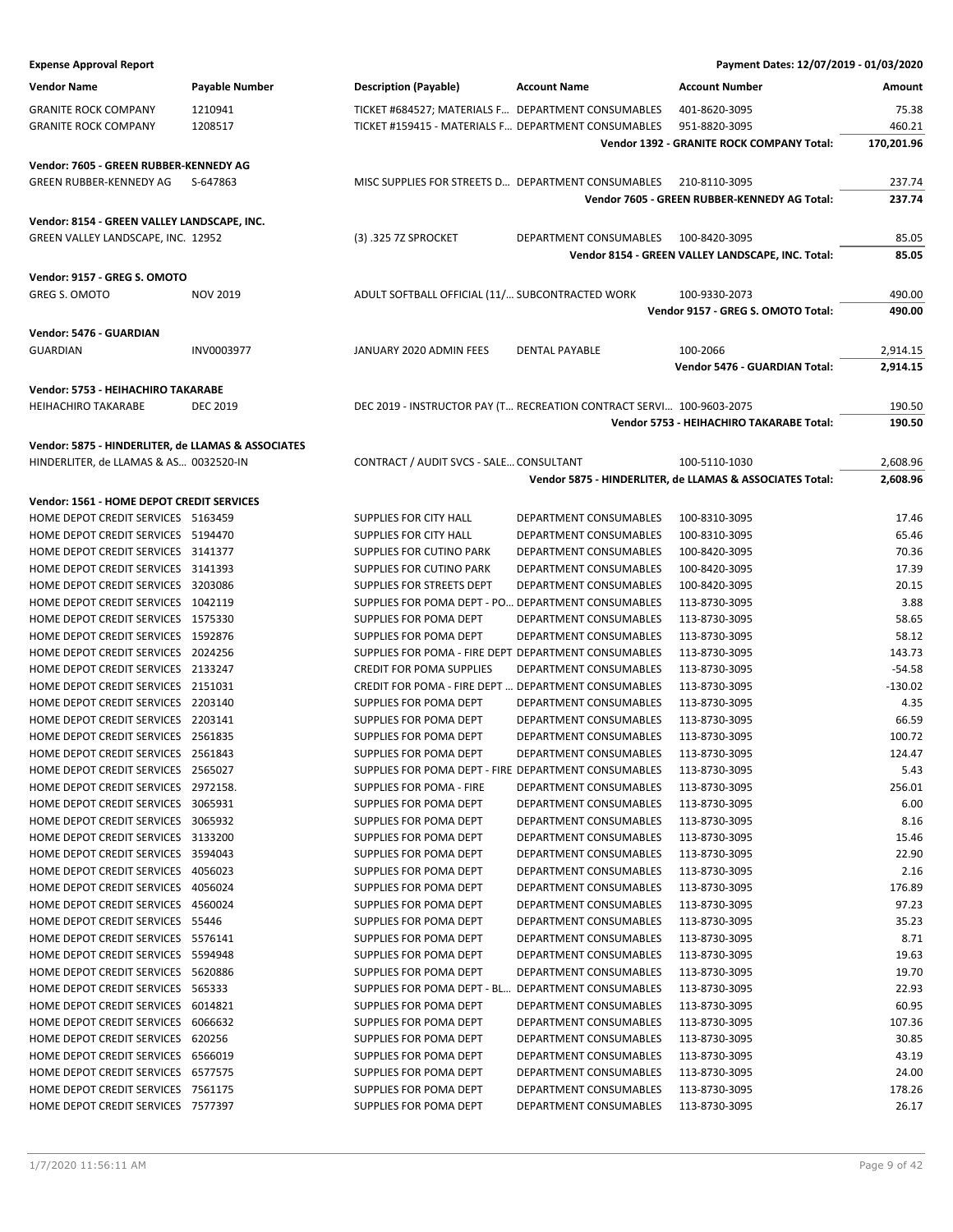**Expense Approval Report** — Payment Dates: 12/07/2019 - 01/03/2020

| Vendor Name | Payable Number | Description (Payable) | Account Name | Account Number | Amount |
|---|---|---|---|---|---|
| GRANITE ROCK COMPANY | 1210941 | TICKET #684527; MATERIALS F... | DEPARTMENT CONSUMABLES | 401-8620-3095 | 75.38 |
| GRANITE ROCK COMPANY | 1208517 | TICKET #159415 - MATERIALS F... | DEPARTMENT CONSUMABLES | 951-8820-3095 | 460.21 |
| | | | | **Vendor 1392 - GRANITE ROCK COMPANY Total:** | **170,201.96** |
| **Vendor: 7605 - GREEN RUBBER-KENNEDY AG** | | | | | |
| GREEN RUBBER-KENNEDY AG | S-647863 | MISC SUPPLIES FOR STREETS D... | DEPARTMENT CONSUMABLES | 210-8110-3095 | 237.74 |
| | | | | **Vendor 7605 - GREEN RUBBER-KENNEDY AG Total:** | **237.74** |
| **Vendor: 8154 - GREEN VALLEY LANDSCAPE, INC.** | | | | | |
| GREEN VALLEY LANDSCAPE, INC. | 12952 | (3) .325 7Z SPROCKET | DEPARTMENT CONSUMABLES | 100-8420-3095 | 85.05 |
| | | | | **Vendor 8154 - GREEN VALLEY LANDSCAPE, INC. Total:** | **85.05** |
| **Vendor: 9157 - GREG S. OMOTO** | | | | | |
| GREG S. OMOTO | NOV 2019 | ADULT SOFTBALL OFFICIAL (11/... | SUBCONTRACTED WORK | 100-9330-2073 | 490.00 |
| | | | | **Vendor 9157 - GREG S. OMOTO Total:** | **490.00** |
| **Vendor: 5476 - GUARDIAN** | | | | | |
| GUARDIAN | INV0003977 | JANUARY 2020 ADMIN FEES | DENTAL PAYABLE | 100-2066 | 2,914.15 |
| | | | | **Vendor 5476 - GUARDIAN Total:** | **2,914.15** |
| **Vendor: 5753 - HEIHACHIRO TAKARABE** | | | | | |
| HEIHACHIRO TAKARABE | DEC 2019 | DEC 2019 - INSTRUCTOR PAY (T... | RECREATION CONTRACT SERVI... | 100-9603-2075 | 190.50 |
| | | | | **Vendor 5753 - HEIHACHIRO TAKARABE Total:** | **190.50** |
| **Vendor: 5875 - HINDERLITER, de LLAMAS & ASSOCIATES** | | | | | |
| HINDERLITER, de LLAMAS & AS... | 0032520-IN | CONTRACT / AUDIT SVCS - SALE... | CONSULTANT | 100-5110-1030 | 2,608.96 |
| | | | | **Vendor 5875 - HINDERLITER, de LLAMAS & ASSOCIATES Total:** | **2,608.96** |
| **Vendor: 1561 - HOME DEPOT CREDIT SERVICES** | | | | | |
| HOME DEPOT CREDIT SERVICES | 5163459 | SUPPLIES FOR CITY HALL | DEPARTMENT CONSUMABLES | 100-8310-3095 | 17.46 |
| HOME DEPOT CREDIT SERVICES | 5194470 | SUPPLIES FOR CITY HALL | DEPARTMENT CONSUMABLES | 100-8310-3095 | 65.46 |
| HOME DEPOT CREDIT SERVICES | 3141377 | SUPPLIES FOR CUTINO PARK | DEPARTMENT CONSUMABLES | 100-8420-3095 | 70.36 |
| HOME DEPOT CREDIT SERVICES | 3141393 | SUPPLIES FOR CUTINO PARK | DEPARTMENT CONSUMABLES | 100-8420-3095 | 17.39 |
| HOME DEPOT CREDIT SERVICES | 3203086 | SUPPLIES FOR STREETS DEPT | DEPARTMENT CONSUMABLES | 100-8420-3095 | 20.15 |
| HOME DEPOT CREDIT SERVICES | 1042119 | SUPPLIES FOR POMA DEPT - PO... | DEPARTMENT CONSUMABLES | 113-8730-3095 | 3.88 |
| HOME DEPOT CREDIT SERVICES | 1575330 | SUPPLIES FOR POMA DEPT | DEPARTMENT CONSUMABLES | 113-8730-3095 | 58.65 |
| HOME DEPOT CREDIT SERVICES | 1592876 | SUPPLIES FOR POMA DEPT | DEPARTMENT CONSUMABLES | 113-8730-3095 | 58.12 |
| HOME DEPOT CREDIT SERVICES | 2024256 | SUPPLIES FOR POMA - FIRE DEPT | DEPARTMENT CONSUMABLES | 113-8730-3095 | 143.73 |
| HOME DEPOT CREDIT SERVICES | 2133247 | CREDIT FOR POMA SUPPLIES | DEPARTMENT CONSUMABLES | 113-8730-3095 | -54.58 |
| HOME DEPOT CREDIT SERVICES | 2151031 | CREDIT FOR POMA - FIRE DEPT ... | DEPARTMENT CONSUMABLES | 113-8730-3095 | -130.02 |
| HOME DEPOT CREDIT SERVICES | 2203140 | SUPPLIES FOR POMA DEPT | DEPARTMENT CONSUMABLES | 113-8730-3095 | 4.35 |
| HOME DEPOT CREDIT SERVICES | 2203141 | SUPPLIES FOR POMA DEPT | DEPARTMENT CONSUMABLES | 113-8730-3095 | 66.59 |
| HOME DEPOT CREDIT SERVICES | 2561835 | SUPPLIES FOR POMA DEPT | DEPARTMENT CONSUMABLES | 113-8730-3095 | 100.72 |
| HOME DEPOT CREDIT SERVICES | 2561843 | SUPPLIES FOR POMA DEPT | DEPARTMENT CONSUMABLES | 113-8730-3095 | 124.47 |
| HOME DEPOT CREDIT SERVICES | 2565027 | SUPPLIES FOR POMA DEPT - FIRE | DEPARTMENT CONSUMABLES | 113-8730-3095 | 5.43 |
| HOME DEPOT CREDIT SERVICES | 2972158. | SUPPLIES FOR POMA - FIRE | DEPARTMENT CONSUMABLES | 113-8730-3095 | 256.01 |
| HOME DEPOT CREDIT SERVICES | 3065931 | SUPPLIES FOR POMA DEPT | DEPARTMENT CONSUMABLES | 113-8730-3095 | 6.00 |
| HOME DEPOT CREDIT SERVICES | 3065932 | SUPPLIES FOR POMA DEPT | DEPARTMENT CONSUMABLES | 113-8730-3095 | 8.16 |
| HOME DEPOT CREDIT SERVICES | 3133200 | SUPPLIES FOR POMA DEPT | DEPARTMENT CONSUMABLES | 113-8730-3095 | 15.46 |
| HOME DEPOT CREDIT SERVICES | 3594043 | SUPPLIES FOR POMA DEPT | DEPARTMENT CONSUMABLES | 113-8730-3095 | 22.90 |
| HOME DEPOT CREDIT SERVICES | 4056023 | SUPPLIES FOR POMA DEPT | DEPARTMENT CONSUMABLES | 113-8730-3095 | 2.16 |
| HOME DEPOT CREDIT SERVICES | 4056024 | SUPPLIES FOR POMA DEPT | DEPARTMENT CONSUMABLES | 113-8730-3095 | 176.89 |
| HOME DEPOT CREDIT SERVICES | 4560024 | SUPPLIES FOR POMA DEPT | DEPARTMENT CONSUMABLES | 113-8730-3095 | 97.23 |
| HOME DEPOT CREDIT SERVICES | 55446 | SUPPLIES FOR POMA DEPT | DEPARTMENT CONSUMABLES | 113-8730-3095 | 35.23 |
| HOME DEPOT CREDIT SERVICES | 5576141 | SUPPLIES FOR POMA DEPT | DEPARTMENT CONSUMABLES | 113-8730-3095 | 8.71 |
| HOME DEPOT CREDIT SERVICES | 5594948 | SUPPLIES FOR POMA DEPT | DEPARTMENT CONSUMABLES | 113-8730-3095 | 19.63 |
| HOME DEPOT CREDIT SERVICES | 5620886 | SUPPLIES FOR POMA DEPT | DEPARTMENT CONSUMABLES | 113-8730-3095 | 19.70 |
| HOME DEPOT CREDIT SERVICES | 565333 | SUPPLIES FOR POMA DEPT - BL... | DEPARTMENT CONSUMABLES | 113-8730-3095 | 22.93 |
| HOME DEPOT CREDIT SERVICES | 6014821 | SUPPLIES FOR POMA DEPT | DEPARTMENT CONSUMABLES | 113-8730-3095 | 60.95 |
| HOME DEPOT CREDIT SERVICES | 6066632 | SUPPLIES FOR POMA DEPT | DEPARTMENT CONSUMABLES | 113-8730-3095 | 107.36 |
| HOME DEPOT CREDIT SERVICES | 620256 | SUPPLIES FOR POMA DEPT | DEPARTMENT CONSUMABLES | 113-8730-3095 | 30.85 |
| HOME DEPOT CREDIT SERVICES | 6566019 | SUPPLIES FOR POMA DEPT | DEPARTMENT CONSUMABLES | 113-8730-3095 | 43.19 |
| HOME DEPOT CREDIT SERVICES | 6577575 | SUPPLIES FOR POMA DEPT | DEPARTMENT CONSUMABLES | 113-8730-3095 | 24.00 |
| HOME DEPOT CREDIT SERVICES | 7561175 | SUPPLIES FOR POMA DEPT | DEPARTMENT CONSUMABLES | 113-8730-3095 | 178.26 |
| HOME DEPOT CREDIT SERVICES | 7577397 | SUPPLIES FOR POMA DEPT | DEPARTMENT CONSUMABLES | 113-8730-3095 | 26.17 |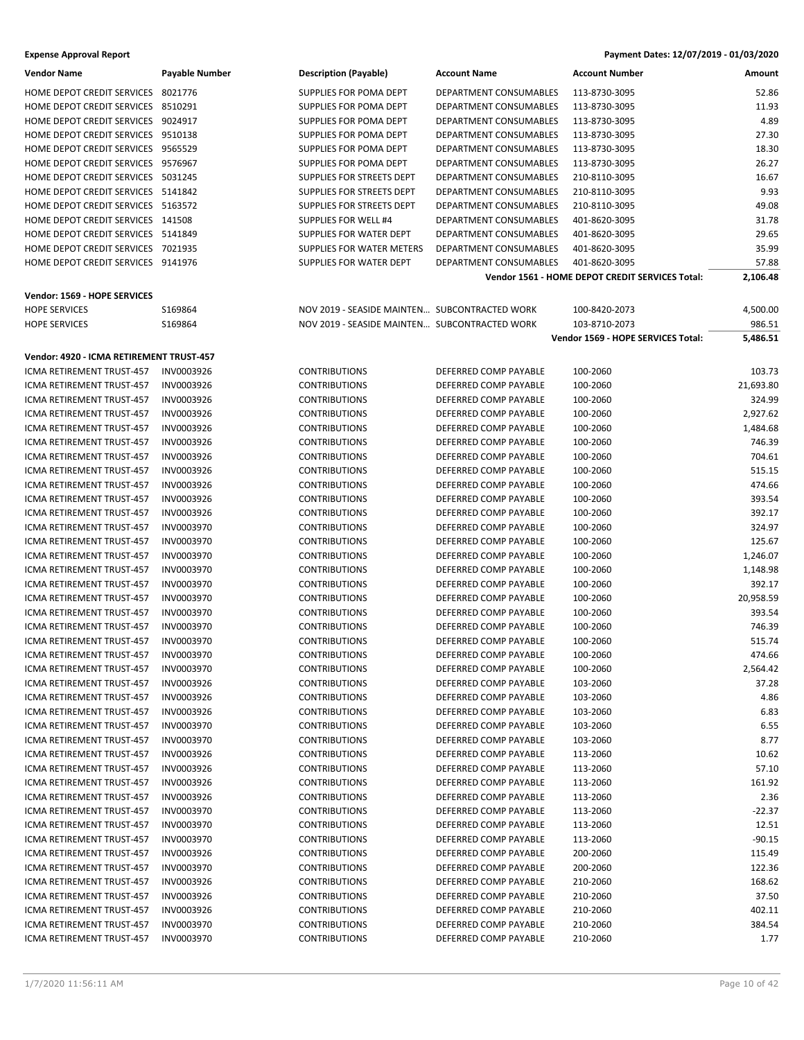**Expense Approval Report** — Payment Dates: 12/07/2019 - 01/03/2020

| Vendor Name | Payable Number | Description (Payable) | Account Name | Account Number | Amount |
|---|---|---|---|---|---|
| HOME DEPOT CREDIT SERVICES | 8021776 | SUPPLIES FOR POMA DEPT | DEPARTMENT CONSUMABLES | 113-8730-3095 | 52.86 |
| HOME DEPOT CREDIT SERVICES | 8510291 | SUPPLIES FOR POMA DEPT | DEPARTMENT CONSUMABLES | 113-8730-3095 | 11.93 |
| HOME DEPOT CREDIT SERVICES | 9024917 | SUPPLIES FOR POMA DEPT | DEPARTMENT CONSUMABLES | 113-8730-3095 | 4.89 |
| HOME DEPOT CREDIT SERVICES | 9510138 | SUPPLIES FOR POMA DEPT | DEPARTMENT CONSUMABLES | 113-8730-3095 | 27.30 |
| HOME DEPOT CREDIT SERVICES | 9565529 | SUPPLIES FOR POMA DEPT | DEPARTMENT CONSUMABLES | 113-8730-3095 | 18.30 |
| HOME DEPOT CREDIT SERVICES | 9576967 | SUPPLIES FOR POMA DEPT | DEPARTMENT CONSUMABLES | 113-8730-3095 | 26.27 |
| HOME DEPOT CREDIT SERVICES | 5031245 | SUPPLIES FOR STREETS DEPT | DEPARTMENT CONSUMABLES | 210-8110-3095 | 16.67 |
| HOME DEPOT CREDIT SERVICES | 5141842 | SUPPLIES FOR STREETS DEPT | DEPARTMENT CONSUMABLES | 210-8110-3095 | 9.93 |
| HOME DEPOT CREDIT SERVICES | 5163572 | SUPPLIES FOR STREETS DEPT | DEPARTMENT CONSUMABLES | 210-8110-3095 | 49.08 |
| HOME DEPOT CREDIT SERVICES | 141508 | SUPPLIES FOR WELL #4 | DEPARTMENT CONSUMABLES | 401-8620-3095 | 31.78 |
| HOME DEPOT CREDIT SERVICES | 5141849 | SUPPLIES FOR WATER DEPT | DEPARTMENT CONSUMABLES | 401-8620-3095 | 29.65 |
| HOME DEPOT CREDIT SERVICES | 7021935 | SUPPLIES FOR WATER METERS | DEPARTMENT CONSUMABLES | 401-8620-3095 | 35.99 |
| HOME DEPOT CREDIT SERVICES | 9141976 | SUPPLIES FOR WATER DEPT | DEPARTMENT CONSUMABLES | 401-8620-3095 | 57.88 |
| | | | | **Vendor 1561 - HOME DEPOT CREDIT SERVICES Total:** | **2,106.48** |
| **Vendor: 1569 - HOPE SERVICES** | | | | | |
| HOPE SERVICES | S169864 | NOV 2019 - SEASIDE MAINTEN... | SUBCONTRACTED WORK | 100-8420-2073 | 4,500.00 |
| HOPE SERVICES | S169864 | NOV 2019 - SEASIDE MAINTEN... | SUBCONTRACTED WORK | 103-8710-2073 | 986.51 |
| | | | | **Vendor 1569 - HOPE SERVICES Total:** | **5,486.51** |
| **Vendor: 4920 - ICMA RETIREMENT TRUST-457** | | | | | |
| ICMA RETIREMENT TRUST-457 | INV0003926 | CONTRIBUTIONS | DEFERRED COMP PAYABLE | 100-2060 | 103.73 |
| ICMA RETIREMENT TRUST-457 | INV0003926 | CONTRIBUTIONS | DEFERRED COMP PAYABLE | 100-2060 | 21,693.80 |
| ICMA RETIREMENT TRUST-457 | INV0003926 | CONTRIBUTIONS | DEFERRED COMP PAYABLE | 100-2060 | 324.99 |
| ICMA RETIREMENT TRUST-457 | INV0003926 | CONTRIBUTIONS | DEFERRED COMP PAYABLE | 100-2060 | 2,927.62 |
| ICMA RETIREMENT TRUST-457 | INV0003926 | CONTRIBUTIONS | DEFERRED COMP PAYABLE | 100-2060 | 1,484.68 |
| ICMA RETIREMENT TRUST-457 | INV0003926 | CONTRIBUTIONS | DEFERRED COMP PAYABLE | 100-2060 | 746.39 |
| ICMA RETIREMENT TRUST-457 | INV0003926 | CONTRIBUTIONS | DEFERRED COMP PAYABLE | 100-2060 | 704.61 |
| ICMA RETIREMENT TRUST-457 | INV0003926 | CONTRIBUTIONS | DEFERRED COMP PAYABLE | 100-2060 | 515.15 |
| ICMA RETIREMENT TRUST-457 | INV0003926 | CONTRIBUTIONS | DEFERRED COMP PAYABLE | 100-2060 | 474.66 |
| ICMA RETIREMENT TRUST-457 | INV0003926 | CONTRIBUTIONS | DEFERRED COMP PAYABLE | 100-2060 | 393.54 |
| ICMA RETIREMENT TRUST-457 | INV0003926 | CONTRIBUTIONS | DEFERRED COMP PAYABLE | 100-2060 | 392.17 |
| ICMA RETIREMENT TRUST-457 | INV0003970 | CONTRIBUTIONS | DEFERRED COMP PAYABLE | 100-2060 | 324.97 |
| ICMA RETIREMENT TRUST-457 | INV0003970 | CONTRIBUTIONS | DEFERRED COMP PAYABLE | 100-2060 | 125.67 |
| ICMA RETIREMENT TRUST-457 | INV0003970 | CONTRIBUTIONS | DEFERRED COMP PAYABLE | 100-2060 | 1,246.07 |
| ICMA RETIREMENT TRUST-457 | INV0003970 | CONTRIBUTIONS | DEFERRED COMP PAYABLE | 100-2060 | 1,148.98 |
| ICMA RETIREMENT TRUST-457 | INV0003970 | CONTRIBUTIONS | DEFERRED COMP PAYABLE | 100-2060 | 392.17 |
| ICMA RETIREMENT TRUST-457 | INV0003970 | CONTRIBUTIONS | DEFERRED COMP PAYABLE | 100-2060 | 20,958.59 |
| ICMA RETIREMENT TRUST-457 | INV0003970 | CONTRIBUTIONS | DEFERRED COMP PAYABLE | 100-2060 | 393.54 |
| ICMA RETIREMENT TRUST-457 | INV0003970 | CONTRIBUTIONS | DEFERRED COMP PAYABLE | 100-2060 | 746.39 |
| ICMA RETIREMENT TRUST-457 | INV0003970 | CONTRIBUTIONS | DEFERRED COMP PAYABLE | 100-2060 | 515.74 |
| ICMA RETIREMENT TRUST-457 | INV0003970 | CONTRIBUTIONS | DEFERRED COMP PAYABLE | 100-2060 | 474.66 |
| ICMA RETIREMENT TRUST-457 | INV0003970 | CONTRIBUTIONS | DEFERRED COMP PAYABLE | 100-2060 | 2,564.42 |
| ICMA RETIREMENT TRUST-457 | INV0003926 | CONTRIBUTIONS | DEFERRED COMP PAYABLE | 103-2060 | 37.28 |
| ICMA RETIREMENT TRUST-457 | INV0003926 | CONTRIBUTIONS | DEFERRED COMP PAYABLE | 103-2060 | 4.86 |
| ICMA RETIREMENT TRUST-457 | INV0003926 | CONTRIBUTIONS | DEFERRED COMP PAYABLE | 103-2060 | 6.83 |
| ICMA RETIREMENT TRUST-457 | INV0003970 | CONTRIBUTIONS | DEFERRED COMP PAYABLE | 103-2060 | 6.55 |
| ICMA RETIREMENT TRUST-457 | INV0003970 | CONTRIBUTIONS | DEFERRED COMP PAYABLE | 103-2060 | 8.77 |
| ICMA RETIREMENT TRUST-457 | INV0003926 | CONTRIBUTIONS | DEFERRED COMP PAYABLE | 113-2060 | 10.62 |
| ICMA RETIREMENT TRUST-457 | INV0003926 | CONTRIBUTIONS | DEFERRED COMP PAYABLE | 113-2060 | 57.10 |
| ICMA RETIREMENT TRUST-457 | INV0003926 | CONTRIBUTIONS | DEFERRED COMP PAYABLE | 113-2060 | 161.92 |
| ICMA RETIREMENT TRUST-457 | INV0003926 | CONTRIBUTIONS | DEFERRED COMP PAYABLE | 113-2060 | 2.36 |
| ICMA RETIREMENT TRUST-457 | INV0003970 | CONTRIBUTIONS | DEFERRED COMP PAYABLE | 113-2060 | -22.37 |
| ICMA RETIREMENT TRUST-457 | INV0003970 | CONTRIBUTIONS | DEFERRED COMP PAYABLE | 113-2060 | 12.51 |
| ICMA RETIREMENT TRUST-457 | INV0003970 | CONTRIBUTIONS | DEFERRED COMP PAYABLE | 113-2060 | -90.15 |
| ICMA RETIREMENT TRUST-457 | INV0003926 | CONTRIBUTIONS | DEFERRED COMP PAYABLE | 200-2060 | 115.49 |
| ICMA RETIREMENT TRUST-457 | INV0003970 | CONTRIBUTIONS | DEFERRED COMP PAYABLE | 200-2060 | 122.36 |
| ICMA RETIREMENT TRUST-457 | INV0003926 | CONTRIBUTIONS | DEFERRED COMP PAYABLE | 210-2060 | 168.62 |
| ICMA RETIREMENT TRUST-457 | INV0003926 | CONTRIBUTIONS | DEFERRED COMP PAYABLE | 210-2060 | 37.50 |
| ICMA RETIREMENT TRUST-457 | INV0003926 | CONTRIBUTIONS | DEFERRED COMP PAYABLE | 210-2060 | 402.11 |
| ICMA RETIREMENT TRUST-457 | INV0003970 | CONTRIBUTIONS | DEFERRED COMP PAYABLE | 210-2060 | 384.54 |
| ICMA RETIREMENT TRUST-457 | INV0003970 | CONTRIBUTIONS | DEFERRED COMP PAYABLE | 210-2060 | 1.77 |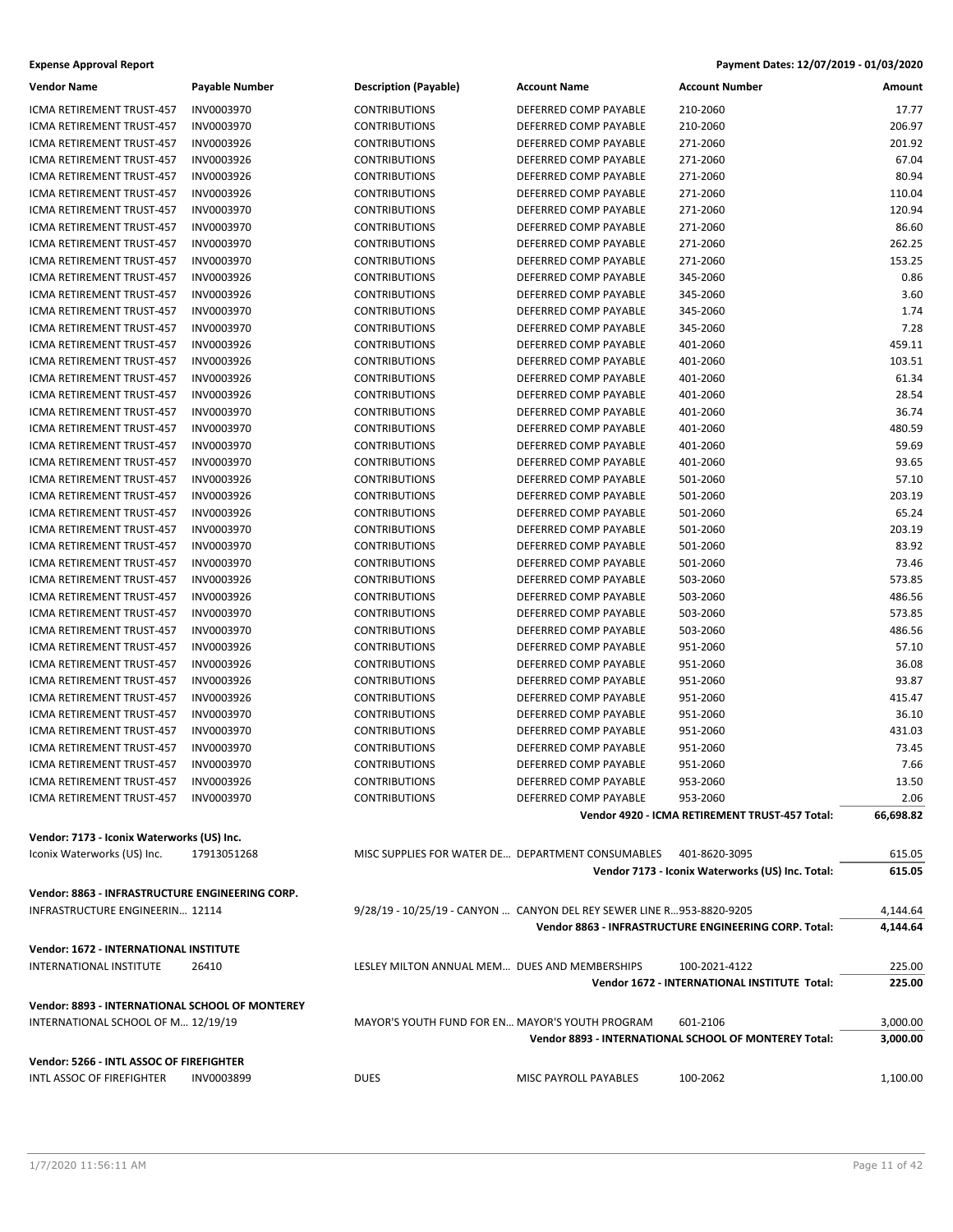**Expense Approval Report** — Payment Dates: 12/07/2019 - 01/03/2020

| Vendor Name | Payable Number | Description (Payable) | Account Name | Account Number | Amount |
|---|---|---|---|---|---|
| ICMA RETIREMENT TRUST-457 | INV0003970 | CONTRIBUTIONS | DEFERRED COMP PAYABLE | 210-2060 | 17.77 |
| ICMA RETIREMENT TRUST-457 | INV0003970 | CONTRIBUTIONS | DEFERRED COMP PAYABLE | 210-2060 | 206.97 |
| ICMA RETIREMENT TRUST-457 | INV0003926 | CONTRIBUTIONS | DEFERRED COMP PAYABLE | 271-2060 | 201.92 |
| ICMA RETIREMENT TRUST-457 | INV0003926 | CONTRIBUTIONS | DEFERRED COMP PAYABLE | 271-2060 | 67.04 |
| ICMA RETIREMENT TRUST-457 | INV0003926 | CONTRIBUTIONS | DEFERRED COMP PAYABLE | 271-2060 | 80.94 |
| ICMA RETIREMENT TRUST-457 | INV0003926 | CONTRIBUTIONS | DEFERRED COMP PAYABLE | 271-2060 | 110.04 |
| ICMA RETIREMENT TRUST-457 | INV0003970 | CONTRIBUTIONS | DEFERRED COMP PAYABLE | 271-2060 | 120.94 |
| ICMA RETIREMENT TRUST-457 | INV0003970 | CONTRIBUTIONS | DEFERRED COMP PAYABLE | 271-2060 | 86.60 |
| ICMA RETIREMENT TRUST-457 | INV0003970 | CONTRIBUTIONS | DEFERRED COMP PAYABLE | 271-2060 | 262.25 |
| ICMA RETIREMENT TRUST-457 | INV0003970 | CONTRIBUTIONS | DEFERRED COMP PAYABLE | 271-2060 | 153.25 |
| ICMA RETIREMENT TRUST-457 | INV0003926 | CONTRIBUTIONS | DEFERRED COMP PAYABLE | 345-2060 | 0.86 |
| ICMA RETIREMENT TRUST-457 | INV0003926 | CONTRIBUTIONS | DEFERRED COMP PAYABLE | 345-2060 | 3.60 |
| ICMA RETIREMENT TRUST-457 | INV0003970 | CONTRIBUTIONS | DEFERRED COMP PAYABLE | 345-2060 | 1.74 |
| ICMA RETIREMENT TRUST-457 | INV0003970 | CONTRIBUTIONS | DEFERRED COMP PAYABLE | 345-2060 | 7.28 |
| ICMA RETIREMENT TRUST-457 | INV0003926 | CONTRIBUTIONS | DEFERRED COMP PAYABLE | 401-2060 | 459.11 |
| ICMA RETIREMENT TRUST-457 | INV0003926 | CONTRIBUTIONS | DEFERRED COMP PAYABLE | 401-2060 | 103.51 |
| ICMA RETIREMENT TRUST-457 | INV0003926 | CONTRIBUTIONS | DEFERRED COMP PAYABLE | 401-2060 | 61.34 |
| ICMA RETIREMENT TRUST-457 | INV0003926 | CONTRIBUTIONS | DEFERRED COMP PAYABLE | 401-2060 | 28.54 |
| ICMA RETIREMENT TRUST-457 | INV0003970 | CONTRIBUTIONS | DEFERRED COMP PAYABLE | 401-2060 | 36.74 |
| ICMA RETIREMENT TRUST-457 | INV0003970 | CONTRIBUTIONS | DEFERRED COMP PAYABLE | 401-2060 | 480.59 |
| ICMA RETIREMENT TRUST-457 | INV0003970 | CONTRIBUTIONS | DEFERRED COMP PAYABLE | 401-2060 | 59.69 |
| ICMA RETIREMENT TRUST-457 | INV0003970 | CONTRIBUTIONS | DEFERRED COMP PAYABLE | 401-2060 | 93.65 |
| ICMA RETIREMENT TRUST-457 | INV0003926 | CONTRIBUTIONS | DEFERRED COMP PAYABLE | 501-2060 | 57.10 |
| ICMA RETIREMENT TRUST-457 | INV0003926 | CONTRIBUTIONS | DEFERRED COMP PAYABLE | 501-2060 | 203.19 |
| ICMA RETIREMENT TRUST-457 | INV0003926 | CONTRIBUTIONS | DEFERRED COMP PAYABLE | 501-2060 | 65.24 |
| ICMA RETIREMENT TRUST-457 | INV0003970 | CONTRIBUTIONS | DEFERRED COMP PAYABLE | 501-2060 | 203.19 |
| ICMA RETIREMENT TRUST-457 | INV0003970 | CONTRIBUTIONS | DEFERRED COMP PAYABLE | 501-2060 | 83.92 |
| ICMA RETIREMENT TRUST-457 | INV0003970 | CONTRIBUTIONS | DEFERRED COMP PAYABLE | 501-2060 | 73.46 |
| ICMA RETIREMENT TRUST-457 | INV0003926 | CONTRIBUTIONS | DEFERRED COMP PAYABLE | 503-2060 | 573.85 |
| ICMA RETIREMENT TRUST-457 | INV0003926 | CONTRIBUTIONS | DEFERRED COMP PAYABLE | 503-2060 | 486.56 |
| ICMA RETIREMENT TRUST-457 | INV0003970 | CONTRIBUTIONS | DEFERRED COMP PAYABLE | 503-2060 | 573.85 |
| ICMA RETIREMENT TRUST-457 | INV0003970 | CONTRIBUTIONS | DEFERRED COMP PAYABLE | 503-2060 | 486.56 |
| ICMA RETIREMENT TRUST-457 | INV0003926 | CONTRIBUTIONS | DEFERRED COMP PAYABLE | 951-2060 | 57.10 |
| ICMA RETIREMENT TRUST-457 | INV0003926 | CONTRIBUTIONS | DEFERRED COMP PAYABLE | 951-2060 | 36.08 |
| ICMA RETIREMENT TRUST-457 | INV0003926 | CONTRIBUTIONS | DEFERRED COMP PAYABLE | 951-2060 | 93.87 |
| ICMA RETIREMENT TRUST-457 | INV0003926 | CONTRIBUTIONS | DEFERRED COMP PAYABLE | 951-2060 | 415.47 |
| ICMA RETIREMENT TRUST-457 | INV0003970 | CONTRIBUTIONS | DEFERRED COMP PAYABLE | 951-2060 | 36.10 |
| ICMA RETIREMENT TRUST-457 | INV0003970 | CONTRIBUTIONS | DEFERRED COMP PAYABLE | 951-2060 | 431.03 |
| ICMA RETIREMENT TRUST-457 | INV0003970 | CONTRIBUTIONS | DEFERRED COMP PAYABLE | 951-2060 | 73.45 |
| ICMA RETIREMENT TRUST-457 | INV0003970 | CONTRIBUTIONS | DEFERRED COMP PAYABLE | 951-2060 | 7.66 |
| ICMA RETIREMENT TRUST-457 | INV0003926 | CONTRIBUTIONS | DEFERRED COMP PAYABLE | 953-2060 | 13.50 |
| ICMA RETIREMENT TRUST-457 | INV0003970 | CONTRIBUTIONS | DEFERRED COMP PAYABLE | 953-2060 | 2.06 |
| | | | | **Vendor 4920 - ICMA RETIREMENT TRUST-457 Total:** | **66,698.82** |
| **Vendor: 7173 - Iconix Waterworks (US) Inc.** | | | | | |
| Iconix Waterworks (US) Inc. | 17913051268 | MISC SUPPLIES FOR WATER DE… | DEPARTMENT CONSUMABLES | 401-8620-3095 | 615.05 |
| | | | | **Vendor 7173 - Iconix Waterworks (US) Inc. Total:** | **615.05** |
| **Vendor: 8863 - INFRASTRUCTURE ENGINEERING CORP.** | | | | | |
| INFRASTRUCTURE ENGINEERIN… | 12114 | 9/28/19 - 10/25/19 - CANYON … | CANYON DEL REY SEWER LINE R… | 953-8820-9205 | 4,144.64 |
| | | | | **Vendor 8863 - INFRASTRUCTURE ENGINEERING CORP. Total:** | **4,144.64** |
| **Vendor: 1672 - INTERNATIONAL INSTITUTE** | | | | | |
| INTERNATIONAL INSTITUTE | 26410 | LESLEY MILTON ANNUAL MEM… | DUES AND MEMBERSHIPS | 100-2021-4122 | 225.00 |
| | | | | **Vendor 1672 - INTERNATIONAL INSTITUTE Total:** | **225.00** |
| **Vendor: 8893 - INTERNATIONAL SCHOOL OF MONTEREY** | | | | | |
| INTERNATIONAL SCHOOL OF M… | 12/19/19 | MAYOR'S YOUTH FUND FOR EN… | MAYOR'S YOUTH PROGRAM | 601-2106 | 3,000.00 |
| | | | | **Vendor 8893 - INTERNATIONAL SCHOOL OF MONTEREY Total:** | **3,000.00** |
| **Vendor: 5266 - INTL ASSOC OF FIREFIGHTER** | | | | | |
| INTL ASSOC OF FIREFIGHTER | INV0003899 | DUES | MISC PAYROLL PAYABLES | 100-2062 | 1,100.00 |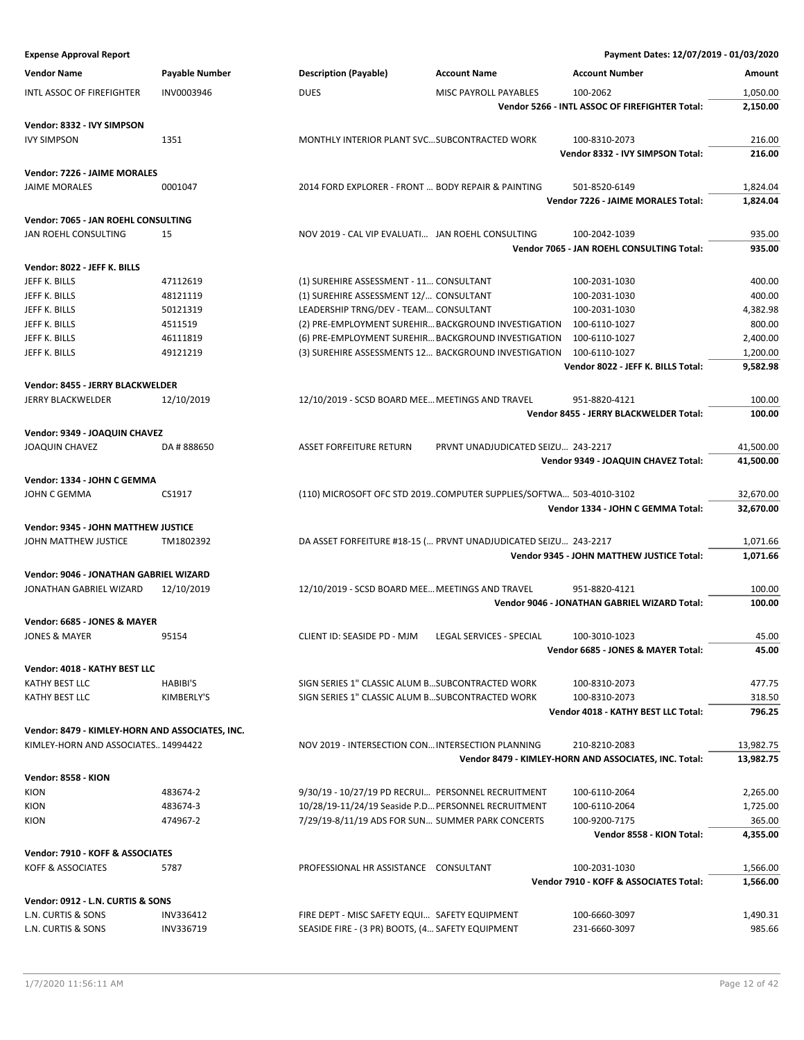**Expense Approval Report** — Payment Dates: 12/07/2019 - 01/03/2020

| Vendor Name | Payable Number | Description (Payable) | Account Name | Account Number | Amount |
|---|---|---|---|---|---|
| INTL ASSOC OF FIREFIGHTER | INV0003946 | DUES | MISC PAYROLL PAYABLES | 100-2062 | 1,050.00 |
| | | | | **Vendor 5266 - INTL ASSOC OF FIREFIGHTER Total:** | **2,150.00** |
| **Vendor: 8332 - IVY SIMPSON** | | | | | |
| IVY SIMPSON | 1351 | MONTHLY INTERIOR PLANT SVC… | SUBCONTRACTED WORK | 100-8310-2073 | 216.00 |
| | | | | **Vendor 8332 - IVY SIMPSON Total:** | **216.00** |
| **Vendor: 7226 - JAIME MORALES** | | | | | |
| JAIME MORALES | 0001047 | 2014 FORD EXPLORER - FRONT … | BODY REPAIR & PAINTING | 501-8520-6149 | 1,824.04 |
| | | | | **Vendor 7226 - JAIME MORALES Total:** | **1,824.04** |
| **Vendor: 7065 - JAN ROEHL CONSULTING** | | | | | |
| JAN ROEHL CONSULTING | 15 | NOV 2019 - CAL VIP EVALUATI… | JAN ROEHL CONSULTING | 100-2042-1039 | 935.00 |
| | | | | **Vendor 7065 - JAN ROEHL CONSULTING Total:** | **935.00** |
| **Vendor: 8022 - JEFF K. BILLS** | | | | | |
| JEFF K. BILLS | 47112619 | (1) SUREHIRE ASSESSMENT - 11… | CONSULTANT | 100-2031-1030 | 400.00 |
| JEFF K. BILLS | 48121119 | (1) SUREHIRE ASSESSMENT 12/… | CONSULTANT | 100-2031-1030 | 400.00 |
| JEFF K. BILLS | 50121319 | LEADERSHIP TRNG/DEV - TEAM… | CONSULTANT | 100-2031-1030 | 4,382.98 |
| JEFF K. BILLS | 4511519 | (2) PRE-EMPLOYMENT SUREHIR… | BACKGROUND INVESTIGATION | 100-6110-1027 | 800.00 |
| JEFF K. BILLS | 46111819 | (6) PRE-EMPLOYMENT SUREHIR… | BACKGROUND INVESTIGATION | 100-6110-1027 | 2,400.00 |
| JEFF K. BILLS | 49121219 | (3) SUREHIRE ASSESSMENTS 12… | BACKGROUND INVESTIGATION | 100-6110-1027 | 1,200.00 |
| | | | | **Vendor 8022 - JEFF K. BILLS Total:** | **9,582.98** |
| **Vendor: 8455 - JERRY BLACKWELDER** | | | | | |
| JERRY BLACKWELDER | 12/10/2019 | 12/10/2019 - SCSD BOARD MEE… | MEETINGS AND TRAVEL | 951-8820-4121 | 100.00 |
| | | | | **Vendor 8455 - JERRY BLACKWELDER Total:** | **100.00** |
| **Vendor: 9349 - JOAQUIN CHAVEZ** | | | | | |
| JOAQUIN CHAVEZ | DA # 888650 | ASSET FORFEITURE RETURN | PRVNT UNADJUDICATED SEIZU… | 243-2217 | 41,500.00 |
| | | | | **Vendor 9349 - JOAQUIN CHAVEZ Total:** | **41,500.00** |
| **Vendor: 1334 - JOHN C GEMMA** | | | | | |
| JOHN C GEMMA | CS1917 | (110) MICROSOFT OFC STD 2019… | COMPUTER SUPPLIES/SOFTWA… | 503-4010-3102 | 32,670.00 |
| | | | | **Vendor 1334 - JOHN C GEMMA Total:** | **32,670.00** |
| **Vendor: 9345 - JOHN MATTHEW JUSTICE** | | | | | |
| JOHN MATTHEW JUSTICE | TM1802392 | DA ASSET FORFEITURE #18-15 (… | PRVNT UNADJUDICATED SEIZU… | 243-2217 | 1,071.66 |
| | | | | **Vendor 9345 - JOHN MATTHEW JUSTICE Total:** | **1,071.66** |
| **Vendor: 9046 - JONATHAN GABRIEL WIZARD** | | | | | |
| JONATHAN GABRIEL WIZARD | 12/10/2019 | 12/10/2019 - SCSD BOARD MEE… | MEETINGS AND TRAVEL | 951-8820-4121 | 100.00 |
| | | | | **Vendor 9046 - JONATHAN GABRIEL WIZARD Total:** | **100.00** |
| **Vendor: 6685 - JONES & MAYER** | | | | | |
| JONES & MAYER | 95154 | CLIENT ID: SEASIDE PD - MJM | LEGAL SERVICES - SPECIAL | 100-3010-1023 | 45.00 |
| | | | | **Vendor 6685 - JONES & MAYER Total:** | **45.00** |
| **Vendor: 4018 - KATHY BEST LLC** | | | | | |
| KATHY BEST LLC | HABIBI'S | SIGN SERIES 1" CLASSIC ALUM B… | SUBCONTRACTED WORK | 100-8310-2073 | 477.75 |
| KATHY BEST LLC | KIMBERLY'S | SIGN SERIES 1" CLASSIC ALUM B… | SUBCONTRACTED WORK | 100-8310-2073 | 318.50 |
| | | | | **Vendor 4018 - KATHY BEST LLC Total:** | **796.25** |
| **Vendor: 8479 - KIMLEY-HORN AND ASSOCIATES, INC.** | | | | | |
| KIMLEY-HORN AND ASSOCIATES… | 14994422 | NOV 2019 - INTERSECTION CON… | INTERSECTION PLANNING | 210-8210-2083 | 13,982.75 |
| | | | | **Vendor 8479 - KIMLEY-HORN AND ASSOCIATES, INC. Total:** | **13,982.75** |
| **Vendor: 8558 - KION** | | | | | |
| KION | 483674-2 | 9/30/19 - 10/27/19 PD RECRUI… | PERSONNEL RECRUITMENT | 100-6110-2064 | 2,265.00 |
| KION | 483674-3 | 10/28/19-11/24/19 Seaside P.D… | PERSONNEL RECRUITMENT | 100-6110-2064 | 1,725.00 |
| KION | 474967-2 | 7/29/19-8/11/19 ADS FOR SUN… | SUMMER PARK CONCERTS | 100-9200-7175 | 365.00 |
| | | | | **Vendor 8558 - KION Total:** | **4,355.00** |
| **Vendor: 7910 - KOFF & ASSOCIATES** | | | | | |
| KOFF & ASSOCIATES | 5787 | PROFESSIONAL HR ASSISTANCE | CONSULTANT | 100-2031-1030 | 1,566.00 |
| | | | | **Vendor 7910 - KOFF & ASSOCIATES Total:** | **1,566.00** |
| **Vendor: 0912 - L.N. CURTIS & SONS** | | | | | |
| L.N. CURTIS & SONS | INV336412 | FIRE DEPT - MISC SAFETY EQUI… | SAFETY EQUIPMENT | 100-6660-3097 | 1,490.31 |
| L.N. CURTIS & SONS | INV336719 | SEASIDE FIRE - (3 PR) BOOTS, (4… | SAFETY EQUIPMENT | 231-6660-3097 | 985.66 |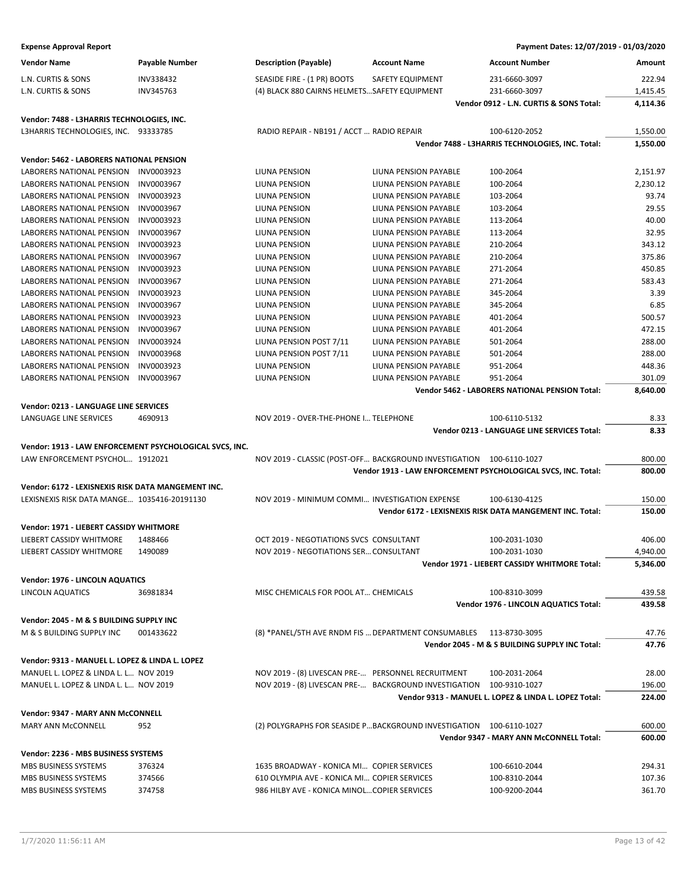**Expense Approval Report** — Payment Dates: 12/07/2019 - 01/03/2020

| Vendor Name | Payable Number | Description (Payable) | Account Name | Account Number | Amount |
|---|---|---|---|---|---|
| L.N. CURTIS & SONS | INV338432 | SEASIDE FIRE - (1 PR) BOOTS | SAFETY EQUIPMENT | 231-6660-3097 | 222.94 |
| L.N. CURTIS & SONS | INV345763 | (4) BLACK 880 CAIRNS HELMETS... | SAFETY EQUIPMENT | 231-6660-3097 | 1,415.45 |
| | | | | **Vendor 0912 - L.N. CURTIS & SONS Total:** | **4,114.36** |
| **Vendor: 7488 - L3HARRIS TECHNOLOGIES, INC.** | | | | | |
| L3HARRIS TECHNOLOGIES, INC. | 93333785 | RADIO REPAIR - NB191 / ACCT ... | RADIO REPAIR | 100-6120-2052 | 1,550.00 |
| | | | | **Vendor 7488 - L3HARRIS TECHNOLOGIES, INC. Total:** | **1,550.00** |
| **Vendor: 5462 - LABORERS NATIONAL PENSION** | | | | | |
| LABORERS NATIONAL PENSION | INV0003923 | LIUNA PENSION | LIUNA PENSION PAYABLE | 100-2064 | 2,151.97 |
| LABORERS NATIONAL PENSION | INV0003967 | LIUNA PENSION | LIUNA PENSION PAYABLE | 100-2064 | 2,230.12 |
| LABORERS NATIONAL PENSION | INV0003923 | LIUNA PENSION | LIUNA PENSION PAYABLE | 103-2064 | 93.74 |
| LABORERS NATIONAL PENSION | INV0003967 | LIUNA PENSION | LIUNA PENSION PAYABLE | 103-2064 | 29.55 |
| LABORERS NATIONAL PENSION | INV0003923 | LIUNA PENSION | LIUNA PENSION PAYABLE | 113-2064 | 40.00 |
| LABORERS NATIONAL PENSION | INV0003967 | LIUNA PENSION | LIUNA PENSION PAYABLE | 113-2064 | 32.95 |
| LABORERS NATIONAL PENSION | INV0003923 | LIUNA PENSION | LIUNA PENSION PAYABLE | 210-2064 | 343.12 |
| LABORERS NATIONAL PENSION | INV0003967 | LIUNA PENSION | LIUNA PENSION PAYABLE | 210-2064 | 375.86 |
| LABORERS NATIONAL PENSION | INV0003923 | LIUNA PENSION | LIUNA PENSION PAYABLE | 271-2064 | 450.85 |
| LABORERS NATIONAL PENSION | INV0003967 | LIUNA PENSION | LIUNA PENSION PAYABLE | 271-2064 | 583.43 |
| LABORERS NATIONAL PENSION | INV0003923 | LIUNA PENSION | LIUNA PENSION PAYABLE | 345-2064 | 3.39 |
| LABORERS NATIONAL PENSION | INV0003967 | LIUNA PENSION | LIUNA PENSION PAYABLE | 345-2064 | 6.85 |
| LABORERS NATIONAL PENSION | INV0003923 | LIUNA PENSION | LIUNA PENSION PAYABLE | 401-2064 | 500.57 |
| LABORERS NATIONAL PENSION | INV0003967 | LIUNA PENSION | LIUNA PENSION PAYABLE | 401-2064 | 472.15 |
| LABORERS NATIONAL PENSION | INV0003924 | LIUNA PENSION POST 7/11 | LIUNA PENSION PAYABLE | 501-2064 | 288.00 |
| LABORERS NATIONAL PENSION | INV0003968 | LIUNA PENSION POST 7/11 | LIUNA PENSION PAYABLE | 501-2064 | 288.00 |
| LABORERS NATIONAL PENSION | INV0003923 | LIUNA PENSION | LIUNA PENSION PAYABLE | 951-2064 | 448.36 |
| LABORERS NATIONAL PENSION | INV0003967 | LIUNA PENSION | LIUNA PENSION PAYABLE | 951-2064 | 301.09 |
| | | | | **Vendor 5462 - LABORERS NATIONAL PENSION Total:** | **8,640.00** |
| **Vendor: 0213 - LANGUAGE LINE SERVICES** | | | | | |
| LANGUAGE LINE SERVICES | 4690913 | NOV 2019 - OVER-THE-PHONE I... | TELEPHONE | 100-6110-5132 | 8.33 |
| | | | | **Vendor 0213 - LANGUAGE LINE SERVICES Total:** | **8.33** |
| **Vendor: 1913 - LAW ENFORCEMENT PSYCHOLOGICAL SVCS, INC.** | | | | | |
| LAW ENFORCEMENT PSYCHOL... | 1912021 | NOV 2019 - CLASSIC (POST-OFF... | BACKGROUND INVESTIGATION | 100-6110-1027 | 800.00 |
| | | | | **Vendor 1913 - LAW ENFORCEMENT PSYCHOLOGICAL SVCS, INC. Total:** | **800.00** |
| **Vendor: 6172 - LEXISNEXIS RISK DATA MANGEMENT INC.** | | | | | |
| LEXISNEXIS RISK DATA MANGE... | 1035416-20191130 | NOV 2019 - MINIMUM COMMI... | INVESTIGATION EXPENSE | 100-6130-4125 | 150.00 |
| | | | | **Vendor 6172 - LEXISNEXIS RISK DATA MANGEMENT INC. Total:** | **150.00** |
| **Vendor: 1971 - LIEBERT CASSIDY WHITMORE** | | | | | |
| LIEBERT CASSIDY WHITMORE | 1488466 | OCT 2019 - NEGOTIATIONS SVCS | CONSULTANT | 100-2031-1030 | 406.00 |
| LIEBERT CASSIDY WHITMORE | 1490089 | NOV 2019 - NEGOTIATIONS SER... | CONSULTANT | 100-2031-1030 | 4,940.00 |
| | | | | **Vendor 1971 - LIEBERT CASSIDY WHITMORE Total:** | **5,346.00** |
| **Vendor: 1976 - LINCOLN AQUATICS** | | | | | |
| LINCOLN AQUATICS | 36981834 | MISC CHEMICALS FOR POOL AT... | CHEMICALS | 100-8310-3099 | 439.58 |
| | | | | **Vendor 1976 - LINCOLN AQUATICS Total:** | **439.58** |
| **Vendor: 2045 - M & S BUILDING SUPPLY INC** | | | | | |
| M & S BUILDING SUPPLY INC | 001433622 | (8) *PANEL/5TH AVE RNDM FIS ... | DEPARTMENT CONSUMABLES | 113-8730-3095 | 47.76 |
| | | | | **Vendor 2045 - M & S BUILDING SUPPLY INC Total:** | **47.76** |
| **Vendor: 9313 - MANUEL L. LOPEZ & LINDA L. LOPEZ** | | | | | |
| MANUEL L. LOPEZ & LINDA L. L... | NOV 2019 | NOV 2019 - (8) LIVESCAN PRE-... | PERSONNEL RECRUITMENT | 100-2031-2064 | 28.00 |
| MANUEL L. LOPEZ & LINDA L. L... | NOV 2019 | NOV 2019 - (8) LIVESCAN PRE-... | BACKGROUND INVESTIGATION | 100-9310-1027 | 196.00 |
| | | | | **Vendor 9313 - MANUEL L. LOPEZ & LINDA L. LOPEZ Total:** | **224.00** |
| **Vendor: 9347 - MARY ANN McCONNELL** | | | | | |
| MARY ANN McCONNELL | 952 | (2) POLYGRAPHS FOR SEASIDE P... | BACKGROUND INVESTIGATION | 100-6110-1027 | 600.00 |
| | | | | **Vendor 9347 - MARY ANN McCONNELL Total:** | **600.00** |
| **Vendor: 2236 - MBS BUSINESS SYSTEMS** | | | | | |
| MBS BUSINESS SYSTEMS | 376324 | 1635 BROADWAY - KONICA MI... | COPIER SERVICES | 100-6610-2044 | 294.31 |
| MBS BUSINESS SYSTEMS | 374566 | 610 OLYMPIA AVE - KONICA MI... | COPIER SERVICES | 100-8310-2044 | 107.36 |
| MBS BUSINESS SYSTEMS | 374758 | 986 HILBY AVE - KONICA MINOL... | COPIER SERVICES | 100-9200-2044 | 361.70 |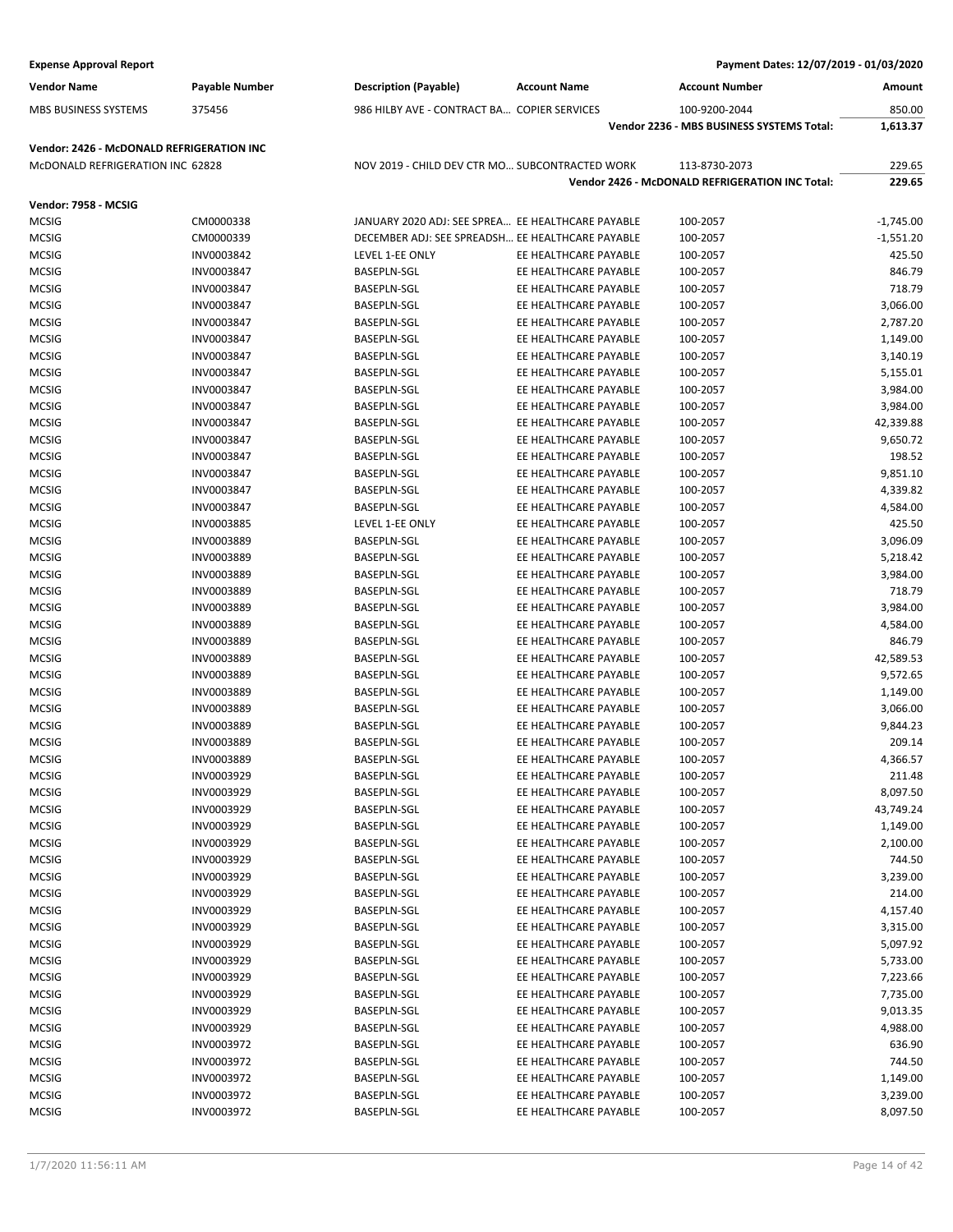| Vendor Name | Payable Number | Description (Payable) | Account Name | Account Number | Amount |
|---|---|---|---|---|---|
| MBS BUSINESS SYSTEMS | 375456 | 986 HILBY AVE - CONTRACT BA... | COPIER SERVICES | 100-9200-2044 | 850.00 |
| | | | | **Vendor 2236 - MBS BUSINESS SYSTEMS Total:** | **1,613.37** |
| **Vendor: 2426 - McDONALD REFRIGERATION INC** | | | | | |
| McDONALD REFRIGERATION INC | 62828 | NOV 2019 - CHILD DEV CTR MO... | SUBCONTRACTED WORK | 113-8730-2073 | 229.65 |
| | | | | **Vendor 2426 - McDONALD REFRIGERATION INC Total:** | **229.65** |
| **Vendor: 7958 - MCSIG** | | | | | |
| MCSIG | CM0000338 | JANUARY 2020 ADJ: SEE SPREA... | EE HEALTHCARE PAYABLE | 100-2057 | -1,745.00 |
| MCSIG | CM0000339 | DECEMBER ADJ: SEE SPREADSH... | EE HEALTHCARE PAYABLE | 100-2057 | -1,551.20 |
| MCSIG | INV0003842 | LEVEL 1-EE ONLY | EE HEALTHCARE PAYABLE | 100-2057 | 425.50 |
| MCSIG | INV0003847 | BASEPLN-SGL | EE HEALTHCARE PAYABLE | 100-2057 | 846.79 |
| MCSIG | INV0003847 | BASEPLN-SGL | EE HEALTHCARE PAYABLE | 100-2057 | 718.79 |
| MCSIG | INV0003847 | BASEPLN-SGL | EE HEALTHCARE PAYABLE | 100-2057 | 3,066.00 |
| MCSIG | INV0003847 | BASEPLN-SGL | EE HEALTHCARE PAYABLE | 100-2057 | 2,787.20 |
| MCSIG | INV0003847 | BASEPLN-SGL | EE HEALTHCARE PAYABLE | 100-2057 | 1,149.00 |
| MCSIG | INV0003847 | BASEPLN-SGL | EE HEALTHCARE PAYABLE | 100-2057 | 3,140.19 |
| MCSIG | INV0003847 | BASEPLN-SGL | EE HEALTHCARE PAYABLE | 100-2057 | 5,155.01 |
| MCSIG | INV0003847 | BASEPLN-SGL | EE HEALTHCARE PAYABLE | 100-2057 | 3,984.00 |
| MCSIG | INV0003847 | BASEPLN-SGL | EE HEALTHCARE PAYABLE | 100-2057 | 3,984.00 |
| MCSIG | INV0003847 | BASEPLN-SGL | EE HEALTHCARE PAYABLE | 100-2057 | 42,339.88 |
| MCSIG | INV0003847 | BASEPLN-SGL | EE HEALTHCARE PAYABLE | 100-2057 | 9,650.72 |
| MCSIG | INV0003847 | BASEPLN-SGL | EE HEALTHCARE PAYABLE | 100-2057 | 198.52 |
| MCSIG | INV0003847 | BASEPLN-SGL | EE HEALTHCARE PAYABLE | 100-2057 | 9,851.10 |
| MCSIG | INV0003847 | BASEPLN-SGL | EE HEALTHCARE PAYABLE | 100-2057 | 4,339.82 |
| MCSIG | INV0003847 | BASEPLN-SGL | EE HEALTHCARE PAYABLE | 100-2057 | 4,584.00 |
| MCSIG | INV0003885 | LEVEL 1-EE ONLY | EE HEALTHCARE PAYABLE | 100-2057 | 425.50 |
| MCSIG | INV0003889 | BASEPLN-SGL | EE HEALTHCARE PAYABLE | 100-2057 | 3,096.09 |
| MCSIG | INV0003889 | BASEPLN-SGL | EE HEALTHCARE PAYABLE | 100-2057 | 5,218.42 |
| MCSIG | INV0003889 | BASEPLN-SGL | EE HEALTHCARE PAYABLE | 100-2057 | 3,984.00 |
| MCSIG | INV0003889 | BASEPLN-SGL | EE HEALTHCARE PAYABLE | 100-2057 | 718.79 |
| MCSIG | INV0003889 | BASEPLN-SGL | EE HEALTHCARE PAYABLE | 100-2057 | 3,984.00 |
| MCSIG | INV0003889 | BASEPLN-SGL | EE HEALTHCARE PAYABLE | 100-2057 | 4,584.00 |
| MCSIG | INV0003889 | BASEPLN-SGL | EE HEALTHCARE PAYABLE | 100-2057 | 846.79 |
| MCSIG | INV0003889 | BASEPLN-SGL | EE HEALTHCARE PAYABLE | 100-2057 | 42,589.53 |
| MCSIG | INV0003889 | BASEPLN-SGL | EE HEALTHCARE PAYABLE | 100-2057 | 9,572.65 |
| MCSIG | INV0003889 | BASEPLN-SGL | EE HEALTHCARE PAYABLE | 100-2057 | 1,149.00 |
| MCSIG | INV0003889 | BASEPLN-SGL | EE HEALTHCARE PAYABLE | 100-2057 | 3,066.00 |
| MCSIG | INV0003889 | BASEPLN-SGL | EE HEALTHCARE PAYABLE | 100-2057 | 9,844.23 |
| MCSIG | INV0003889 | BASEPLN-SGL | EE HEALTHCARE PAYABLE | 100-2057 | 209.14 |
| MCSIG | INV0003889 | BASEPLN-SGL | EE HEALTHCARE PAYABLE | 100-2057 | 4,366.57 |
| MCSIG | INV0003929 | BASEPLN-SGL | EE HEALTHCARE PAYABLE | 100-2057 | 211.48 |
| MCSIG | INV0003929 | BASEPLN-SGL | EE HEALTHCARE PAYABLE | 100-2057 | 8,097.50 |
| MCSIG | INV0003929 | BASEPLN-SGL | EE HEALTHCARE PAYABLE | 100-2057 | 43,749.24 |
| MCSIG | INV0003929 | BASEPLN-SGL | EE HEALTHCARE PAYABLE | 100-2057 | 1,149.00 |
| MCSIG | INV0003929 | BASEPLN-SGL | EE HEALTHCARE PAYABLE | 100-2057 | 2,100.00 |
| MCSIG | INV0003929 | BASEPLN-SGL | EE HEALTHCARE PAYABLE | 100-2057 | 744.50 |
| MCSIG | INV0003929 | BASEPLN-SGL | EE HEALTHCARE PAYABLE | 100-2057 | 3,239.00 |
| MCSIG | INV0003929 | BASEPLN-SGL | EE HEALTHCARE PAYABLE | 100-2057 | 214.00 |
| MCSIG | INV0003929 | BASEPLN-SGL | EE HEALTHCARE PAYABLE | 100-2057 | 4,157.40 |
| MCSIG | INV0003929 | BASEPLN-SGL | EE HEALTHCARE PAYABLE | 100-2057 | 3,315.00 |
| MCSIG | INV0003929 | BASEPLN-SGL | EE HEALTHCARE PAYABLE | 100-2057 | 5,097.92 |
| MCSIG | INV0003929 | BASEPLN-SGL | EE HEALTHCARE PAYABLE | 100-2057 | 5,733.00 |
| MCSIG | INV0003929 | BASEPLN-SGL | EE HEALTHCARE PAYABLE | 100-2057 | 7,223.66 |
| MCSIG | INV0003929 | BASEPLN-SGL | EE HEALTHCARE PAYABLE | 100-2057 | 7,735.00 |
| MCSIG | INV0003929 | BASEPLN-SGL | EE HEALTHCARE PAYABLE | 100-2057 | 9,013.35 |
| MCSIG | INV0003929 | BASEPLN-SGL | EE HEALTHCARE PAYABLE | 100-2057 | 4,988.00 |
| MCSIG | INV0003972 | BASEPLN-SGL | EE HEALTHCARE PAYABLE | 100-2057 | 636.90 |
| MCSIG | INV0003972 | BASEPLN-SGL | EE HEALTHCARE PAYABLE | 100-2057 | 744.50 |
| MCSIG | INV0003972 | BASEPLN-SGL | EE HEALTHCARE PAYABLE | 100-2057 | 1,149.00 |
| MCSIG | INV0003972 | BASEPLN-SGL | EE HEALTHCARE PAYABLE | 100-2057 | 3,239.00 |
| MCSIG | INV0003972 | BASEPLN-SGL | EE HEALTHCARE PAYABLE | 100-2057 | 8,097.50 |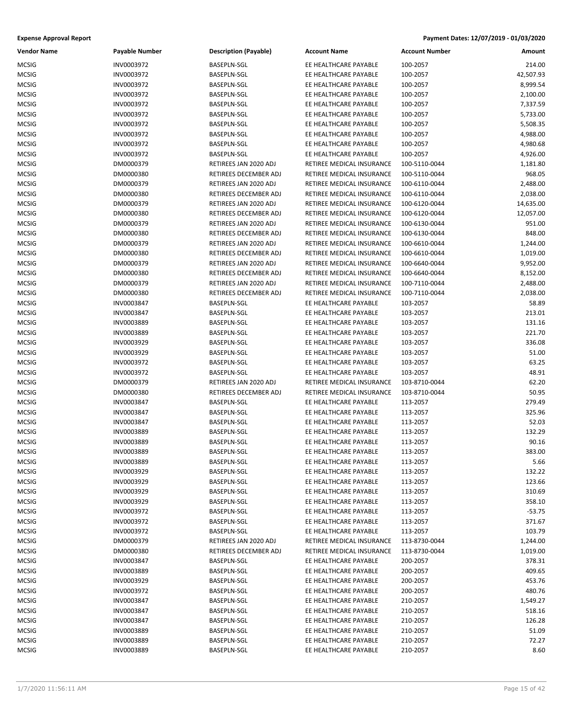**Expense Approval Report** — Payment Dates: 12/07/2019 - 01/03/2020

| Vendor Name | Payable Number | Description (Payable) | Account Name | Account Number | Amount |
|---|---|---|---|---|---|
| MCSIG | INV0003972 | BASEPLN-SGL | EE HEALTHCARE PAYABLE | 100-2057 | 214.00 |
| MCSIG | INV0003972 | BASEPLN-SGL | EE HEALTHCARE PAYABLE | 100-2057 | 42,507.93 |
| MCSIG | INV0003972 | BASEPLN-SGL | EE HEALTHCARE PAYABLE | 100-2057 | 8,999.54 |
| MCSIG | INV0003972 | BASEPLN-SGL | EE HEALTHCARE PAYABLE | 100-2057 | 2,100.00 |
| MCSIG | INV0003972 | BASEPLN-SGL | EE HEALTHCARE PAYABLE | 100-2057 | 7,337.59 |
| MCSIG | INV0003972 | BASEPLN-SGL | EE HEALTHCARE PAYABLE | 100-2057 | 5,733.00 |
| MCSIG | INV0003972 | BASEPLN-SGL | EE HEALTHCARE PAYABLE | 100-2057 | 5,508.35 |
| MCSIG | INV0003972 | BASEPLN-SGL | EE HEALTHCARE PAYABLE | 100-2057 | 4,988.00 |
| MCSIG | INV0003972 | BASEPLN-SGL | EE HEALTHCARE PAYABLE | 100-2057 | 4,980.68 |
| MCSIG | INV0003972 | BASEPLN-SGL | EE HEALTHCARE PAYABLE | 100-2057 | 4,926.00 |
| MCSIG | DM0000379 | RETIREES JAN 2020 ADJ | RETIREE MEDICAL INSURANCE | 100-5110-0044 | 1,181.80 |
| MCSIG | DM0000380 | RETIREES DECEMBER ADJ | RETIREE MEDICAL INSURANCE | 100-5110-0044 | 968.05 |
| MCSIG | DM0000379 | RETIREES JAN 2020 ADJ | RETIREE MEDICAL INSURANCE | 100-6110-0044 | 2,488.00 |
| MCSIG | DM0000380 | RETIREES DECEMBER ADJ | RETIREE MEDICAL INSURANCE | 100-6110-0044 | 2,038.00 |
| MCSIG | DM0000379 | RETIREES JAN 2020 ADJ | RETIREE MEDICAL INSURANCE | 100-6120-0044 | 14,635.00 |
| MCSIG | DM0000380 | RETIREES DECEMBER ADJ | RETIREE MEDICAL INSURANCE | 100-6120-0044 | 12,057.00 |
| MCSIG | DM0000379 | RETIREES JAN 2020 ADJ | RETIREE MEDICAL INSURANCE | 100-6130-0044 | 951.00 |
| MCSIG | DM0000380 | RETIREES DECEMBER ADJ | RETIREE MEDICAL INSURANCE | 100-6130-0044 | 848.00 |
| MCSIG | DM0000379 | RETIREES JAN 2020 ADJ | RETIREE MEDICAL INSURANCE | 100-6610-0044 | 1,244.00 |
| MCSIG | DM0000380 | RETIREES DECEMBER ADJ | RETIREE MEDICAL INSURANCE | 100-6610-0044 | 1,019.00 |
| MCSIG | DM0000379 | RETIREES JAN 2020 ADJ | RETIREE MEDICAL INSURANCE | 100-6640-0044 | 9,952.00 |
| MCSIG | DM0000380 | RETIREES DECEMBER ADJ | RETIREE MEDICAL INSURANCE | 100-6640-0044 | 8,152.00 |
| MCSIG | DM0000379 | RETIREES JAN 2020 ADJ | RETIREE MEDICAL INSURANCE | 100-7110-0044 | 2,488.00 |
| MCSIG | DM0000380 | RETIREES DECEMBER ADJ | RETIREE MEDICAL INSURANCE | 100-7110-0044 | 2,038.00 |
| MCSIG | INV0003847 | BASEPLN-SGL | EE HEALTHCARE PAYABLE | 103-2057 | 58.89 |
| MCSIG | INV0003847 | BASEPLN-SGL | EE HEALTHCARE PAYABLE | 103-2057 | 213.01 |
| MCSIG | INV0003889 | BASEPLN-SGL | EE HEALTHCARE PAYABLE | 103-2057 | 131.16 |
| MCSIG | INV0003889 | BASEPLN-SGL | EE HEALTHCARE PAYABLE | 103-2057 | 221.70 |
| MCSIG | INV0003929 | BASEPLN-SGL | EE HEALTHCARE PAYABLE | 103-2057 | 336.08 |
| MCSIG | INV0003929 | BASEPLN-SGL | EE HEALTHCARE PAYABLE | 103-2057 | 51.00 |
| MCSIG | INV0003972 | BASEPLN-SGL | EE HEALTHCARE PAYABLE | 103-2057 | 63.25 |
| MCSIG | INV0003972 | BASEPLN-SGL | EE HEALTHCARE PAYABLE | 103-2057 | 48.91 |
| MCSIG | DM0000379 | RETIREES JAN 2020 ADJ | RETIREE MEDICAL INSURANCE | 103-8710-0044 | 62.20 |
| MCSIG | DM0000380 | RETIREES DECEMBER ADJ | RETIREE MEDICAL INSURANCE | 103-8710-0044 | 50.95 |
| MCSIG | INV0003847 | BASEPLN-SGL | EE HEALTHCARE PAYABLE | 113-2057 | 279.49 |
| MCSIG | INV0003847 | BASEPLN-SGL | EE HEALTHCARE PAYABLE | 113-2057 | 325.96 |
| MCSIG | INV0003847 | BASEPLN-SGL | EE HEALTHCARE PAYABLE | 113-2057 | 52.03 |
| MCSIG | INV0003889 | BASEPLN-SGL | EE HEALTHCARE PAYABLE | 113-2057 | 132.29 |
| MCSIG | INV0003889 | BASEPLN-SGL | EE HEALTHCARE PAYABLE | 113-2057 | 90.16 |
| MCSIG | INV0003889 | BASEPLN-SGL | EE HEALTHCARE PAYABLE | 113-2057 | 383.00 |
| MCSIG | INV0003889 | BASEPLN-SGL | EE HEALTHCARE PAYABLE | 113-2057 | 5.66 |
| MCSIG | INV0003929 | BASEPLN-SGL | EE HEALTHCARE PAYABLE | 113-2057 | 132.22 |
| MCSIG | INV0003929 | BASEPLN-SGL | EE HEALTHCARE PAYABLE | 113-2057 | 123.66 |
| MCSIG | INV0003929 | BASEPLN-SGL | EE HEALTHCARE PAYABLE | 113-2057 | 310.69 |
| MCSIG | INV0003929 | BASEPLN-SGL | EE HEALTHCARE PAYABLE | 113-2057 | 358.10 |
| MCSIG | INV0003972 | BASEPLN-SGL | EE HEALTHCARE PAYABLE | 113-2057 | -53.75 |
| MCSIG | INV0003972 | BASEPLN-SGL | EE HEALTHCARE PAYABLE | 113-2057 | 371.67 |
| MCSIG | INV0003972 | BASEPLN-SGL | EE HEALTHCARE PAYABLE | 113-2057 | 103.79 |
| MCSIG | DM0000379 | RETIREES JAN 2020 ADJ | RETIREE MEDICAL INSURANCE | 113-8730-0044 | 1,244.00 |
| MCSIG | DM0000380 | RETIREES DECEMBER ADJ | RETIREE MEDICAL INSURANCE | 113-8730-0044 | 1,019.00 |
| MCSIG | INV0003847 | BASEPLN-SGL | EE HEALTHCARE PAYABLE | 200-2057 | 378.31 |
| MCSIG | INV0003889 | BASEPLN-SGL | EE HEALTHCARE PAYABLE | 200-2057 | 409.65 |
| MCSIG | INV0003929 | BASEPLN-SGL | EE HEALTHCARE PAYABLE | 200-2057 | 453.76 |
| MCSIG | INV0003972 | BASEPLN-SGL | EE HEALTHCARE PAYABLE | 200-2057 | 480.76 |
| MCSIG | INV0003847 | BASEPLN-SGL | EE HEALTHCARE PAYABLE | 210-2057 | 1,549.27 |
| MCSIG | INV0003847 | BASEPLN-SGL | EE HEALTHCARE PAYABLE | 210-2057 | 518.16 |
| MCSIG | INV0003847 | BASEPLN-SGL | EE HEALTHCARE PAYABLE | 210-2057 | 126.28 |
| MCSIG | INV0003889 | BASEPLN-SGL | EE HEALTHCARE PAYABLE | 210-2057 | 51.09 |
| MCSIG | INV0003889 | BASEPLN-SGL | EE HEALTHCARE PAYABLE | 210-2057 | 72.27 |
| MCSIG | INV0003889 | BASEPLN-SGL | EE HEALTHCARE PAYABLE | 210-2057 | 8.60 |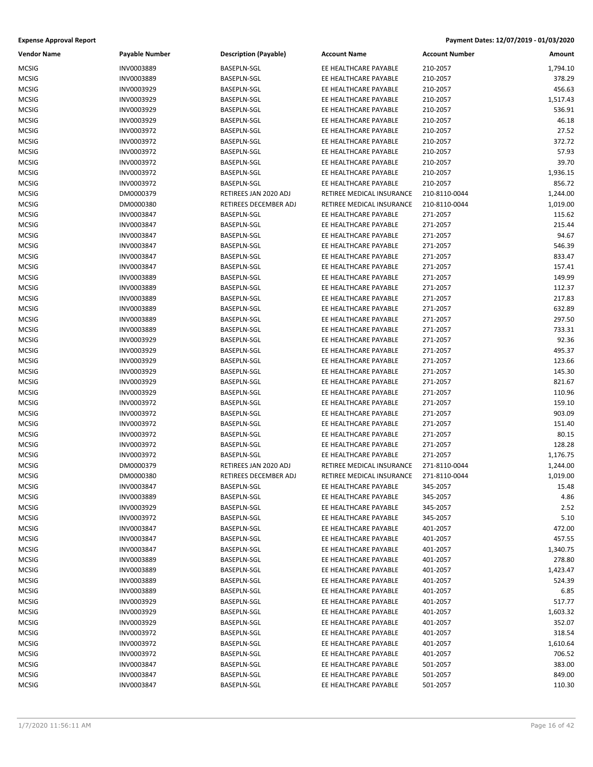**Expense Approval Report** — **Payment Dates: 12/07/2019 - 01/03/2020**

| Vendor Name | Payable Number | Description (Payable) | Account Name | Account Number | Amount |
|---|---|---|---|---|---|
| MCSIG | INV0003889 | BASEPLN-SGL | EE HEALTHCARE PAYABLE | 210-2057 | 1,794.10 |
| MCSIG | INV0003889 | BASEPLN-SGL | EE HEALTHCARE PAYABLE | 210-2057 | 378.29 |
| MCSIG | INV0003929 | BASEPLN-SGL | EE HEALTHCARE PAYABLE | 210-2057 | 456.63 |
| MCSIG | INV0003929 | BASEPLN-SGL | EE HEALTHCARE PAYABLE | 210-2057 | 1,517.43 |
| MCSIG | INV0003929 | BASEPLN-SGL | EE HEALTHCARE PAYABLE | 210-2057 | 536.91 |
| MCSIG | INV0003929 | BASEPLN-SGL | EE HEALTHCARE PAYABLE | 210-2057 | 46.18 |
| MCSIG | INV0003972 | BASEPLN-SGL | EE HEALTHCARE PAYABLE | 210-2057 | 27.52 |
| MCSIG | INV0003972 | BASEPLN-SGL | EE HEALTHCARE PAYABLE | 210-2057 | 372.72 |
| MCSIG | INV0003972 | BASEPLN-SGL | EE HEALTHCARE PAYABLE | 210-2057 | 57.93 |
| MCSIG | INV0003972 | BASEPLN-SGL | EE HEALTHCARE PAYABLE | 210-2057 | 39.70 |
| MCSIG | INV0003972 | BASEPLN-SGL | EE HEALTHCARE PAYABLE | 210-2057 | 1,936.15 |
| MCSIG | INV0003972 | BASEPLN-SGL | EE HEALTHCARE PAYABLE | 210-2057 | 856.72 |
| MCSIG | DM0000379 | RETIREES JAN 2020 ADJ | RETIREE MEDICAL INSURANCE | 210-8110-0044 | 1,244.00 |
| MCSIG | DM0000380 | RETIREES DECEMBER ADJ | RETIREE MEDICAL INSURANCE | 210-8110-0044 | 1,019.00 |
| MCSIG | INV0003847 | BASEPLN-SGL | EE HEALTHCARE PAYABLE | 271-2057 | 115.62 |
| MCSIG | INV0003847 | BASEPLN-SGL | EE HEALTHCARE PAYABLE | 271-2057 | 215.44 |
| MCSIG | INV0003847 | BASEPLN-SGL | EE HEALTHCARE PAYABLE | 271-2057 | 94.67 |
| MCSIG | INV0003847 | BASEPLN-SGL | EE HEALTHCARE PAYABLE | 271-2057 | 546.39 |
| MCSIG | INV0003847 | BASEPLN-SGL | EE HEALTHCARE PAYABLE | 271-2057 | 833.47 |
| MCSIG | INV0003847 | BASEPLN-SGL | EE HEALTHCARE PAYABLE | 271-2057 | 157.41 |
| MCSIG | INV0003889 | BASEPLN-SGL | EE HEALTHCARE PAYABLE | 271-2057 | 149.99 |
| MCSIG | INV0003889 | BASEPLN-SGL | EE HEALTHCARE PAYABLE | 271-2057 | 112.37 |
| MCSIG | INV0003889 | BASEPLN-SGL | EE HEALTHCARE PAYABLE | 271-2057 | 217.83 |
| MCSIG | INV0003889 | BASEPLN-SGL | EE HEALTHCARE PAYABLE | 271-2057 | 632.89 |
| MCSIG | INV0003889 | BASEPLN-SGL | EE HEALTHCARE PAYABLE | 271-2057 | 297.50 |
| MCSIG | INV0003889 | BASEPLN-SGL | EE HEALTHCARE PAYABLE | 271-2057 | 733.31 |
| MCSIG | INV0003929 | BASEPLN-SGL | EE HEALTHCARE PAYABLE | 271-2057 | 92.36 |
| MCSIG | INV0003929 | BASEPLN-SGL | EE HEALTHCARE PAYABLE | 271-2057 | 495.37 |
| MCSIG | INV0003929 | BASEPLN-SGL | EE HEALTHCARE PAYABLE | 271-2057 | 123.66 |
| MCSIG | INV0003929 | BASEPLN-SGL | EE HEALTHCARE PAYABLE | 271-2057 | 145.30 |
| MCSIG | INV0003929 | BASEPLN-SGL | EE HEALTHCARE PAYABLE | 271-2057 | 821.67 |
| MCSIG | INV0003929 | BASEPLN-SGL | EE HEALTHCARE PAYABLE | 271-2057 | 110.96 |
| MCSIG | INV0003972 | BASEPLN-SGL | EE HEALTHCARE PAYABLE | 271-2057 | 159.10 |
| MCSIG | INV0003972 | BASEPLN-SGL | EE HEALTHCARE PAYABLE | 271-2057 | 903.09 |
| MCSIG | INV0003972 | BASEPLN-SGL | EE HEALTHCARE PAYABLE | 271-2057 | 151.40 |
| MCSIG | INV0003972 | BASEPLN-SGL | EE HEALTHCARE PAYABLE | 271-2057 | 80.15 |
| MCSIG | INV0003972 | BASEPLN-SGL | EE HEALTHCARE PAYABLE | 271-2057 | 128.28 |
| MCSIG | INV0003972 | BASEPLN-SGL | EE HEALTHCARE PAYABLE | 271-2057 | 1,176.75 |
| MCSIG | DM0000379 | RETIREES JAN 2020 ADJ | RETIREE MEDICAL INSURANCE | 271-8110-0044 | 1,244.00 |
| MCSIG | DM0000380 | RETIREES DECEMBER ADJ | RETIREE MEDICAL INSURANCE | 271-8110-0044 | 1,019.00 |
| MCSIG | INV0003847 | BASEPLN-SGL | EE HEALTHCARE PAYABLE | 345-2057 | 15.48 |
| MCSIG | INV0003889 | BASEPLN-SGL | EE HEALTHCARE PAYABLE | 345-2057 | 4.86 |
| MCSIG | INV0003929 | BASEPLN-SGL | EE HEALTHCARE PAYABLE | 345-2057 | 2.52 |
| MCSIG | INV0003972 | BASEPLN-SGL | EE HEALTHCARE PAYABLE | 345-2057 | 5.10 |
| MCSIG | INV0003847 | BASEPLN-SGL | EE HEALTHCARE PAYABLE | 401-2057 | 472.00 |
| MCSIG | INV0003847 | BASEPLN-SGL | EE HEALTHCARE PAYABLE | 401-2057 | 457.55 |
| MCSIG | INV0003847 | BASEPLN-SGL | EE HEALTHCARE PAYABLE | 401-2057 | 1,340.75 |
| MCSIG | INV0003889 | BASEPLN-SGL | EE HEALTHCARE PAYABLE | 401-2057 | 278.80 |
| MCSIG | INV0003889 | BASEPLN-SGL | EE HEALTHCARE PAYABLE | 401-2057 | 1,423.47 |
| MCSIG | INV0003889 | BASEPLN-SGL | EE HEALTHCARE PAYABLE | 401-2057 | 524.39 |
| MCSIG | INV0003889 | BASEPLN-SGL | EE HEALTHCARE PAYABLE | 401-2057 | 6.85 |
| MCSIG | INV0003929 | BASEPLN-SGL | EE HEALTHCARE PAYABLE | 401-2057 | 517.77 |
| MCSIG | INV0003929 | BASEPLN-SGL | EE HEALTHCARE PAYABLE | 401-2057 | 1,603.32 |
| MCSIG | INV0003929 | BASEPLN-SGL | EE HEALTHCARE PAYABLE | 401-2057 | 352.07 |
| MCSIG | INV0003972 | BASEPLN-SGL | EE HEALTHCARE PAYABLE | 401-2057 | 318.54 |
| MCSIG | INV0003972 | BASEPLN-SGL | EE HEALTHCARE PAYABLE | 401-2057 | 1,610.64 |
| MCSIG | INV0003972 | BASEPLN-SGL | EE HEALTHCARE PAYABLE | 401-2057 | 706.52 |
| MCSIG | INV0003847 | BASEPLN-SGL | EE HEALTHCARE PAYABLE | 501-2057 | 383.00 |
| MCSIG | INV0003847 | BASEPLN-SGL | EE HEALTHCARE PAYABLE | 501-2057 | 849.00 |
| MCSIG | INV0003847 | BASEPLN-SGL | EE HEALTHCARE PAYABLE | 501-2057 | 110.30 |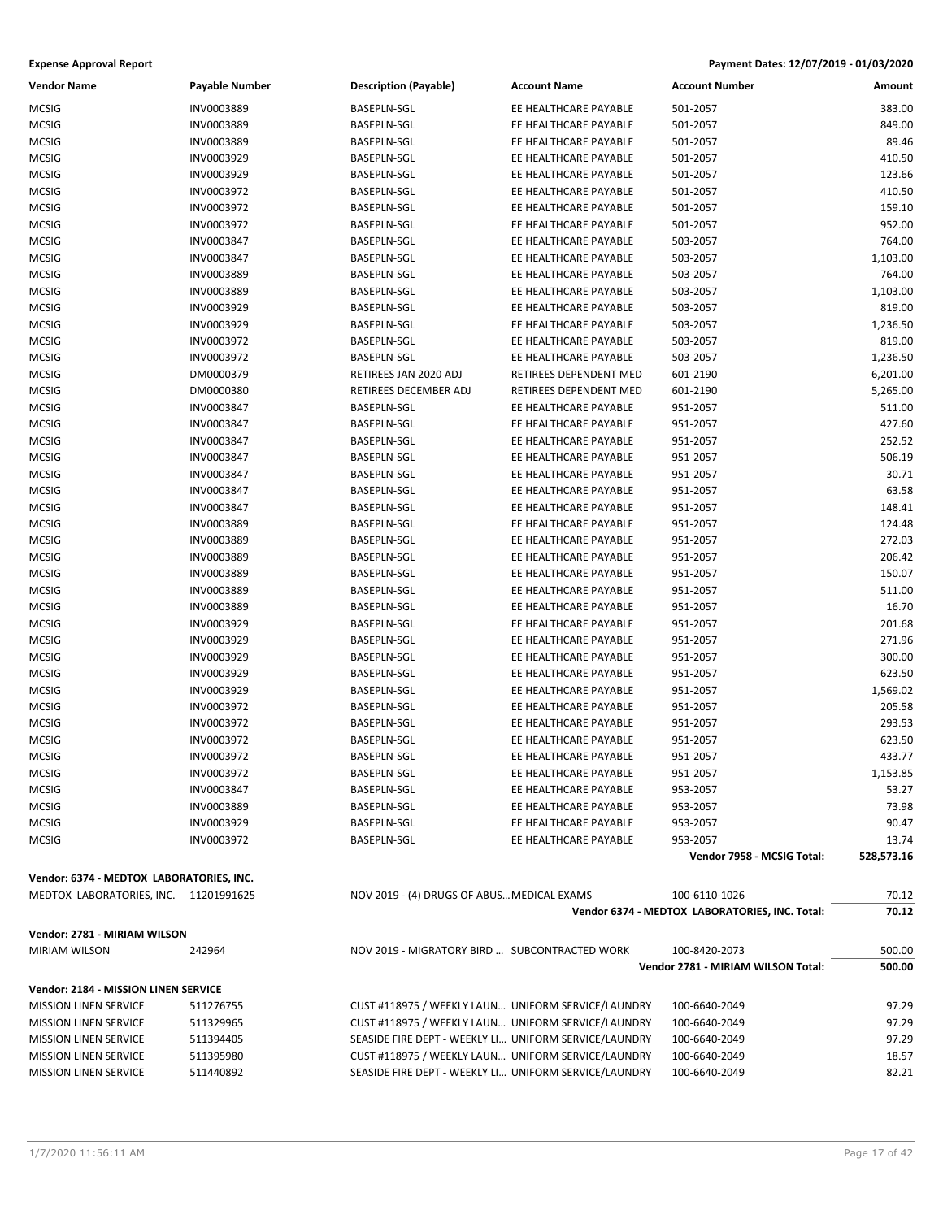**Expense Approval Report** | **Payment Dates: 12/07/2019 - 01/03/2020**

| Vendor Name | Payable Number | Description (Payable) | Account Name | Account Number | Amount |
|---|---|---|---|---|---|
| MCSIG | INV0003889 | BASEPLN-SGL | EE HEALTHCARE PAYABLE | 501-2057 | 383.00 |
| MCSIG | INV0003889 | BASEPLN-SGL | EE HEALTHCARE PAYABLE | 501-2057 | 849.00 |
| MCSIG | INV0003889 | BASEPLN-SGL | EE HEALTHCARE PAYABLE | 501-2057 | 89.46 |
| MCSIG | INV0003929 | BASEPLN-SGL | EE HEALTHCARE PAYABLE | 501-2057 | 410.50 |
| MCSIG | INV0003929 | BASEPLN-SGL | EE HEALTHCARE PAYABLE | 501-2057 | 123.66 |
| MCSIG | INV0003972 | BASEPLN-SGL | EE HEALTHCARE PAYABLE | 501-2057 | 410.50 |
| MCSIG | INV0003972 | BASEPLN-SGL | EE HEALTHCARE PAYABLE | 501-2057 | 159.10 |
| MCSIG | INV0003972 | BASEPLN-SGL | EE HEALTHCARE PAYABLE | 501-2057 | 952.00 |
| MCSIG | INV0003847 | BASEPLN-SGL | EE HEALTHCARE PAYABLE | 503-2057 | 764.00 |
| MCSIG | INV0003847 | BASEPLN-SGL | EE HEALTHCARE PAYABLE | 503-2057 | 1,103.00 |
| MCSIG | INV0003889 | BASEPLN-SGL | EE HEALTHCARE PAYABLE | 503-2057 | 764.00 |
| MCSIG | INV0003889 | BASEPLN-SGL | EE HEALTHCARE PAYABLE | 503-2057 | 1,103.00 |
| MCSIG | INV0003929 | BASEPLN-SGL | EE HEALTHCARE PAYABLE | 503-2057 | 819.00 |
| MCSIG | INV0003929 | BASEPLN-SGL | EE HEALTHCARE PAYABLE | 503-2057 | 1,236.50 |
| MCSIG | INV0003972 | BASEPLN-SGL | EE HEALTHCARE PAYABLE | 503-2057 | 819.00 |
| MCSIG | INV0003972 | BASEPLN-SGL | EE HEALTHCARE PAYABLE | 503-2057 | 1,236.50 |
| MCSIG | DM0000379 | RETIREES JAN 2020 ADJ | RETIREES DEPENDENT MED | 601-2190 | 6,201.00 |
| MCSIG | DM0000380 | RETIREES DECEMBER ADJ | RETIREES DEPENDENT MED | 601-2190 | 5,265.00 |
| MCSIG | INV0003847 | BASEPLN-SGL | EE HEALTHCARE PAYABLE | 951-2057 | 511.00 |
| MCSIG | INV0003847 | BASEPLN-SGL | EE HEALTHCARE PAYABLE | 951-2057 | 427.60 |
| MCSIG | INV0003847 | BASEPLN-SGL | EE HEALTHCARE PAYABLE | 951-2057 | 252.52 |
| MCSIG | INV0003847 | BASEPLN-SGL | EE HEALTHCARE PAYABLE | 951-2057 | 506.19 |
| MCSIG | INV0003847 | BASEPLN-SGL | EE HEALTHCARE PAYABLE | 951-2057 | 30.71 |
| MCSIG | INV0003847 | BASEPLN-SGL | EE HEALTHCARE PAYABLE | 951-2057 | 63.58 |
| MCSIG | INV0003847 | BASEPLN-SGL | EE HEALTHCARE PAYABLE | 951-2057 | 148.41 |
| MCSIG | INV0003889 | BASEPLN-SGL | EE HEALTHCARE PAYABLE | 951-2057 | 124.48 |
| MCSIG | INV0003889 | BASEPLN-SGL | EE HEALTHCARE PAYABLE | 951-2057 | 272.03 |
| MCSIG | INV0003889 | BASEPLN-SGL | EE HEALTHCARE PAYABLE | 951-2057 | 206.42 |
| MCSIG | INV0003889 | BASEPLN-SGL | EE HEALTHCARE PAYABLE | 951-2057 | 150.07 |
| MCSIG | INV0003889 | BASEPLN-SGL | EE HEALTHCARE PAYABLE | 951-2057 | 511.00 |
| MCSIG | INV0003889 | BASEPLN-SGL | EE HEALTHCARE PAYABLE | 951-2057 | 16.70 |
| MCSIG | INV0003929 | BASEPLN-SGL | EE HEALTHCARE PAYABLE | 951-2057 | 201.68 |
| MCSIG | INV0003929 | BASEPLN-SGL | EE HEALTHCARE PAYABLE | 951-2057 | 271.96 |
| MCSIG | INV0003929 | BASEPLN-SGL | EE HEALTHCARE PAYABLE | 951-2057 | 300.00 |
| MCSIG | INV0003929 | BASEPLN-SGL | EE HEALTHCARE PAYABLE | 951-2057 | 623.50 |
| MCSIG | INV0003929 | BASEPLN-SGL | EE HEALTHCARE PAYABLE | 951-2057 | 1,569.02 |
| MCSIG | INV0003972 | BASEPLN-SGL | EE HEALTHCARE PAYABLE | 951-2057 | 205.58 |
| MCSIG | INV0003972 | BASEPLN-SGL | EE HEALTHCARE PAYABLE | 951-2057 | 293.53 |
| MCSIG | INV0003972 | BASEPLN-SGL | EE HEALTHCARE PAYABLE | 951-2057 | 623.50 |
| MCSIG | INV0003972 | BASEPLN-SGL | EE HEALTHCARE PAYABLE | 951-2057 | 433.77 |
| MCSIG | INV0003972 | BASEPLN-SGL | EE HEALTHCARE PAYABLE | 951-2057 | 1,153.85 |
| MCSIG | INV0003847 | BASEPLN-SGL | EE HEALTHCARE PAYABLE | 953-2057 | 53.27 |
| MCSIG | INV0003889 | BASEPLN-SGL | EE HEALTHCARE PAYABLE | 953-2057 | 73.98 |
| MCSIG | INV0003929 | BASEPLN-SGL | EE HEALTHCARE PAYABLE | 953-2057 | 90.47 |
| MCSIG | INV0003972 | BASEPLN-SGL | EE HEALTHCARE PAYABLE | 953-2057 | 13.74 |
| | | | | **Vendor 7958 - MCSIG Total:** | **528,573.16** |

**Vendor: 6374 - MEDTOX LABORATORIES, INC.**

| Vendor Name | Payable Number | Description (Payable) | Account Name | Account Number | Amount |
|---|---|---|---|---|---|
| MEDTOX LABORATORIES, INC. | 11201991625 | NOV 2019 - (4) DRUGS OF ABUS… | MEDICAL EXAMS | 100-6110-1026 | 70.12 |
| | | | | **Vendor 6374 - MEDTOX LABORATORIES, INC. Total:** | **70.12** |

**Vendor: 2781 - MIRIAM WILSON**

| Vendor Name | Payable Number | Description (Payable) | Account Name | Account Number | Amount |
|---|---|---|---|---|---|
| MIRIAM WILSON | 242964 | NOV 2019 - MIGRATORY BIRD … | SUBCONTRACTED WORK | 100-8420-2073 | 500.00 |
| | | | | **Vendor 2781 - MIRIAM WILSON Total:** | **500.00** |

**Vendor: 2184 - MISSION LINEN SERVICE**

| Vendor Name | Payable Number | Description (Payable) | Account Name | Account Number | Amount |
|---|---|---|---|---|---|
| MISSION LINEN SERVICE | 511276755 | CUST #118975 / WEEKLY LAUN… | UNIFORM SERVICE/LAUNDRY | 100-6640-2049 | 97.29 |
| MISSION LINEN SERVICE | 511329965 | CUST #118975 / WEEKLY LAUN… | UNIFORM SERVICE/LAUNDRY | 100-6640-2049 | 97.29 |
| MISSION LINEN SERVICE | 511394405 | SEASIDE FIRE DEPT - WEEKLY LI… | UNIFORM SERVICE/LAUNDRY | 100-6640-2049 | 97.29 |
| MISSION LINEN SERVICE | 511395980 | CUST #118975 / WEEKLY LAUN… | UNIFORM SERVICE/LAUNDRY | 100-6640-2049 | 18.57 |
| MISSION LINEN SERVICE | 511440892 | SEASIDE FIRE DEPT - WEEKLY LI… | UNIFORM SERVICE/LAUNDRY | 100-6640-2049 | 82.21 |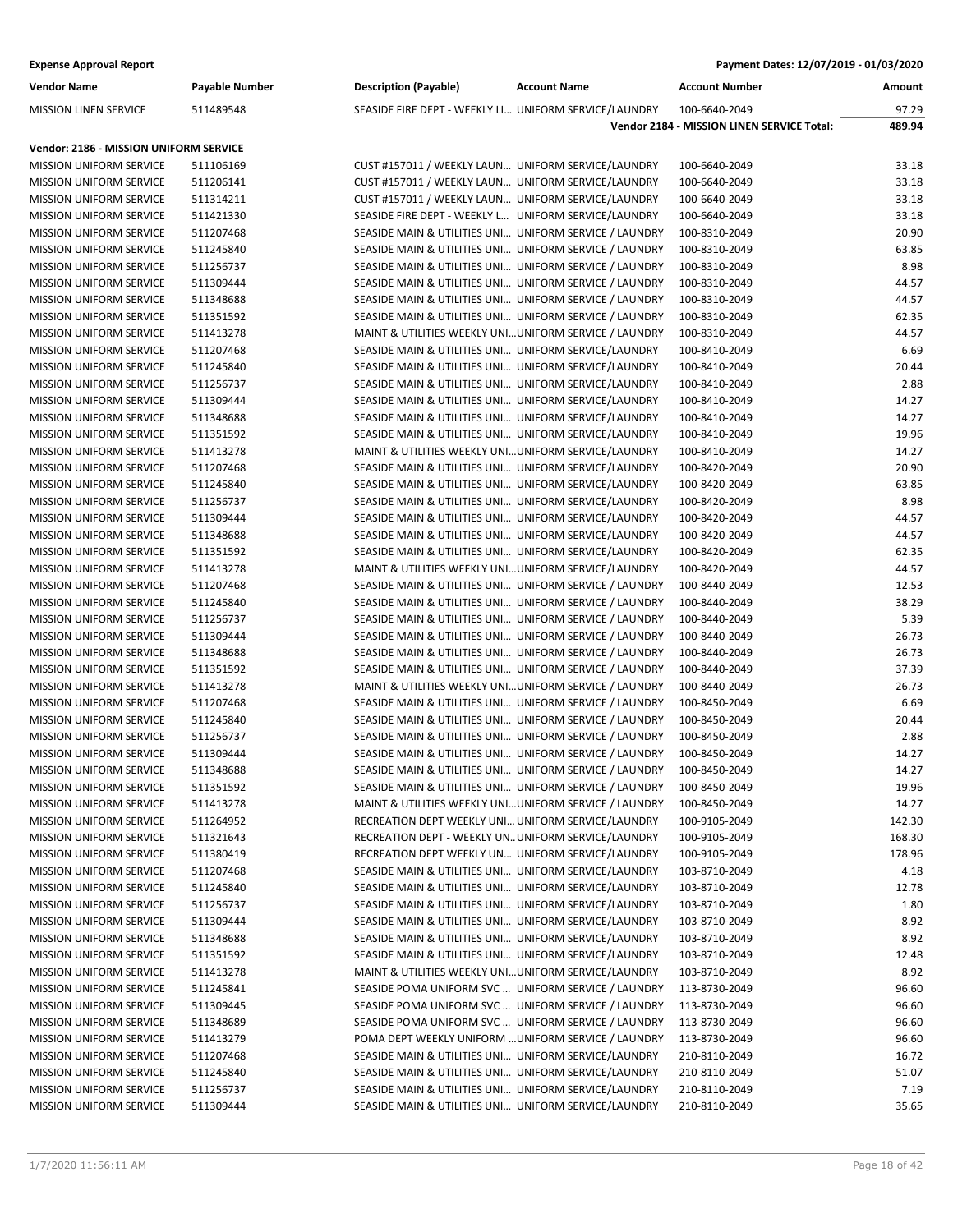| Vendor Name | Payable Number | Description (Payable) | Account Name | Account Number | Amount |
|---|---|---|---|---|---|
| MISSION LINEN SERVICE | 511489548 | SEASIDE FIRE DEPT - WEEKLY LI... | UNIFORM SERVICE/LAUNDRY | 100-6640-2049 | 97.29 |
| | | | | Vendor 2184 - MISSION LINEN SERVICE Total: | 489.94 |

**Vendor: 2186 - MISSION UNIFORM SERVICE**

| Vendor Name | Payable Number | Description (Payable) | Account Name | Account Number | Amount |
|---|---|---|---|---|---|
| MISSION UNIFORM SERVICE | 511106169 | CUST #157011 / WEEKLY LAUN... | UNIFORM SERVICE/LAUNDRY | 100-6640-2049 | 33.18 |
| MISSION UNIFORM SERVICE | 511206141 | CUST #157011 / WEEKLY LAUN... | UNIFORM SERVICE/LAUNDRY | 100-6640-2049 | 33.18 |
| MISSION UNIFORM SERVICE | 511314211 | CUST #157011 / WEEKLY LAUN... | UNIFORM SERVICE/LAUNDRY | 100-6640-2049 | 33.18 |
| MISSION UNIFORM SERVICE | 511421330 | SEASIDE FIRE DEPT - WEEKLY L... | UNIFORM SERVICE/LAUNDRY | 100-6640-2049 | 33.18 |
| MISSION UNIFORM SERVICE | 511207468 | SEASIDE MAIN & UTILITIES UNI... | UNIFORM SERVICE / LAUNDRY | 100-8310-2049 | 20.90 |
| MISSION UNIFORM SERVICE | 511245840 | SEASIDE MAIN & UTILITIES UNI... | UNIFORM SERVICE / LAUNDRY | 100-8310-2049 | 63.85 |
| MISSION UNIFORM SERVICE | 511256737 | SEASIDE MAIN & UTILITIES UNI... | UNIFORM SERVICE / LAUNDRY | 100-8310-2049 | 8.98 |
| MISSION UNIFORM SERVICE | 511309444 | SEASIDE MAIN & UTILITIES UNI... | UNIFORM SERVICE / LAUNDRY | 100-8310-2049 | 44.57 |
| MISSION UNIFORM SERVICE | 511348688 | SEASIDE MAIN & UTILITIES UNI... | UNIFORM SERVICE / LAUNDRY | 100-8310-2049 | 44.57 |
| MISSION UNIFORM SERVICE | 511351592 | SEASIDE MAIN & UTILITIES UNI... | UNIFORM SERVICE / LAUNDRY | 100-8310-2049 | 62.35 |
| MISSION UNIFORM SERVICE | 511413278 | MAINT & UTILITIES WEEKLY UNI... | UNIFORM SERVICE / LAUNDRY | 100-8310-2049 | 44.57 |
| MISSION UNIFORM SERVICE | 511207468 | SEASIDE MAIN & UTILITIES UNI... | UNIFORM SERVICE/LAUNDRY | 100-8410-2049 | 6.69 |
| MISSION UNIFORM SERVICE | 511245840 | SEASIDE MAIN & UTILITIES UNI... | UNIFORM SERVICE/LAUNDRY | 100-8410-2049 | 20.44 |
| MISSION UNIFORM SERVICE | 511256737 | SEASIDE MAIN & UTILITIES UNI... | UNIFORM SERVICE/LAUNDRY | 100-8410-2049 | 2.88 |
| MISSION UNIFORM SERVICE | 511309444 | SEASIDE MAIN & UTILITIES UNI... | UNIFORM SERVICE/LAUNDRY | 100-8410-2049 | 14.27 |
| MISSION UNIFORM SERVICE | 511348688 | SEASIDE MAIN & UTILITIES UNI... | UNIFORM SERVICE/LAUNDRY | 100-8410-2049 | 14.27 |
| MISSION UNIFORM SERVICE | 511351592 | SEASIDE MAIN & UTILITIES UNI... | UNIFORM SERVICE/LAUNDRY | 100-8410-2049 | 19.96 |
| MISSION UNIFORM SERVICE | 511413278 | MAINT & UTILITIES WEEKLY UNI... | UNIFORM SERVICE/LAUNDRY | 100-8410-2049 | 14.27 |
| MISSION UNIFORM SERVICE | 511207468 | SEASIDE MAIN & UTILITIES UNI... | UNIFORM SERVICE/LAUNDRY | 100-8420-2049 | 20.90 |
| MISSION UNIFORM SERVICE | 511245840 | SEASIDE MAIN & UTILITIES UNI... | UNIFORM SERVICE/LAUNDRY | 100-8420-2049 | 63.85 |
| MISSION UNIFORM SERVICE | 511256737 | SEASIDE MAIN & UTILITIES UNI... | UNIFORM SERVICE/LAUNDRY | 100-8420-2049 | 8.98 |
| MISSION UNIFORM SERVICE | 511309444 | SEASIDE MAIN & UTILITIES UNI... | UNIFORM SERVICE/LAUNDRY | 100-8420-2049 | 44.57 |
| MISSION UNIFORM SERVICE | 511348688 | SEASIDE MAIN & UTILITIES UNI... | UNIFORM SERVICE/LAUNDRY | 100-8420-2049 | 44.57 |
| MISSION UNIFORM SERVICE | 511351592 | SEASIDE MAIN & UTILITIES UNI... | UNIFORM SERVICE/LAUNDRY | 100-8420-2049 | 62.35 |
| MISSION UNIFORM SERVICE | 511413278 | MAINT & UTILITIES WEEKLY UNI... | UNIFORM SERVICE/LAUNDRY | 100-8420-2049 | 44.57 |
| MISSION UNIFORM SERVICE | 511207468 | SEASIDE MAIN & UTILITIES UNI... | UNIFORM SERVICE / LAUNDRY | 100-8440-2049 | 12.53 |
| MISSION UNIFORM SERVICE | 511245840 | SEASIDE MAIN & UTILITIES UNI... | UNIFORM SERVICE / LAUNDRY | 100-8440-2049 | 38.29 |
| MISSION UNIFORM SERVICE | 511256737 | SEASIDE MAIN & UTILITIES UNI... | UNIFORM SERVICE / LAUNDRY | 100-8440-2049 | 5.39 |
| MISSION UNIFORM SERVICE | 511309444 | SEASIDE MAIN & UTILITIES UNI... | UNIFORM SERVICE / LAUNDRY | 100-8440-2049 | 26.73 |
| MISSION UNIFORM SERVICE | 511348688 | SEASIDE MAIN & UTILITIES UNI... | UNIFORM SERVICE / LAUNDRY | 100-8440-2049 | 26.73 |
| MISSION UNIFORM SERVICE | 511351592 | SEASIDE MAIN & UTILITIES UNI... | UNIFORM SERVICE / LAUNDRY | 100-8440-2049 | 37.39 |
| MISSION UNIFORM SERVICE | 511413278 | MAINT & UTILITIES WEEKLY UNI... | UNIFORM SERVICE / LAUNDRY | 100-8440-2049 | 26.73 |
| MISSION UNIFORM SERVICE | 511207468 | SEASIDE MAIN & UTILITIES UNI... | UNIFORM SERVICE / LAUNDRY | 100-8450-2049 | 6.69 |
| MISSION UNIFORM SERVICE | 511245840 | SEASIDE MAIN & UTILITIES UNI... | UNIFORM SERVICE / LAUNDRY | 100-8450-2049 | 20.44 |
| MISSION UNIFORM SERVICE | 511256737 | SEASIDE MAIN & UTILITIES UNI... | UNIFORM SERVICE / LAUNDRY | 100-8450-2049 | 2.88 |
| MISSION UNIFORM SERVICE | 511309444 | SEASIDE MAIN & UTILITIES UNI... | UNIFORM SERVICE / LAUNDRY | 100-8450-2049 | 14.27 |
| MISSION UNIFORM SERVICE | 511348688 | SEASIDE MAIN & UTILITIES UNI... | UNIFORM SERVICE / LAUNDRY | 100-8450-2049 | 14.27 |
| MISSION UNIFORM SERVICE | 511351592 | SEASIDE MAIN & UTILITIES UNI... | UNIFORM SERVICE / LAUNDRY | 100-8450-2049 | 19.96 |
| MISSION UNIFORM SERVICE | 511413278 | MAINT & UTILITIES WEEKLY UNI... | UNIFORM SERVICE / LAUNDRY | 100-8450-2049 | 14.27 |
| MISSION UNIFORM SERVICE | 511264952 | RECREATION DEPT WEEKLY UNI... | UNIFORM SERVICE/LAUNDRY | 100-9105-2049 | 142.30 |
| MISSION UNIFORM SERVICE | 511321643 | RECREATION DEPT - WEEKLY UN... | UNIFORM SERVICE/LAUNDRY | 100-9105-2049 | 168.30 |
| MISSION UNIFORM SERVICE | 511380419 | RECREATION DEPT WEEKLY UN... | UNIFORM SERVICE/LAUNDRY | 100-9105-2049 | 178.96 |
| MISSION UNIFORM SERVICE | 511207468 | SEASIDE MAIN & UTILITIES UNI... | UNIFORM SERVICE/LAUNDRY | 103-8710-2049 | 4.18 |
| MISSION UNIFORM SERVICE | 511245840 | SEASIDE MAIN & UTILITIES UNI... | UNIFORM SERVICE/LAUNDRY | 103-8710-2049 | 12.78 |
| MISSION UNIFORM SERVICE | 511256737 | SEASIDE MAIN & UTILITIES UNI... | UNIFORM SERVICE/LAUNDRY | 103-8710-2049 | 1.80 |
| MISSION UNIFORM SERVICE | 511309444 | SEASIDE MAIN & UTILITIES UNI... | UNIFORM SERVICE/LAUNDRY | 103-8710-2049 | 8.92 |
| MISSION UNIFORM SERVICE | 511348688 | SEASIDE MAIN & UTILITIES UNI... | UNIFORM SERVICE/LAUNDRY | 103-8710-2049 | 8.92 |
| MISSION UNIFORM SERVICE | 511351592 | SEASIDE MAIN & UTILITIES UNI... | UNIFORM SERVICE/LAUNDRY | 103-8710-2049 | 12.48 |
| MISSION UNIFORM SERVICE | 511413278 | MAINT & UTILITIES WEEKLY UNI... | UNIFORM SERVICE/LAUNDRY | 103-8710-2049 | 8.92 |
| MISSION UNIFORM SERVICE | 511245841 | SEASIDE POMA UNIFORM SVC ... | UNIFORM SERVICE / LAUNDRY | 113-8730-2049 | 96.60 |
| MISSION UNIFORM SERVICE | 511309445 | SEASIDE POMA UNIFORM SVC ... | UNIFORM SERVICE / LAUNDRY | 113-8730-2049 | 96.60 |
| MISSION UNIFORM SERVICE | 511348689 | SEASIDE POMA UNIFORM SVC ... | UNIFORM SERVICE / LAUNDRY | 113-8730-2049 | 96.60 |
| MISSION UNIFORM SERVICE | 511413279 | POMA DEPT WEEKLY UNIFORM ... | UNIFORM SERVICE / LAUNDRY | 113-8730-2049 | 96.60 |
| MISSION UNIFORM SERVICE | 511207468 | SEASIDE MAIN & UTILITIES UNI... | UNIFORM SERVICE/LAUNDRY | 210-8110-2049 | 16.72 |
| MISSION UNIFORM SERVICE | 511245840 | SEASIDE MAIN & UTILITIES UNI... | UNIFORM SERVICE/LAUNDRY | 210-8110-2049 | 51.07 |
| MISSION UNIFORM SERVICE | 511256737 | SEASIDE MAIN & UTILITIES UNI... | UNIFORM SERVICE/LAUNDRY | 210-8110-2049 | 7.19 |
| MISSION UNIFORM SERVICE | 511309444 | SEASIDE MAIN & UTILITIES UNI... | UNIFORM SERVICE/LAUNDRY | 210-8110-2049 | 35.65 |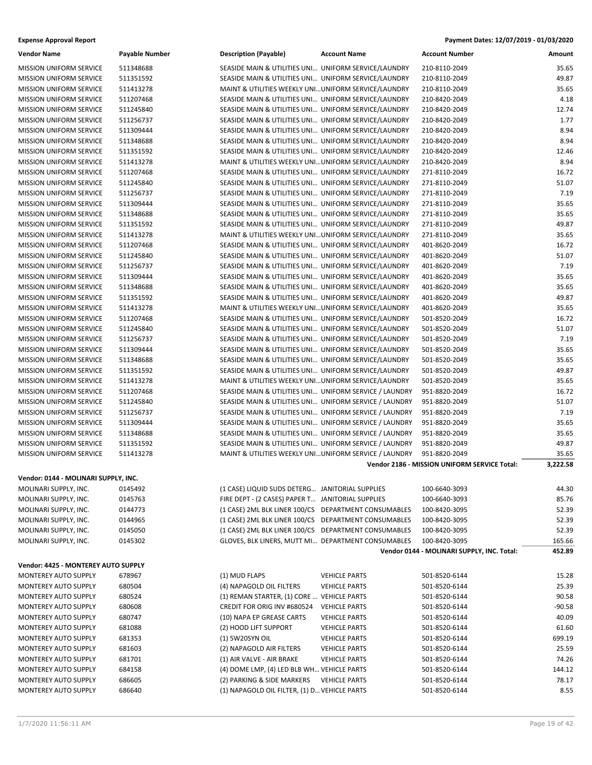| Vendor Name | Payable Number | Description (Payable) | Account Name | Account Number | Amount |
|---|---|---|---|---|---|
| MISSION UNIFORM SERVICE | 511348688 | SEASIDE MAIN & UTILITIES UNI… | UNIFORM SERVICE/LAUNDRY | 210-8110-2049 | 35.65 |
| MISSION UNIFORM SERVICE | 511351592 | SEASIDE MAIN & UTILITIES UNI… | UNIFORM SERVICE/LAUNDRY | 210-8110-2049 | 49.87 |
| MISSION UNIFORM SERVICE | 511413278 | MAINT & UTILITIES WEEKLY UNI… | UNIFORM SERVICE/LAUNDRY | 210-8110-2049 | 35.65 |
| MISSION UNIFORM SERVICE | 511207468 | SEASIDE MAIN & UTILITIES UNI… | UNIFORM SERVICE/LAUNDRY | 210-8420-2049 | 4.18 |
| MISSION UNIFORM SERVICE | 511245840 | SEASIDE MAIN & UTILITIES UNI… | UNIFORM SERVICE/LAUNDRY | 210-8420-2049 | 12.74 |
| MISSION UNIFORM SERVICE | 511256737 | SEASIDE MAIN & UTILITIES UNI… | UNIFORM SERVICE/LAUNDRY | 210-8420-2049 | 1.77 |
| MISSION UNIFORM SERVICE | 511309444 | SEASIDE MAIN & UTILITIES UNI… | UNIFORM SERVICE/LAUNDRY | 210-8420-2049 | 8.94 |
| MISSION UNIFORM SERVICE | 511348688 | SEASIDE MAIN & UTILITIES UNI… | UNIFORM SERVICE/LAUNDRY | 210-8420-2049 | 8.94 |
| MISSION UNIFORM SERVICE | 511351592 | SEASIDE MAIN & UTILITIES UNI… | UNIFORM SERVICE/LAUNDRY | 210-8420-2049 | 12.46 |
| MISSION UNIFORM SERVICE | 511413278 | MAINT & UTILITIES WEEKLY UNI… | UNIFORM SERVICE/LAUNDRY | 210-8420-2049 | 8.94 |
| MISSION UNIFORM SERVICE | 511207468 | SEASIDE MAIN & UTILITIES UNI… | UNIFORM SERVICE/LAUNDRY | 271-8110-2049 | 16.72 |
| MISSION UNIFORM SERVICE | 511245840 | SEASIDE MAIN & UTILITIES UNI… | UNIFORM SERVICE/LAUNDRY | 271-8110-2049 | 51.07 |
| MISSION UNIFORM SERVICE | 511256737 | SEASIDE MAIN & UTILITIES UNI… | UNIFORM SERVICE/LAUNDRY | 271-8110-2049 | 7.19 |
| MISSION UNIFORM SERVICE | 511309444 | SEASIDE MAIN & UTILITIES UNI… | UNIFORM SERVICE/LAUNDRY | 271-8110-2049 | 35.65 |
| MISSION UNIFORM SERVICE | 511348688 | SEASIDE MAIN & UTILITIES UNI… | UNIFORM SERVICE/LAUNDRY | 271-8110-2049 | 35.65 |
| MISSION UNIFORM SERVICE | 511351592 | SEASIDE MAIN & UTILITIES UNI… | UNIFORM SERVICE/LAUNDRY | 271-8110-2049 | 49.87 |
| MISSION UNIFORM SERVICE | 511413278 | MAINT & UTILITIES WEEKLY UNI… | UNIFORM SERVICE/LAUNDRY | 271-8110-2049 | 35.65 |
| MISSION UNIFORM SERVICE | 511207468 | SEASIDE MAIN & UTILITIES UNI… | UNIFORM SERVICE/LAUNDRY | 401-8620-2049 | 16.72 |
| MISSION UNIFORM SERVICE | 511245840 | SEASIDE MAIN & UTILITIES UNI… | UNIFORM SERVICE/LAUNDRY | 401-8620-2049 | 51.07 |
| MISSION UNIFORM SERVICE | 511256737 | SEASIDE MAIN & UTILITIES UNI… | UNIFORM SERVICE/LAUNDRY | 401-8620-2049 | 7.19 |
| MISSION UNIFORM SERVICE | 511309444 | SEASIDE MAIN & UTILITIES UNI… | UNIFORM SERVICE/LAUNDRY | 401-8620-2049 | 35.65 |
| MISSION UNIFORM SERVICE | 511348688 | SEASIDE MAIN & UTILITIES UNI… | UNIFORM SERVICE/LAUNDRY | 401-8620-2049 | 35.65 |
| MISSION UNIFORM SERVICE | 511351592 | SEASIDE MAIN & UTILITIES UNI… | UNIFORM SERVICE/LAUNDRY | 401-8620-2049 | 49.87 |
| MISSION UNIFORM SERVICE | 511413278 | MAINT & UTILITIES WEEKLY UNI… | UNIFORM SERVICE/LAUNDRY | 401-8620-2049 | 35.65 |
| MISSION UNIFORM SERVICE | 511207468 | SEASIDE MAIN & UTILITIES UNI… | UNIFORM SERVICE/LAUNDRY | 501-8520-2049 | 16.72 |
| MISSION UNIFORM SERVICE | 511245840 | SEASIDE MAIN & UTILITIES UNI… | UNIFORM SERVICE/LAUNDRY | 501-8520-2049 | 51.07 |
| MISSION UNIFORM SERVICE | 511256737 | SEASIDE MAIN & UTILITIES UNI… | UNIFORM SERVICE/LAUNDRY | 501-8520-2049 | 7.19 |
| MISSION UNIFORM SERVICE | 511309444 | SEASIDE MAIN & UTILITIES UNI… | UNIFORM SERVICE/LAUNDRY | 501-8520-2049 | 35.65 |
| MISSION UNIFORM SERVICE | 511348688 | SEASIDE MAIN & UTILITIES UNI… | UNIFORM SERVICE/LAUNDRY | 501-8520-2049 | 35.65 |
| MISSION UNIFORM SERVICE | 511351592 | SEASIDE MAIN & UTILITIES UNI… | UNIFORM SERVICE/LAUNDRY | 501-8520-2049 | 49.87 |
| MISSION UNIFORM SERVICE | 511413278 | MAINT & UTILITIES WEEKLY UNI… | UNIFORM SERVICE/LAUNDRY | 501-8520-2049 | 35.65 |
| MISSION UNIFORM SERVICE | 511207468 | SEASIDE MAIN & UTILITIES UNI… | UNIFORM SERVICE / LAUNDRY | 951-8820-2049 | 16.72 |
| MISSION UNIFORM SERVICE | 511245840 | SEASIDE MAIN & UTILITIES UNI… | UNIFORM SERVICE / LAUNDRY | 951-8820-2049 | 51.07 |
| MISSION UNIFORM SERVICE | 511256737 | SEASIDE MAIN & UTILITIES UNI… | UNIFORM SERVICE / LAUNDRY | 951-8820-2049 | 7.19 |
| MISSION UNIFORM SERVICE | 511309444 | SEASIDE MAIN & UTILITIES UNI… | UNIFORM SERVICE / LAUNDRY | 951-8820-2049 | 35.65 |
| MISSION UNIFORM SERVICE | 511348688 | SEASIDE MAIN & UTILITIES UNI… | UNIFORM SERVICE / LAUNDRY | 951-8820-2049 | 35.65 |
| MISSION UNIFORM SERVICE | 511351592 | SEASIDE MAIN & UTILITIES UNI… | UNIFORM SERVICE / LAUNDRY | 951-8820-2049 | 49.87 |
| MISSION UNIFORM SERVICE | 511413278 | MAINT & UTILITIES WEEKLY UNI… | UNIFORM SERVICE / LAUNDRY | 951-8820-2049 | 35.65 |
| | | | | **Vendor 2186 - MISSION UNIFORM SERVICE Total:** | **3,222.58** |

**Vendor: 0144 - MOLINARI SUPPLY, INC.**

| Vendor Name | Payable Number | Description (Payable) | Account Name | Account Number | Amount |
|---|---|---|---|---|---|
| MOLINARI SUPPLY, INC. | 0145492 | (1 CASE) LIQUID SUDS DETERG… | JANITORIAL SUPPLIES | 100-6640-3093 | 44.30 |
| MOLINARI SUPPLY, INC. | 0145763 | FIRE DEPT - (2 CASES) PAPER T… | JANITORIAL SUPPLIES | 100-6640-3093 | 85.76 |
| MOLINARI SUPPLY, INC. | 0144773 | (1 CASE) 2ML BLK LINER 100/CS | DEPARTMENT CONSUMABLES | 100-8420-3095 | 52.39 |
| MOLINARI SUPPLY, INC. | 0144965 | (1 CASE) 2ML BLK LINER 100/CS | DEPARTMENT CONSUMABLES | 100-8420-3095 | 52.39 |
| MOLINARI SUPPLY, INC. | 0145050 | (1 CASE) 2ML BLK LINER 100/CS | DEPARTMENT CONSUMABLES | 100-8420-3095 | 52.39 |
| MOLINARI SUPPLY, INC. | 0145302 | GLOVES, BLK LINERS, MUTT MI… | DEPARTMENT CONSUMABLES | 100-8420-3095 | 165.66 |
| | | | | **Vendor 0144 - MOLINARI SUPPLY, INC. Total:** | **452.89** |

**Vendor: 4425 - MONTEREY AUTO SUPPLY**

| Vendor Name | Payable Number | Description (Payable) | Account Name | Account Number | Amount |
|---|---|---|---|---|---|
| MONTEREY AUTO SUPPLY | 678967 | (1) MUD FLAPS | VEHICLE PARTS | 501-8520-6144 | 15.28 |
| MONTEREY AUTO SUPPLY | 680504 | (4) NAPAGOLD OIL FILTERS | VEHICLE PARTS | 501-8520-6144 | 25.39 |
| MONTEREY AUTO SUPPLY | 680524 | (1) REMAN STARTER, (1) CORE … | VEHICLE PARTS | 501-8520-6144 | 90.58 |
| MONTEREY AUTO SUPPLY | 680608 | CREDIT FOR ORIG INV #680524 | VEHICLE PARTS | 501-8520-6144 | -90.58 |
| MONTEREY AUTO SUPPLY | 680747 | (10) NAPA EP GREASE CARTS | VEHICLE PARTS | 501-8520-6144 | 40.09 |
| MONTEREY AUTO SUPPLY | 681088 | (2) HOOD LIFT SUPPORT | VEHICLE PARTS | 501-8520-6144 | 61.60 |
| MONTEREY AUTO SUPPLY | 681353 | (1) 5W20SYN OIL | VEHICLE PARTS | 501-8520-6144 | 699.19 |
| MONTEREY AUTO SUPPLY | 681603 | (2) NAPAGOLD AIR FILTERS | VEHICLE PARTS | 501-8520-6144 | 25.59 |
| MONTEREY AUTO SUPPLY | 681701 | (1) AIR VALVE - AIR BRAKE | VEHICLE PARTS | 501-8520-6144 | 74.26 |
| MONTEREY AUTO SUPPLY | 684158 | (4) DOME LMP, (4) LED BLB WH… | VEHICLE PARTS | 501-8520-6144 | 144.12 |
| MONTEREY AUTO SUPPLY | 686605 | (2) PARKING & SIDE MARKERS | VEHICLE PARTS | 501-8520-6144 | 78.17 |
| MONTEREY AUTO SUPPLY | 686640 | (1) NAPAGOLD OIL FILTER, (1) D… | VEHICLE PARTS | 501-8520-6144 | 8.55 |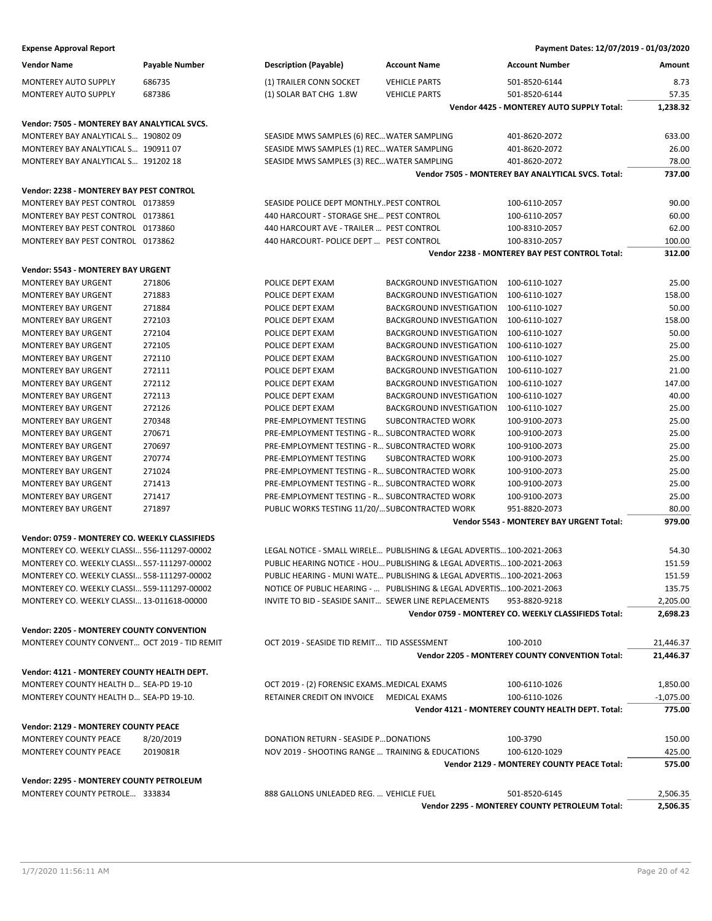**Expense Approval Report** — Payment Dates: 12/07/2019 - 01/03/2020

| Vendor Name | Payable Number | Description (Payable) | Account Name | Account Number | Amount |
|---|---|---|---|---|---|
| MONTEREY AUTO SUPPLY | 686735 | (1) TRAILER CONN SOCKET | VEHICLE PARTS | 501-8520-6144 | 8.73 |
| MONTEREY AUTO SUPPLY | 687386 | (1) SOLAR BAT CHG 1.8W | VEHICLE PARTS | 501-8520-6144 | 57.35 |
| | | | | **Vendor 4425 - MONTEREY AUTO SUPPLY Total:** | **1,238.32** |
| **Vendor: 7505 - MONTEREY BAY ANALYTICAL SVCS.** | | | | | |
| MONTEREY BAY ANALYTICAL S... | 190802 09 | SEASIDE MWS SAMPLES (6) REC... | WATER SAMPLING | 401-8620-2072 | 633.00 |
| MONTEREY BAY ANALYTICAL S... | 190911 07 | SEASIDE MWS SAMPLES (1) REC... | WATER SAMPLING | 401-8620-2072 | 26.00 |
| MONTEREY BAY ANALYTICAL S... | 191202 18 | SEASIDE MWS SAMPLES (3) REC... | WATER SAMPLING | 401-8620-2072 | 78.00 |
| | | | | **Vendor 7505 - MONTEREY BAY ANALYTICAL SVCS. Total:** | **737.00** |
| **Vendor: 2238 - MONTEREY BAY PEST CONTROL** | | | | | |
| MONTEREY BAY PEST CONTROL | 0173859 | SEASIDE POLICE DEPT MONTHLY... | PEST CONTROL | 100-6110-2057 | 90.00 |
| MONTEREY BAY PEST CONTROL | 0173861 | 440 HARCOURT - STORAGE SHE... | PEST CONTROL | 100-6110-2057 | 60.00 |
| MONTEREY BAY PEST CONTROL | 0173860 | 440 HARCOURT AVE - TRAILER ... | PEST CONTROL | 100-8310-2057 | 62.00 |
| MONTEREY BAY PEST CONTROL | 0173862 | 440 HARCOURT- POLICE DEPT ... | PEST CONTROL | 100-8310-2057 | 100.00 |
| | | | | **Vendor 2238 - MONTEREY BAY PEST CONTROL Total:** | **312.00** |
| **Vendor: 5543 - MONTEREY BAY URGENT** | | | | | |
| MONTEREY BAY URGENT | 271806 | POLICE DEPT EXAM | BACKGROUND INVESTIGATION | 100-6110-1027 | 25.00 |
| MONTEREY BAY URGENT | 271883 | POLICE DEPT EXAM | BACKGROUND INVESTIGATION | 100-6110-1027 | 158.00 |
| MONTEREY BAY URGENT | 271884 | POLICE DEPT EXAM | BACKGROUND INVESTIGATION | 100-6110-1027 | 50.00 |
| MONTEREY BAY URGENT | 272103 | POLICE DEPT EXAM | BACKGROUND INVESTIGATION | 100-6110-1027 | 158.00 |
| MONTEREY BAY URGENT | 272104 | POLICE DEPT EXAM | BACKGROUND INVESTIGATION | 100-6110-1027 | 50.00 |
| MONTEREY BAY URGENT | 272105 | POLICE DEPT EXAM | BACKGROUND INVESTIGATION | 100-6110-1027 | 25.00 |
| MONTEREY BAY URGENT | 272110 | POLICE DEPT EXAM | BACKGROUND INVESTIGATION | 100-6110-1027 | 25.00 |
| MONTEREY BAY URGENT | 272111 | POLICE DEPT EXAM | BACKGROUND INVESTIGATION | 100-6110-1027 | 21.00 |
| MONTEREY BAY URGENT | 272112 | POLICE DEPT EXAM | BACKGROUND INVESTIGATION | 100-6110-1027 | 147.00 |
| MONTEREY BAY URGENT | 272113 | POLICE DEPT EXAM | BACKGROUND INVESTIGATION | 100-6110-1027 | 40.00 |
| MONTEREY BAY URGENT | 272126 | POLICE DEPT EXAM | BACKGROUND INVESTIGATION | 100-6110-1027 | 25.00 |
| MONTEREY BAY URGENT | 270348 | PRE-EMPLOYMENT TESTING | SUBCONTRACTED WORK | 100-9100-2073 | 25.00 |
| MONTEREY BAY URGENT | 270671 | PRE-EMPLOYMENT TESTING - R... | SUBCONTRACTED WORK | 100-9100-2073 | 25.00 |
| MONTEREY BAY URGENT | 270697 | PRE-EMPLOYMENT TESTING - R... | SUBCONTRACTED WORK | 100-9100-2073 | 25.00 |
| MONTEREY BAY URGENT | 270774 | PRE-EMPLOYMENT TESTING | SUBCONTRACTED WORK | 100-9100-2073 | 25.00 |
| MONTEREY BAY URGENT | 271024 | PRE-EMPLOYMENT TESTING - R... | SUBCONTRACTED WORK | 100-9100-2073 | 25.00 |
| MONTEREY BAY URGENT | 271413 | PRE-EMPLOYMENT TESTING - R... | SUBCONTRACTED WORK | 100-9100-2073 | 25.00 |
| MONTEREY BAY URGENT | 271417 | PRE-EMPLOYMENT TESTING - R... | SUBCONTRACTED WORK | 100-9100-2073 | 25.00 |
| MONTEREY BAY URGENT | 271897 | PUBLIC WORKS TESTING 11/20/... | SUBCONTRACTED WORK | 951-8820-2073 | 80.00 |
| | | | | **Vendor 5543 - MONTEREY BAY URGENT Total:** | **979.00** |
| **Vendor: 0759 - MONTEREY CO. WEEKLY CLASSIFIEDS** | | | | | |
| MONTEREY CO. WEEKLY CLASSI... | 556-111297-00002 | LEGAL NOTICE - SMALL WIRELE... | PUBLISHING & LEGAL ADVERTIS... | 100-2021-2063 | 54.30 |
| MONTEREY CO. WEEKLY CLASSI... | 557-111297-00002 | PUBLIC HEARING NOTICE - HOU... | PUBLISHING & LEGAL ADVERTIS... | 100-2021-2063 | 151.59 |
| MONTEREY CO. WEEKLY CLASSI... | 558-111297-00002 | PUBLIC HEARING - MUNI WATE... | PUBLISHING & LEGAL ADVERTIS... | 100-2021-2063 | 151.59 |
| MONTEREY CO. WEEKLY CLASSI... | 559-111297-00002 | NOTICE OF PUBLIC HEARING - ... | PUBLISHING & LEGAL ADVERTIS... | 100-2021-2063 | 135.75 |
| MONTEREY CO. WEEKLY CLASSI... | 13-011618-00000 | INVITE TO BID - SEASIDE SANIT... | SEWER LINE REPLACEMENTS | 953-8820-9218 | 2,205.00 |
| | | | | **Vendor 0759 - MONTEREY CO. WEEKLY CLASSIFIEDS Total:** | **2,698.23** |
| **Vendor: 2205 - MONTEREY COUNTY CONVENTION** | | | | | |
| MONTEREY COUNTY CONVENT... | OCT 2019 - TID REMIT | OCT 2019 - SEASIDE TID REMIT... | TID ASSESSMENT | 100-2010 | 21,446.37 |
| | | | | **Vendor 2205 - MONTEREY COUNTY CONVENTION Total:** | **21,446.37** |
| **Vendor: 4121 - MONTEREY COUNTY HEALTH DEPT.** | | | | | |
| MONTEREY COUNTY HEALTH D... | SEA-PD 19-10 | OCT 2019 - (2) FORENSIC EXAMS... | MEDICAL EXAMS | 100-6110-1026 | 1,850.00 |
| MONTEREY COUNTY HEALTH D... | SEA-PD 19-10. | RETAINER CREDIT ON INVOICE | MEDICAL EXAMS | 100-6110-1026 | -1,075.00 |
| | | | | **Vendor 4121 - MONTEREY COUNTY HEALTH DEPT. Total:** | **775.00** |
| **Vendor: 2129 - MONTEREY COUNTY PEACE** | | | | | |
| MONTEREY COUNTY PEACE | 8/20/2019 | DONATION RETURN - SEASIDE P... | DONATIONS | 100-3790 | 150.00 |
| MONTEREY COUNTY PEACE | 2019081R | NOV 2019 - SHOOTING RANGE ... | TRAINING & EDUCATIONS | 100-6120-1029 | 425.00 |
| | | | | **Vendor 2129 - MONTEREY COUNTY PEACE Total:** | **575.00** |
| **Vendor: 2295 - MONTEREY COUNTY PETROLEUM** | | | | | |
| MONTEREY COUNTY PETROLE... | 333834 | 888 GALLONS UNLEADED REG. ... | VEHICLE FUEL | 501-8520-6145 | 2,506.35 |
| | | | | **Vendor 2295 - MONTEREY COUNTY PETROLEUM Total:** | **2,506.35** |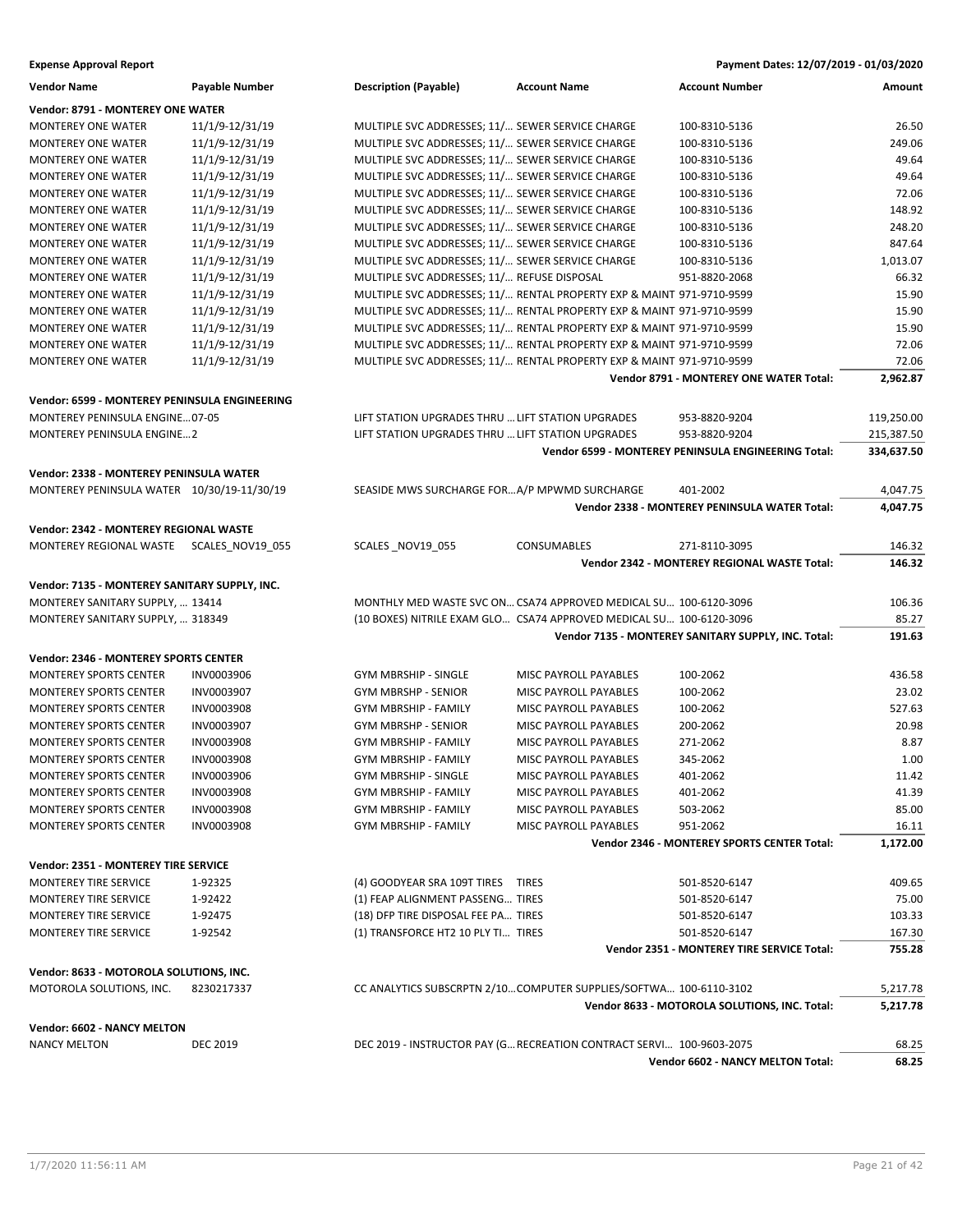**Expense Approval Report** — Payment Dates: 12/07/2019 - 01/03/2020

| Vendor Name | Payable Number | Description (Payable) | Account Name | Account Number | Amount |
|---|---|---|---|---|---|
| **Vendor: 8791 - MONTEREY ONE WATER** | | | | | |
| MONTEREY ONE WATER | 11/1/9-12/31/19 | MULTIPLE SVC ADDRESSES; 11/... | SEWER SERVICE CHARGE | 100-8310-5136 | 26.50 |
| MONTEREY ONE WATER | 11/1/9-12/31/19 | MULTIPLE SVC ADDRESSES; 11/... | SEWER SERVICE CHARGE | 100-8310-5136 | 249.06 |
| MONTEREY ONE WATER | 11/1/9-12/31/19 | MULTIPLE SVC ADDRESSES; 11/... | SEWER SERVICE CHARGE | 100-8310-5136 | 49.64 |
| MONTEREY ONE WATER | 11/1/9-12/31/19 | MULTIPLE SVC ADDRESSES; 11/... | SEWER SERVICE CHARGE | 100-8310-5136 | 49.64 |
| MONTEREY ONE WATER | 11/1/9-12/31/19 | MULTIPLE SVC ADDRESSES; 11/... | SEWER SERVICE CHARGE | 100-8310-5136 | 72.06 |
| MONTEREY ONE WATER | 11/1/9-12/31/19 | MULTIPLE SVC ADDRESSES; 11/... | SEWER SERVICE CHARGE | 100-8310-5136 | 148.92 |
| MONTEREY ONE WATER | 11/1/9-12/31/19 | MULTIPLE SVC ADDRESSES; 11/... | SEWER SERVICE CHARGE | 100-8310-5136 | 248.20 |
| MONTEREY ONE WATER | 11/1/9-12/31/19 | MULTIPLE SVC ADDRESSES; 11/... | SEWER SERVICE CHARGE | 100-8310-5136 | 847.64 |
| MONTEREY ONE WATER | 11/1/9-12/31/19 | MULTIPLE SVC ADDRESSES; 11/... | SEWER SERVICE CHARGE | 100-8310-5136 | 1,013.07 |
| MONTEREY ONE WATER | 11/1/9-12/31/19 | MULTIPLE SVC ADDRESSES; 11/... | REFUSE DISPOSAL | 951-8820-2068 | 66.32 |
| MONTEREY ONE WATER | 11/1/9-12/31/19 | MULTIPLE SVC ADDRESSES; 11/... | RENTAL PROPERTY EXP & MAINT | 971-9710-9599 | 15.90 |
| MONTEREY ONE WATER | 11/1/9-12/31/19 | MULTIPLE SVC ADDRESSES; 11/... | RENTAL PROPERTY EXP & MAINT | 971-9710-9599 | 15.90 |
| MONTEREY ONE WATER | 11/1/9-12/31/19 | MULTIPLE SVC ADDRESSES; 11/... | RENTAL PROPERTY EXP & MAINT | 971-9710-9599 | 15.90 |
| MONTEREY ONE WATER | 11/1/9-12/31/19 | MULTIPLE SVC ADDRESSES; 11/... | RENTAL PROPERTY EXP & MAINT | 971-9710-9599 | 72.06 |
| MONTEREY ONE WATER | 11/1/9-12/31/19 | MULTIPLE SVC ADDRESSES; 11/... | RENTAL PROPERTY EXP & MAINT | 971-9710-9599 | 72.06 |
| | | | | **Vendor 8791 - MONTEREY ONE WATER Total:** | **2,962.87** |
| **Vendor: 6599 - MONTEREY PENINSULA ENGINEERING** | | | | | |
| MONTEREY PENINSULA ENGINE... | 07-05 | LIFT STATION UPGRADES THRU ... | LIFT STATION UPGRADES | 953-8820-9204 | 119,250.00 |
| MONTEREY PENINSULA ENGINE... | 2 | LIFT STATION UPGRADES THRU ... | LIFT STATION UPGRADES | 953-8820-9204 | 215,387.50 |
| | | | | **Vendor 6599 - MONTEREY PENINSULA ENGINEERING Total:** | **334,637.50** |
| **Vendor: 2338 - MONTEREY PENINSULA WATER** | | | | | |
| MONTEREY PENINSULA WATER | 10/30/19-11/30/19 | SEASIDE MWS SURCHARGE FOR... | A/P MPWMD SURCHARGE | 401-2002 | 4,047.75 |
| | | | | **Vendor 2338 - MONTEREY PENINSULA WATER Total:** | **4,047.75** |
| **Vendor: 2342 - MONTEREY REGIONAL WASTE** | | | | | |
| MONTEREY REGIONAL WASTE | SCALES_NOV19_055 | SCALES _NOV19_055 | CONSUMABLES | 271-8110-3095 | 146.32 |
| | | | | **Vendor 2342 - MONTEREY REGIONAL WASTE Total:** | **146.32** |
| **Vendor: 7135 - MONTEREY SANITARY SUPPLY, INC.** | | | | | |
| MONTEREY SANITARY SUPPLY, ... | 13414 | MONTHLY MED WASTE SVC ON... | CSA74 APPROVED MEDICAL SU... | 100-6120-3096 | 106.36 |
| MONTEREY SANITARY SUPPLY, ... | 318349 | (10 BOXES) NITRILE EXAM GLO... | CSA74 APPROVED MEDICAL SU... | 100-6120-3096 | 85.27 |
| | | | | **Vendor 7135 - MONTEREY SANITARY SUPPLY, INC. Total:** | **191.63** |
| **Vendor: 2346 - MONTEREY SPORTS CENTER** | | | | | |
| MONTEREY SPORTS CENTER | INV0003906 | GYM MBRSHIP - SINGLE | MISC PAYROLL PAYABLES | 100-2062 | 436.58 |
| MONTEREY SPORTS CENTER | INV0003907 | GYM MBRSHP - SENIOR | MISC PAYROLL PAYABLES | 100-2062 | 23.02 |
| MONTEREY SPORTS CENTER | INV0003908 | GYM MBRSHIP - FAMILY | MISC PAYROLL PAYABLES | 100-2062 | 527.63 |
| MONTEREY SPORTS CENTER | INV0003907 | GYM MBRSHP - SENIOR | MISC PAYROLL PAYABLES | 200-2062 | 20.98 |
| MONTEREY SPORTS CENTER | INV0003908 | GYM MBRSHIP - FAMILY | MISC PAYROLL PAYABLES | 271-2062 | 8.87 |
| MONTEREY SPORTS CENTER | INV0003908 | GYM MBRSHIP - FAMILY | MISC PAYROLL PAYABLES | 345-2062 | 1.00 |
| MONTEREY SPORTS CENTER | INV0003906 | GYM MBRSHIP - SINGLE | MISC PAYROLL PAYABLES | 401-2062 | 11.42 |
| MONTEREY SPORTS CENTER | INV0003908 | GYM MBRSHIP - FAMILY | MISC PAYROLL PAYABLES | 401-2062 | 41.39 |
| MONTEREY SPORTS CENTER | INV0003908 | GYM MBRSHIP - FAMILY | MISC PAYROLL PAYABLES | 503-2062 | 85.00 |
| MONTEREY SPORTS CENTER | INV0003908 | GYM MBRSHIP - FAMILY | MISC PAYROLL PAYABLES | 951-2062 | 16.11 |
| | | | | **Vendor 2346 - MONTEREY SPORTS CENTER Total:** | **1,172.00** |
| **Vendor: 2351 - MONTEREY TIRE SERVICE** | | | | | |
| MONTEREY TIRE SERVICE | 1-92325 | (4) GOODYEAR SRA 109T TIRES | TIRES | 501-8520-6147 | 409.65 |
| MONTEREY TIRE SERVICE | 1-92422 | (1) FEAP ALIGNMENT PASSENG... | TIRES | 501-8520-6147 | 75.00 |
| MONTEREY TIRE SERVICE | 1-92475 | (18) DFP TIRE DISPOSAL FEE PA... | TIRES | 501-8520-6147 | 103.33 |
| MONTEREY TIRE SERVICE | 1-92542 | (1) TRANSFORCE HT2 10 PLY TI... | TIRES | 501-8520-6147 | 167.30 |
| | | | | **Vendor 2351 - MONTEREY TIRE SERVICE Total:** | **755.28** |
| **Vendor: 8633 - MOTOROLA SOLUTIONS, INC.** | | | | | |
| MOTOROLA SOLUTIONS, INC. | 8230217337 | CC ANALYTICS SUBSCRPTN 2/10... | COMPUTER SUPPLIES/SOFTWA... | 100-6110-3102 | 5,217.78 |
| | | | | **Vendor 8633 - MOTOROLA SOLUTIONS, INC. Total:** | **5,217.78** |
| **Vendor: 6602 - NANCY MELTON** | | | | | |
| NANCY MELTON | DEC 2019 | DEC 2019 - INSTRUCTOR PAY (G... | RECREATION CONTRACT SERVI... | 100-9603-2075 | 68.25 |
| | | | | **Vendor 6602 - NANCY MELTON Total:** | **68.25** |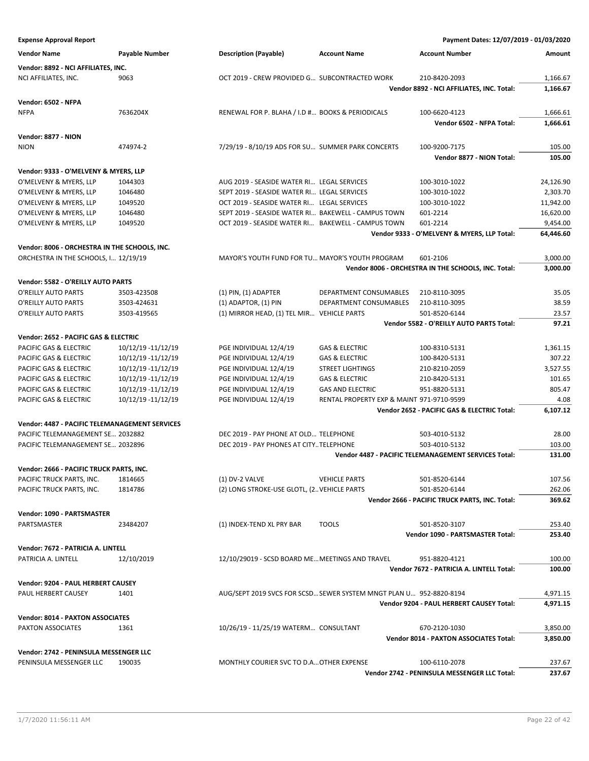**Expense Approval Report** — Payment Dates: 12/07/2019 - 01/03/2020

| Vendor Name | Payable Number | Description (Payable) | Account Name | Account Number | Amount |
|---|---|---|---|---|---|
| **Vendor: 8892 - NCI AFFILIATES, INC.** | | | | | |
| NCI AFFILIATES, INC. | 9063 | OCT 2019 - CREW PROVIDED G... | SUBCONTRACTED WORK | 210-8420-2093 | 1,166.67 |
| | | | | **Vendor 8892 - NCI AFFILIATES, INC. Total:** | **1,166.67** |
| **Vendor: 6502 - NFPA** | | | | | |
| NFPA | 7636204X | RENEWAL FOR P. BLAHA / I.D #... | BOOKS & PERIODICALS | 100-6620-4123 | 1,666.61 |
| | | | | **Vendor 6502 - NFPA Total:** | **1,666.61** |
| **Vendor: 8877 - NION** | | | | | |
| NION | 474974-2 | 7/29/19 - 8/10/19 ADS FOR SU... | SUMMER PARK CONCERTS | 100-9200-7175 | 105.00 |
| | | | | **Vendor 8877 - NION Total:** | **105.00** |
| **Vendor: 9333 - O'MELVENY & MYERS, LLP** | | | | | |
| O'MELVENY & MYERS, LLP | 1044303 | AUG 2019 - SEASIDE WATER RI... | LEGAL SERVICES | 100-3010-1022 | 24,126.90 |
| O'MELVENY & MYERS, LLP | 1046480 | SEPT 2019 - SEASIDE WATER RI... | LEGAL SERVICES | 100-3010-1022 | 2,303.70 |
| O'MELVENY & MYERS, LLP | 1049520 | OCT 2019 - SEASIDE WATER RI... | LEGAL SERVICES | 100-3010-1022 | 11,942.00 |
| O'MELVENY & MYERS, LLP | 1046480 | SEPT 2019 - SEASIDE WATER RI... | BAKEWELL - CAMPUS TOWN | 601-2214 | 16,620.00 |
| O'MELVENY & MYERS, LLP | 1049520 | OCT 2019 - SEASIDE WATER RI... | BAKEWELL - CAMPUS TOWN | 601-2214 | 9,454.00 |
| | | | | **Vendor 9333 - O'MELVENY & MYERS, LLP Total:** | **64,446.60** |
| **Vendor: 8006 - ORCHESTRA IN THE SCHOOLS, INC.** | | | | | |
| ORCHESTRA IN THE SCHOOLS, I... | 12/19/19 | MAYOR'S YOUTH FUND FOR TU... | MAYOR'S YOUTH PROGRAM | 601-2106 | 3,000.00 |
| | | | | **Vendor 8006 - ORCHESTRA IN THE SCHOOLS, INC. Total:** | **3,000.00** |
| **Vendor: 5582 - O'REILLY AUTO PARTS** | | | | | |
| O'REILLY AUTO PARTS | 3503-423508 | (1) PIN, (1) ADAPTER | DEPARTMENT CONSUMABLES | 210-8110-3095 | 35.05 |
| O'REILLY AUTO PARTS | 3503-424631 | (1) ADAPTOR, (1) PIN | DEPARTMENT CONSUMABLES | 210-8110-3095 | 38.59 |
| O'REILLY AUTO PARTS | 3503-419565 | (1) MIRROR HEAD, (1) TEL MIR... | VEHICLE PARTS | 501-8520-6144 | 23.57 |
| | | | | **Vendor 5582 - O'REILLY AUTO PARTS Total:** | **97.21** |
| **Vendor: 2652 - PACIFIC GAS & ELECTRIC** | | | | | |
| PACIFIC GAS & ELECTRIC | 10/12/19 -11/12/19 | PGE INDIVIDUAL 12/4/19 | GAS & ELECTRIC | 100-8310-5131 | 1,361.15 |
| PACIFIC GAS & ELECTRIC | 10/12/19 -11/12/19 | PGE INDIVIDUAL 12/4/19 | GAS & ELECTRIC | 100-8420-5131 | 307.22 |
| PACIFIC GAS & ELECTRIC | 10/12/19 -11/12/19 | PGE INDIVIDUAL 12/4/19 | STREET LIGHTINGS | 210-8210-2059 | 3,527.55 |
| PACIFIC GAS & ELECTRIC | 10/12/19 -11/12/19 | PGE INDIVIDUAL 12/4/19 | GAS & ELECTRIC | 210-8420-5131 | 101.65 |
| PACIFIC GAS & ELECTRIC | 10/12/19 -11/12/19 | PGE INDIVIDUAL 12/4/19 | GAS AND ELECTRIC | 951-8820-5131 | 805.47 |
| PACIFIC GAS & ELECTRIC | 10/12/19 -11/12/19 | PGE INDIVIDUAL 12/4/19 | RENTAL PROPERTY EXP & MAINT | 971-9710-9599 | 4.08 |
| | | | | **Vendor 2652 - PACIFIC GAS & ELECTRIC Total:** | **6,107.12** |
| **Vendor: 4487 - PACIFIC TELEMANAGEMENT SERVICES** | | | | | |
| PACIFIC TELEMANAGEMENT SE... | 2032882 | DEC 2019 - PAY PHONE AT OLD... | TELEPHONE | 503-4010-5132 | 28.00 |
| PACIFIC TELEMANAGEMENT SE... | 2032896 | DEC 2019 - PAY PHONES AT CITY... | TELEPHONE | 503-4010-5132 | 103.00 |
| | | | | **Vendor 4487 - PACIFIC TELEMANAGEMENT SERVICES Total:** | **131.00** |
| **Vendor: 2666 - PACIFIC TRUCK PARTS, INC.** | | | | | |
| PACIFIC TRUCK PARTS, INC. | 1814665 | (1) DV-2 VALVE | VEHICLE PARTS | 501-8520-6144 | 107.56 |
| PACIFIC TRUCK PARTS, INC. | 1814786 | (2) LONG STROKE-USE GLOTL, (2... | VEHICLE PARTS | 501-8520-6144 | 262.06 |
| | | | | **Vendor 2666 - PACIFIC TRUCK PARTS, INC. Total:** | **369.62** |
| **Vendor: 1090 - PARTSMASTER** | | | | | |
| PARTSMASTER | 23484207 | (1) INDEX-TEND XL PRY BAR | TOOLS | 501-8520-3107 | 253.40 |
| | | | | **Vendor 1090 - PARTSMASTER Total:** | **253.40** |
| **Vendor: 7672 - PATRICIA A. LINTELL** | | | | | |
| PATRICIA A. LINTELL | 12/10/2019 | 12/10/29019 - SCSD BOARD ME... | MEETINGS AND TRAVEL | 951-8820-4121 | 100.00 |
| | | | | **Vendor 7672 - PATRICIA A. LINTELL Total:** | **100.00** |
| **Vendor: 9204 - PAUL HERBERT CAUSEY** | | | | | |
| PAUL HERBERT CAUSEY | 1401 | AUG/SEPT 2019 SVCS FOR SCSD... | SEWER SYSTEM MNGT PLAN U... | 952-8820-8194 | 4,971.15 |
| | | | | **Vendor 9204 - PAUL HERBERT CAUSEY Total:** | **4,971.15** |
| **Vendor: 8014 - PAXTON ASSOCIATES** | | | | | |
| PAXTON ASSOCIATES | 1361 | 10/26/19 - 11/25/19 WATERM... | CONSULTANT | 670-2120-1030 | 3,850.00 |
| | | | | **Vendor 8014 - PAXTON ASSOCIATES Total:** | **3,850.00** |
| **Vendor: 2742 - PENINSULA MESSENGER LLC** | | | | | |
| PENINSULA MESSENGER LLC | 190035 | MONTHLY COURIER SVC TO D.A... | OTHER EXPENSE | 100-6110-2078 | 237.67 |
| | | | | **Vendor 2742 - PENINSULA MESSENGER LLC Total:** | **237.67** |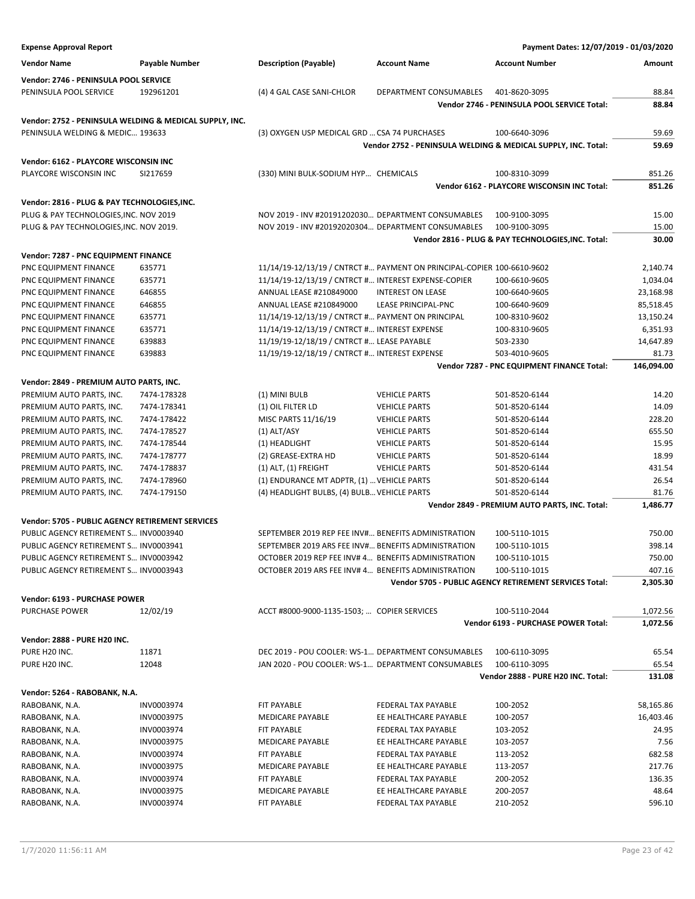**Expense Approval Report** — Payment Dates: 12/07/2019 - 01/03/2020

| Vendor Name | Payable Number | Description (Payable) | Account Name | Account Number | Amount |
|---|---|---|---|---|---|
| **Vendor: 2746 - PENINSULA POOL SERVICE** | | | | | |
| PENINSULA POOL SERVICE | 192961201 | (4) 4 GAL CASE SANI-CHLOR | DEPARTMENT CONSUMABLES | 401-8620-3095 | 88.84 |
| | | | | **Vendor 2746 - PENINSULA POOL SERVICE Total:** | **88.84** |
| **Vendor: 2752 - PENINSULA WELDING & MEDICAL SUPPLY, INC.** | | | | | |
| PENINSULA WELDING & MEDIC… | 193633 | (3) OXYGEN USP MEDICAL GRD … | CSA 74 PURCHASES | 100-6640-3096 | 59.69 |
| | | | | **Vendor 2752 - PENINSULA WELDING & MEDICAL SUPPLY, INC. Total:** | **59.69** |
| **Vendor: 6162 - PLAYCORE WISCONSIN INC** | | | | | |
| PLAYCORE WISCONSIN INC | SI217659 | (330) MINI BULK-SODIUM HYP… | CHEMICALS | 100-8310-3099 | 851.26 |
| | | | | **Vendor 6162 - PLAYCORE WISCONSIN INC Total:** | **851.26** |
| **Vendor: 2816 - PLUG & PAY TECHNOLOGIES,INC.** | | | | | |
| PLUG & PAY TECHNOLOGIES,INC. | NOV 2019 | NOV 2019 - INV #20191202030… | DEPARTMENT CONSUMABLES | 100-9100-3095 | 15.00 |
| PLUG & PAY TECHNOLOGIES,INC. | NOV 2019. | NOV 2019 - INV #20192020304… | DEPARTMENT CONSUMABLES | 100-9100-3095 | 15.00 |
| | | | | **Vendor 2816 - PLUG & PAY TECHNOLOGIES,INC. Total:** | **30.00** |
| **Vendor: 7287 - PNC EQUIPMENT FINANCE** | | | | | |
| PNC EQUIPMENT FINANCE | 635771 | 11/14/19-12/13/19 / CNTRCT #… | PAYMENT ON PRINCIPAL-COPIER | 100-6610-9602 | 2,140.74 |
| PNC EQUIPMENT FINANCE | 635771 | 11/14/19-12/13/19 / CNTRCT #… | INTEREST EXPENSE-COPIER | 100-6610-9605 | 1,034.04 |
| PNC EQUIPMENT FINANCE | 646855 | ANNUAL LEASE #210849000 | INTEREST ON LEASE | 100-6640-9605 | 23,168.98 |
| PNC EQUIPMENT FINANCE | 646855 | ANNUAL LEASE #210849000 | LEASE PRINCIPAL-PNC | 100-6640-9609 | 85,518.45 |
| PNC EQUIPMENT FINANCE | 635771 | 11/14/19-12/13/19 / CNTRCT #… | PAYMENT ON PRINCIPAL | 100-8310-9602 | 13,150.24 |
| PNC EQUIPMENT FINANCE | 635771 | 11/14/19-12/13/19 / CNTRCT #… | INTEREST EXPENSE | 100-8310-9605 | 6,351.93 |
| PNC EQUIPMENT FINANCE | 639883 | 11/19/19-12/18/19 / CNTRCT #… | LEASE PAYABLE | 503-2330 | 14,647.89 |
| PNC EQUIPMENT FINANCE | 639883 | 11/19/19-12/18/19 / CNTRCT #… | INTEREST EXPENSE | 503-4010-9605 | 81.73 |
| | | | | **Vendor 7287 - PNC EQUIPMENT FINANCE Total:** | **146,094.00** |
| **Vendor: 2849 - PREMIUM AUTO PARTS, INC.** | | | | | |
| PREMIUM AUTO PARTS, INC. | 7474-178328 | (1) MINI BULB | VEHICLE PARTS | 501-8520-6144 | 14.20 |
| PREMIUM AUTO PARTS, INC. | 7474-178341 | (1) OIL FILTER LD | VEHICLE PARTS | 501-8520-6144 | 14.09 |
| PREMIUM AUTO PARTS, INC. | 7474-178422 | MISC PARTS 11/16/19 | VEHICLE PARTS | 501-8520-6144 | 228.20 |
| PREMIUM AUTO PARTS, INC. | 7474-178527 | (1) ALT/ASY | VEHICLE PARTS | 501-8520-6144 | 655.50 |
| PREMIUM AUTO PARTS, INC. | 7474-178544 | (1) HEADLIGHT | VEHICLE PARTS | 501-8520-6144 | 15.95 |
| PREMIUM AUTO PARTS, INC. | 7474-178777 | (2) GREASE-EXTRA HD | VEHICLE PARTS | 501-8520-6144 | 18.99 |
| PREMIUM AUTO PARTS, INC. | 7474-178837 | (1) ALT, (1) FREIGHT | VEHICLE PARTS | 501-8520-6144 | 431.54 |
| PREMIUM AUTO PARTS, INC. | 7474-178960 | (1) ENDURANCE MT ADPTR, (1) … | VEHICLE PARTS | 501-8520-6144 | 26.54 |
| PREMIUM AUTO PARTS, INC. | 7474-179150 | (4) HEADLIGHT BULBS, (4) BULB… | VEHICLE PARTS | 501-8520-6144 | 81.76 |
| | | | | **Vendor 2849 - PREMIUM AUTO PARTS, INC. Total:** | **1,486.77** |
| **Vendor: 5705 - PUBLIC AGENCY RETIREMENT SERVICES** | | | | | |
| PUBLIC AGENCY RETIREMENT S… | INV0003940 | SEPTEMBER 2019 REP FEE INV#… | BENEFITS ADMINISTRATION | 100-5110-1015 | 750.00 |
| PUBLIC AGENCY RETIREMENT S… | INV0003941 | SEPTEMBER 2019 ARS FEE INV#… | BENEFITS ADMINISTRATION | 100-5110-1015 | 398.14 |
| PUBLIC AGENCY RETIREMENT S… | INV0003942 | OCTOBER 2019 REP FEE INV# 4… | BENEFITS ADMINISTRATION | 100-5110-1015 | 750.00 |
| PUBLIC AGENCY RETIREMENT S… | INV0003943 | OCTOBER 2019 ARS FEE INV# 4… | BENEFITS ADMINISTRATION | 100-5110-1015 | 407.16 |
| | | | | **Vendor 5705 - PUBLIC AGENCY RETIREMENT SERVICES Total:** | **2,305.30** |
| **Vendor: 6193 - PURCHASE POWER** | | | | | |
| PURCHASE POWER | 12/02/19 | ACCT #8000-9000-1135-1503; … | COPIER SERVICES | 100-5110-2044 | 1,072.56 |
| | | | | **Vendor 6193 - PURCHASE POWER Total:** | **1,072.56** |
| **Vendor: 2888 - PURE H20 INC.** | | | | | |
| PURE H20 INC. | 11871 | DEC 2019 - POU COOLER: WS-1… | DEPARTMENT CONSUMABLES | 100-6110-3095 | 65.54 |
| PURE H20 INC. | 12048 | JAN 2020 - POU COOLER: WS-1… | DEPARTMENT CONSUMABLES | 100-6110-3095 | 65.54 |
| | | | | **Vendor 2888 - PURE H20 INC. Total:** | **131.08** |
| **Vendor: 5264 - RABOBANK, N.A.** | | | | | |
| RABOBANK, N.A. | INV0003974 | FIT PAYABLE | FEDERAL TAX PAYABLE | 100-2052 | 58,165.86 |
| RABOBANK, N.A. | INV0003975 | MEDICARE PAYABLE | EE HEALTHCARE PAYABLE | 100-2057 | 16,403.46 |
| RABOBANK, N.A. | INV0003974 | FIT PAYABLE | FEDERAL TAX PAYABLE | 103-2052 | 24.95 |
| RABOBANK, N.A. | INV0003975 | MEDICARE PAYABLE | EE HEALTHCARE PAYABLE | 103-2057 | 7.56 |
| RABOBANK, N.A. | INV0003974 | FIT PAYABLE | FEDERAL TAX PAYABLE | 113-2052 | 682.58 |
| RABOBANK, N.A. | INV0003975 | MEDICARE PAYABLE | EE HEALTHCARE PAYABLE | 113-2057 | 217.76 |
| RABOBANK, N.A. | INV0003974 | FIT PAYABLE | FEDERAL TAX PAYABLE | 200-2052 | 136.35 |
| RABOBANK, N.A. | INV0003975 | MEDICARE PAYABLE | EE HEALTHCARE PAYABLE | 200-2057 | 48.64 |
| RABOBANK, N.A. | INV0003974 | FIT PAYABLE | FEDERAL TAX PAYABLE | 210-2052 | 596.10 |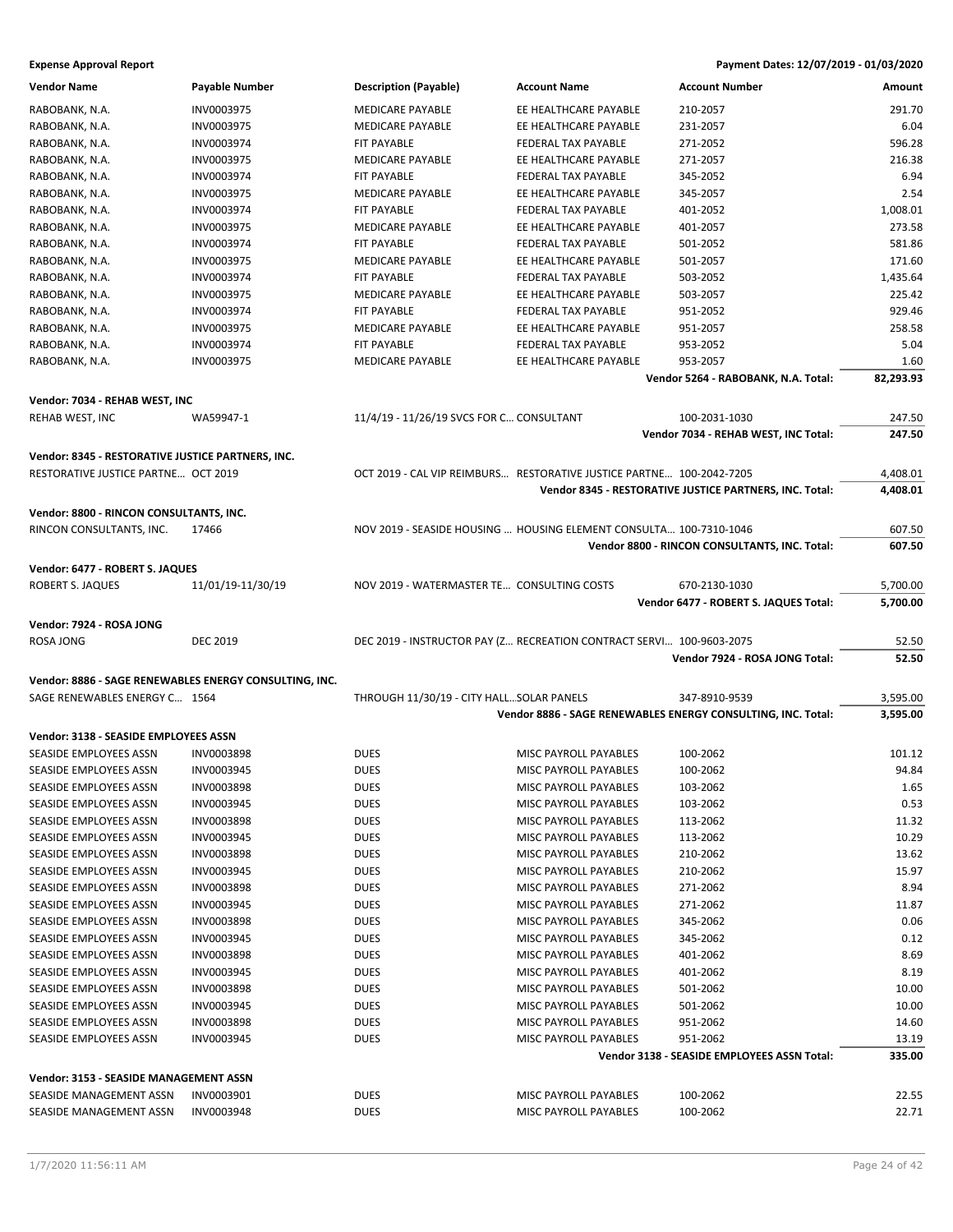**Expense Approval Report** — Payment Dates: 12/07/2019 - 01/03/2020

| Vendor Name | Payable Number | Description (Payable) | Account Name | Account Number | Amount |
|---|---|---|---|---|---|
| RABOBANK, N.A. | INV0003975 | MEDICARE PAYABLE | EE HEALTHCARE PAYABLE | 210-2057 | 291.70 |
| RABOBANK, N.A. | INV0003975 | MEDICARE PAYABLE | EE HEALTHCARE PAYABLE | 231-2057 | 6.04 |
| RABOBANK, N.A. | INV0003974 | FIT PAYABLE | FEDERAL TAX PAYABLE | 271-2052 | 596.28 |
| RABOBANK, N.A. | INV0003975 | MEDICARE PAYABLE | EE HEALTHCARE PAYABLE | 271-2057 | 216.38 |
| RABOBANK, N.A. | INV0003974 | FIT PAYABLE | FEDERAL TAX PAYABLE | 345-2052 | 6.94 |
| RABOBANK, N.A. | INV0003975 | MEDICARE PAYABLE | EE HEALTHCARE PAYABLE | 345-2057 | 2.54 |
| RABOBANK, N.A. | INV0003974 | FIT PAYABLE | FEDERAL TAX PAYABLE | 401-2052 | 1,008.01 |
| RABOBANK, N.A. | INV0003975 | MEDICARE PAYABLE | EE HEALTHCARE PAYABLE | 401-2057 | 273.58 |
| RABOBANK, N.A. | INV0003974 | FIT PAYABLE | FEDERAL TAX PAYABLE | 501-2052 | 581.86 |
| RABOBANK, N.A. | INV0003975 | MEDICARE PAYABLE | EE HEALTHCARE PAYABLE | 501-2057 | 171.60 |
| RABOBANK, N.A. | INV0003974 | FIT PAYABLE | FEDERAL TAX PAYABLE | 503-2052 | 1,435.64 |
| RABOBANK, N.A. | INV0003975 | MEDICARE PAYABLE | EE HEALTHCARE PAYABLE | 503-2057 | 225.42 |
| RABOBANK, N.A. | INV0003974 | FIT PAYABLE | FEDERAL TAX PAYABLE | 951-2052 | 929.46 |
| RABOBANK, N.A. | INV0003975 | MEDICARE PAYABLE | EE HEALTHCARE PAYABLE | 951-2057 | 258.58 |
| RABOBANK, N.A. | INV0003974 | FIT PAYABLE | FEDERAL TAX PAYABLE | 953-2052 | 5.04 |
| RABOBANK, N.A. | INV0003975 | MEDICARE PAYABLE | EE HEALTHCARE PAYABLE | 953-2057 | 1.60 |
| | | | | **Vendor 5264 - RABOBANK, N.A. Total:** | **82,293.93** |
| **Vendor: 7034 - REHAB WEST, INC** | | | | | |
| REHAB WEST, INC | WA59947-1 | 11/4/19 - 11/26/19 SVCS FOR C... | CONSULTANT | 100-2031-1030 | 247.50 |
| | | | | **Vendor 7034 - REHAB WEST, INC Total:** | **247.50** |
| **Vendor: 8345 - RESTORATIVE JUSTICE PARTNERS, INC.** | | | | | |
| RESTORATIVE JUSTICE PARTNE... | OCT 2019 | OCT 2019 - CAL VIP REIMBURS... | RESTORATIVE JUSTICE PARTNE... | 100-2042-7205 | 4,408.01 |
| | | | | **Vendor 8345 - RESTORATIVE JUSTICE PARTNERS, INC. Total:** | **4,408.01** |
| **Vendor: 8800 - RINCON CONSULTANTS, INC.** | | | | | |
| RINCON CONSULTANTS, INC. | 17466 | NOV 2019 - SEASIDE HOUSING ... | HOUSING ELEMENT CONSULTA... | 100-7310-1046 | 607.50 |
| | | | | **Vendor 8800 - RINCON CONSULTANTS, INC. Total:** | **607.50** |
| **Vendor: 6477 - ROBERT S. JAQUES** | | | | | |
| ROBERT S. JAQUES | 11/01/19-11/30/19 | NOV 2019 - WATERMASTER TE... | CONSULTING COSTS | 670-2130-1030 | 5,700.00 |
| | | | | **Vendor 6477 - ROBERT S. JAQUES Total:** | **5,700.00** |
| **Vendor: 7924 - ROSA JONG** | | | | | |
| ROSA JONG | DEC 2019 | DEC 2019 - INSTRUCTOR PAY (Z... | RECREATION CONTRACT SERVI... | 100-9603-2075 | 52.50 |
| | | | | **Vendor 7924 - ROSA JONG Total:** | **52.50** |
| **Vendor: 8886 - SAGE RENEWABLES ENERGY CONSULTING, INC.** | | | | | |
| SAGE RENEWABLES ENERGY C... | 1564 | THROUGH 11/30/19 - CITY HALL... | SOLAR PANELS | 347-8910-9539 | 3,595.00 |
| | | | | **Vendor 8886 - SAGE RENEWABLES ENERGY CONSULTING, INC. Total:** | **3,595.00** |
| **Vendor: 3138 - SEASIDE EMPLOYEES ASSN** | | | | | |
| SEASIDE EMPLOYEES ASSN | INV0003898 | DUES | MISC PAYROLL PAYABLES | 100-2062 | 101.12 |
| SEASIDE EMPLOYEES ASSN | INV0003945 | DUES | MISC PAYROLL PAYABLES | 100-2062 | 94.84 |
| SEASIDE EMPLOYEES ASSN | INV0003898 | DUES | MISC PAYROLL PAYABLES | 103-2062 | 1.65 |
| SEASIDE EMPLOYEES ASSN | INV0003945 | DUES | MISC PAYROLL PAYABLES | 103-2062 | 0.53 |
| SEASIDE EMPLOYEES ASSN | INV0003898 | DUES | MISC PAYROLL PAYABLES | 113-2062 | 11.32 |
| SEASIDE EMPLOYEES ASSN | INV0003945 | DUES | MISC PAYROLL PAYABLES | 113-2062 | 10.29 |
| SEASIDE EMPLOYEES ASSN | INV0003898 | DUES | MISC PAYROLL PAYABLES | 210-2062 | 13.62 |
| SEASIDE EMPLOYEES ASSN | INV0003945 | DUES | MISC PAYROLL PAYABLES | 210-2062 | 15.97 |
| SEASIDE EMPLOYEES ASSN | INV0003898 | DUES | MISC PAYROLL PAYABLES | 271-2062 | 8.94 |
| SEASIDE EMPLOYEES ASSN | INV0003945 | DUES | MISC PAYROLL PAYABLES | 271-2062 | 11.87 |
| SEASIDE EMPLOYEES ASSN | INV0003898 | DUES | MISC PAYROLL PAYABLES | 345-2062 | 0.06 |
| SEASIDE EMPLOYEES ASSN | INV0003945 | DUES | MISC PAYROLL PAYABLES | 345-2062 | 0.12 |
| SEASIDE EMPLOYEES ASSN | INV0003898 | DUES | MISC PAYROLL PAYABLES | 401-2062 | 8.69 |
| SEASIDE EMPLOYEES ASSN | INV0003945 | DUES | MISC PAYROLL PAYABLES | 401-2062 | 8.19 |
| SEASIDE EMPLOYEES ASSN | INV0003898 | DUES | MISC PAYROLL PAYABLES | 501-2062 | 10.00 |
| SEASIDE EMPLOYEES ASSN | INV0003945 | DUES | MISC PAYROLL PAYABLES | 501-2062 | 10.00 |
| SEASIDE EMPLOYEES ASSN | INV0003898 | DUES | MISC PAYROLL PAYABLES | 951-2062 | 14.60 |
| SEASIDE EMPLOYEES ASSN | INV0003945 | DUES | MISC PAYROLL PAYABLES | 951-2062 | 13.19 |
| | | | | **Vendor 3138 - SEASIDE EMPLOYEES ASSN Total:** | **335.00** |
| **Vendor: 3153 - SEASIDE MANAGEMENT ASSN** | | | | | |
| SEASIDE MANAGEMENT ASSN | INV0003901 | DUES | MISC PAYROLL PAYABLES | 100-2062 | 22.55 |
| SEASIDE MANAGEMENT ASSN | INV0003948 | DUES | MISC PAYROLL PAYABLES | 100-2062 | 22.71 |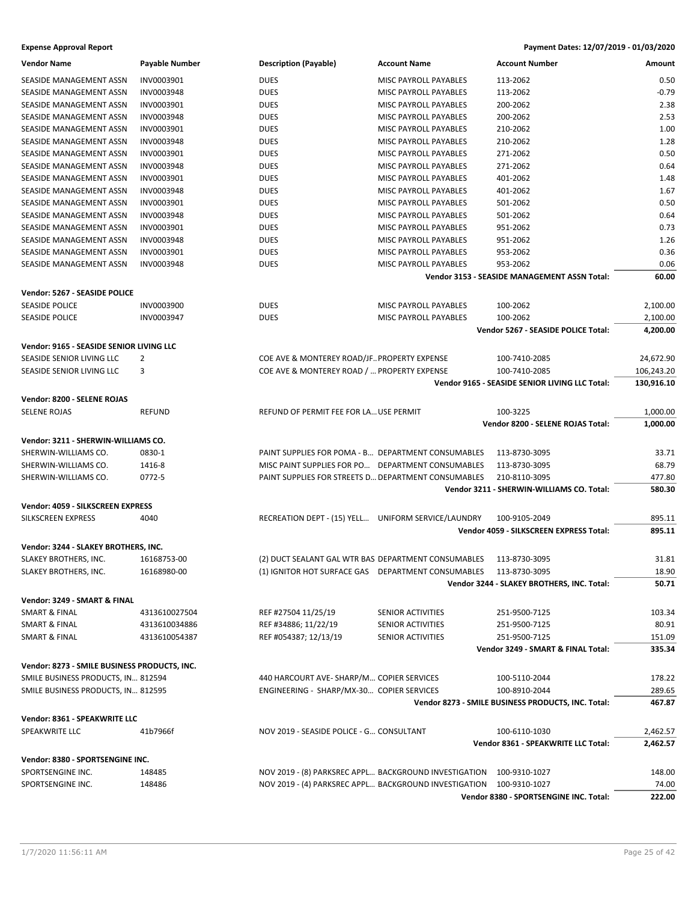**Expense Approval Report** — Payment Dates: 12/07/2019 - 01/03/2020

| Vendor Name | Payable Number | Description (Payable) | Account Name | Account Number | Amount |
|---|---|---|---|---|---|
| SEASIDE MANAGEMENT ASSN | INV0003901 | DUES | MISC PAYROLL PAYABLES | 113-2062 | 0.50 |
| SEASIDE MANAGEMENT ASSN | INV0003948 | DUES | MISC PAYROLL PAYABLES | 113-2062 | -0.79 |
| SEASIDE MANAGEMENT ASSN | INV0003901 | DUES | MISC PAYROLL PAYABLES | 200-2062 | 2.38 |
| SEASIDE MANAGEMENT ASSN | INV0003948 | DUES | MISC PAYROLL PAYABLES | 200-2062 | 2.53 |
| SEASIDE MANAGEMENT ASSN | INV0003901 | DUES | MISC PAYROLL PAYABLES | 210-2062 | 1.00 |
| SEASIDE MANAGEMENT ASSN | INV0003948 | DUES | MISC PAYROLL PAYABLES | 210-2062 | 1.28 |
| SEASIDE MANAGEMENT ASSN | INV0003901 | DUES | MISC PAYROLL PAYABLES | 271-2062 | 0.50 |
| SEASIDE MANAGEMENT ASSN | INV0003948 | DUES | MISC PAYROLL PAYABLES | 271-2062 | 0.64 |
| SEASIDE MANAGEMENT ASSN | INV0003901 | DUES | MISC PAYROLL PAYABLES | 401-2062 | 1.48 |
| SEASIDE MANAGEMENT ASSN | INV0003948 | DUES | MISC PAYROLL PAYABLES | 401-2062 | 1.67 |
| SEASIDE MANAGEMENT ASSN | INV0003901 | DUES | MISC PAYROLL PAYABLES | 501-2062 | 0.50 |
| SEASIDE MANAGEMENT ASSN | INV0003948 | DUES | MISC PAYROLL PAYABLES | 501-2062 | 0.64 |
| SEASIDE MANAGEMENT ASSN | INV0003901 | DUES | MISC PAYROLL PAYABLES | 951-2062 | 0.73 |
| SEASIDE MANAGEMENT ASSN | INV0003948 | DUES | MISC PAYROLL PAYABLES | 951-2062 | 1.26 |
| SEASIDE MANAGEMENT ASSN | INV0003901 | DUES | MISC PAYROLL PAYABLES | 953-2062 | 0.36 |
| SEASIDE MANAGEMENT ASSN | INV0003948 | DUES | MISC PAYROLL PAYABLES | 953-2062 | 0.06 |
| | | | | **Vendor 3153 - SEASIDE MANAGEMENT ASSN Total:** | **60.00** |
| **Vendor: 5267 - SEASIDE POLICE** | | | | | |
| SEASIDE POLICE | INV0003900 | DUES | MISC PAYROLL PAYABLES | 100-2062 | 2,100.00 |
| SEASIDE POLICE | INV0003947 | DUES | MISC PAYROLL PAYABLES | 100-2062 | 2,100.00 |
| | | | | **Vendor 5267 - SEASIDE POLICE Total:** | **4,200.00** |
| **Vendor: 9165 - SEASIDE SENIOR LIVING LLC** | | | | | |
| SEASIDE SENIOR LIVING LLC | 2 | COE AVE & MONTEREY ROAD/JF… | PROPERTY EXPENSE | 100-7410-2085 | 24,672.90 |
| SEASIDE SENIOR LIVING LLC | 3 | COE AVE & MONTEREY ROAD / … | PROPERTY EXPENSE | 100-7410-2085 | 106,243.20 |
| | | | | **Vendor 9165 - SEASIDE SENIOR LIVING LLC Total:** | **130,916.10** |
| **Vendor: 8200 - SELENE ROJAS** | | | | | |
| SELENE ROJAS | REFUND | REFUND OF PERMIT FEE FOR LA… | USE PERMIT | 100-3225 | 1,000.00 |
| | | | | **Vendor 8200 - SELENE ROJAS Total:** | **1,000.00** |
| **Vendor: 3211 - SHERWIN-WILLIAMS CO.** | | | | | |
| SHERWIN-WILLIAMS CO. | 0830-1 | PAINT SUPPLIES FOR POMA - B… | DEPARTMENT CONSUMABLES | 113-8730-3095 | 33.71 |
| SHERWIN-WILLIAMS CO. | 1416-8 | MISC PAINT SUPPLIES FOR PO… | DEPARTMENT CONSUMABLES | 113-8730-3095 | 68.79 |
| SHERWIN-WILLIAMS CO. | 0772-5 | PAINT SUPPLIES FOR STREETS D… | DEPARTMENT CONSUMABLES | 210-8110-3095 | 477.80 |
| | | | | **Vendor 3211 - SHERWIN-WILLIAMS CO. Total:** | **580.30** |
| **Vendor: 4059 - SILKSCREEN EXPRESS** | | | | | |
| SILKSCREEN EXPRESS | 4040 | RECREATION DEPT - (15) YELL… | UNIFORM SERVICE/LAUNDRY | 100-9105-2049 | 895.11 |
| | | | | **Vendor 4059 - SILKSCREEN EXPRESS Total:** | **895.11** |
| **Vendor: 3244 - SLAKEY BROTHERS, INC.** | | | | | |
| SLAKEY BROTHERS, INC. | 16168753-00 | (2) DUCT SEALANT GAL WTR BAS | DEPARTMENT CONSUMABLES | 113-8730-3095 | 31.81 |
| SLAKEY BROTHERS, INC. | 16168980-00 | (1) IGNITOR HOT SURFACE GAS | DEPARTMENT CONSUMABLES | 113-8730-3095 | 18.90 |
| | | | | **Vendor 3244 - SLAKEY BROTHERS, INC. Total:** | **50.71** |
| **Vendor: 3249 - SMART & FINAL** | | | | | |
| SMART & FINAL | 4313610027504 | REF #27504 11/25/19 | SENIOR ACTIVITIES | 251-9500-7125 | 103.34 |
| SMART & FINAL | 4313610034886 | REF #34886; 11/22/19 | SENIOR ACTIVITIES | 251-9500-7125 | 80.91 |
| SMART & FINAL | 4313610054387 | REF #054387; 12/13/19 | SENIOR ACTIVITIES | 251-9500-7125 | 151.09 |
| | | | | **Vendor 3249 - SMART & FINAL Total:** | **335.34** |
| **Vendor: 8273 - SMILE BUSINESS PRODUCTS, INC.** | | | | | |
| SMILE BUSINESS PRODUCTS, IN… | 812594 | 440 HARCOURT AVE- SHARP/M… | COPIER SERVICES | 100-5110-2044 | 178.22 |
| SMILE BUSINESS PRODUCTS, IN… | 812595 | ENGINEERING - SHARP/MX-30… | COPIER SERVICES | 100-8910-2044 | 289.65 |
| | | | | **Vendor 8273 - SMILE BUSINESS PRODUCTS, INC. Total:** | **467.87** |
| **Vendor: 8361 - SPEAKWRITE LLC** | | | | | |
| SPEAKWRITE LLC | 41b7966f | NOV 2019 - SEASIDE POLICE - G… | CONSULTANT | 100-6110-1030 | 2,462.57 |
| | | | | **Vendor 8361 - SPEAKWRITE LLC Total:** | **2,462.57** |
| **Vendor: 8380 - SPORTSENGINE INC.** | | | | | |
| SPORTSENGINE INC. | 148485 | NOV 2019 - (8) PARKSREC APPL… | BACKGROUND INVESTIGATION | 100-9310-1027 | 148.00 |
| SPORTSENGINE INC. | 148486 | NOV 2019 - (4) PARKSREC APPL… | BACKGROUND INVESTIGATION | 100-9310-1027 | 74.00 |
| | | | | **Vendor 8380 - SPORTSENGINE INC. Total:** | **222.00** |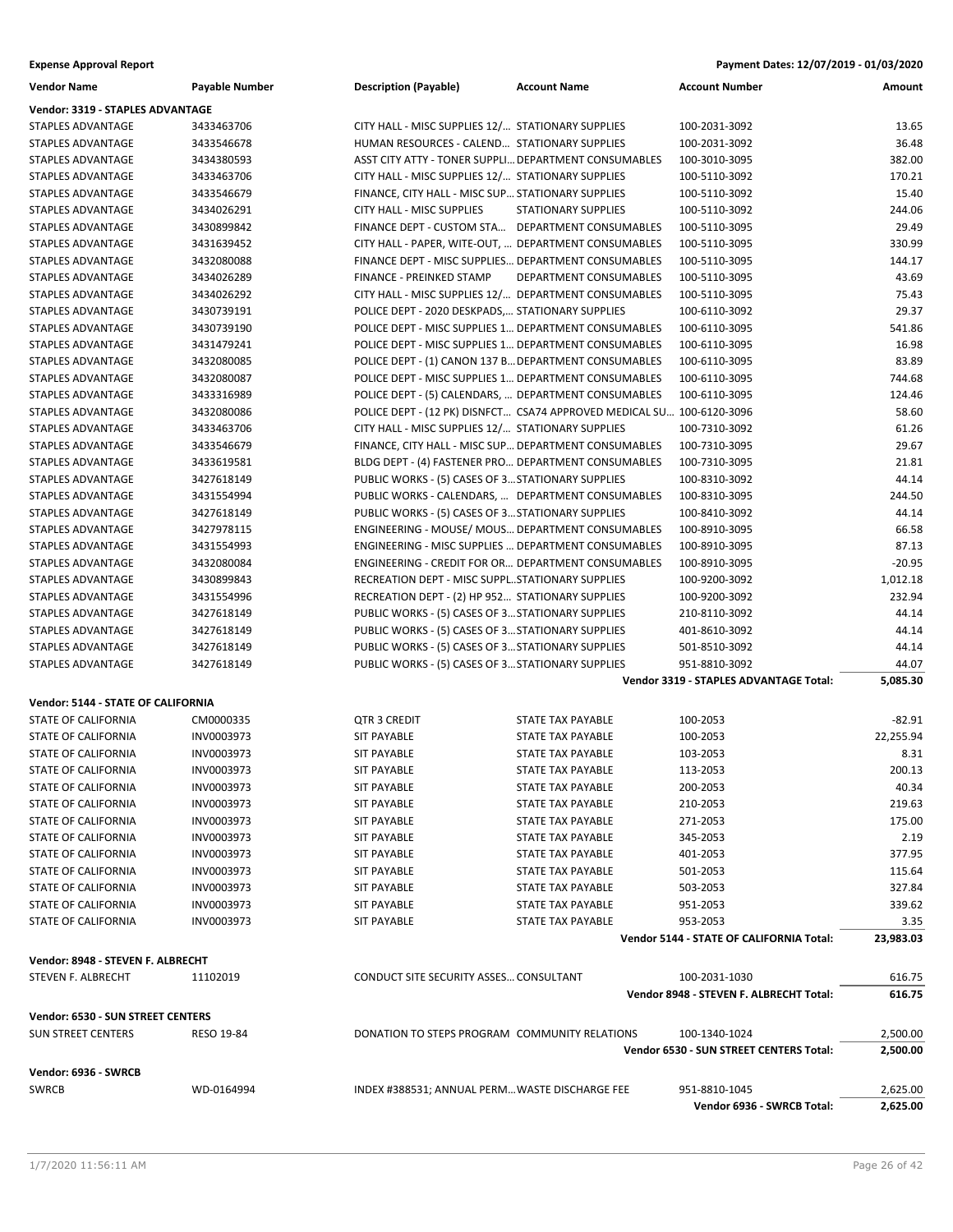**Expense Approval Report** — Payment Dates: 12/07/2019 - 01/03/2020

| Vendor Name | Payable Number | Description (Payable) | Account Name | Account Number | Amount |
|---|---|---|---|---|---|
| **Vendor: 3319 - STAPLES ADVANTAGE** | | | | | |
| STAPLES ADVANTAGE | 3433463706 | CITY HALL - MISC SUPPLIES 12/... | STATIONARY SUPPLIES | 100-2031-3092 | 13.65 |
| STAPLES ADVANTAGE | 3433546678 | HUMAN RESOURCES - CALEND... | STATIONARY SUPPLIES | 100-2031-3092 | 36.48 |
| STAPLES ADVANTAGE | 3434380593 | ASST CITY ATTY - TONER SUPPLI... | DEPARTMENT CONSUMABLES | 100-3010-3095 | 382.00 |
| STAPLES ADVANTAGE | 3433463706 | CITY HALL - MISC SUPPLIES 12/... | STATIONARY SUPPLIES | 100-5110-3092 | 170.21 |
| STAPLES ADVANTAGE | 3433546679 | FINANCE, CITY HALL - MISC SUP... | STATIONARY SUPPLIES | 100-5110-3092 | 15.40 |
| STAPLES ADVANTAGE | 3434026291 | CITY HALL - MISC SUPPLIES | STATIONARY SUPPLIES | 100-5110-3092 | 244.06 |
| STAPLES ADVANTAGE | 3430899842 | FINANCE DEPT - CUSTOM STA... | DEPARTMENT CONSUMABLES | 100-5110-3095 | 29.49 |
| STAPLES ADVANTAGE | 3431639452 | CITY HALL - PAPER, WITE-OUT, ... | DEPARTMENT CONSUMABLES | 100-5110-3095 | 330.99 |
| STAPLES ADVANTAGE | 3432080088 | FINANCE DEPT - MISC SUPPLIES... | DEPARTMENT CONSUMABLES | 100-5110-3095 | 144.17 |
| STAPLES ADVANTAGE | 3434026289 | FINANCE - PREINKED STAMP | DEPARTMENT CONSUMABLES | 100-5110-3095 | 43.69 |
| STAPLES ADVANTAGE | 3434026292 | CITY HALL - MISC SUPPLIES 12/... | DEPARTMENT CONSUMABLES | 100-5110-3095 | 75.43 |
| STAPLES ADVANTAGE | 3430739191 | POLICE DEPT - 2020 DESKPADS,... | STATIONARY SUPPLIES | 100-6110-3092 | 29.37 |
| STAPLES ADVANTAGE | 3430739190 | POLICE DEPT - MISC SUPPLIES 1... | DEPARTMENT CONSUMABLES | 100-6110-3095 | 541.86 |
| STAPLES ADVANTAGE | 3431479241 | POLICE DEPT - MISC SUPPLIES 1... | DEPARTMENT CONSUMABLES | 100-6110-3095 | 16.98 |
| STAPLES ADVANTAGE | 3432080085 | POLICE DEPT - (1) CANON 137 B... | DEPARTMENT CONSUMABLES | 100-6110-3095 | 83.89 |
| STAPLES ADVANTAGE | 3432080087 | POLICE DEPT - MISC SUPPLIES 1... | DEPARTMENT CONSUMABLES | 100-6110-3095 | 744.68 |
| STAPLES ADVANTAGE | 3433316989 | POLICE DEPT - (5) CALENDARS, ... | DEPARTMENT CONSUMABLES | 100-6110-3095 | 124.46 |
| STAPLES ADVANTAGE | 3432080086 | POLICE DEPT - (12 PK) DISNFCT... | CSA74 APPROVED MEDICAL SU... | 100-6120-3096 | 58.60 |
| STAPLES ADVANTAGE | 3433463706 | CITY HALL - MISC SUPPLIES 12/... | STATIONARY SUPPLIES | 100-7310-3092 | 61.26 |
| STAPLES ADVANTAGE | 3433546679 | FINANCE, CITY HALL - MISC SUP... | DEPARTMENT CONSUMABLES | 100-7310-3095 | 29.67 |
| STAPLES ADVANTAGE | 3433619581 | BLDG DEPT - (4) FASTENER PRO... | DEPARTMENT CONSUMABLES | 100-7310-3095 | 21.81 |
| STAPLES ADVANTAGE | 3427618149 | PUBLIC WORKS - (5) CASES OF 3... | STATIONARY SUPPLIES | 100-8310-3092 | 44.14 |
| STAPLES ADVANTAGE | 3431554994 | PUBLIC WORKS - CALENDARS, ... | DEPARTMENT CONSUMABLES | 100-8310-3095 | 244.50 |
| STAPLES ADVANTAGE | 3427618149 | PUBLIC WORKS - (5) CASES OF 3... | STATIONARY SUPPLIES | 100-8410-3092 | 44.14 |
| STAPLES ADVANTAGE | 3427978115 | ENGINEERING - MOUSE/ MOUS... | DEPARTMENT CONSUMABLES | 100-8910-3095 | 66.58 |
| STAPLES ADVANTAGE | 3431554993 | ENGINEERING - MISC SUPPLIES ... | DEPARTMENT CONSUMABLES | 100-8910-3095 | 87.13 |
| STAPLES ADVANTAGE | 3432080084 | ENGINEERING - CREDIT FOR OR... | DEPARTMENT CONSUMABLES | 100-8910-3095 | -20.95 |
| STAPLES ADVANTAGE | 3430899843 | RECREATION DEPT - MISC SUPPL... | STATIONARY SUPPLIES | 100-9200-3092 | 1,012.18 |
| STAPLES ADVANTAGE | 3431554996 | RECREATION DEPT - (2) HP 952... | STATIONARY SUPPLIES | 100-9200-3092 | 232.94 |
| STAPLES ADVANTAGE | 3427618149 | PUBLIC WORKS - (5) CASES OF 3... | STATIONARY SUPPLIES | 210-8110-3092 | 44.14 |
| STAPLES ADVANTAGE | 3427618149 | PUBLIC WORKS - (5) CASES OF 3... | STATIONARY SUPPLIES | 401-8610-3092 | 44.14 |
| STAPLES ADVANTAGE | 3427618149 | PUBLIC WORKS - (5) CASES OF 3... | STATIONARY SUPPLIES | 501-8510-3092 | 44.14 |
| STAPLES ADVANTAGE | 3427618149 | PUBLIC WORKS - (5) CASES OF 3... | STATIONARY SUPPLIES | 951-8810-3092 | 44.07 |
| | | | | **Vendor 3319 - STAPLES ADVANTAGE Total:** | **5,085.30** |
| **Vendor: 5144 - STATE OF CALIFORNIA** | | | | | |
| STATE OF CALIFORNIA | CM0000335 | QTR 3 CREDIT | STATE TAX PAYABLE | 100-2053 | -82.91 |
| STATE OF CALIFORNIA | INV0003973 | SIT PAYABLE | STATE TAX PAYABLE | 100-2053 | 22,255.94 |
| STATE OF CALIFORNIA | INV0003973 | SIT PAYABLE | STATE TAX PAYABLE | 103-2053 | 8.31 |
| STATE OF CALIFORNIA | INV0003973 | SIT PAYABLE | STATE TAX PAYABLE | 113-2053 | 200.13 |
| STATE OF CALIFORNIA | INV0003973 | SIT PAYABLE | STATE TAX PAYABLE | 200-2053 | 40.34 |
| STATE OF CALIFORNIA | INV0003973 | SIT PAYABLE | STATE TAX PAYABLE | 210-2053 | 219.63 |
| STATE OF CALIFORNIA | INV0003973 | SIT PAYABLE | STATE TAX PAYABLE | 271-2053 | 175.00 |
| STATE OF CALIFORNIA | INV0003973 | SIT PAYABLE | STATE TAX PAYABLE | 345-2053 | 2.19 |
| STATE OF CALIFORNIA | INV0003973 | SIT PAYABLE | STATE TAX PAYABLE | 401-2053 | 377.95 |
| STATE OF CALIFORNIA | INV0003973 | SIT PAYABLE | STATE TAX PAYABLE | 501-2053 | 115.64 |
| STATE OF CALIFORNIA | INV0003973 | SIT PAYABLE | STATE TAX PAYABLE | 503-2053 | 327.84 |
| STATE OF CALIFORNIA | INV0003973 | SIT PAYABLE | STATE TAX PAYABLE | 951-2053 | 339.62 |
| STATE OF CALIFORNIA | INV0003973 | SIT PAYABLE | STATE TAX PAYABLE | 953-2053 | 3.35 |
| | | | | **Vendor 5144 - STATE OF CALIFORNIA Total:** | **23,983.03** |
| **Vendor: 8948 - STEVEN F. ALBRECHT** | | | | | |
| STEVEN F. ALBRECHT | 11102019 | CONDUCT SITE SECURITY ASSES... | CONSULTANT | 100-2031-1030 | 616.75 |
| | | | | **Vendor 8948 - STEVEN F. ALBRECHT Total:** | **616.75** |
| **Vendor: 6530 - SUN STREET CENTERS** | | | | | |
| SUN STREET CENTERS | RESO 19-84 | DONATION TO STEPS PROGRAM | COMMUNITY RELATIONS | 100-1340-1024 | 2,500.00 |
| | | | | **Vendor 6530 - SUN STREET CENTERS Total:** | **2,500.00** |
| **Vendor: 6936 - SWRCB** | | | | | |
| SWRCB | WD-0164994 | INDEX #388531; ANNUAL PERM... | WASTE DISCHARGE FEE | 951-8810-1045 | 2,625.00 |
| | | | | **Vendor 6936 - SWRCB Total:** | **2,625.00** |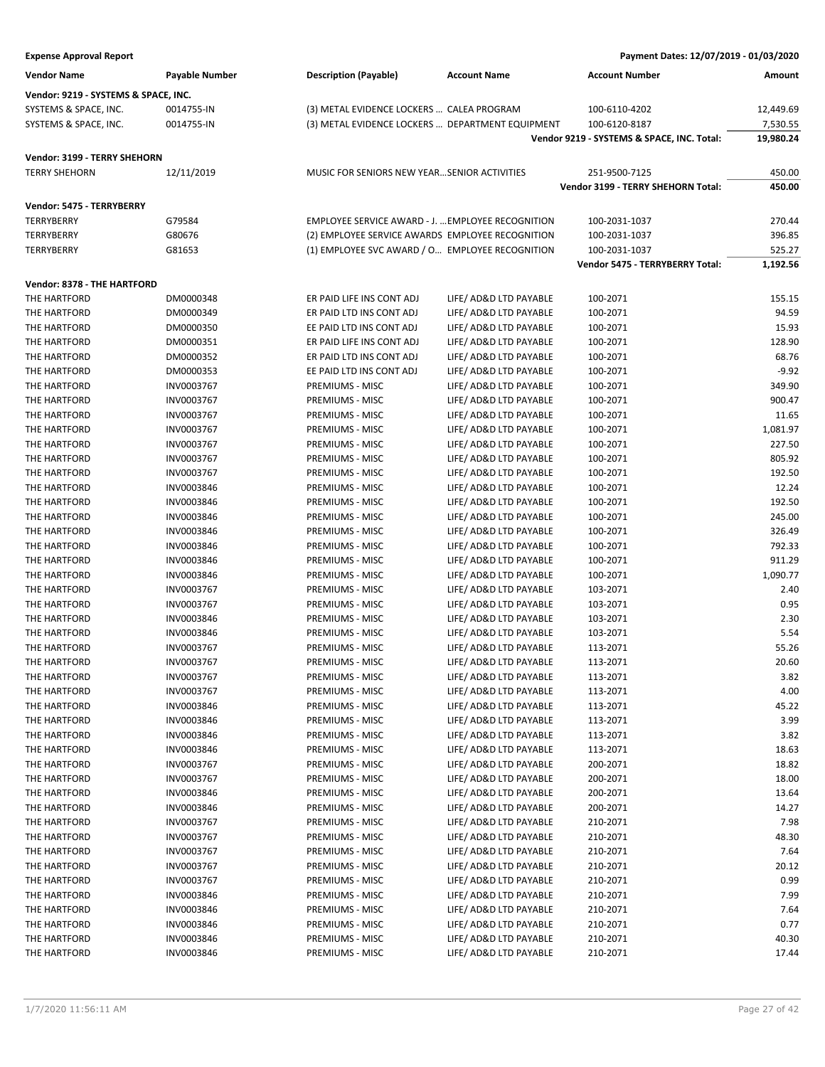**Expense Approval Report** — Payment Dates: 12/07/2019 - 01/03/2020

| Vendor Name | Payable Number | Description (Payable) | Account Name | Account Number | Amount |
|---|---|---|---|---|---|
| **Vendor: 9219 - SYSTEMS & SPACE, INC.** | | | | | |
| SYSTEMS & SPACE, INC. | 0014755-IN | (3) METAL EVIDENCE LOCKERS ... | CALEA PROGRAM | 100-6110-4202 | 12,449.69 |
| SYSTEMS & SPACE, INC. | 0014755-IN | (3) METAL EVIDENCE LOCKERS ... | DEPARTMENT EQUIPMENT | 100-6120-8187 | 7,530.55 |
| | | | | **Vendor 9219 - SYSTEMS & SPACE, INC. Total:** | **19,980.24** |
| **Vendor: 3199 - TERRY SHEHORN** | | | | | |
| TERRY SHEHORN | 12/11/2019 | MUSIC FOR SENIORS NEW YEAR... | SENIOR ACTIVITIES | 251-9500-7125 | 450.00 |
| | | | | **Vendor 3199 - TERRY SHEHORN Total:** | **450.00** |
| **Vendor: 5475 - TERRYBERRY** | | | | | |
| TERRYBERRY | G79584 | EMPLOYEE SERVICE AWARD - J. ... | EMPLOYEE RECOGNITION | 100-2031-1037 | 270.44 |
| TERRYBERRY | G80676 | (2) EMPLOYEE SERVICE AWARDS | EMPLOYEE RECOGNITION | 100-2031-1037 | 396.85 |
| TERRYBERRY | G81653 | (1) EMPLOYEE SVC AWARD / O... | EMPLOYEE RECOGNITION | 100-2031-1037 | 525.27 |
| | | | | **Vendor 5475 - TERRYBERRY Total:** | **1,192.56** |
| **Vendor: 8378 - THE HARTFORD** | | | | | |
| THE HARTFORD | DM0000348 | ER PAID LIFE INS CONT ADJ | LIFE/ AD&D LTD PAYABLE | 100-2071 | 155.15 |
| THE HARTFORD | DM0000349 | ER PAID LTD INS CONT ADJ | LIFE/ AD&D LTD PAYABLE | 100-2071 | 94.59 |
| THE HARTFORD | DM0000350 | EE PAID LTD INS CONT ADJ | LIFE/ AD&D LTD PAYABLE | 100-2071 | 15.93 |
| THE HARTFORD | DM0000351 | ER PAID LIFE INS CONT ADJ | LIFE/ AD&D LTD PAYABLE | 100-2071 | 128.90 |
| THE HARTFORD | DM0000352 | ER PAID LTD INS CONT ADJ | LIFE/ AD&D LTD PAYABLE | 100-2071 | 68.76 |
| THE HARTFORD | DM0000353 | EE PAID LTD INS CONT ADJ | LIFE/ AD&D LTD PAYABLE | 100-2071 | -9.92 |
| THE HARTFORD | INV0003767 | PREMIUMS - MISC | LIFE/ AD&D LTD PAYABLE | 100-2071 | 349.90 |
| THE HARTFORD | INV0003767 | PREMIUMS - MISC | LIFE/ AD&D LTD PAYABLE | 100-2071 | 900.47 |
| THE HARTFORD | INV0003767 | PREMIUMS - MISC | LIFE/ AD&D LTD PAYABLE | 100-2071 | 11.65 |
| THE HARTFORD | INV0003767 | PREMIUMS - MISC | LIFE/ AD&D LTD PAYABLE | 100-2071 | 1,081.97 |
| THE HARTFORD | INV0003767 | PREMIUMS - MISC | LIFE/ AD&D LTD PAYABLE | 100-2071 | 227.50 |
| THE HARTFORD | INV0003767 | PREMIUMS - MISC | LIFE/ AD&D LTD PAYABLE | 100-2071 | 805.92 |
| THE HARTFORD | INV0003767 | PREMIUMS - MISC | LIFE/ AD&D LTD PAYABLE | 100-2071 | 192.50 |
| THE HARTFORD | INV0003846 | PREMIUMS - MISC | LIFE/ AD&D LTD PAYABLE | 100-2071 | 12.24 |
| THE HARTFORD | INV0003846 | PREMIUMS - MISC | LIFE/ AD&D LTD PAYABLE | 100-2071 | 192.50 |
| THE HARTFORD | INV0003846 | PREMIUMS - MISC | LIFE/ AD&D LTD PAYABLE | 100-2071 | 245.00 |
| THE HARTFORD | INV0003846 | PREMIUMS - MISC | LIFE/ AD&D LTD PAYABLE | 100-2071 | 326.49 |
| THE HARTFORD | INV0003846 | PREMIUMS - MISC | LIFE/ AD&D LTD PAYABLE | 100-2071 | 792.33 |
| THE HARTFORD | INV0003846 | PREMIUMS - MISC | LIFE/ AD&D LTD PAYABLE | 100-2071 | 911.29 |
| THE HARTFORD | INV0003846 | PREMIUMS - MISC | LIFE/ AD&D LTD PAYABLE | 100-2071 | 1,090.77 |
| THE HARTFORD | INV0003767 | PREMIUMS - MISC | LIFE/ AD&D LTD PAYABLE | 103-2071 | 2.40 |
| THE HARTFORD | INV0003767 | PREMIUMS - MISC | LIFE/ AD&D LTD PAYABLE | 103-2071 | 0.95 |
| THE HARTFORD | INV0003846 | PREMIUMS - MISC | LIFE/ AD&D LTD PAYABLE | 103-2071 | 2.30 |
| THE HARTFORD | INV0003846 | PREMIUMS - MISC | LIFE/ AD&D LTD PAYABLE | 103-2071 | 5.54 |
| THE HARTFORD | INV0003767 | PREMIUMS - MISC | LIFE/ AD&D LTD PAYABLE | 113-2071 | 55.26 |
| THE HARTFORD | INV0003767 | PREMIUMS - MISC | LIFE/ AD&D LTD PAYABLE | 113-2071 | 20.60 |
| THE HARTFORD | INV0003767 | PREMIUMS - MISC | LIFE/ AD&D LTD PAYABLE | 113-2071 | 3.82 |
| THE HARTFORD | INV0003767 | PREMIUMS - MISC | LIFE/ AD&D LTD PAYABLE | 113-2071 | 4.00 |
| THE HARTFORD | INV0003846 | PREMIUMS - MISC | LIFE/ AD&D LTD PAYABLE | 113-2071 | 45.22 |
| THE HARTFORD | INV0003846 | PREMIUMS - MISC | LIFE/ AD&D LTD PAYABLE | 113-2071 | 3.99 |
| THE HARTFORD | INV0003846 | PREMIUMS - MISC | LIFE/ AD&D LTD PAYABLE | 113-2071 | 3.82 |
| THE HARTFORD | INV0003846 | PREMIUMS - MISC | LIFE/ AD&D LTD PAYABLE | 113-2071 | 18.63 |
| THE HARTFORD | INV0003767 | PREMIUMS - MISC | LIFE/ AD&D LTD PAYABLE | 200-2071 | 18.82 |
| THE HARTFORD | INV0003767 | PREMIUMS - MISC | LIFE/ AD&D LTD PAYABLE | 200-2071 | 18.00 |
| THE HARTFORD | INV0003846 | PREMIUMS - MISC | LIFE/ AD&D LTD PAYABLE | 200-2071 | 13.64 |
| THE HARTFORD | INV0003846 | PREMIUMS - MISC | LIFE/ AD&D LTD PAYABLE | 200-2071 | 14.27 |
| THE HARTFORD | INV0003767 | PREMIUMS - MISC | LIFE/ AD&D LTD PAYABLE | 210-2071 | 7.98 |
| THE HARTFORD | INV0003767 | PREMIUMS - MISC | LIFE/ AD&D LTD PAYABLE | 210-2071 | 48.30 |
| THE HARTFORD | INV0003767 | PREMIUMS - MISC | LIFE/ AD&D LTD PAYABLE | 210-2071 | 7.64 |
| THE HARTFORD | INV0003767 | PREMIUMS - MISC | LIFE/ AD&D LTD PAYABLE | 210-2071 | 20.12 |
| THE HARTFORD | INV0003767 | PREMIUMS - MISC | LIFE/ AD&D LTD PAYABLE | 210-2071 | 0.99 |
| THE HARTFORD | INV0003846 | PREMIUMS - MISC | LIFE/ AD&D LTD PAYABLE | 210-2071 | 7.99 |
| THE HARTFORD | INV0003846 | PREMIUMS - MISC | LIFE/ AD&D LTD PAYABLE | 210-2071 | 7.64 |
| THE HARTFORD | INV0003846 | PREMIUMS - MISC | LIFE/ AD&D LTD PAYABLE | 210-2071 | 0.77 |
| THE HARTFORD | INV0003846 | PREMIUMS - MISC | LIFE/ AD&D LTD PAYABLE | 210-2071 | 40.30 |
| THE HARTFORD | INV0003846 | PREMIUMS - MISC | LIFE/ AD&D LTD PAYABLE | 210-2071 | 17.44 |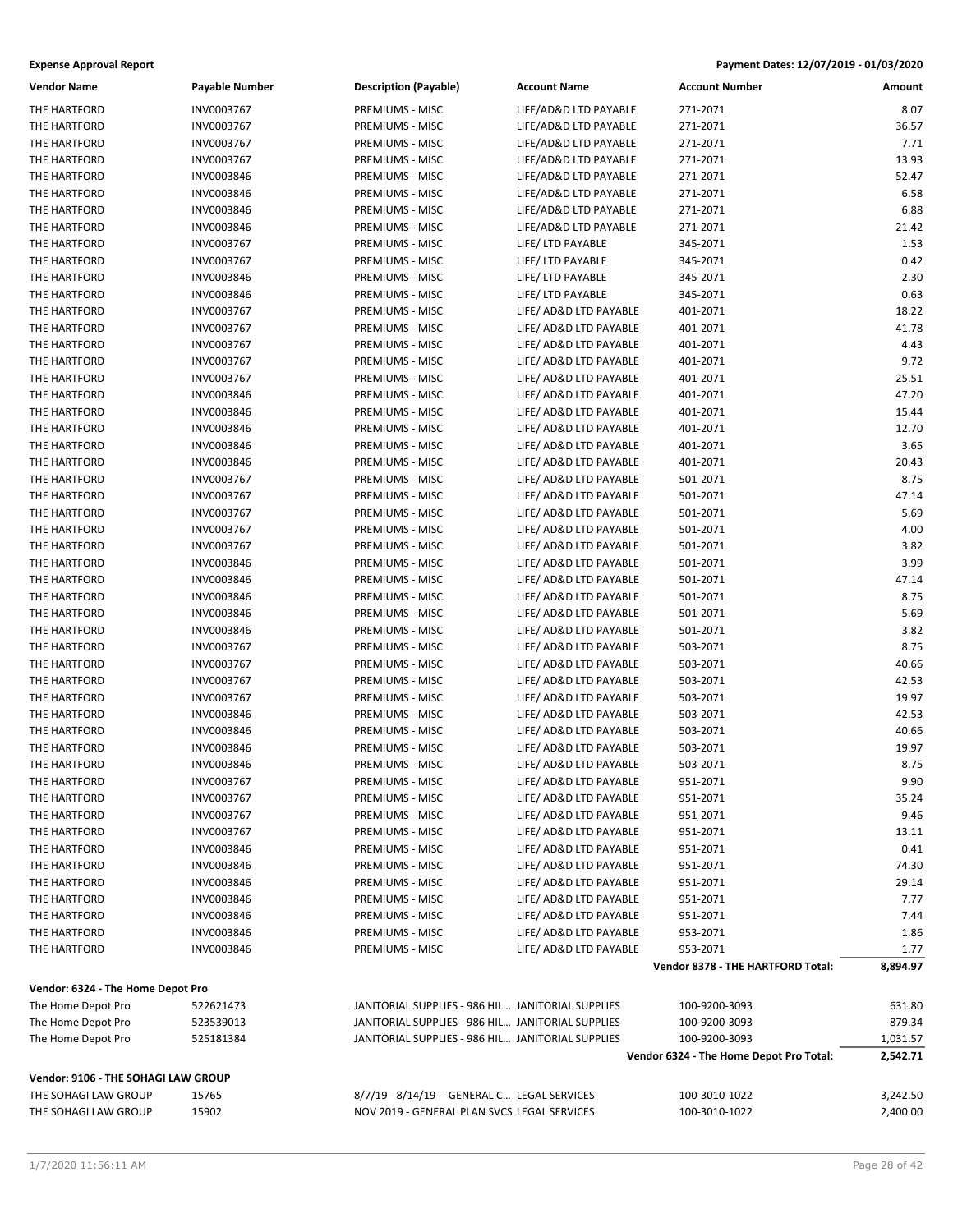**Expense Approval Report** — Payment Dates: 12/07/2019 - 01/03/2020

| Vendor Name | Payable Number | Description (Payable) | Account Name | Account Number | Amount |
|---|---|---|---|---|---|
| THE HARTFORD | INV0003767 | PREMIUMS - MISC | LIFE/AD&D LTD PAYABLE | 271-2071 | 8.07 |
| THE HARTFORD | INV0003767 | PREMIUMS - MISC | LIFE/AD&D LTD PAYABLE | 271-2071 | 36.57 |
| THE HARTFORD | INV0003767 | PREMIUMS - MISC | LIFE/AD&D LTD PAYABLE | 271-2071 | 7.71 |
| THE HARTFORD | INV0003767 | PREMIUMS - MISC | LIFE/AD&D LTD PAYABLE | 271-2071 | 13.93 |
| THE HARTFORD | INV0003846 | PREMIUMS - MISC | LIFE/AD&D LTD PAYABLE | 271-2071 | 52.47 |
| THE HARTFORD | INV0003846 | PREMIUMS - MISC | LIFE/AD&D LTD PAYABLE | 271-2071 | 6.58 |
| THE HARTFORD | INV0003846 | PREMIUMS - MISC | LIFE/AD&D LTD PAYABLE | 271-2071 | 6.88 |
| THE HARTFORD | INV0003846 | PREMIUMS - MISC | LIFE/AD&D LTD PAYABLE | 271-2071 | 21.42 |
| THE HARTFORD | INV0003767 | PREMIUMS - MISC | LIFE/ LTD PAYABLE | 345-2071 | 1.53 |
| THE HARTFORD | INV0003767 | PREMIUMS - MISC | LIFE/ LTD PAYABLE | 345-2071 | 0.42 |
| THE HARTFORD | INV0003846 | PREMIUMS - MISC | LIFE/ LTD PAYABLE | 345-2071 | 2.30 |
| THE HARTFORD | INV0003846 | PREMIUMS - MISC | LIFE/ LTD PAYABLE | 345-2071 | 0.63 |
| THE HARTFORD | INV0003767 | PREMIUMS - MISC | LIFE/ AD&D LTD PAYABLE | 401-2071 | 18.22 |
| THE HARTFORD | INV0003767 | PREMIUMS - MISC | LIFE/ AD&D LTD PAYABLE | 401-2071 | 41.78 |
| THE HARTFORD | INV0003767 | PREMIUMS - MISC | LIFE/ AD&D LTD PAYABLE | 401-2071 | 4.43 |
| THE HARTFORD | INV0003767 | PREMIUMS - MISC | LIFE/ AD&D LTD PAYABLE | 401-2071 | 9.72 |
| THE HARTFORD | INV0003767 | PREMIUMS - MISC | LIFE/ AD&D LTD PAYABLE | 401-2071 | 25.51 |
| THE HARTFORD | INV0003846 | PREMIUMS - MISC | LIFE/ AD&D LTD PAYABLE | 401-2071 | 47.20 |
| THE HARTFORD | INV0003846 | PREMIUMS - MISC | LIFE/ AD&D LTD PAYABLE | 401-2071 | 15.44 |
| THE HARTFORD | INV0003846 | PREMIUMS - MISC | LIFE/ AD&D LTD PAYABLE | 401-2071 | 12.70 |
| THE HARTFORD | INV0003846 | PREMIUMS - MISC | LIFE/ AD&D LTD PAYABLE | 401-2071 | 3.65 |
| THE HARTFORD | INV0003846 | PREMIUMS - MISC | LIFE/ AD&D LTD PAYABLE | 401-2071 | 20.43 |
| THE HARTFORD | INV0003767 | PREMIUMS - MISC | LIFE/ AD&D LTD PAYABLE | 501-2071 | 8.75 |
| THE HARTFORD | INV0003767 | PREMIUMS - MISC | LIFE/ AD&D LTD PAYABLE | 501-2071 | 47.14 |
| THE HARTFORD | INV0003767 | PREMIUMS - MISC | LIFE/ AD&D LTD PAYABLE | 501-2071 | 5.69 |
| THE HARTFORD | INV0003767 | PREMIUMS - MISC | LIFE/ AD&D LTD PAYABLE | 501-2071 | 4.00 |
| THE HARTFORD | INV0003767 | PREMIUMS - MISC | LIFE/ AD&D LTD PAYABLE | 501-2071 | 3.82 |
| THE HARTFORD | INV0003846 | PREMIUMS - MISC | LIFE/ AD&D LTD PAYABLE | 501-2071 | 3.99 |
| THE HARTFORD | INV0003846 | PREMIUMS - MISC | LIFE/ AD&D LTD PAYABLE | 501-2071 | 47.14 |
| THE HARTFORD | INV0003846 | PREMIUMS - MISC | LIFE/ AD&D LTD PAYABLE | 501-2071 | 8.75 |
| THE HARTFORD | INV0003846 | PREMIUMS - MISC | LIFE/ AD&D LTD PAYABLE | 501-2071 | 5.69 |
| THE HARTFORD | INV0003846 | PREMIUMS - MISC | LIFE/ AD&D LTD PAYABLE | 501-2071 | 3.82 |
| THE HARTFORD | INV0003767 | PREMIUMS - MISC | LIFE/ AD&D LTD PAYABLE | 503-2071 | 8.75 |
| THE HARTFORD | INV0003767 | PREMIUMS - MISC | LIFE/ AD&D LTD PAYABLE | 503-2071 | 40.66 |
| THE HARTFORD | INV0003767 | PREMIUMS - MISC | LIFE/ AD&D LTD PAYABLE | 503-2071 | 42.53 |
| THE HARTFORD | INV0003767 | PREMIUMS - MISC | LIFE/ AD&D LTD PAYABLE | 503-2071 | 19.97 |
| THE HARTFORD | INV0003846 | PREMIUMS - MISC | LIFE/ AD&D LTD PAYABLE | 503-2071 | 42.53 |
| THE HARTFORD | INV0003846 | PREMIUMS - MISC | LIFE/ AD&D LTD PAYABLE | 503-2071 | 40.66 |
| THE HARTFORD | INV0003846 | PREMIUMS - MISC | LIFE/ AD&D LTD PAYABLE | 503-2071 | 19.97 |
| THE HARTFORD | INV0003846 | PREMIUMS - MISC | LIFE/ AD&D LTD PAYABLE | 503-2071 | 8.75 |
| THE HARTFORD | INV0003767 | PREMIUMS - MISC | LIFE/ AD&D LTD PAYABLE | 951-2071 | 9.90 |
| THE HARTFORD | INV0003767 | PREMIUMS - MISC | LIFE/ AD&D LTD PAYABLE | 951-2071 | 35.24 |
| THE HARTFORD | INV0003767 | PREMIUMS - MISC | LIFE/ AD&D LTD PAYABLE | 951-2071 | 9.46 |
| THE HARTFORD | INV0003767 | PREMIUMS - MISC | LIFE/ AD&D LTD PAYABLE | 951-2071 | 13.11 |
| THE HARTFORD | INV0003846 | PREMIUMS - MISC | LIFE/ AD&D LTD PAYABLE | 951-2071 | 0.41 |
| THE HARTFORD | INV0003846 | PREMIUMS - MISC | LIFE/ AD&D LTD PAYABLE | 951-2071 | 74.30 |
| THE HARTFORD | INV0003846 | PREMIUMS - MISC | LIFE/ AD&D LTD PAYABLE | 951-2071 | 29.14 |
| THE HARTFORD | INV0003846 | PREMIUMS - MISC | LIFE/ AD&D LTD PAYABLE | 951-2071 | 7.77 |
| THE HARTFORD | INV0003846 | PREMIUMS - MISC | LIFE/ AD&D LTD PAYABLE | 951-2071 | 7.44 |
| THE HARTFORD | INV0003846 | PREMIUMS - MISC | LIFE/ AD&D LTD PAYABLE | 953-2071 | 1.86 |
| THE HARTFORD | INV0003846 | PREMIUMS - MISC | LIFE/ AD&D LTD PAYABLE | 953-2071 | 1.77 |
| | | | | **Vendor 8378 - THE HARTFORD Total:** | **8,894.97** |

**Vendor: 6324 - The Home Depot Pro**

| Vendor Name | Payable Number | Description (Payable) | Account Name | Account Number | Amount |
|---|---|---|---|---|---|
| The Home Depot Pro | 522621473 | JANITORIAL SUPPLIES - 986 HIL… | JANITORIAL SUPPLIES | 100-9200-3093 | 631.80 |
| The Home Depot Pro | 523539013 | JANITORIAL SUPPLIES - 986 HIL… | JANITORIAL SUPPLIES | 100-9200-3093 | 879.34 |
| The Home Depot Pro | 525181384 | JANITORIAL SUPPLIES - 986 HIL… | JANITORIAL SUPPLIES | 100-9200-3093 | 1,031.57 |
| | | | | **Vendor 6324 - The Home Depot Pro Total:** | **2,542.71** |

**Vendor: 9106 - THE SOHAGI LAW GROUP**

| Vendor Name | Payable Number | Description (Payable) | Account Name | Account Number | Amount |
|---|---|---|---|---|---|
| THE SOHAGI LAW GROUP | 15765 | 8/7/19 - 8/14/19 -- GENERAL C… | LEGAL SERVICES | 100-3010-1022 | 3,242.50 |
| THE SOHAGI LAW GROUP | 15902 | NOV 2019 - GENERAL PLAN SVCS | LEGAL SERVICES | 100-3010-1022 | 2,400.00 |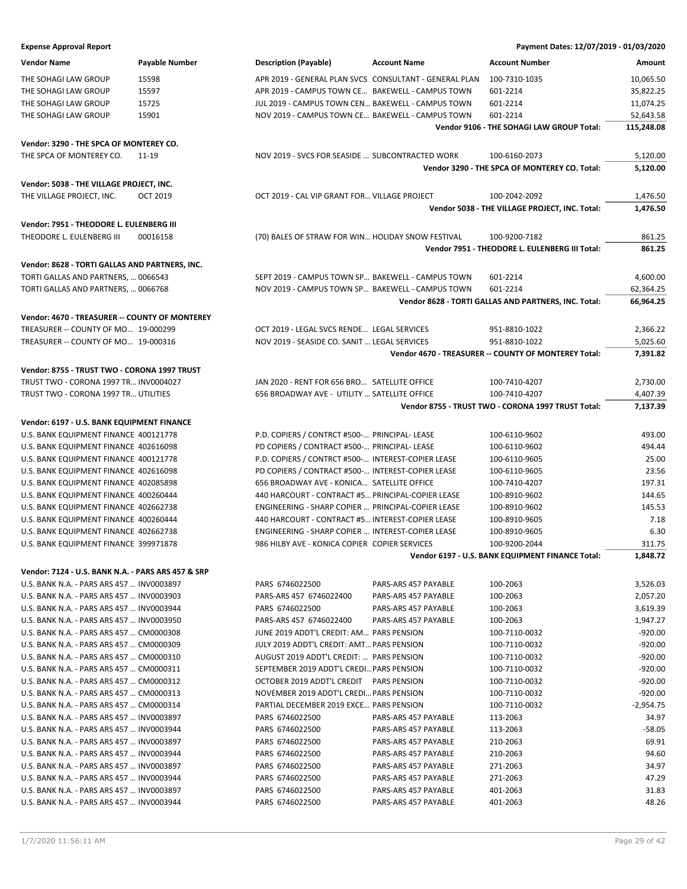**Expense Approval Report** — Payment Dates: 12/07/2019 - 01/03/2020

| Vendor Name | Payable Number | Description (Payable) | Account Name | Account Number | Amount |
|---|---|---|---|---|---|
| THE SOHAGI LAW GROUP | 15598 | APR 2019 - GENERAL PLAN SVCS | CONSULTANT - GENERAL PLAN | 100-7310-1035 | 10,065.50 |
| THE SOHAGI LAW GROUP | 15597 | APR 2019 - CAMPUS TOWN CE... | BAKEWELL - CAMPUS TOWN | 601-2214 | 35,822.25 |
| THE SOHAGI LAW GROUP | 15725 | JUL 2019 - CAMPUS TOWN CEN... | BAKEWELL - CAMPUS TOWN | 601-2214 | 11,074.25 |
| THE SOHAGI LAW GROUP | 15901 | NOV 2019 - CAMPUS TOWN CE... | BAKEWELL - CAMPUS TOWN | 601-2214 | 52,643.58 |
| | | | | **Vendor 9106 - THE SOHAGI LAW GROUP Total:** | **115,248.08** |
| **Vendor: 3290 - THE SPCA OF MONTEREY CO.** | | | | | |
| THE SPCA OF MONTEREY CO. | 11-19 | NOV 2019 - SVCS FOR SEASIDE ... | SUBCONTRACTED WORK | 100-6160-2073 | 5,120.00 |
| | | | | **Vendor 3290 - THE SPCA OF MONTEREY CO. Total:** | **5,120.00** |
| **Vendor: 5038 - THE VILLAGE PROJECT, INC.** | | | | | |
| THE VILLAGE PROJECT, INC. | OCT 2019 | OCT 2019 - CAL VIP GRANT FOR... | VILLAGE PROJECT | 100-2042-2092 | 1,476.50 |
| | | | | **Vendor 5038 - THE VILLAGE PROJECT, INC. Total:** | **1,476.50** |
| **Vendor: 7951 - THEODORE L. EULENBERG III** | | | | | |
| THEODORE L. EULENBERG III | 00016158 | (70) BALES OF STRAW FOR WIN... | HOLIDAY SNOW FESTIVAL | 100-9200-7182 | 861.25 |
| | | | | **Vendor 7951 - THEODORE L. EULENBERG III Total:** | **861.25** |
| **Vendor: 8628 - TORTI GALLAS AND PARTNERS, INC.** | | | | | |
| TORTI GALLAS AND PARTNERS, ... | 0066543 | SEPT 2019 - CAMPUS TOWN SP... | BAKEWELL - CAMPUS TOWN | 601-2214 | 4,600.00 |
| TORTI GALLAS AND PARTNERS, ... | 0066768 | NOV 2019 - CAMPUS TOWN SP... | BAKEWELL - CAMPUS TOWN | 601-2214 | 62,364.25 |
| | | | | **Vendor 8628 - TORTI GALLAS AND PARTNERS, INC. Total:** | **66,964.25** |
| **Vendor: 4670 - TREASURER -- COUNTY OF MONTEREY** | | | | | |
| TREASURER -- COUNTY OF MO... | 19-000299 | OCT 2019 - LEGAL SVCS RENDE... | LEGAL SERVICES | 951-8810-1022 | 2,366.22 |
| TREASURER -- COUNTY OF MO... | 19-000316 | NOV 2019 - SEASIDE CO. SANIT ... | LEGAL SERVICES | 951-8810-1022 | 5,025.60 |
| | | | | **Vendor 4670 - TREASURER -- COUNTY OF MONTEREY Total:** | **7,391.82** |
| **Vendor: 8755 - TRUST TWO - CORONA 1997 TRUST** | | | | | |
| TRUST TWO - CORONA 1997 TR... | INV0004027 | JAN 2020 - RENT FOR 656 BRO... | SATELLITE OFFICE | 100-7410-4207 | 2,730.00 |
| TRUST TWO - CORONA 1997 TR... | UTILITIES | 656 BROADWAY AVE - UTILITY ... | SATELLITE OFFICE | 100-7410-4207 | 4,407.39 |
| | | | | **Vendor 8755 - TRUST TWO - CORONA 1997 TRUST Total:** | **7,137.39** |
| **Vendor: 6197 - U.S. BANK EQUIPMENT FINANCE** | | | | | |
| U.S. BANK EQUIPMENT FINANCE | 400121778 | P.D. COPIERS / CONTRCT #500-... | PRINCIPAL- LEASE | 100-6110-9602 | 493.00 |
| U.S. BANK EQUIPMENT FINANCE | 402616098 | PD COPIERS / CONTRACT #500-... | PRINCIPAL- LEASE | 100-6110-9602 | 494.44 |
| U.S. BANK EQUIPMENT FINANCE | 400121778 | P.D. COPIERS / CONTRCT #500-... | INTEREST-COPIER LEASE | 100-6110-9605 | 25.00 |
| U.S. BANK EQUIPMENT FINANCE | 402616098 | PD COPIERS / CONTRACT #500-... | INTEREST-COPIER LEASE | 100-6110-9605 | 23.56 |
| U.S. BANK EQUIPMENT FINANCE | 402085898 | 656 BROADWAY AVE - KONICA... | SATELLITE OFFICE | 100-7410-4207 | 197.31 |
| U.S. BANK EQUIPMENT FINANCE | 400260444 | 440 HARCOURT - CONTRACT #5... | PRINCIPAL-COPIER LEASE | 100-8910-9602 | 144.65 |
| U.S. BANK EQUIPMENT FINANCE | 402662738 | ENGINEERING - SHARP COPIER ... | PRINCIPAL-COPIER LEASE | 100-8910-9602 | 145.53 |
| U.S. BANK EQUIPMENT FINANCE | 400260444 | 440 HARCOURT - CONTRACT #5... | INTEREST-COPIER LEASE | 100-8910-9605 | 7.18 |
| U.S. BANK EQUIPMENT FINANCE | 402662738 | ENGINEERING - SHARP COPIER ... | INTEREST-COPIER LEASE | 100-8910-9605 | 6.30 |
| U.S. BANK EQUIPMENT FINANCE | 399971878 | 986 HILBY AVE - KONICA COPIER | COPIER SERVICES | 100-9200-2044 | 311.75 |
| | | | | **Vendor 6197 - U.S. BANK EQUIPMENT FINANCE Total:** | **1,848.72** |
| **Vendor: 7124 - U.S. BANK N.A. - PARS ARS 457 & SRP** | | | | | |
| U.S. BANK N.A. - PARS ARS 457 ... | INV0003897 | PARS 6746022500 | PARS-ARS 457 PAYABLE | 100-2063 | 3,526.03 |
| U.S. BANK N.A. - PARS ARS 457 ... | INV0003903 | PARS-ARS 457 6746022400 | PARS-ARS 457 PAYABLE | 100-2063 | 2,057.20 |
| U.S. BANK N.A. - PARS ARS 457 ... | INV0003944 | PARS 6746022500 | PARS-ARS 457 PAYABLE | 100-2063 | 3,619.39 |
| U.S. BANK N.A. - PARS ARS 457 ... | INV0003950 | PARS-ARS 457 6746022400 | PARS-ARS 457 PAYABLE | 100-2063 | 1,947.27 |
| U.S. BANK N.A. - PARS ARS 457 ... | CM0000308 | JUNE 2019 ADDT'L CREDIT: AM... | PARS PENSION | 100-7110-0032 | -920.00 |
| U.S. BANK N.A. - PARS ARS 457 ... | CM0000309 | JULY 2019 ADDT'L CREDIT: AMT... | PARS PENSION | 100-7110-0032 | -920.00 |
| U.S. BANK N.A. - PARS ARS 457 ... | CM0000310 | AUGUST 2019 ADDT'L CREDIT: ... | PARS PENSION | 100-7110-0032 | -920.00 |
| U.S. BANK N.A. - PARS ARS 457 ... | CM0000311 | SEPTEMBER 2019 ADDT'L CREDI... | PARS PENSION | 100-7110-0032 | -920.00 |
| U.S. BANK N.A. - PARS ARS 457 ... | CM0000312 | OCTOBER 2019 ADDT'L CREDIT | PARS PENSION | 100-7110-0032 | -920.00 |
| U.S. BANK N.A. - PARS ARS 457 ... | CM0000313 | NOVEMBER 2019 ADDT'L CREDI... | PARS PENSION | 100-7110-0032 | -920.00 |
| U.S. BANK N.A. - PARS ARS 457 ... | CM0000314 | PARTIAL DECEMBER 2019 EXCE... | PARS PENSION | 100-7110-0032 | -2,954.75 |
| U.S. BANK N.A. - PARS ARS 457 ... | INV0003897 | PARS 6746022500 | PARS-ARS 457 PAYABLE | 113-2063 | 34.97 |
| U.S. BANK N.A. - PARS ARS 457 ... | INV0003944 | PARS 6746022500 | PARS-ARS 457 PAYABLE | 113-2063 | -58.05 |
| U.S. BANK N.A. - PARS ARS 457 ... | INV0003897 | PARS 6746022500 | PARS-ARS 457 PAYABLE | 210-2063 | 69.91 |
| U.S. BANK N.A. - PARS ARS 457 ... | INV0003944 | PARS 6746022500 | PARS-ARS 457 PAYABLE | 210-2063 | 94.60 |
| U.S. BANK N.A. - PARS ARS 457 ... | INV0003897 | PARS 6746022500 | PARS-ARS 457 PAYABLE | 271-2063 | 34.97 |
| U.S. BANK N.A. - PARS ARS 457 ... | INV0003944 | PARS 6746022500 | PARS-ARS 457 PAYABLE | 271-2063 | 47.29 |
| U.S. BANK N.A. - PARS ARS 457 ... | INV0003897 | PARS 6746022500 | PARS-ARS 457 PAYABLE | 401-2063 | 31.83 |
| U.S. BANK N.A. - PARS ARS 457 ... | INV0003944 | PARS 6746022500 | PARS-ARS 457 PAYABLE | 401-2063 | 48.26 |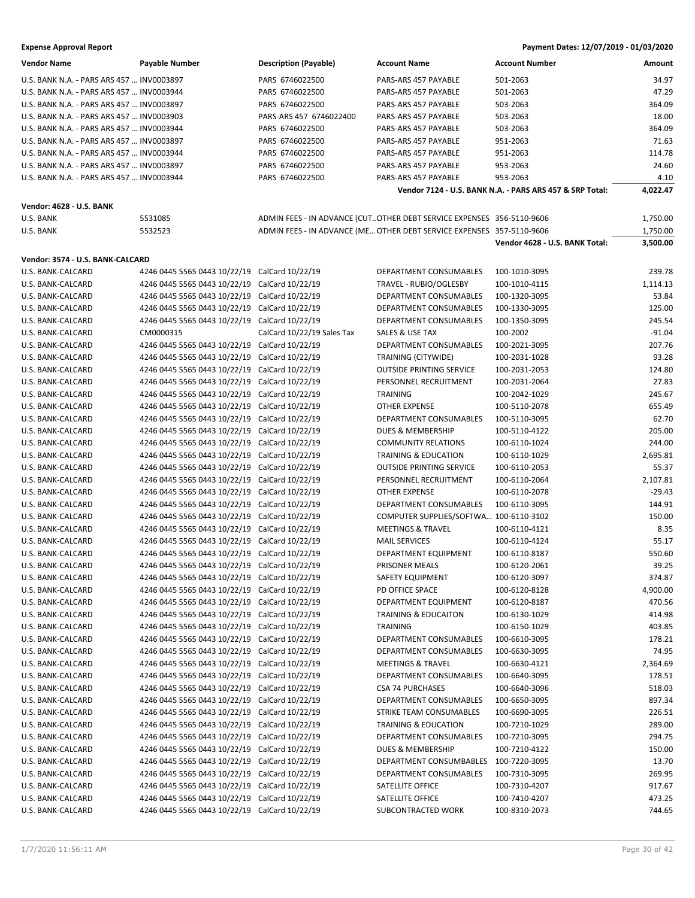**Expense Approval Report** — Payment Dates: 12/07/2019 - 01/03/2020

| Vendor Name | Payable Number | Description (Payable) | Account Name | Account Number | Amount |
|---|---|---|---|---|---|
| U.S. BANK N.A. - PARS ARS 457 … | INV0003897 | PARS 6746022500 | PARS-ARS 457 PAYABLE | 501-2063 | 34.97 |
| U.S. BANK N.A. - PARS ARS 457 … | INV0003944 | PARS 6746022500 | PARS-ARS 457 PAYABLE | 501-2063 | 47.29 |
| U.S. BANK N.A. - PARS ARS 457 … | INV0003897 | PARS 6746022500 | PARS-ARS 457 PAYABLE | 503-2063 | 364.09 |
| U.S. BANK N.A. - PARS ARS 457 … | INV0003903 | PARS-ARS 457 6746022400 | PARS-ARS 457 PAYABLE | 503-2063 | 18.00 |
| U.S. BANK N.A. - PARS ARS 457 … | INV0003944 | PARS 6746022500 | PARS-ARS 457 PAYABLE | 503-2063 | 364.09 |
| U.S. BANK N.A. - PARS ARS 457 … | INV0003897 | PARS 6746022500 | PARS-ARS 457 PAYABLE | 951-2063 | 71.63 |
| U.S. BANK N.A. - PARS ARS 457 … | INV0003944 | PARS 6746022500 | PARS-ARS 457 PAYABLE | 951-2063 | 114.78 |
| U.S. BANK N.A. - PARS ARS 457 … | INV0003897 | PARS 6746022500 | PARS-ARS 457 PAYABLE | 953-2063 | 24.60 |
| U.S. BANK N.A. - PARS ARS 457 … | INV0003944 | PARS 6746022500 | PARS-ARS 457 PAYABLE | 953-2063 | 4.10 |
| | | | **Vendor 7124 - U.S. BANK N.A. - PARS ARS 457 & SRP Total:** | | **4,022.47** |

**Vendor: 4628 - U.S. BANK**

| Vendor Name | Payable Number | Description (Payable) | Account Name | Account Number | Amount |
|---|---|---|---|---|---|
| U.S. BANK | 5531085 | ADMIN FEES - IN ADVANCE (CUT… | OTHER DEBT SERVICE EXPENSES | 356-5110-9606 | 1,750.00 |
| U.S. BANK | 5532523 | ADMIN FEES - IN ADVANCE (ME… | OTHER DEBT SERVICE EXPENSES | 357-5110-9606 | 1,750.00 |
| | | | **Vendor 4628 - U.S. BANK Total:** | | **3,500.00** |

**Vendor: 3574 - U.S. BANK-CALCARD**

| Vendor Name | Payable Number | Description (Payable) | Account Name | Account Number | Amount |
|---|---|---|---|---|---|
| U.S. BANK-CALCARD | 4246 0445 5565 0443 10/22/19 | CalCard 10/22/19 | DEPARTMENT CONSUMABLES | 100-1010-3095 | 239.78 |
| U.S. BANK-CALCARD | 4246 0445 5565 0443 10/22/19 | CalCard 10/22/19 | TRAVEL - RUBIO/OGLESBY | 100-1010-4115 | 1,114.13 |
| U.S. BANK-CALCARD | 4246 0445 5565 0443 10/22/19 | CalCard 10/22/19 | DEPARTMENT CONSUMABLES | 100-1320-3095 | 53.84 |
| U.S. BANK-CALCARD | 4246 0445 5565 0443 10/22/19 | CalCard 10/22/19 | DEPARTMENT CONSUMABLES | 100-1330-3095 | 125.00 |
| U.S. BANK-CALCARD | 4246 0445 5565 0443 10/22/19 | CalCard 10/22/19 | DEPARTMENT CONSUMABLES | 100-1350-3095 | 245.54 |
| U.S. BANK-CALCARD | CM0000315 | CalCard 10/22/19 Sales Tax | SALES & USE TAX | 100-2002 | -91.04 |
| U.S. BANK-CALCARD | 4246 0445 5565 0443 10/22/19 | CalCard 10/22/19 | DEPARTMENT CONSUMABLES | 100-2021-3095 | 207.76 |
| U.S. BANK-CALCARD | 4246 0445 5565 0443 10/22/19 | CalCard 10/22/19 | TRAINING (CITYWIDE) | 100-2031-1028 | 93.28 |
| U.S. BANK-CALCARD | 4246 0445 5565 0443 10/22/19 | CalCard 10/22/19 | OUTSIDE PRINTING SERVICE | 100-2031-2053 | 124.80 |
| U.S. BANK-CALCARD | 4246 0445 5565 0443 10/22/19 | CalCard 10/22/19 | PERSONNEL RECRUITMENT | 100-2031-2064 | 27.83 |
| U.S. BANK-CALCARD | 4246 0445 5565 0443 10/22/19 | CalCard 10/22/19 | TRAINING | 100-2042-1029 | 245.67 |
| U.S. BANK-CALCARD | 4246 0445 5565 0443 10/22/19 | CalCard 10/22/19 | OTHER EXPENSE | 100-5110-2078 | 655.49 |
| U.S. BANK-CALCARD | 4246 0445 5565 0443 10/22/19 | CalCard 10/22/19 | DEPARTMENT CONSUMABLES | 100-5110-3095 | 62.70 |
| U.S. BANK-CALCARD | 4246 0445 5565 0443 10/22/19 | CalCard 10/22/19 | DUES & MEMBERSHIP | 100-5110-4122 | 205.00 |
| U.S. BANK-CALCARD | 4246 0445 5565 0443 10/22/19 | CalCard 10/22/19 | COMMUNITY RELATIONS | 100-6110-1024 | 244.00 |
| U.S. BANK-CALCARD | 4246 0445 5565 0443 10/22/19 | CalCard 10/22/19 | TRAINING & EDUCATION | 100-6110-1029 | 2,695.81 |
| U.S. BANK-CALCARD | 4246 0445 5565 0443 10/22/19 | CalCard 10/22/19 | OUTSIDE PRINTING SERVICE | 100-6110-2053 | 55.37 |
| U.S. BANK-CALCARD | 4246 0445 5565 0443 10/22/19 | CalCard 10/22/19 | PERSONNEL RECRUITMENT | 100-6110-2064 | 2,107.81 |
| U.S. BANK-CALCARD | 4246 0445 5565 0443 10/22/19 | CalCard 10/22/19 | OTHER EXPENSE | 100-6110-2078 | -29.43 |
| U.S. BANK-CALCARD | 4246 0445 5565 0443 10/22/19 | CalCard 10/22/19 | DEPARTMENT CONSUMABLES | 100-6110-3095 | 144.91 |
| U.S. BANK-CALCARD | 4246 0445 5565 0443 10/22/19 | CalCard 10/22/19 | COMPUTER SUPPLIES/SOFTWA… | 100-6110-3102 | 150.00 |
| U.S. BANK-CALCARD | 4246 0445 5565 0443 10/22/19 | CalCard 10/22/19 | MEETINGS & TRAVEL | 100-6110-4121 | 8.35 |
| U.S. BANK-CALCARD | 4246 0445 5565 0443 10/22/19 | CalCard 10/22/19 | MAIL SERVICES | 100-6110-4124 | 55.17 |
| U.S. BANK-CALCARD | 4246 0445 5565 0443 10/22/19 | CalCard 10/22/19 | DEPARTMENT EQUIPMENT | 100-6110-8187 | 550.60 |
| U.S. BANK-CALCARD | 4246 0445 5565 0443 10/22/19 | CalCard 10/22/19 | PRISONER MEALS | 100-6120-2061 | 39.25 |
| U.S. BANK-CALCARD | 4246 0445 5565 0443 10/22/19 | CalCard 10/22/19 | SAFETY EQUIPMENT | 100-6120-3097 | 374.87 |
| U.S. BANK-CALCARD | 4246 0445 5565 0443 10/22/19 | CalCard 10/22/19 | PD OFFICE SPACE | 100-6120-8128 | 4,900.00 |
| U.S. BANK-CALCARD | 4246 0445 5565 0443 10/22/19 | CalCard 10/22/19 | DEPARTMENT EQUIPMENT | 100-6120-8187 | 470.56 |
| U.S. BANK-CALCARD | 4246 0445 5565 0443 10/22/19 | CalCard 10/22/19 | TRAINING & EDUCAITON | 100-6130-1029 | 414.98 |
| U.S. BANK-CALCARD | 4246 0445 5565 0443 10/22/19 | CalCard 10/22/19 | TRAINING | 100-6150-1029 | 403.85 |
| U.S. BANK-CALCARD | 4246 0445 5565 0443 10/22/19 | CalCard 10/22/19 | DEPARTMENT CONSUMABLES | 100-6610-3095 | 178.21 |
| U.S. BANK-CALCARD | 4246 0445 5565 0443 10/22/19 | CalCard 10/22/19 | DEPARTMENT CONSUMABLES | 100-6630-3095 | 74.95 |
| U.S. BANK-CALCARD | 4246 0445 5565 0443 10/22/19 | CalCard 10/22/19 | MEETINGS & TRAVEL | 100-6630-4121 | 2,364.69 |
| U.S. BANK-CALCARD | 4246 0445 5565 0443 10/22/19 | CalCard 10/22/19 | DEPARTMENT CONSUMABLES | 100-6640-3095 | 178.51 |
| U.S. BANK-CALCARD | 4246 0445 5565 0443 10/22/19 | CalCard 10/22/19 | CSA 74 PURCHASES | 100-6640-3096 | 518.03 |
| U.S. BANK-CALCARD | 4246 0445 5565 0443 10/22/19 | CalCard 10/22/19 | DEPARTMENT CONSUMABLES | 100-6650-3095 | 897.34 |
| U.S. BANK-CALCARD | 4246 0445 5565 0443 10/22/19 | CalCard 10/22/19 | STRIKE TEAM CONSUMABLES | 100-6690-3095 | 226.51 |
| U.S. BANK-CALCARD | 4246 0445 5565 0443 10/22/19 | CalCard 10/22/19 | TRAINING & EDUCATION | 100-7210-1029 | 289.00 |
| U.S. BANK-CALCARD | 4246 0445 5565 0443 10/22/19 | CalCard 10/22/19 | DEPARTMENT CONSUMABLES | 100-7210-3095 | 294.75 |
| U.S. BANK-CALCARD | 4246 0445 5565 0443 10/22/19 | CalCard 10/22/19 | DUES & MEMBERSHIP | 100-7210-4122 | 150.00 |
| U.S. BANK-CALCARD | 4246 0445 5565 0443 10/22/19 | CalCard 10/22/19 | DEPARTMENT CONSUMBABLES | 100-7220-3095 | 13.70 |
| U.S. BANK-CALCARD | 4246 0445 5565 0443 10/22/19 | CalCard 10/22/19 | DEPARTMENT CONSUMABLES | 100-7310-3095 | 269.95 |
| U.S. BANK-CALCARD | 4246 0445 5565 0443 10/22/19 | CalCard 10/22/19 | SATELLITE OFFICE | 100-7310-4207 | 917.67 |
| U.S. BANK-CALCARD | 4246 0445 5565 0443 10/22/19 | CalCard 10/22/19 | SATELLITE OFFICE | 100-7410-4207 | 473.25 |
| U.S. BANK-CALCARD | 4246 0445 5565 0443 10/22/19 | CalCard 10/22/19 | SUBCONTRACTED WORK | 100-8310-2073 | 744.65 |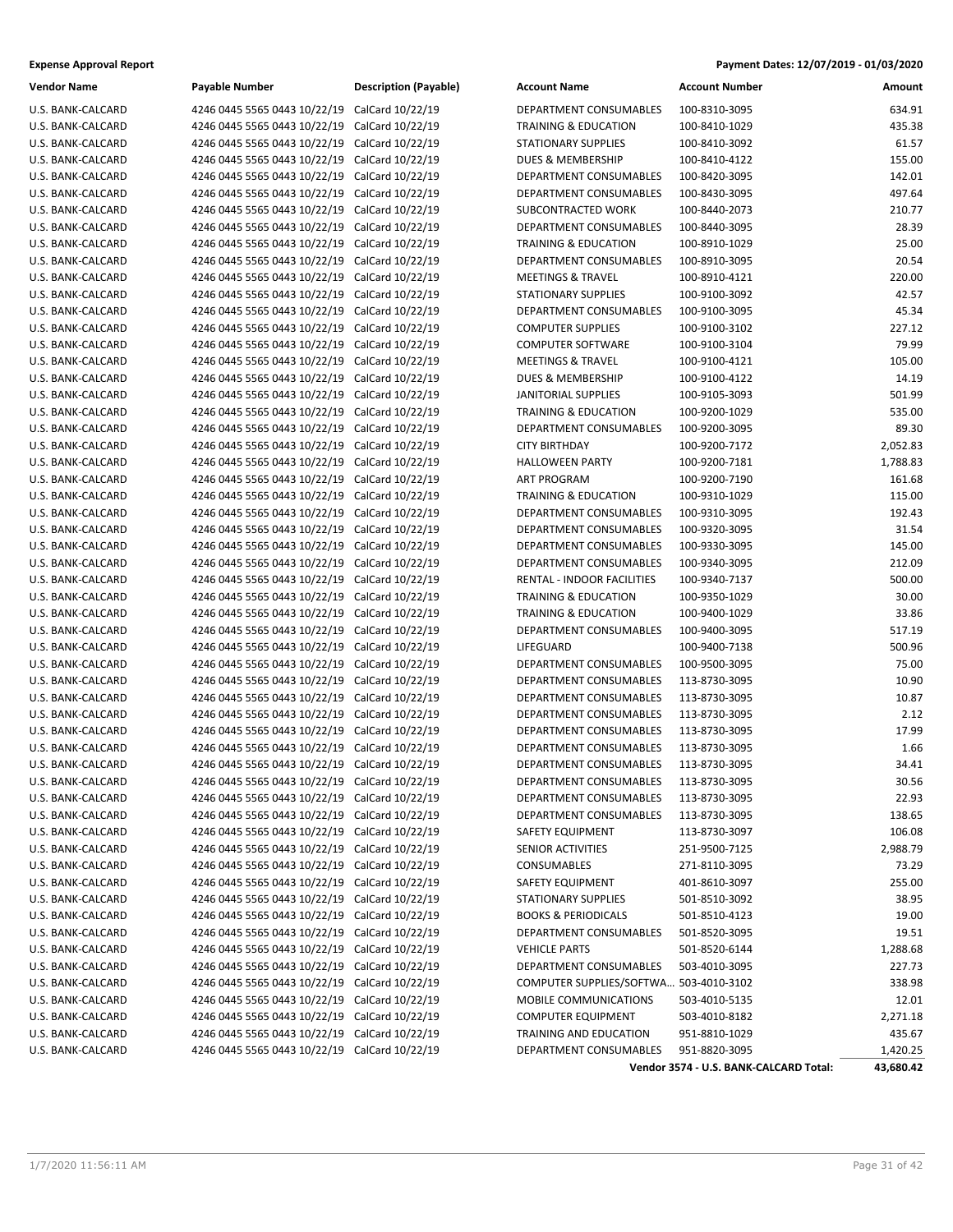| Vendor Name | Payable Number | Description (Payable) | Account Name | Account Number | Amount |
|---|---|---|---|---|---|
| U.S. BANK-CALCARD | 4246 0445 5565 0443 10/22/19 | CalCard 10/22/19 | DEPARTMENT CONSUMABLES | 100-8310-3095 | 634.91 |
| U.S. BANK-CALCARD | 4246 0445 5565 0443 10/22/19 | CalCard 10/22/19 | TRAINING & EDUCATION | 100-8410-1029 | 435.38 |
| U.S. BANK-CALCARD | 4246 0445 5565 0443 10/22/19 | CalCard 10/22/19 | STATIONARY SUPPLIES | 100-8410-3092 | 61.57 |
| U.S. BANK-CALCARD | 4246 0445 5565 0443 10/22/19 | CalCard 10/22/19 | DUES & MEMBERSHIP | 100-8410-4122 | 155.00 |
| U.S. BANK-CALCARD | 4246 0445 5565 0443 10/22/19 | CalCard 10/22/19 | DEPARTMENT CONSUMABLES | 100-8420-3095 | 142.01 |
| U.S. BANK-CALCARD | 4246 0445 5565 0443 10/22/19 | CalCard 10/22/19 | DEPARTMENT CONSUMABLES | 100-8430-3095 | 497.64 |
| U.S. BANK-CALCARD | 4246 0445 5565 0443 10/22/19 | CalCard 10/22/19 | SUBCONTRACTED WORK | 100-8440-2073 | 210.77 |
| U.S. BANK-CALCARD | 4246 0445 5565 0443 10/22/19 | CalCard 10/22/19 | DEPARTMENT CONSUMABLES | 100-8440-3095 | 28.39 |
| U.S. BANK-CALCARD | 4246 0445 5565 0443 10/22/19 | CalCard 10/22/19 | TRAINING & EDUCATION | 100-8910-1029 | 25.00 |
| U.S. BANK-CALCARD | 4246 0445 5565 0443 10/22/19 | CalCard 10/22/19 | DEPARTMENT CONSUMABLES | 100-8910-3095 | 20.54 |
| U.S. BANK-CALCARD | 4246 0445 5565 0443 10/22/19 | CalCard 10/22/19 | MEETINGS & TRAVEL | 100-8910-4121 | 220.00 |
| U.S. BANK-CALCARD | 4246 0445 5565 0443 10/22/19 | CalCard 10/22/19 | STATIONARY SUPPLIES | 100-9100-3092 | 42.57 |
| U.S. BANK-CALCARD | 4246 0445 5565 0443 10/22/19 | CalCard 10/22/19 | DEPARTMENT CONSUMABLES | 100-9100-3095 | 45.34 |
| U.S. BANK-CALCARD | 4246 0445 5565 0443 10/22/19 | CalCard 10/22/19 | COMPUTER SUPPLIES | 100-9100-3102 | 227.12 |
| U.S. BANK-CALCARD | 4246 0445 5565 0443 10/22/19 | CalCard 10/22/19 | COMPUTER SOFTWARE | 100-9100-3104 | 79.99 |
| U.S. BANK-CALCARD | 4246 0445 5565 0443 10/22/19 | CalCard 10/22/19 | MEETINGS & TRAVEL | 100-9100-4121 | 105.00 |
| U.S. BANK-CALCARD | 4246 0445 5565 0443 10/22/19 | CalCard 10/22/19 | DUES & MEMBERSHIP | 100-9100-4122 | 14.19 |
| U.S. BANK-CALCARD | 4246 0445 5565 0443 10/22/19 | CalCard 10/22/19 | JANITORIAL SUPPLIES | 100-9105-3093 | 501.99 |
| U.S. BANK-CALCARD | 4246 0445 5565 0443 10/22/19 | CalCard 10/22/19 | TRAINING & EDUCATION | 100-9200-1029 | 535.00 |
| U.S. BANK-CALCARD | 4246 0445 5565 0443 10/22/19 | CalCard 10/22/19 | DEPARTMENT CONSUMABLES | 100-9200-3095 | 89.30 |
| U.S. BANK-CALCARD | 4246 0445 5565 0443 10/22/19 | CalCard 10/22/19 | CITY BIRTHDAY | 100-9200-7172 | 2,052.83 |
| U.S. BANK-CALCARD | 4246 0445 5565 0443 10/22/19 | CalCard 10/22/19 | HALLOWEEN PARTY | 100-9200-7181 | 1,788.83 |
| U.S. BANK-CALCARD | 4246 0445 5565 0443 10/22/19 | CalCard 10/22/19 | ART PROGRAM | 100-9200-7190 | 161.68 |
| U.S. BANK-CALCARD | 4246 0445 5565 0443 10/22/19 | CalCard 10/22/19 | TRAINING & EDUCATION | 100-9310-1029 | 115.00 |
| U.S. BANK-CALCARD | 4246 0445 5565 0443 10/22/19 | CalCard 10/22/19 | DEPARTMENT CONSUMABLES | 100-9310-3095 | 192.43 |
| U.S. BANK-CALCARD | 4246 0445 5565 0443 10/22/19 | CalCard 10/22/19 | DEPARTMENT CONSUMABLES | 100-9320-3095 | 31.54 |
| U.S. BANK-CALCARD | 4246 0445 5565 0443 10/22/19 | CalCard 10/22/19 | DEPARTMENT CONSUMABLES | 100-9330-3095 | 145.00 |
| U.S. BANK-CALCARD | 4246 0445 5565 0443 10/22/19 | CalCard 10/22/19 | DEPARTMENT CONSUMABLES | 100-9340-3095 | 212.09 |
| U.S. BANK-CALCARD | 4246 0445 5565 0443 10/22/19 | CalCard 10/22/19 | RENTAL - INDOOR FACILITIES | 100-9340-7137 | 500.00 |
| U.S. BANK-CALCARD | 4246 0445 5565 0443 10/22/19 | CalCard 10/22/19 | TRAINING & EDUCATION | 100-9350-1029 | 30.00 |
| U.S. BANK-CALCARD | 4246 0445 5565 0443 10/22/19 | CalCard 10/22/19 | TRAINING & EDUCATION | 100-9400-1029 | 33.86 |
| U.S. BANK-CALCARD | 4246 0445 5565 0443 10/22/19 | CalCard 10/22/19 | DEPARTMENT CONSUMABLES | 100-9400-3095 | 517.19 |
| U.S. BANK-CALCARD | 4246 0445 5565 0443 10/22/19 | CalCard 10/22/19 | LIFEGUARD | 100-9400-7138 | 500.96 |
| U.S. BANK-CALCARD | 4246 0445 5565 0443 10/22/19 | CalCard 10/22/19 | DEPARTMENT CONSUMABLES | 100-9500-3095 | 75.00 |
| U.S. BANK-CALCARD | 4246 0445 5565 0443 10/22/19 | CalCard 10/22/19 | DEPARTMENT CONSUMABLES | 113-8730-3095 | 10.90 |
| U.S. BANK-CALCARD | 4246 0445 5565 0443 10/22/19 | CalCard 10/22/19 | DEPARTMENT CONSUMABLES | 113-8730-3095 | 10.87 |
| U.S. BANK-CALCARD | 4246 0445 5565 0443 10/22/19 | CalCard 10/22/19 | DEPARTMENT CONSUMABLES | 113-8730-3095 | 2.12 |
| U.S. BANK-CALCARD | 4246 0445 5565 0443 10/22/19 | CalCard 10/22/19 | DEPARTMENT CONSUMABLES | 113-8730-3095 | 17.99 |
| U.S. BANK-CALCARD | 4246 0445 5565 0443 10/22/19 | CalCard 10/22/19 | DEPARTMENT CONSUMABLES | 113-8730-3095 | 1.66 |
| U.S. BANK-CALCARD | 4246 0445 5565 0443 10/22/19 | CalCard 10/22/19 | DEPARTMENT CONSUMABLES | 113-8730-3095 | 34.41 |
| U.S. BANK-CALCARD | 4246 0445 5565 0443 10/22/19 | CalCard 10/22/19 | DEPARTMENT CONSUMABLES | 113-8730-3095 | 30.56 |
| U.S. BANK-CALCARD | 4246 0445 5565 0443 10/22/19 | CalCard 10/22/19 | DEPARTMENT CONSUMABLES | 113-8730-3095 | 22.93 |
| U.S. BANK-CALCARD | 4246 0445 5565 0443 10/22/19 | CalCard 10/22/19 | DEPARTMENT CONSUMABLES | 113-8730-3095 | 138.65 |
| U.S. BANK-CALCARD | 4246 0445 5565 0443 10/22/19 | CalCard 10/22/19 | SAFETY EQUIPMENT | 113-8730-3097 | 106.08 |
| U.S. BANK-CALCARD | 4246 0445 5565 0443 10/22/19 | CalCard 10/22/19 | SENIOR ACTIVITIES | 251-9500-7125 | 2,988.79 |
| U.S. BANK-CALCARD | 4246 0445 5565 0443 10/22/19 | CalCard 10/22/19 | CONSUMABLES | 271-8110-3095 | 73.29 |
| U.S. BANK-CALCARD | 4246 0445 5565 0443 10/22/19 | CalCard 10/22/19 | SAFETY EQUIPMENT | 401-8610-3097 | 255.00 |
| U.S. BANK-CALCARD | 4246 0445 5565 0443 10/22/19 | CalCard 10/22/19 | STATIONARY SUPPLIES | 501-8510-3092 | 38.95 |
| U.S. BANK-CALCARD | 4246 0445 5565 0443 10/22/19 | CalCard 10/22/19 | BOOKS & PERIODICALS | 501-8510-4123 | 19.00 |
| U.S. BANK-CALCARD | 4246 0445 5565 0443 10/22/19 | CalCard 10/22/19 | DEPARTMENT CONSUMABLES | 501-8520-3095 | 19.51 |
| U.S. BANK-CALCARD | 4246 0445 5565 0443 10/22/19 | CalCard 10/22/19 | VEHICLE PARTS | 501-8520-6144 | 1,288.68 |
| U.S. BANK-CALCARD | 4246 0445 5565 0443 10/22/19 | CalCard 10/22/19 | DEPARTMENT CONSUMABLES | 503-4010-3095 | 227.73 |
| U.S. BANK-CALCARD | 4246 0445 5565 0443 10/22/19 | CalCard 10/22/19 | COMPUTER SUPPLIES/SOFTWA... | 503-4010-3102 | 338.98 |
| U.S. BANK-CALCARD | 4246 0445 5565 0443 10/22/19 | CalCard 10/22/19 | MOBILE COMMUNICATIONS | 503-4010-5135 | 12.01 |
| U.S. BANK-CALCARD | 4246 0445 5565 0443 10/22/19 | CalCard 10/22/19 | COMPUTER EQUIPMENT | 503-4010-8182 | 2,271.18 |
| U.S. BANK-CALCARD | 4246 0445 5565 0443 10/22/19 | CalCard 10/22/19 | TRAINING AND EDUCATION | 951-8810-1029 | 435.67 |
| U.S. BANK-CALCARD | 4246 0445 5565 0443 10/22/19 | CalCard 10/22/19 | DEPARTMENT CONSUMABLES | 951-8820-3095 | 1,420.25 |
| | | | Vendor 3574 - U.S. BANK-CALCARD Total: | | 43,680.42 |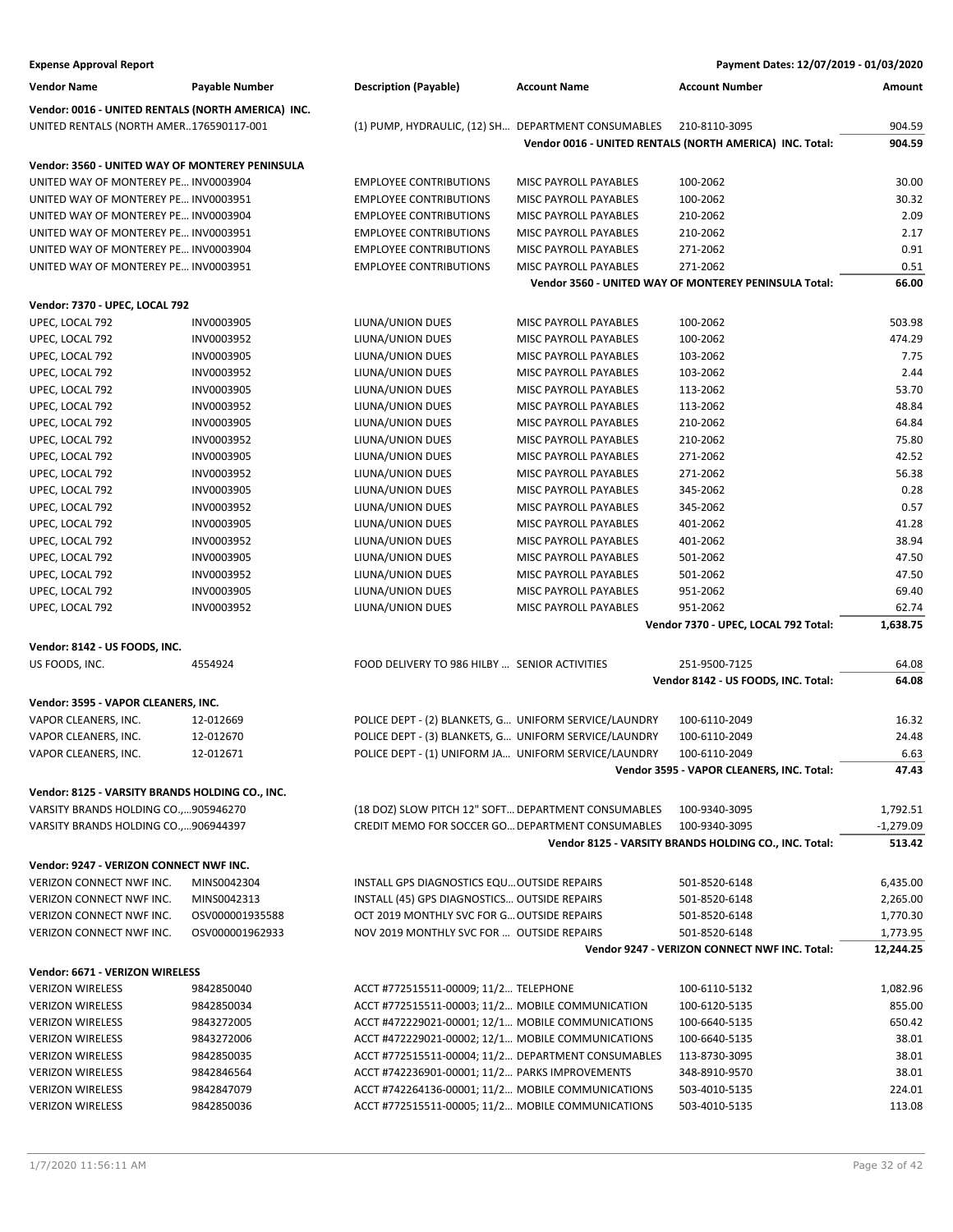**Expense Approval Report** — Payment Dates: 12/07/2019 - 01/03/2020

| Vendor Name | Payable Number | Description (Payable) | Account Name | Account Number | Amount |
|---|---|---|---|---|---|
| **Vendor: 0016 - UNITED RENTALS (NORTH AMERICA) INC.** | | | | | |
| UNITED RENTALS (NORTH AMER… | 176590117-001 | (1) PUMP, HYDRAULIC, (12) SH… | DEPARTMENT CONSUMABLES | 210-8110-3095 | 904.59 |
| | | | | **Vendor 0016 - UNITED RENTALS (NORTH AMERICA) INC. Total:** | **904.59** |
| **Vendor: 3560 - UNITED WAY OF MONTEREY PENINSULA** | | | | | |
| UNITED WAY OF MONTEREY PE… | INV0003904 | EMPLOYEE CONTRIBUTIONS | MISC PAYROLL PAYABLES | 100-2062 | 30.00 |
| UNITED WAY OF MONTEREY PE… | INV0003951 | EMPLOYEE CONTRIBUTIONS | MISC PAYROLL PAYABLES | 100-2062 | 30.32 |
| UNITED WAY OF MONTEREY PE… | INV0003904 | EMPLOYEE CONTRIBUTIONS | MISC PAYROLL PAYABLES | 210-2062 | 2.09 |
| UNITED WAY OF MONTEREY PE… | INV0003951 | EMPLOYEE CONTRIBUTIONS | MISC PAYROLL PAYABLES | 210-2062 | 2.17 |
| UNITED WAY OF MONTEREY PE… | INV0003904 | EMPLOYEE CONTRIBUTIONS | MISC PAYROLL PAYABLES | 271-2062 | 0.91 |
| UNITED WAY OF MONTEREY PE… | INV0003951 | EMPLOYEE CONTRIBUTIONS | MISC PAYROLL PAYABLES | 271-2062 | 0.51 |
| | | | | **Vendor 3560 - UNITED WAY OF MONTEREY PENINSULA Total:** | **66.00** |
| **Vendor: 7370 - UPEC, LOCAL 792** | | | | | |
| UPEC, LOCAL 792 | INV0003905 | LIUNA/UNION DUES | MISC PAYROLL PAYABLES | 100-2062 | 503.98 |
| UPEC, LOCAL 792 | INV0003952 | LIUNA/UNION DUES | MISC PAYROLL PAYABLES | 100-2062 | 474.29 |
| UPEC, LOCAL 792 | INV0003905 | LIUNA/UNION DUES | MISC PAYROLL PAYABLES | 103-2062 | 7.75 |
| UPEC, LOCAL 792 | INV0003952 | LIUNA/UNION DUES | MISC PAYROLL PAYABLES | 103-2062 | 2.44 |
| UPEC, LOCAL 792 | INV0003905 | LIUNA/UNION DUES | MISC PAYROLL PAYABLES | 113-2062 | 53.70 |
| UPEC, LOCAL 792 | INV0003952 | LIUNA/UNION DUES | MISC PAYROLL PAYABLES | 113-2062 | 48.84 |
| UPEC, LOCAL 792 | INV0003905 | LIUNA/UNION DUES | MISC PAYROLL PAYABLES | 210-2062 | 64.84 |
| UPEC, LOCAL 792 | INV0003952 | LIUNA/UNION DUES | MISC PAYROLL PAYABLES | 210-2062 | 75.80 |
| UPEC, LOCAL 792 | INV0003905 | LIUNA/UNION DUES | MISC PAYROLL PAYABLES | 271-2062 | 42.52 |
| UPEC, LOCAL 792 | INV0003952 | LIUNA/UNION DUES | MISC PAYROLL PAYABLES | 271-2062 | 56.38 |
| UPEC, LOCAL 792 | INV0003905 | LIUNA/UNION DUES | MISC PAYROLL PAYABLES | 345-2062 | 0.28 |
| UPEC, LOCAL 792 | INV0003952 | LIUNA/UNION DUES | MISC PAYROLL PAYABLES | 345-2062 | 0.57 |
| UPEC, LOCAL 792 | INV0003905 | LIUNA/UNION DUES | MISC PAYROLL PAYABLES | 401-2062 | 41.28 |
| UPEC, LOCAL 792 | INV0003952 | LIUNA/UNION DUES | MISC PAYROLL PAYABLES | 401-2062 | 38.94 |
| UPEC, LOCAL 792 | INV0003905 | LIUNA/UNION DUES | MISC PAYROLL PAYABLES | 501-2062 | 47.50 |
| UPEC, LOCAL 792 | INV0003952 | LIUNA/UNION DUES | MISC PAYROLL PAYABLES | 501-2062 | 47.50 |
| UPEC, LOCAL 792 | INV0003905 | LIUNA/UNION DUES | MISC PAYROLL PAYABLES | 951-2062 | 69.40 |
| UPEC, LOCAL 792 | INV0003952 | LIUNA/UNION DUES | MISC PAYROLL PAYABLES | 951-2062 | 62.74 |
| | | | | **Vendor 7370 - UPEC, LOCAL 792 Total:** | **1,638.75** |
| **Vendor: 8142 - US FOODS, INC.** | | | | | |
| US FOODS, INC. | 4554924 | FOOD DELIVERY TO 986 HILBY … | SENIOR ACTIVITIES | 251-9500-7125 | 64.08 |
| | | | | **Vendor 8142 - US FOODS, INC. Total:** | **64.08** |
| **Vendor: 3595 - VAPOR CLEANERS, INC.** | | | | | |
| VAPOR CLEANERS, INC. | 12-012669 | POLICE DEPT - (2) BLANKETS, G… | UNIFORM SERVICE/LAUNDRY | 100-6110-2049 | 16.32 |
| VAPOR CLEANERS, INC. | 12-012670 | POLICE DEPT - (3) BLANKETS, G… | UNIFORM SERVICE/LAUNDRY | 100-6110-2049 | 24.48 |
| VAPOR CLEANERS, INC. | 12-012671 | POLICE DEPT - (1) UNIFORM JA… | UNIFORM SERVICE/LAUNDRY | 100-6110-2049 | 6.63 |
| | | | | **Vendor 3595 - VAPOR CLEANERS, INC. Total:** | **47.43** |
| **Vendor: 8125 - VARSITY BRANDS HOLDING CO., INC.** | | | | | |
| VARSITY BRANDS HOLDING CO.,… | 905946270 | (18 DOZ) SLOW PITCH 12" SOFT… | DEPARTMENT CONSUMABLES | 100-9340-3095 | 1,792.51 |
| VARSITY BRANDS HOLDING CO.,… | 906944397 | CREDIT MEMO FOR SOCCER GO… | DEPARTMENT CONSUMABLES | 100-9340-3095 | -1,279.09 |
| | | | | **Vendor 8125 - VARSITY BRANDS HOLDING CO., INC. Total:** | **513.42** |
| **Vendor: 9247 - VERIZON CONNECT NWF INC.** | | | | | |
| VERIZON CONNECT NWF INC. | MINS0042304 | INSTALL GPS DIAGNOSTICS EQU… | OUTSIDE REPAIRS | 501-8520-6148 | 6,435.00 |
| VERIZON CONNECT NWF INC. | MINS0042313 | INSTALL (45) GPS DIAGNOSTICS… | OUTSIDE REPAIRS | 501-8520-6148 | 2,265.00 |
| VERIZON CONNECT NWF INC. | OSV000001935588 | OCT 2019 MONTHLY SVC FOR G… | OUTSIDE REPAIRS | 501-8520-6148 | 1,770.30 |
| VERIZON CONNECT NWF INC. | OSV000001962933 | NOV 2019 MONTHLY SVC FOR … | OUTSIDE REPAIRS | 501-8520-6148 | 1,773.95 |
| | | | | **Vendor 9247 - VERIZON CONNECT NWF INC. Total:** | **12,244.25** |
| **Vendor: 6671 - VERIZON WIRELESS** | | | | | |
| VERIZON WIRELESS | 9842850040 | ACCT #772515511-00009; 11/2… | TELEPHONE | 100-6110-5132 | 1,082.96 |
| VERIZON WIRELESS | 9842850034 | ACCT #772515511-00003; 11/2… | MOBILE COMMUNICATION | 100-6120-5135 | 855.00 |
| VERIZON WIRELESS | 9843272005 | ACCT #472229021-00001; 12/1… | MOBILE COMMUNICATIONS | 100-6640-5135 | 650.42 |
| VERIZON WIRELESS | 9843272006 | ACCT #472229021-00002; 12/1… | MOBILE COMMUNICATIONS | 100-6640-5135 | 38.01 |
| VERIZON WIRELESS | 9842850035 | ACCT #772515511-00004; 11/2… | DEPARTMENT CONSUMABLES | 113-8730-3095 | 38.01 |
| VERIZON WIRELESS | 9842846564 | ACCT #742236901-00001; 11/2… | PARKS IMPROVEMENTS | 348-8910-9570 | 38.01 |
| VERIZON WIRELESS | 9842847079 | ACCT #742264136-00001; 11/2… | MOBILE COMMUNICATIONS | 503-4010-5135 | 224.01 |
| VERIZON WIRELESS | 9842850036 | ACCT #772515511-00005; 11/2… | MOBILE COMMUNICATIONS | 503-4010-5135 | 113.08 |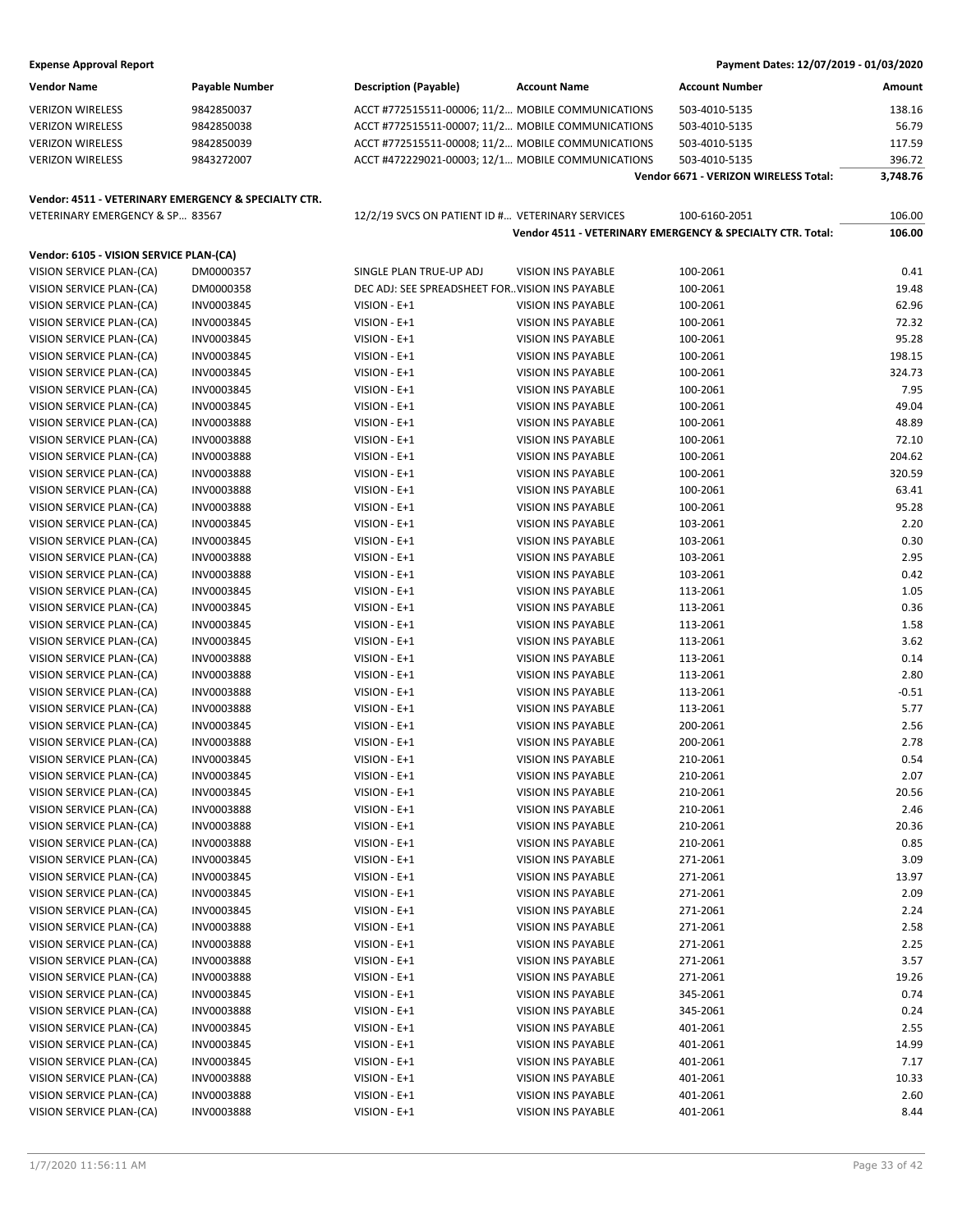**Expense Approval Report** | **Payment Dates: 12/07/2019 - 01/03/2020**

| Vendor Name | Payable Number | Description (Payable) | Account Name | Account Number | Amount |
|---|---|---|---|---|---|
| VERIZON WIRELESS | 9842850037 | ACCT #772515511-00006; 11/2... | MOBILE COMMUNICATIONS | 503-4010-5135 | 138.16 |
| VERIZON WIRELESS | 9842850038 | ACCT #772515511-00007; 11/2... | MOBILE COMMUNICATIONS | 503-4010-5135 | 56.79 |
| VERIZON WIRELESS | 9842850039 | ACCT #772515511-00008; 11/2... | MOBILE COMMUNICATIONS | 503-4010-5135 | 117.59 |
| VERIZON WIRELESS | 9843272007 | ACCT #472229021-00003; 12/1... | MOBILE COMMUNICATIONS | 503-4010-5135 | 396.72 |
| | | | | **Vendor 6671 - VERIZON WIRELESS Total:** | **3,748.76** |
| **Vendor: 4511 - VETERINARY EMERGENCY & SPECIALTY CTR.** | | | | | |
| VETERINARY EMERGENCY & SP... | 83567 | 12/2/19 SVCS ON PATIENT ID #... | VETERINARY SERVICES | 100-6160-2051 | 106.00 |
| | | | | **Vendor 4511 - VETERINARY EMERGENCY & SPECIALTY CTR. Total:** | **106.00** |
| **Vendor: 6105 - VISION SERVICE PLAN-(CA)** | | | | | |
| VISION SERVICE PLAN-(CA) | DM0000357 | SINGLE PLAN TRUE-UP ADJ | VISION INS PAYABLE | 100-2061 | 0.41 |
| VISION SERVICE PLAN-(CA) | DM0000358 | DEC ADJ: SEE SPREADSHEET FOR... | VISION INS PAYABLE | 100-2061 | 19.48 |
| VISION SERVICE PLAN-(CA) | INV0003845 | VISION - E+1 | VISION INS PAYABLE | 100-2061 | 62.96 |
| VISION SERVICE PLAN-(CA) | INV0003845 | VISION - E+1 | VISION INS PAYABLE | 100-2061 | 72.32 |
| VISION SERVICE PLAN-(CA) | INV0003845 | VISION - E+1 | VISION INS PAYABLE | 100-2061 | 95.28 |
| VISION SERVICE PLAN-(CA) | INV0003845 | VISION - E+1 | VISION INS PAYABLE | 100-2061 | 198.15 |
| VISION SERVICE PLAN-(CA) | INV0003845 | VISION - E+1 | VISION INS PAYABLE | 100-2061 | 324.73 |
| VISION SERVICE PLAN-(CA) | INV0003845 | VISION - E+1 | VISION INS PAYABLE | 100-2061 | 7.95 |
| VISION SERVICE PLAN-(CA) | INV0003845 | VISION - E+1 | VISION INS PAYABLE | 100-2061 | 49.04 |
| VISION SERVICE PLAN-(CA) | INV0003888 | VISION - E+1 | VISION INS PAYABLE | 100-2061 | 48.89 |
| VISION SERVICE PLAN-(CA) | INV0003888 | VISION - E+1 | VISION INS PAYABLE | 100-2061 | 72.10 |
| VISION SERVICE PLAN-(CA) | INV0003888 | VISION - E+1 | VISION INS PAYABLE | 100-2061 | 204.62 |
| VISION SERVICE PLAN-(CA) | INV0003888 | VISION - E+1 | VISION INS PAYABLE | 100-2061 | 320.59 |
| VISION SERVICE PLAN-(CA) | INV0003888 | VISION - E+1 | VISION INS PAYABLE | 100-2061 | 63.41 |
| VISION SERVICE PLAN-(CA) | INV0003888 | VISION - E+1 | VISION INS PAYABLE | 100-2061 | 95.28 |
| VISION SERVICE PLAN-(CA) | INV0003845 | VISION - E+1 | VISION INS PAYABLE | 103-2061 | 2.20 |
| VISION SERVICE PLAN-(CA) | INV0003845 | VISION - E+1 | VISION INS PAYABLE | 103-2061 | 0.30 |
| VISION SERVICE PLAN-(CA) | INV0003888 | VISION - E+1 | VISION INS PAYABLE | 103-2061 | 2.95 |
| VISION SERVICE PLAN-(CA) | INV0003888 | VISION - E+1 | VISION INS PAYABLE | 103-2061 | 0.42 |
| VISION SERVICE PLAN-(CA) | INV0003845 | VISION - E+1 | VISION INS PAYABLE | 113-2061 | 1.05 |
| VISION SERVICE PLAN-(CA) | INV0003845 | VISION - E+1 | VISION INS PAYABLE | 113-2061 | 0.36 |
| VISION SERVICE PLAN-(CA) | INV0003845 | VISION - E+1 | VISION INS PAYABLE | 113-2061 | 1.58 |
| VISION SERVICE PLAN-(CA) | INV0003845 | VISION - E+1 | VISION INS PAYABLE | 113-2061 | 3.62 |
| VISION SERVICE PLAN-(CA) | INV0003888 | VISION - E+1 | VISION INS PAYABLE | 113-2061 | 0.14 |
| VISION SERVICE PLAN-(CA) | INV0003888 | VISION - E+1 | VISION INS PAYABLE | 113-2061 | 2.80 |
| VISION SERVICE PLAN-(CA) | INV0003888 | VISION - E+1 | VISION INS PAYABLE | 113-2061 | -0.51 |
| VISION SERVICE PLAN-(CA) | INV0003888 | VISION - E+1 | VISION INS PAYABLE | 113-2061 | 5.77 |
| VISION SERVICE PLAN-(CA) | INV0003845 | VISION - E+1 | VISION INS PAYABLE | 200-2061 | 2.56 |
| VISION SERVICE PLAN-(CA) | INV0003888 | VISION - E+1 | VISION INS PAYABLE | 200-2061 | 2.78 |
| VISION SERVICE PLAN-(CA) | INV0003845 | VISION - E+1 | VISION INS PAYABLE | 210-2061 | 0.54 |
| VISION SERVICE PLAN-(CA) | INV0003845 | VISION - E+1 | VISION INS PAYABLE | 210-2061 | 2.07 |
| VISION SERVICE PLAN-(CA) | INV0003845 | VISION - E+1 | VISION INS PAYABLE | 210-2061 | 20.56 |
| VISION SERVICE PLAN-(CA) | INV0003888 | VISION - E+1 | VISION INS PAYABLE | 210-2061 | 2.46 |
| VISION SERVICE PLAN-(CA) | INV0003888 | VISION - E+1 | VISION INS PAYABLE | 210-2061 | 20.36 |
| VISION SERVICE PLAN-(CA) | INV0003888 | VISION - E+1 | VISION INS PAYABLE | 210-2061 | 0.85 |
| VISION SERVICE PLAN-(CA) | INV0003845 | VISION - E+1 | VISION INS PAYABLE | 271-2061 | 3.09 |
| VISION SERVICE PLAN-(CA) | INV0003845 | VISION - E+1 | VISION INS PAYABLE | 271-2061 | 13.97 |
| VISION SERVICE PLAN-(CA) | INV0003845 | VISION - E+1 | VISION INS PAYABLE | 271-2061 | 2.09 |
| VISION SERVICE PLAN-(CA) | INV0003845 | VISION - E+1 | VISION INS PAYABLE | 271-2061 | 2.24 |
| VISION SERVICE PLAN-(CA) | INV0003888 | VISION - E+1 | VISION INS PAYABLE | 271-2061 | 2.58 |
| VISION SERVICE PLAN-(CA) | INV0003888 | VISION - E+1 | VISION INS PAYABLE | 271-2061 | 2.25 |
| VISION SERVICE PLAN-(CA) | INV0003888 | VISION - E+1 | VISION INS PAYABLE | 271-2061 | 3.57 |
| VISION SERVICE PLAN-(CA) | INV0003888 | VISION - E+1 | VISION INS PAYABLE | 271-2061 | 19.26 |
| VISION SERVICE PLAN-(CA) | INV0003845 | VISION - E+1 | VISION INS PAYABLE | 345-2061 | 0.74 |
| VISION SERVICE PLAN-(CA) | INV0003888 | VISION - E+1 | VISION INS PAYABLE | 345-2061 | 0.24 |
| VISION SERVICE PLAN-(CA) | INV0003845 | VISION - E+1 | VISION INS PAYABLE | 401-2061 | 2.55 |
| VISION SERVICE PLAN-(CA) | INV0003845 | VISION - E+1 | VISION INS PAYABLE | 401-2061 | 14.99 |
| VISION SERVICE PLAN-(CA) | INV0003845 | VISION - E+1 | VISION INS PAYABLE | 401-2061 | 7.17 |
| VISION SERVICE PLAN-(CA) | INV0003888 | VISION - E+1 | VISION INS PAYABLE | 401-2061 | 10.33 |
| VISION SERVICE PLAN-(CA) | INV0003888 | VISION - E+1 | VISION INS PAYABLE | 401-2061 | 2.60 |
| VISION SERVICE PLAN-(CA) | INV0003888 | VISION - E+1 | VISION INS PAYABLE | 401-2061 | 8.44 |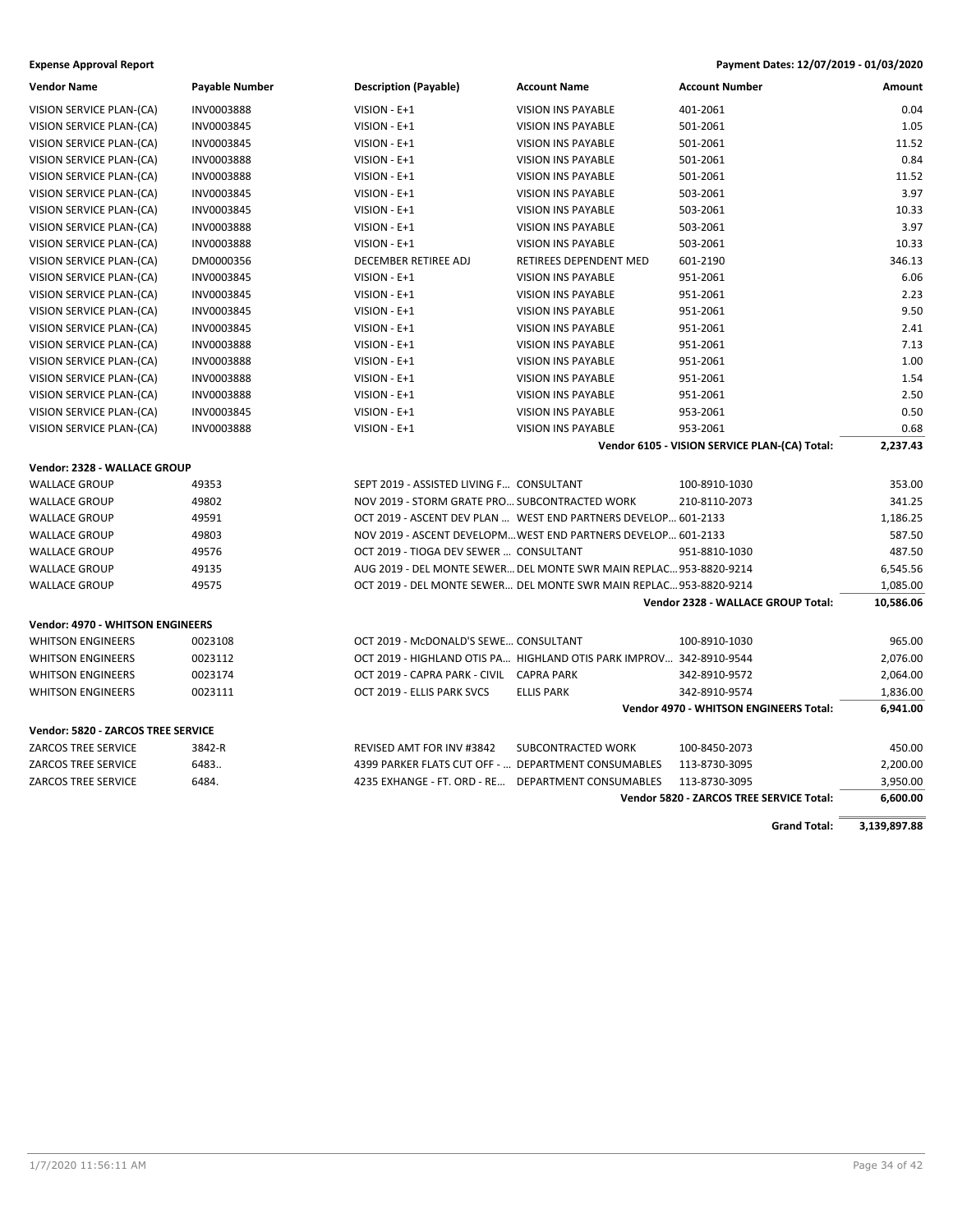**Expense Approval Report** — Payment Dates: 12/07/2019 - 01/03/2020

| Vendor Name | Payable Number | Description (Payable) | Account Name | Account Number | Amount |
|---|---|---|---|---|---|
| VISION SERVICE PLAN-(CA) | INV0003888 | VISION - E+1 | VISION INS PAYABLE | 401-2061 | 0.04 |
| VISION SERVICE PLAN-(CA) | INV0003845 | VISION - E+1 | VISION INS PAYABLE | 501-2061 | 1.05 |
| VISION SERVICE PLAN-(CA) | INV0003845 | VISION - E+1 | VISION INS PAYABLE | 501-2061 | 11.52 |
| VISION SERVICE PLAN-(CA) | INV0003888 | VISION - E+1 | VISION INS PAYABLE | 501-2061 | 0.84 |
| VISION SERVICE PLAN-(CA) | INV0003888 | VISION - E+1 | VISION INS PAYABLE | 501-2061 | 11.52 |
| VISION SERVICE PLAN-(CA) | INV0003845 | VISION - E+1 | VISION INS PAYABLE | 503-2061 | 3.97 |
| VISION SERVICE PLAN-(CA) | INV0003845 | VISION - E+1 | VISION INS PAYABLE | 503-2061 | 10.33 |
| VISION SERVICE PLAN-(CA) | INV0003888 | VISION - E+1 | VISION INS PAYABLE | 503-2061 | 3.97 |
| VISION SERVICE PLAN-(CA) | INV0003888 | VISION - E+1 | VISION INS PAYABLE | 503-2061 | 10.33 |
| VISION SERVICE PLAN-(CA) | DM0000356 | DECEMBER RETIREE ADJ | RETIREES DEPENDENT MED | 601-2190 | 346.13 |
| VISION SERVICE PLAN-(CA) | INV0003845 | VISION - E+1 | VISION INS PAYABLE | 951-2061 | 6.06 |
| VISION SERVICE PLAN-(CA) | INV0003845 | VISION - E+1 | VISION INS PAYABLE | 951-2061 | 2.23 |
| VISION SERVICE PLAN-(CA) | INV0003845 | VISION - E+1 | VISION INS PAYABLE | 951-2061 | 9.50 |
| VISION SERVICE PLAN-(CA) | INV0003845 | VISION - E+1 | VISION INS PAYABLE | 951-2061 | 2.41 |
| VISION SERVICE PLAN-(CA) | INV0003888 | VISION - E+1 | VISION INS PAYABLE | 951-2061 | 7.13 |
| VISION SERVICE PLAN-(CA) | INV0003888 | VISION - E+1 | VISION INS PAYABLE | 951-2061 | 1.00 |
| VISION SERVICE PLAN-(CA) | INV0003888 | VISION - E+1 | VISION INS PAYABLE | 951-2061 | 1.54 |
| VISION SERVICE PLAN-(CA) | INV0003888 | VISION - E+1 | VISION INS PAYABLE | 951-2061 | 2.50 |
| VISION SERVICE PLAN-(CA) | INV0003845 | VISION - E+1 | VISION INS PAYABLE | 953-2061 | 0.50 |
| VISION SERVICE PLAN-(CA) | INV0003888 | VISION - E+1 | VISION INS PAYABLE | 953-2061 | 0.68 |
| | | | | **Vendor 6105 - VISION SERVICE PLAN-(CA) Total:** | **2,237.43** |
| **Vendor: 2328 - WALLACE GROUP** | | | | | |
| WALLACE GROUP | 49353 | SEPT 2019 - ASSISTED LIVING F... | CONSULTANT | 100-8910-1030 | 353.00 |
| WALLACE GROUP | 49802 | NOV 2019 - STORM GRATE PRO... | SUBCONTRACTED WORK | 210-8110-2073 | 341.25 |
| WALLACE GROUP | 49591 | OCT 2019 - ASCENT DEV PLAN ... | WEST END PARTNERS DEVELOP... | 601-2133 | 1,186.25 |
| WALLACE GROUP | 49803 | NOV 2019 - ASCENT DEVELOPM... | WEST END PARTNERS DEVELOP... | 601-2133 | 587.50 |
| WALLACE GROUP | 49576 | OCT 2019 - TIOGA DEV SEWER ... | CONSULTANT | 951-8810-1030 | 487.50 |
| WALLACE GROUP | 49135 | AUG 2019 - DEL MONTE SEWER... | DEL MONTE SWR MAIN REPLAC... | 953-8820-9214 | 6,545.56 |
| WALLACE GROUP | 49575 | OCT 2019 - DEL MONTE SEWER... | DEL MONTE SWR MAIN REPLAC... | 953-8820-9214 | 1,085.00 |
| | | | | **Vendor 2328 - WALLACE GROUP Total:** | **10,586.06** |
| **Vendor: 4970 - WHITSON ENGINEERS** | | | | | |
| WHITSON ENGINEERS | 0023108 | OCT 2019 - McDONALD'S SEWE... | CONSULTANT | 100-8910-1030 | 965.00 |
| WHITSON ENGINEERS | 0023112 | OCT 2019 - HIGHLAND OTIS PA... | HIGHLAND OTIS PARK IMPROV... | 342-8910-9544 | 2,076.00 |
| WHITSON ENGINEERS | 0023174 | OCT 2019 - CAPRA PARK - CIVIL | CAPRA PARK | 342-8910-9572 | 2,064.00 |
| WHITSON ENGINEERS | 0023111 | OCT 2019 - ELLIS PARK SVCS | ELLIS PARK | 342-8910-9574 | 1,836.00 |
| | | | | **Vendor 4970 - WHITSON ENGINEERS Total:** | **6,941.00** |
| **Vendor: 5820 - ZARCOS TREE SERVICE** | | | | | |
| ZARCOS TREE SERVICE | 3842-R | REVISED AMT FOR INV #3842 | SUBCONTRACTED WORK | 100-8450-2073 | 450.00 |
| ZARCOS TREE SERVICE | 6483.. | 4399 PARKER FLATS CUT OFF - ... | DEPARTMENT CONSUMABLES | 113-8730-3095 | 2,200.00 |
| ZARCOS TREE SERVICE | 6484. | 4235 EXHANGE - FT. ORD - RE... | DEPARTMENT CONSUMABLES | 113-8730-3095 | 3,950.00 |
| | | | | **Vendor 5820 - ZARCOS TREE SERVICE Total:** | **6,600.00** |
| | | | | **Grand Total:** | **3,139,897.88** |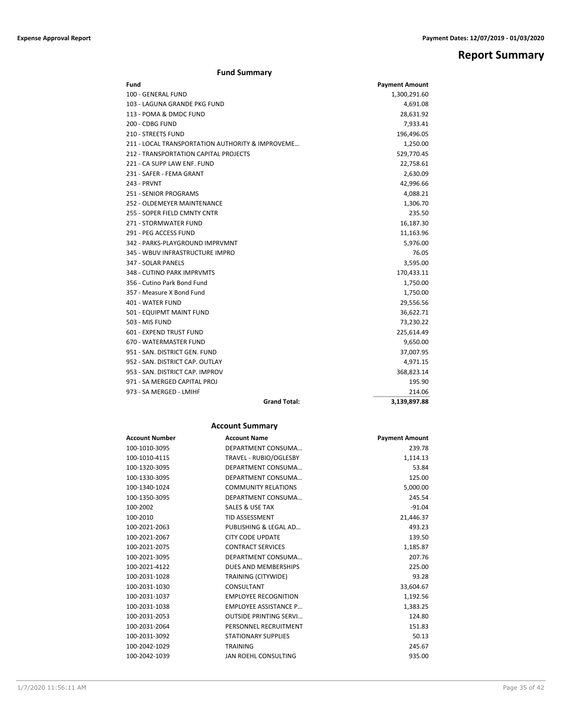# Report Summary

## Fund Summary

| Fund | Payment Amount |
|---|---|
| 100 - GENERAL FUND | 1,300,291.60 |
| 103 - LAGUNA GRANDE PKG FUND | 4,691.08 |
| 113 - POMA & DMDC FUND | 28,631.92 |
| 200 - CDBG FUND | 7,933.41 |
| 210 - STREETS FUND | 196,496.05 |
| 211 - LOCAL TRANSPORTATION AUTHORITY & IMPROVEME… | 1,250.00 |
| 212 - TRANSPORTATION CAPITAL PROJECTS | 529,770.45 |
| 221 - CA SUPP LAW ENF. FUND | 22,758.61 |
| 231 - SAFER - FEMA GRANT | 2,630.09 |
| 243 - PRVNT | 42,996.66 |
| 251 - SENIOR PROGRAMS | 4,088.21 |
| 252 - OLDEMEYER MAINTENANCE | 1,306.70 |
| 255 - SOPER FIELD CMNTY CNTR | 235.50 |
| 271 - STORMWATER FUND | 16,187.30 |
| 291 - PEG ACCESS FUND | 11,163.96 |
| 342 - PARKS-PLAYGROUND IMPRVMNT | 5,976.00 |
| 345 - WBUV INFRASTRUCTURE IMPRO | 76.05 |
| 347 - SOLAR PANELS | 3,595.00 |
| 348 - CUTINO PARK IMPRVMTS | 170,433.11 |
| 356 - Cutino Park Bond Fund | 1,750.00 |
| 357 - Measure X Bond Fund | 1,750.00 |
| 401 - WATER FUND | 29,556.56 |
| 501 - EQUIPMT MAINT FUND | 36,622.71 |
| 503 - MIS FUND | 73,230.22 |
| 601 - EXPEND TRUST FUND | 225,614.49 |
| 670 - WATERMASTER FUND | 9,650.00 |
| 951 - SAN. DISTRICT GEN. FUND | 37,007.95 |
| 952 - SAN. DISTRICT CAP. OUTLAY | 4,971.15 |
| 953 - SAN. DISTRICT CAP. IMPROV | 368,823.14 |
| 971 - SA MERGED CAPITAL PROJ | 195.90 |
| 973 - SA MERGED - LMIHF | 214.06 |
| **Grand Total:** | **3,139,897.88** |

## Account Summary

| Account Number | Account Name | Payment Amount |
|---|---|---|
| 100-1010-3095 | DEPARTMENT CONSUMA… | 239.78 |
| 100-1010-4115 | TRAVEL - RUBIO/OGLESBY | 1,114.13 |
| 100-1320-3095 | DEPARTMENT CONSUMA… | 53.84 |
| 100-1330-3095 | DEPARTMENT CONSUMA… | 125.00 |
| 100-1340-1024 | COMMUNITY RELATIONS | 5,000.00 |
| 100-1350-3095 | DEPARTMENT CONSUMA… | 245.54 |
| 100-2002 | SALES & USE TAX | -91.04 |
| 100-2010 | TID ASSESSMENT | 21,446.37 |
| 100-2021-2063 | PUBLISHING & LEGAL AD… | 493.23 |
| 100-2021-2067 | CITY CODE UPDATE | 139.50 |
| 100-2021-2075 | CONTRACT SERVICES | 1,185.87 |
| 100-2021-3095 | DEPARTMENT CONSUMA… | 207.76 |
| 100-2021-4122 | DUES AND MEMBERSHIPS | 225.00 |
| 100-2031-1028 | TRAINING (CITYWIDE) | 93.28 |
| 100-2031-1030 | CONSULTANT | 33,604.67 |
| 100-2031-1037 | EMPLOYEE RECOGNITION | 1,192.56 |
| 100-2031-1038 | EMPLOYEE ASSISTANCE P… | 1,383.25 |
| 100-2031-2053 | OUTSIDE PRINTING SERVI… | 124.80 |
| 100-2031-2064 | PERSONNEL RECRUITMENT | 151.83 |
| 100-2031-3092 | STATIONARY SUPPLIES | 50.13 |
| 100-2042-1029 | TRAINING | 245.67 |
| 100-2042-1039 | JAN ROEHL CONSULTING | 935.00 |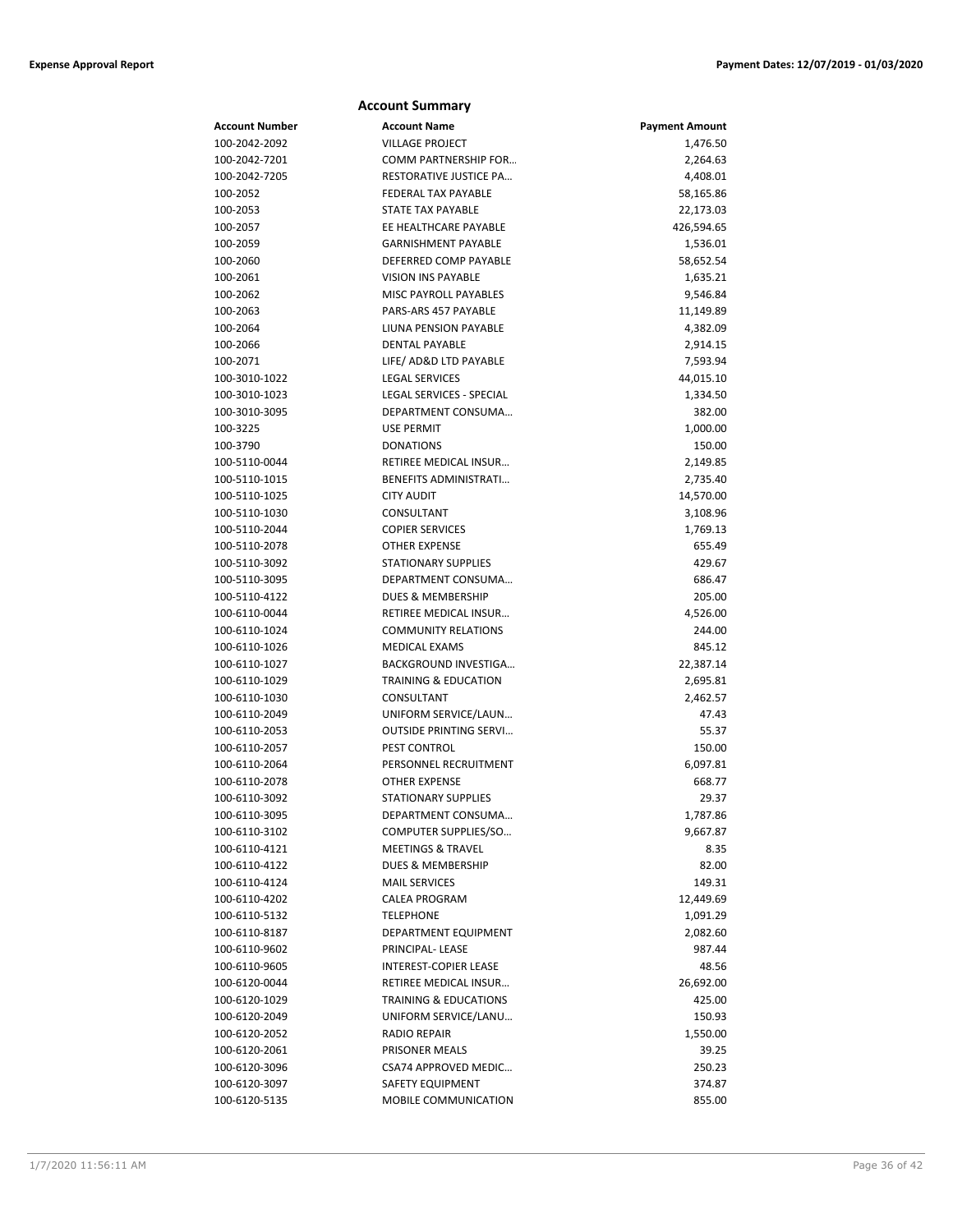## Account Summary

| Account Number | Account Name | Payment Amount |
|---|---|---|
| 100-2042-2092 | VILLAGE PROJECT | 1,476.50 |
| 100-2042-7201 | COMM PARTNERSHIP FOR… | 2,264.63 |
| 100-2042-7205 | RESTORATIVE JUSTICE PA… | 4,408.01 |
| 100-2052 | FEDERAL TAX PAYABLE | 58,165.86 |
| 100-2053 | STATE TAX PAYABLE | 22,173.03 |
| 100-2057 | EE HEALTHCARE PAYABLE | 426,594.65 |
| 100-2059 | GARNISHMENT PAYABLE | 1,536.01 |
| 100-2060 | DEFERRED COMP PAYABLE | 58,652.54 |
| 100-2061 | VISION INS PAYABLE | 1,635.21 |
| 100-2062 | MISC PAYROLL PAYABLES | 9,546.84 |
| 100-2063 | PARS-ARS 457 PAYABLE | 11,149.89 |
| 100-2064 | LIUNA PENSION PAYABLE | 4,382.09 |
| 100-2066 | DENTAL PAYABLE | 2,914.15 |
| 100-2071 | LIFE/ AD&D LTD PAYABLE | 7,593.94 |
| 100-3010-1022 | LEGAL SERVICES | 44,015.10 |
| 100-3010-1023 | LEGAL SERVICES - SPECIAL | 1,334.50 |
| 100-3010-3095 | DEPARTMENT CONSUMA… | 382.00 |
| 100-3225 | USE PERMIT | 1,000.00 |
| 100-3790 | DONATIONS | 150.00 |
| 100-5110-0044 | RETIREE MEDICAL INSUR… | 2,149.85 |
| 100-5110-1015 | BENEFITS ADMINISTRATI… | 2,735.40 |
| 100-5110-1025 | CITY AUDIT | 14,570.00 |
| 100-5110-1030 | CONSULTANT | 3,108.96 |
| 100-5110-2044 | COPIER SERVICES | 1,769.13 |
| 100-5110-2078 | OTHER EXPENSE | 655.49 |
| 100-5110-3092 | STATIONARY SUPPLIES | 429.67 |
| 100-5110-3095 | DEPARTMENT CONSUMA… | 686.47 |
| 100-5110-4122 | DUES & MEMBERSHIP | 205.00 |
| 100-6110-0044 | RETIREE MEDICAL INSUR… | 4,526.00 |
| 100-6110-1024 | COMMUNITY RELATIONS | 244.00 |
| 100-6110-1026 | MEDICAL EXAMS | 845.12 |
| 100-6110-1027 | BACKGROUND INVESTIGA… | 22,387.14 |
| 100-6110-1029 | TRAINING & EDUCATION | 2,695.81 |
| 100-6110-1030 | CONSULTANT | 2,462.57 |
| 100-6110-2049 | UNIFORM SERVICE/LAUN… | 47.43 |
| 100-6110-2053 | OUTSIDE PRINTING SERVI… | 55.37 |
| 100-6110-2057 | PEST CONTROL | 150.00 |
| 100-6110-2064 | PERSONNEL RECRUITMENT | 6,097.81 |
| 100-6110-2078 | OTHER EXPENSE | 668.77 |
| 100-6110-3092 | STATIONARY SUPPLIES | 29.37 |
| 100-6110-3095 | DEPARTMENT CONSUMA… | 1,787.86 |
| 100-6110-3102 | COMPUTER SUPPLIES/SO… | 9,667.87 |
| 100-6110-4121 | MEETINGS & TRAVEL | 8.35 |
| 100-6110-4122 | DUES & MEMBERSHIP | 82.00 |
| 100-6110-4124 | MAIL SERVICES | 149.31 |
| 100-6110-4202 | CALEA PROGRAM | 12,449.69 |
| 100-6110-5132 | TELEPHONE | 1,091.29 |
| 100-6110-8187 | DEPARTMENT EQUIPMENT | 2,082.60 |
| 100-6110-9602 | PRINCIPAL- LEASE | 987.44 |
| 100-6110-9605 | INTEREST-COPIER LEASE | 48.56 |
| 100-6120-0044 | RETIREE MEDICAL INSUR… | 26,692.00 |
| 100-6120-1029 | TRAINING & EDUCATIONS | 425.00 |
| 100-6120-2049 | UNIFORM SERVICE/LANU… | 150.93 |
| 100-6120-2052 | RADIO REPAIR | 1,550.00 |
| 100-6120-2061 | PRISONER MEALS | 39.25 |
| 100-6120-3096 | CSA74 APPROVED MEDIC… | 250.23 |
| 100-6120-3097 | SAFETY EQUIPMENT | 374.87 |
| 100-6120-5135 | MOBILE COMMUNICATION | 855.00 |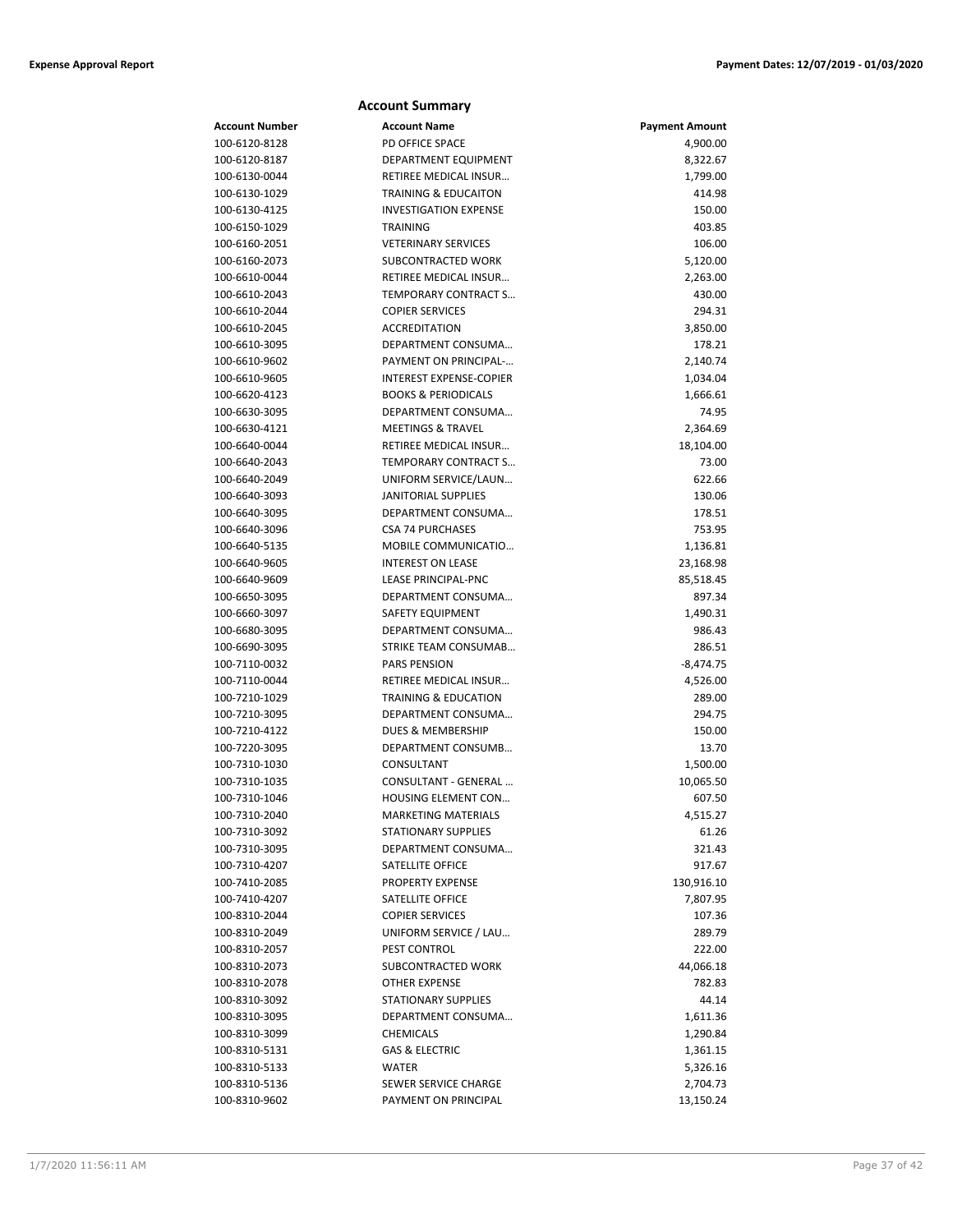## Account Summary

| Account Number | Account Name | Payment Amount |
|---|---|---|
| 100-6120-8128 | PD OFFICE SPACE | 4,900.00 |
| 100-6120-8187 | DEPARTMENT EQUIPMENT | 8,322.67 |
| 100-6130-0044 | RETIREE MEDICAL INSUR… | 1,799.00 |
| 100-6130-1029 | TRAINING & EDUCAITON | 414.98 |
| 100-6130-4125 | INVESTIGATION EXPENSE | 150.00 |
| 100-6150-1029 | TRAINING | 403.85 |
| 100-6160-2051 | VETERINARY SERVICES | 106.00 |
| 100-6160-2073 | SUBCONTRACTED WORK | 5,120.00 |
| 100-6610-0044 | RETIREE MEDICAL INSUR… | 2,263.00 |
| 100-6610-2043 | TEMPORARY CONTRACT S… | 430.00 |
| 100-6610-2044 | COPIER SERVICES | 294.31 |
| 100-6610-2045 | ACCREDITATION | 3,850.00 |
| 100-6610-3095 | DEPARTMENT CONSUMA… | 178.21 |
| 100-6610-9602 | PAYMENT ON PRINCIPAL-… | 2,140.74 |
| 100-6610-9605 | INTEREST EXPENSE-COPIER | 1,034.04 |
| 100-6620-4123 | BOOKS & PERIODICALS | 1,666.61 |
| 100-6630-3095 | DEPARTMENT CONSUMA… | 74.95 |
| 100-6630-4121 | MEETINGS & TRAVEL | 2,364.69 |
| 100-6640-0044 | RETIREE MEDICAL INSUR… | 18,104.00 |
| 100-6640-2043 | TEMPORARY CONTRACT S… | 73.00 |
| 100-6640-2049 | UNIFORM SERVICE/LAUN… | 622.66 |
| 100-6640-3093 | JANITORIAL SUPPLIES | 130.06 |
| 100-6640-3095 | DEPARTMENT CONSUMA… | 178.51 |
| 100-6640-3096 | CSA 74 PURCHASES | 753.95 |
| 100-6640-5135 | MOBILE COMMUNICATIO… | 1,136.81 |
| 100-6640-9605 | INTEREST ON LEASE | 23,168.98 |
| 100-6640-9609 | LEASE PRINCIPAL-PNC | 85,518.45 |
| 100-6650-3095 | DEPARTMENT CONSUMA… | 897.34 |
| 100-6660-3097 | SAFETY EQUIPMENT | 1,490.31 |
| 100-6680-3095 | DEPARTMENT CONSUMA… | 986.43 |
| 100-6690-3095 | STRIKE TEAM CONSUMAB… | 286.51 |
| 100-7110-0032 | PARS PENSION | -8,474.75 |
| 100-7110-0044 | RETIREE MEDICAL INSUR… | 4,526.00 |
| 100-7210-1029 | TRAINING & EDUCATION | 289.00 |
| 100-7210-3095 | DEPARTMENT CONSUMA… | 294.75 |
| 100-7210-4122 | DUES & MEMBERSHIP | 150.00 |
| 100-7220-3095 | DEPARTMENT CONSUMB… | 13.70 |
| 100-7310-1030 | CONSULTANT | 1,500.00 |
| 100-7310-1035 | CONSULTANT - GENERAL … | 10,065.50 |
| 100-7310-1046 | HOUSING ELEMENT CON… | 607.50 |
| 100-7310-2040 | MARKETING MATERIALS | 4,515.27 |
| 100-7310-3092 | STATIONARY SUPPLIES | 61.26 |
| 100-7310-3095 | DEPARTMENT CONSUMA… | 321.43 |
| 100-7310-4207 | SATELLITE OFFICE | 917.67 |
| 100-7410-2085 | PROPERTY EXPENSE | 130,916.10 |
| 100-7410-4207 | SATELLITE OFFICE | 7,807.95 |
| 100-8310-2044 | COPIER SERVICES | 107.36 |
| 100-8310-2049 | UNIFORM SERVICE / LAU… | 289.79 |
| 100-8310-2057 | PEST CONTROL | 222.00 |
| 100-8310-2073 | SUBCONTRACTED WORK | 44,066.18 |
| 100-8310-2078 | OTHER EXPENSE | 782.83 |
| 100-8310-3092 | STATIONARY SUPPLIES | 44.14 |
| 100-8310-3095 | DEPARTMENT CONSUMA… | 1,611.36 |
| 100-8310-3099 | CHEMICALS | 1,290.84 |
| 100-8310-5131 | GAS & ELECTRIC | 1,361.15 |
| 100-8310-5133 | WATER | 5,326.16 |
| 100-8310-5136 | SEWER SERVICE CHARGE | 2,704.73 |
| 100-8310-9602 | PAYMENT ON PRINCIPAL | 13,150.24 |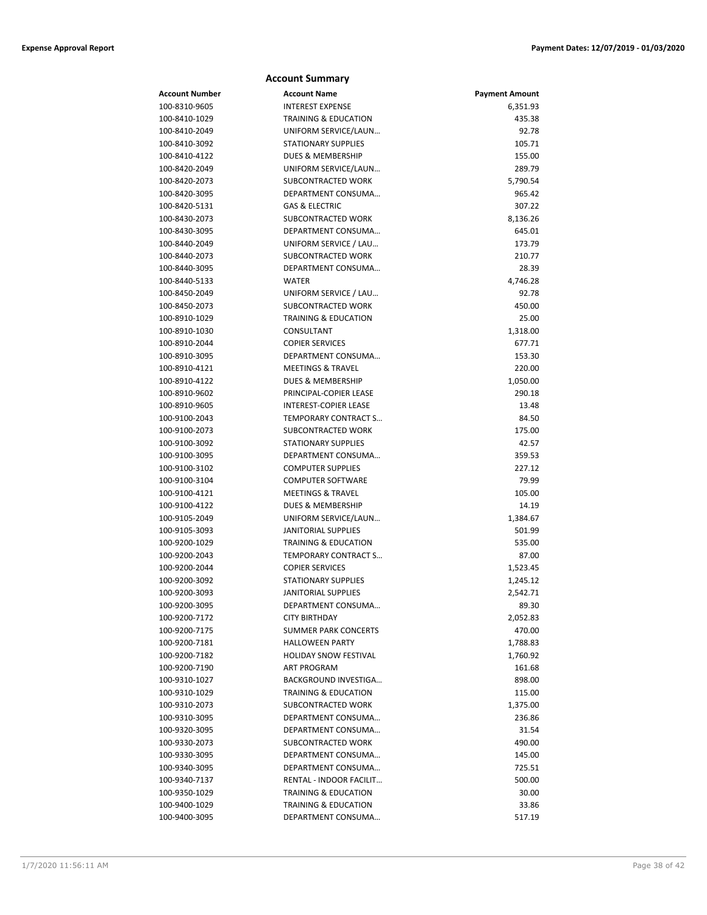## Account Summary

| Account Number | Account Name | Payment Amount |
|---|---|---|
| 100-8310-9605 | INTEREST EXPENSE | 6,351.93 |
| 100-8410-1029 | TRAINING & EDUCATION | 435.38 |
| 100-8410-2049 | UNIFORM SERVICE/LAUN… | 92.78 |
| 100-8410-3092 | STATIONARY SUPPLIES | 105.71 |
| 100-8410-4122 | DUES & MEMBERSHIP | 155.00 |
| 100-8420-2049 | UNIFORM SERVICE/LAUN… | 289.79 |
| 100-8420-2073 | SUBCONTRACTED WORK | 5,790.54 |
| 100-8420-3095 | DEPARTMENT CONSUMA… | 965.42 |
| 100-8420-5131 | GAS & ELECTRIC | 307.22 |
| 100-8430-2073 | SUBCONTRACTED WORK | 8,136.26 |
| 100-8430-3095 | DEPARTMENT CONSUMA… | 645.01 |
| 100-8440-2049 | UNIFORM SERVICE / LAU… | 173.79 |
| 100-8440-2073 | SUBCONTRACTED WORK | 210.77 |
| 100-8440-3095 | DEPARTMENT CONSUMA… | 28.39 |
| 100-8440-5133 | WATER | 4,746.28 |
| 100-8450-2049 | UNIFORM SERVICE / LAU… | 92.78 |
| 100-8450-2073 | SUBCONTRACTED WORK | 450.00 |
| 100-8910-1029 | TRAINING & EDUCATION | 25.00 |
| 100-8910-1030 | CONSULTANT | 1,318.00 |
| 100-8910-2044 | COPIER SERVICES | 677.71 |
| 100-8910-3095 | DEPARTMENT CONSUMA… | 153.30 |
| 100-8910-4121 | MEETINGS & TRAVEL | 220.00 |
| 100-8910-4122 | DUES & MEMBERSHIP | 1,050.00 |
| 100-8910-9602 | PRINCIPAL-COPIER LEASE | 290.18 |
| 100-8910-9605 | INTEREST-COPIER LEASE | 13.48 |
| 100-9100-2043 | TEMPORARY CONTRACT S… | 84.50 |
| 100-9100-2073 | SUBCONTRACTED WORK | 175.00 |
| 100-9100-3092 | STATIONARY SUPPLIES | 42.57 |
| 100-9100-3095 | DEPARTMENT CONSUMA… | 359.53 |
| 100-9100-3102 | COMPUTER SUPPLIES | 227.12 |
| 100-9100-3104 | COMPUTER SOFTWARE | 79.99 |
| 100-9100-4121 | MEETINGS & TRAVEL | 105.00 |
| 100-9100-4122 | DUES & MEMBERSHIP | 14.19 |
| 100-9105-2049 | UNIFORM SERVICE/LAUN… | 1,384.67 |
| 100-9105-3093 | JANITORIAL SUPPLIES | 501.99 |
| 100-9200-1029 | TRAINING & EDUCATION | 535.00 |
| 100-9200-2043 | TEMPORARY CONTRACT S… | 87.00 |
| 100-9200-2044 | COPIER SERVICES | 1,523.45 |
| 100-9200-3092 | STATIONARY SUPPLIES | 1,245.12 |
| 100-9200-3093 | JANITORIAL SUPPLIES | 2,542.71 |
| 100-9200-3095 | DEPARTMENT CONSUMA… | 89.30 |
| 100-9200-7172 | CITY BIRTHDAY | 2,052.83 |
| 100-9200-7175 | SUMMER PARK CONCERTS | 470.00 |
| 100-9200-7181 | HALLOWEEN PARTY | 1,788.83 |
| 100-9200-7182 | HOLIDAY SNOW FESTIVAL | 1,760.92 |
| 100-9200-7190 | ART PROGRAM | 161.68 |
| 100-9310-1027 | BACKGROUND INVESTIGA… | 898.00 |
| 100-9310-1029 | TRAINING & EDUCATION | 115.00 |
| 100-9310-2073 | SUBCONTRACTED WORK | 1,375.00 |
| 100-9310-3095 | DEPARTMENT CONSUMA… | 236.86 |
| 100-9320-3095 | DEPARTMENT CONSUMA… | 31.54 |
| 100-9330-2073 | SUBCONTRACTED WORK | 490.00 |
| 100-9330-3095 | DEPARTMENT CONSUMA… | 145.00 |
| 100-9340-3095 | DEPARTMENT CONSUMA… | 725.51 |
| 100-9340-7137 | RENTAL - INDOOR FACILIT… | 500.00 |
| 100-9350-1029 | TRAINING & EDUCATION | 30.00 |
| 100-9400-1029 | TRAINING & EDUCATION | 33.86 |
| 100-9400-3095 | DEPARTMENT CONSUMA… | 517.19 |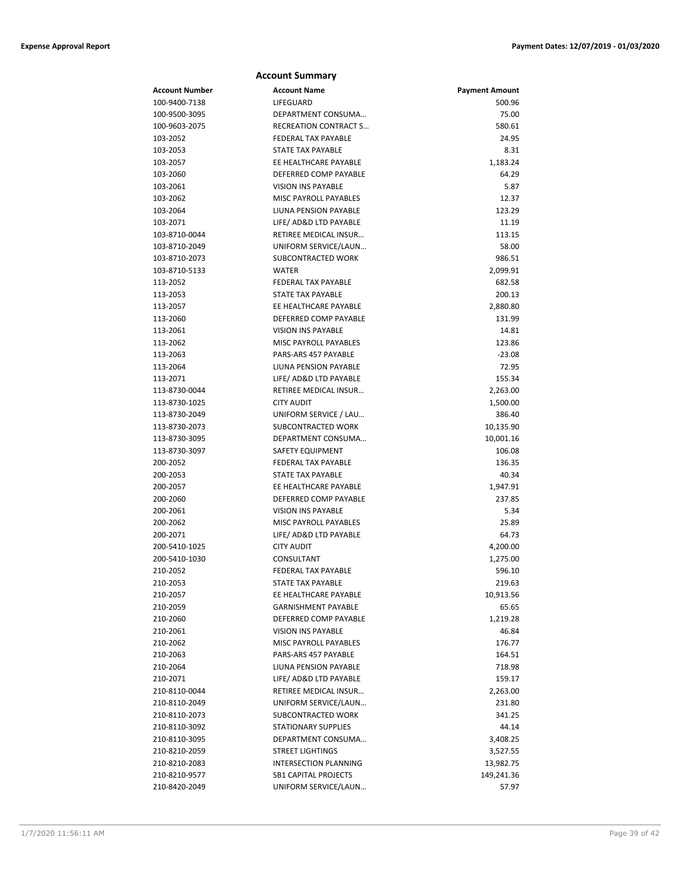## Account Summary

| Account Number | Account Name | Payment Amount |
| --- | --- | --- |
| 100-9400-7138 | LIFEGUARD | 500.96 |
| 100-9500-3095 | DEPARTMENT CONSUMA… | 75.00 |
| 100-9603-2075 | RECREATION CONTRACT S… | 580.61 |
| 103-2052 | FEDERAL TAX PAYABLE | 24.95 |
| 103-2053 | STATE TAX PAYABLE | 8.31 |
| 103-2057 | EE HEALTHCARE PAYABLE | 1,183.24 |
| 103-2060 | DEFERRED COMP PAYABLE | 64.29 |
| 103-2061 | VISION INS PAYABLE | 5.87 |
| 103-2062 | MISC PAYROLL PAYABLES | 12.37 |
| 103-2064 | LIUNA PENSION PAYABLE | 123.29 |
| 103-2071 | LIFE/ AD&D LTD PAYABLE | 11.19 |
| 103-8710-0044 | RETIREE MEDICAL INSUR… | 113.15 |
| 103-8710-2049 | UNIFORM SERVICE/LAUN… | 58.00 |
| 103-8710-2073 | SUBCONTRACTED WORK | 986.51 |
| 103-8710-5133 | WATER | 2,099.91 |
| 113-2052 | FEDERAL TAX PAYABLE | 682.58 |
| 113-2053 | STATE TAX PAYABLE | 200.13 |
| 113-2057 | EE HEALTHCARE PAYABLE | 2,880.80 |
| 113-2060 | DEFERRED COMP PAYABLE | 131.99 |
| 113-2061 | VISION INS PAYABLE | 14.81 |
| 113-2062 | MISC PAYROLL PAYABLES | 123.86 |
| 113-2063 | PARS-ARS 457 PAYABLE | -23.08 |
| 113-2064 | LIUNA PENSION PAYABLE | 72.95 |
| 113-2071 | LIFE/ AD&D LTD PAYABLE | 155.34 |
| 113-8730-0044 | RETIREE MEDICAL INSUR… | 2,263.00 |
| 113-8730-1025 | CITY AUDIT | 1,500.00 |
| 113-8730-2049 | UNIFORM SERVICE / LAU… | 386.40 |
| 113-8730-2073 | SUBCONTRACTED WORK | 10,135.90 |
| 113-8730-3095 | DEPARTMENT CONSUMA… | 10,001.16 |
| 113-8730-3097 | SAFETY EQUIPMENT | 106.08 |
| 200-2052 | FEDERAL TAX PAYABLE | 136.35 |
| 200-2053 | STATE TAX PAYABLE | 40.34 |
| 200-2057 | EE HEALTHCARE PAYABLE | 1,947.91 |
| 200-2060 | DEFERRED COMP PAYABLE | 237.85 |
| 200-2061 | VISION INS PAYABLE | 5.34 |
| 200-2062 | MISC PAYROLL PAYABLES | 25.89 |
| 200-2071 | LIFE/ AD&D LTD PAYABLE | 64.73 |
| 200-5410-1025 | CITY AUDIT | 4,200.00 |
| 200-5410-1030 | CONSULTANT | 1,275.00 |
| 210-2052 | FEDERAL TAX PAYABLE | 596.10 |
| 210-2053 | STATE TAX PAYABLE | 219.63 |
| 210-2057 | EE HEALTHCARE PAYABLE | 10,913.56 |
| 210-2059 | GARNISHMENT PAYABLE | 65.65 |
| 210-2060 | DEFERRED COMP PAYABLE | 1,219.28 |
| 210-2061 | VISION INS PAYABLE | 46.84 |
| 210-2062 | MISC PAYROLL PAYABLES | 176.77 |
| 210-2063 | PARS-ARS 457 PAYABLE | 164.51 |
| 210-2064 | LIUNA PENSION PAYABLE | 718.98 |
| 210-2071 | LIFE/ AD&D LTD PAYABLE | 159.17 |
| 210-8110-0044 | RETIREE MEDICAL INSUR… | 2,263.00 |
| 210-8110-2049 | UNIFORM SERVICE/LAUN… | 231.80 |
| 210-8110-2073 | SUBCONTRACTED WORK | 341.25 |
| 210-8110-3092 | STATIONARY SUPPLIES | 44.14 |
| 210-8110-3095 | DEPARTMENT CONSUMA… | 3,408.25 |
| 210-8210-2059 | STREET LIGHTINGS | 3,527.55 |
| 210-8210-2083 | INTERSECTION PLANNING | 13,982.75 |
| 210-8210-9577 | SB1 CAPITAL PROJECTS | 149,241.36 |
| 210-8420-2049 | UNIFORM SERVICE/LAUN… | 57.97 |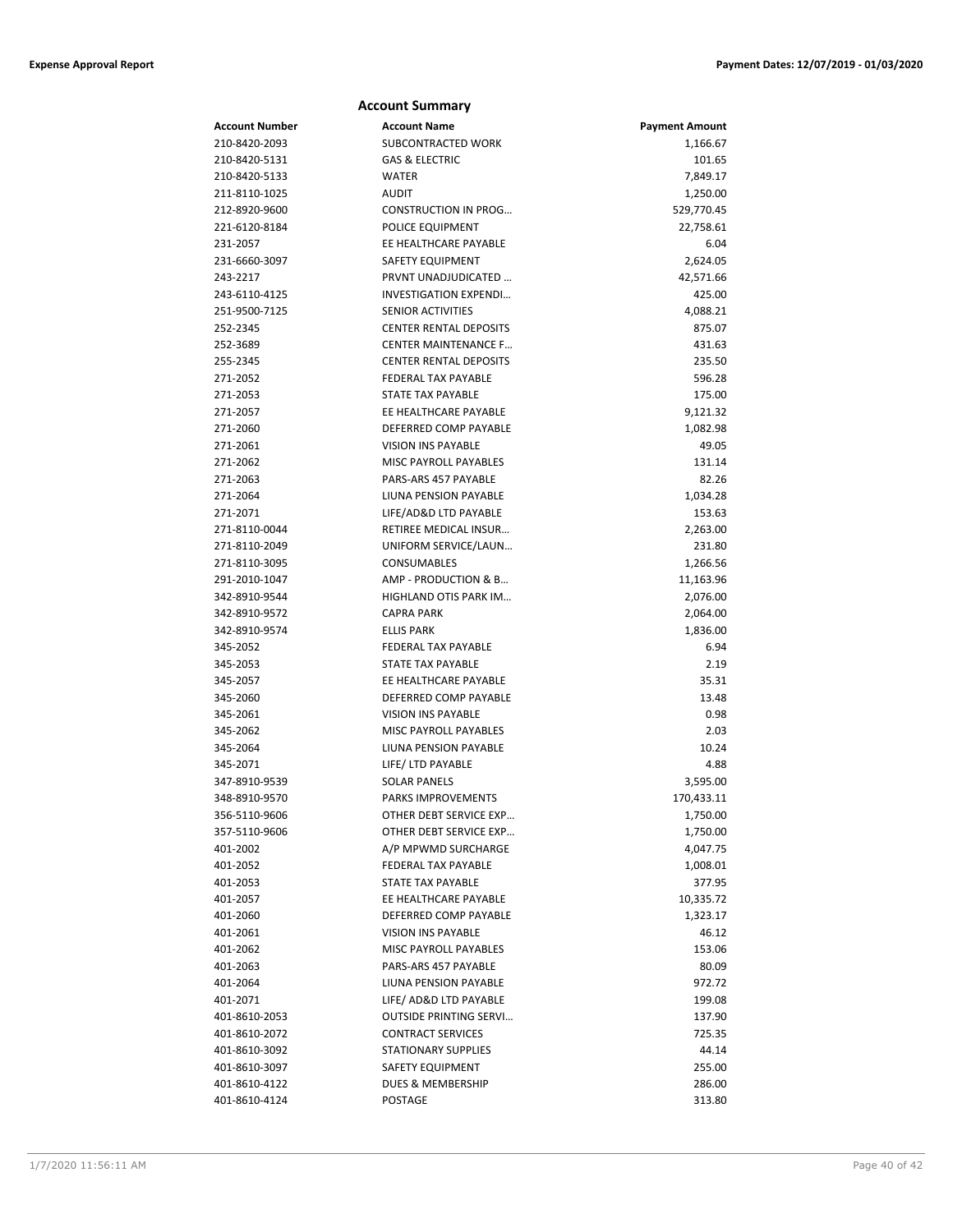## Account Summary

| Account Number | Account Name | Payment Amount |
|---|---|---|
| 210-8420-2093 | SUBCONTRACTED WORK | 1,166.67 |
| 210-8420-5131 | GAS & ELECTRIC | 101.65 |
| 210-8420-5133 | WATER | 7,849.17 |
| 211-8110-1025 | AUDIT | 1,250.00 |
| 212-8920-9600 | CONSTRUCTION IN PROG… | 529,770.45 |
| 221-6120-8184 | POLICE EQUIPMENT | 22,758.61 |
| 231-2057 | EE HEALTHCARE PAYABLE | 6.04 |
| 231-6660-3097 | SAFETY EQUIPMENT | 2,624.05 |
| 243-2217 | PRVNT UNADJUDICATED … | 42,571.66 |
| 243-6110-4125 | INVESTIGATION EXPENDI… | 425.00 |
| 251-9500-7125 | SENIOR ACTIVITIES | 4,088.21 |
| 252-2345 | CENTER RENTAL DEPOSITS | 875.07 |
| 252-3689 | CENTER MAINTENANCE F… | 431.63 |
| 255-2345 | CENTER RENTAL DEPOSITS | 235.50 |
| 271-2052 | FEDERAL TAX PAYABLE | 596.28 |
| 271-2053 | STATE TAX PAYABLE | 175.00 |
| 271-2057 | EE HEALTHCARE PAYABLE | 9,121.32 |
| 271-2060 | DEFERRED COMP PAYABLE | 1,082.98 |
| 271-2061 | VISION INS PAYABLE | 49.05 |
| 271-2062 | MISC PAYROLL PAYABLES | 131.14 |
| 271-2063 | PARS-ARS 457 PAYABLE | 82.26 |
| 271-2064 | LIUNA PENSION PAYABLE | 1,034.28 |
| 271-2071 | LIFE/AD&D LTD PAYABLE | 153.63 |
| 271-8110-0044 | RETIREE MEDICAL INSUR… | 2,263.00 |
| 271-8110-2049 | UNIFORM SERVICE/LAUN… | 231.80 |
| 271-8110-3095 | CONSUMABLES | 1,266.56 |
| 291-2010-1047 | AMP - PRODUCTION & B… | 11,163.96 |
| 342-8910-9544 | HIGHLAND OTIS PARK IM… | 2,076.00 |
| 342-8910-9572 | CAPRA PARK | 2,064.00 |
| 342-8910-9574 | ELLIS PARK | 1,836.00 |
| 345-2052 | FEDERAL TAX PAYABLE | 6.94 |
| 345-2053 | STATE TAX PAYABLE | 2.19 |
| 345-2057 | EE HEALTHCARE PAYABLE | 35.31 |
| 345-2060 | DEFERRED COMP PAYABLE | 13.48 |
| 345-2061 | VISION INS PAYABLE | 0.98 |
| 345-2062 | MISC PAYROLL PAYABLES | 2.03 |
| 345-2064 | LIUNA PENSION PAYABLE | 10.24 |
| 345-2071 | LIFE/ LTD PAYABLE | 4.88 |
| 347-8910-9539 | SOLAR PANELS | 3,595.00 |
| 348-8910-9570 | PARKS IMPROVEMENTS | 170,433.11 |
| 356-5110-9606 | OTHER DEBT SERVICE EXP… | 1,750.00 |
| 357-5110-9606 | OTHER DEBT SERVICE EXP… | 1,750.00 |
| 401-2002 | A/P MPWMD SURCHARGE | 4,047.75 |
| 401-2052 | FEDERAL TAX PAYABLE | 1,008.01 |
| 401-2053 | STATE TAX PAYABLE | 377.95 |
| 401-2057 | EE HEALTHCARE PAYABLE | 10,335.72 |
| 401-2060 | DEFERRED COMP PAYABLE | 1,323.17 |
| 401-2061 | VISION INS PAYABLE | 46.12 |
| 401-2062 | MISC PAYROLL PAYABLES | 153.06 |
| 401-2063 | PARS-ARS 457 PAYABLE | 80.09 |
| 401-2064 | LIUNA PENSION PAYABLE | 972.72 |
| 401-2071 | LIFE/ AD&D LTD PAYABLE | 199.08 |
| 401-8610-2053 | OUTSIDE PRINTING SERVI… | 137.90 |
| 401-8610-2072 | CONTRACT SERVICES | 725.35 |
| 401-8610-3092 | STATIONARY SUPPLIES | 44.14 |
| 401-8610-3097 | SAFETY EQUIPMENT | 255.00 |
| 401-8610-4122 | DUES & MEMBERSHIP | 286.00 |
| 401-8610-4124 | POSTAGE | 313.80 |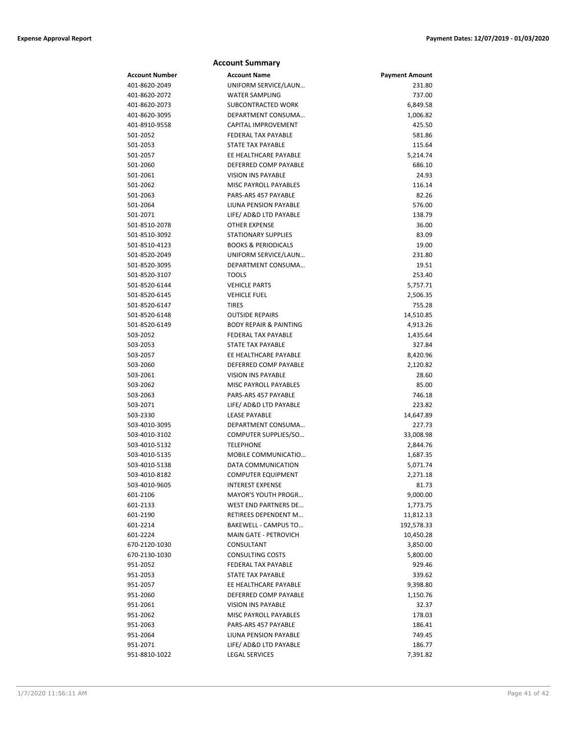## Account Summary

| Account Number | Account Name | Payment Amount |
|---|---|---|
| 401-8620-2049 | UNIFORM SERVICE/LAUN… | 231.80 |
| 401-8620-2072 | WATER SAMPLING | 737.00 |
| 401-8620-2073 | SUBCONTRACTED WORK | 6,849.58 |
| 401-8620-3095 | DEPARTMENT CONSUMA… | 1,006.82 |
| 401-8910-9558 | CAPITAL IMPROVEMENT | 425.50 |
| 501-2052 | FEDERAL TAX PAYABLE | 581.86 |
| 501-2053 | STATE TAX PAYABLE | 115.64 |
| 501-2057 | EE HEALTHCARE PAYABLE | 5,214.74 |
| 501-2060 | DEFERRED COMP PAYABLE | 686.10 |
| 501-2061 | VISION INS PAYABLE | 24.93 |
| 501-2062 | MISC PAYROLL PAYABLES | 116.14 |
| 501-2063 | PARS-ARS 457 PAYABLE | 82.26 |
| 501-2064 | LIUNA PENSION PAYABLE | 576.00 |
| 501-2071 | LIFE/ AD&D LTD PAYABLE | 138.79 |
| 501-8510-2078 | OTHER EXPENSE | 36.00 |
| 501-8510-3092 | STATIONARY SUPPLIES | 83.09 |
| 501-8510-4123 | BOOKS & PERIODICALS | 19.00 |
| 501-8520-2049 | UNIFORM SERVICE/LAUN… | 231.80 |
| 501-8520-3095 | DEPARTMENT CONSUMA… | 19.51 |
| 501-8520-3107 | TOOLS | 253.40 |
| 501-8520-6144 | VEHICLE PARTS | 5,757.71 |
| 501-8520-6145 | VEHICLE FUEL | 2,506.35 |
| 501-8520-6147 | TIRES | 755.28 |
| 501-8520-6148 | OUTSIDE REPAIRS | 14,510.85 |
| 501-8520-6149 | BODY REPAIR & PAINTING | 4,913.26 |
| 503-2052 | FEDERAL TAX PAYABLE | 1,435.64 |
| 503-2053 | STATE TAX PAYABLE | 327.84 |
| 503-2057 | EE HEALTHCARE PAYABLE | 8,420.96 |
| 503-2060 | DEFERRED COMP PAYABLE | 2,120.82 |
| 503-2061 | VISION INS PAYABLE | 28.60 |
| 503-2062 | MISC PAYROLL PAYABLES | 85.00 |
| 503-2063 | PARS-ARS 457 PAYABLE | 746.18 |
| 503-2071 | LIFE/ AD&D LTD PAYABLE | 223.82 |
| 503-2330 | LEASE PAYABLE | 14,647.89 |
| 503-4010-3095 | DEPARTMENT CONSUMA… | 227.73 |
| 503-4010-3102 | COMPUTER SUPPLIES/SO… | 33,008.98 |
| 503-4010-5132 | TELEPHONE | 2,844.76 |
| 503-4010-5135 | MOBILE COMMUNICATIO… | 1,687.35 |
| 503-4010-5138 | DATA COMMUNICATION | 5,071.74 |
| 503-4010-8182 | COMPUTER EQUIPMENT | 2,271.18 |
| 503-4010-9605 | INTEREST EXPENSE | 81.73 |
| 601-2106 | MAYOR'S YOUTH PROGR… | 9,000.00 |
| 601-2133 | WEST END PARTNERS DE… | 1,773.75 |
| 601-2190 | RETIREES DEPENDENT M… | 11,812.13 |
| 601-2214 | BAKEWELL - CAMPUS TO… | 192,578.33 |
| 601-2224 | MAIN GATE - PETROVICH | 10,450.28 |
| 670-2120-1030 | CONSULTANT | 3,850.00 |
| 670-2130-1030 | CONSULTING COSTS | 5,800.00 |
| 951-2052 | FEDERAL TAX PAYABLE | 929.46 |
| 951-2053 | STATE TAX PAYABLE | 339.62 |
| 951-2057 | EE HEALTHCARE PAYABLE | 9,398.80 |
| 951-2060 | DEFERRED COMP PAYABLE | 1,150.76 |
| 951-2061 | VISION INS PAYABLE | 32.37 |
| 951-2062 | MISC PAYROLL PAYABLES | 178.03 |
| 951-2063 | PARS-ARS 457 PAYABLE | 186.41 |
| 951-2064 | LIUNA PENSION PAYABLE | 749.45 |
| 951-2071 | LIFE/ AD&D LTD PAYABLE | 186.77 |
| 951-8810-1022 | LEGAL SERVICES | 7,391.82 |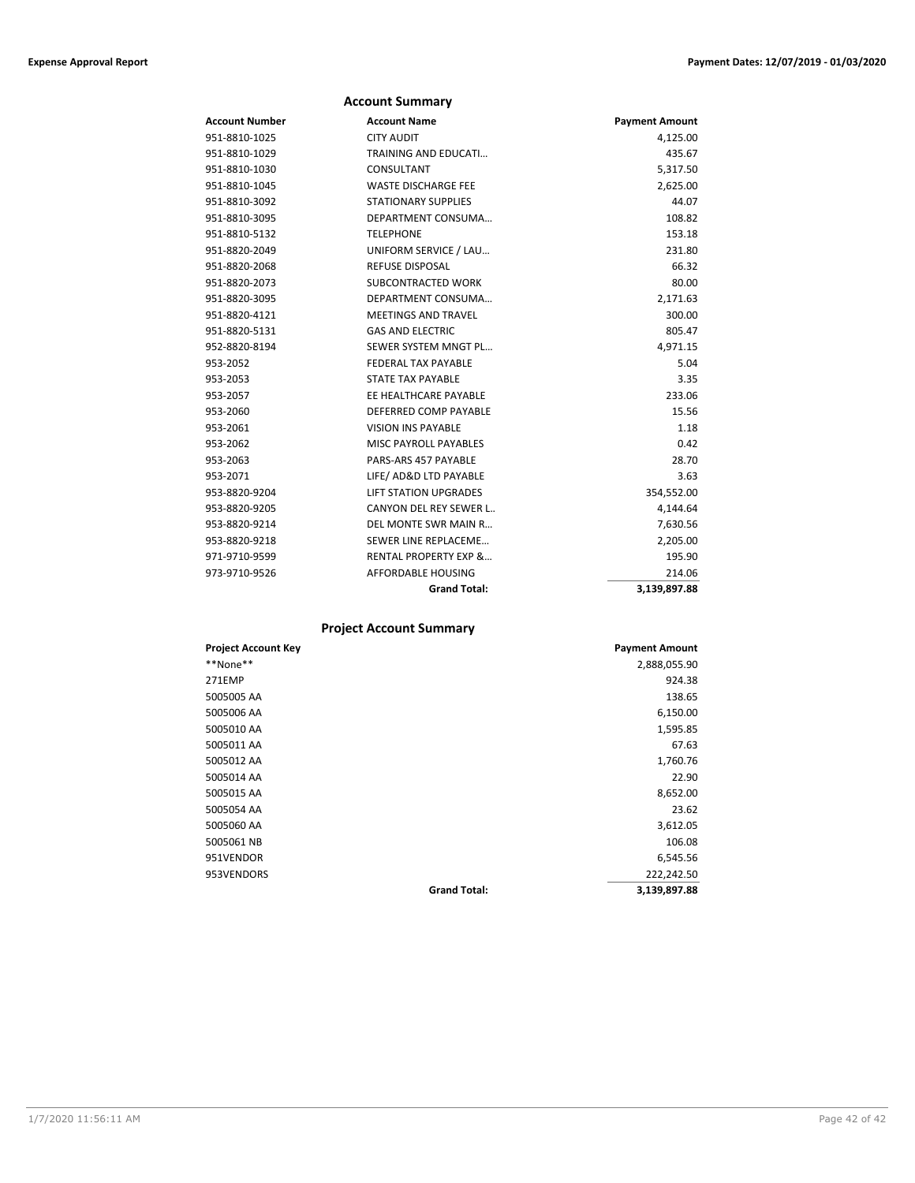## Account Summary

| Account Number | Account Name | Payment Amount |
|---|---|---|
| 951-8810-1025 | CITY AUDIT | 4,125.00 |
| 951-8810-1029 | TRAINING AND EDUCATI… | 435.67 |
| 951-8810-1030 | CONSULTANT | 5,317.50 |
| 951-8810-1045 | WASTE DISCHARGE FEE | 2,625.00 |
| 951-8810-3092 | STATIONARY SUPPLIES | 44.07 |
| 951-8810-3095 | DEPARTMENT CONSUMA… | 108.82 |
| 951-8810-5132 | TELEPHONE | 153.18 |
| 951-8820-2049 | UNIFORM SERVICE / LAU… | 231.80 |
| 951-8820-2068 | REFUSE DISPOSAL | 66.32 |
| 951-8820-2073 | SUBCONTRACTED WORK | 80.00 |
| 951-8820-3095 | DEPARTMENT CONSUMA… | 2,171.63 |
| 951-8820-4121 | MEETINGS AND TRAVEL | 300.00 |
| 951-8820-5131 | GAS AND ELECTRIC | 805.47 |
| 952-8820-8194 | SEWER SYSTEM MNGT PL… | 4,971.15 |
| 953-2052 | FEDERAL TAX PAYABLE | 5.04 |
| 953-2053 | STATE TAX PAYABLE | 3.35 |
| 953-2057 | EE HEALTHCARE PAYABLE | 233.06 |
| 953-2060 | DEFERRED COMP PAYABLE | 15.56 |
| 953-2061 | VISION INS PAYABLE | 1.18 |
| 953-2062 | MISC PAYROLL PAYABLES | 0.42 |
| 953-2063 | PARS-ARS 457 PAYABLE | 28.70 |
| 953-2071 | LIFE/ AD&D LTD PAYABLE | 3.63 |
| 953-8820-9204 | LIFT STATION UPGRADES | 354,552.00 |
| 953-8820-9205 | CANYON DEL REY SEWER L.. | 4,144.64 |
| 953-8820-9214 | DEL MONTE SWR MAIN R… | 7,630.56 |
| 953-8820-9218 | SEWER LINE REPLACEME… | 2,205.00 |
| 971-9710-9599 | RENTAL PROPERTY EXP &… | 195.90 |
| 973-9710-9526 | AFFORDABLE HOUSING | 214.06 |
| | **Grand Total:** | **3,139,897.88** |

## Project Account Summary

| Project Account Key | | Payment Amount |
|---|---|---|
| **None** | | 2,888,055.90 |
| 271EMP | | 924.38 |
| 5005005 AA | | 138.65 |
| 5005006 AA | | 6,150.00 |
| 5005010 AA | | 1,595.85 |
| 5005011 AA | | 67.63 |
| 5005012 AA | | 1,760.76 |
| 5005014 AA | | 22.90 |
| 5005015 AA | | 8,652.00 |
| 5005054 AA | | 23.62 |
| 5005060 AA | | 3,612.05 |
| 5005061 NB | | 106.08 |
| 951VENDOR | | 6,545.56 |
| 953VENDORS | | 222,242.50 |
| | **Grand Total:** | **3,139,897.88** |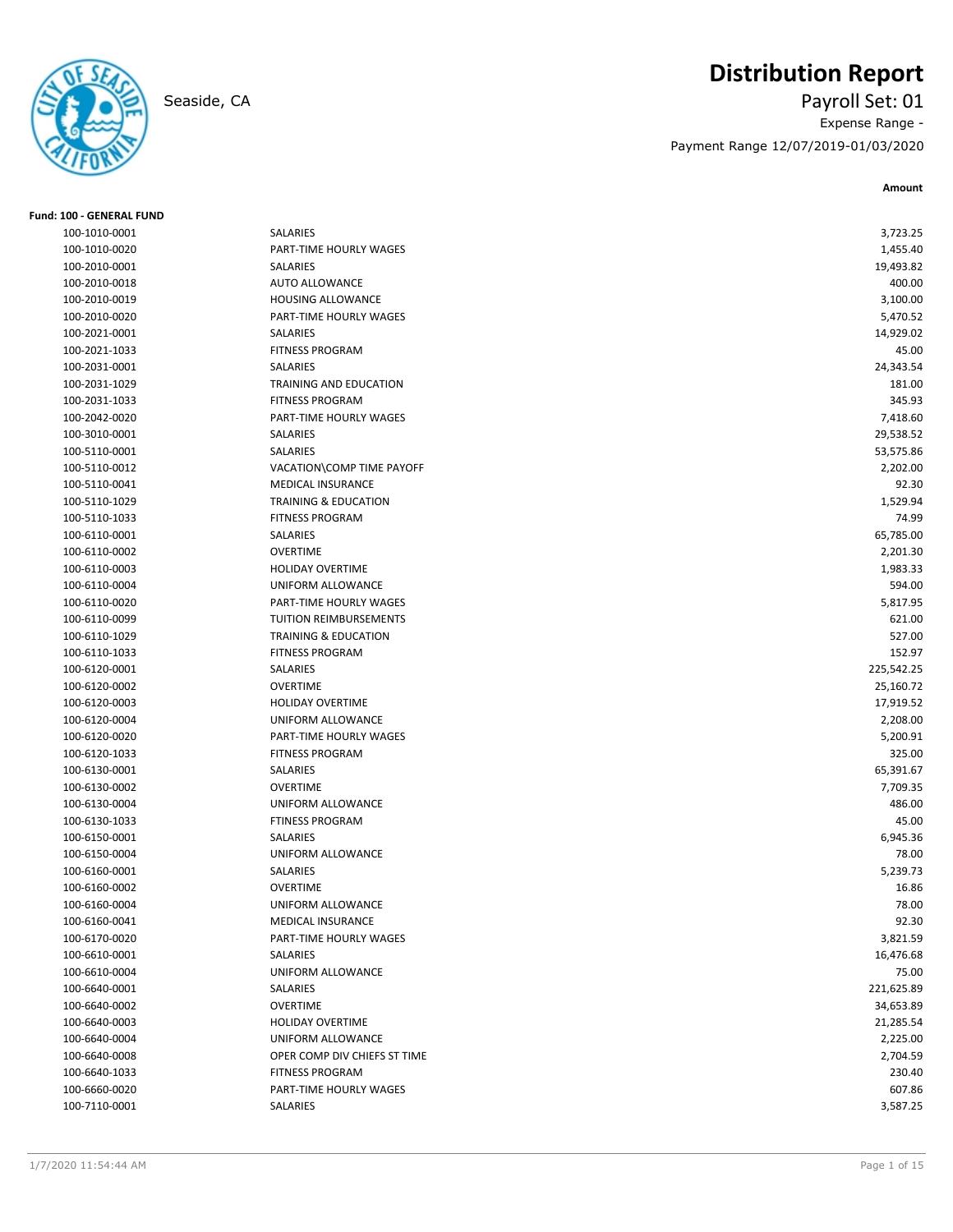# Distribution Report

Seaside, CA

Payroll Set: 01

Expense Range -

Payment Range 12/07/2019-01/03/2020

**Fund: 100 - GENERAL FUND**

| Account | Description | Amount |
|---|---|---|
| 100-1010-0001 | SALARIES | 3,723.25 |
| 100-1010-0020 | PART-TIME HOURLY WAGES | 1,455.40 |
| 100-2010-0001 | SALARIES | 19,493.82 |
| 100-2010-0018 | AUTO ALLOWANCE | 400.00 |
| 100-2010-0019 | HOUSING ALLOWANCE | 3,100.00 |
| 100-2010-0020 | PART-TIME HOURLY WAGES | 5,470.52 |
| 100-2021-0001 | SALARIES | 14,929.02 |
| 100-2021-1033 | FITNESS PROGRAM | 45.00 |
| 100-2031-0001 | SALARIES | 24,343.54 |
| 100-2031-1029 | TRAINING AND EDUCATION | 181.00 |
| 100-2031-1033 | FITNESS PROGRAM | 345.93 |
| 100-2042-0020 | PART-TIME HOURLY WAGES | 7,418.60 |
| 100-3010-0001 | SALARIES | 29,538.52 |
| 100-5110-0001 | SALARIES | 53,575.86 |
| 100-5110-0012 | VACATION\COMP TIME PAYOFF | 2,202.00 |
| 100-5110-0041 | MEDICAL INSURANCE | 92.30 |
| 100-5110-1029 | TRAINING & EDUCATION | 1,529.94 |
| 100-5110-1033 | FITNESS PROGRAM | 74.99 |
| 100-6110-0001 | SALARIES | 65,785.00 |
| 100-6110-0002 | OVERTIME | 2,201.30 |
| 100-6110-0003 | HOLIDAY OVERTIME | 1,983.33 |
| 100-6110-0004 | UNIFORM ALLOWANCE | 594.00 |
| 100-6110-0020 | PART-TIME HOURLY WAGES | 5,817.95 |
| 100-6110-0099 | TUITION REIMBURSEMENTS | 621.00 |
| 100-6110-1029 | TRAINING & EDUCATION | 527.00 |
| 100-6110-1033 | FITNESS PROGRAM | 152.97 |
| 100-6120-0001 | SALARIES | 225,542.25 |
| 100-6120-0002 | OVERTIME | 25,160.72 |
| 100-6120-0003 | HOLIDAY OVERTIME | 17,919.52 |
| 100-6120-0004 | UNIFORM ALLOWANCE | 2,208.00 |
| 100-6120-0020 | PART-TIME HOURLY WAGES | 5,200.91 |
| 100-6120-1033 | FITNESS PROGRAM | 325.00 |
| 100-6130-0001 | SALARIES | 65,391.67 |
| 100-6130-0002 | OVERTIME | 7,709.35 |
| 100-6130-0004 | UNIFORM ALLOWANCE | 486.00 |
| 100-6130-1033 | FTINESS PROGRAM | 45.00 |
| 100-6150-0001 | SALARIES | 6,945.36 |
| 100-6150-0004 | UNIFORM ALLOWANCE | 78.00 |
| 100-6160-0001 | SALARIES | 5,239.73 |
| 100-6160-0002 | OVERTIME | 16.86 |
| 100-6160-0004 | UNIFORM ALLOWANCE | 78.00 |
| 100-6160-0041 | MEDICAL INSURANCE | 92.30 |
| 100-6170-0020 | PART-TIME HOURLY WAGES | 3,821.59 |
| 100-6610-0001 | SALARIES | 16,476.68 |
| 100-6610-0004 | UNIFORM ALLOWANCE | 75.00 |
| 100-6640-0001 | SALARIES | 221,625.89 |
| 100-6640-0002 | OVERTIME | 34,653.89 |
| 100-6640-0003 | HOLIDAY OVERTIME | 21,285.54 |
| 100-6640-0004 | UNIFORM ALLOWANCE | 2,225.00 |
| 100-6640-0008 | OPER COMP DIV CHIEFS ST TIME | 2,704.59 |
| 100-6640-1033 | FITNESS PROGRAM | 230.40 |
| 100-6660-0020 | PART-TIME HOURLY WAGES | 607.86 |
| 100-7110-0001 | SALARIES | 3,587.25 |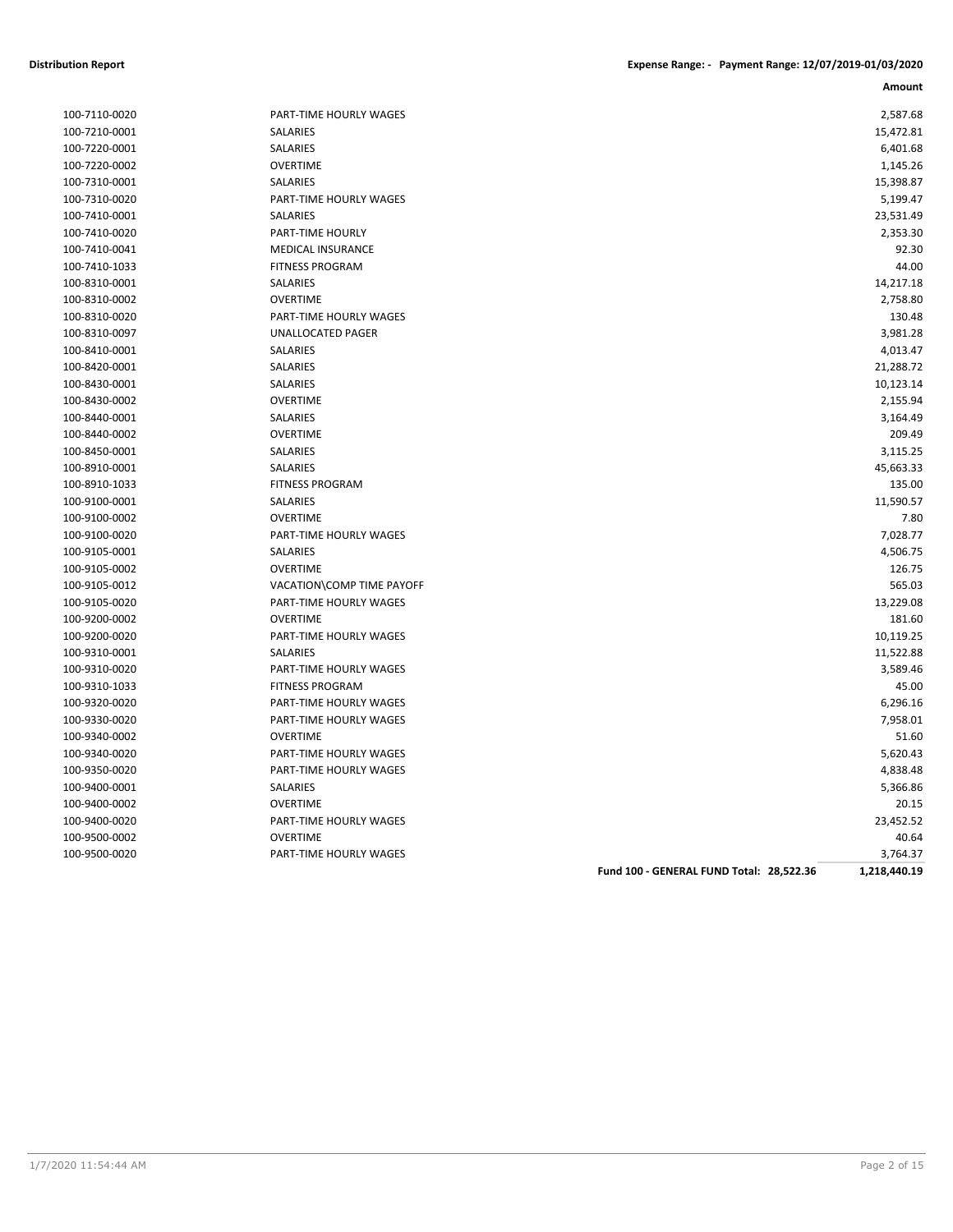**Distribution Report** **Expense Range: - Payment Range: 12/07/2019-01/03/2020**

| Account | Description | | Amount |
|---|---|---|---|
| 100-7110-0020 | PART-TIME HOURLY WAGES | | 2,587.68 |
| 100-7210-0001 | SALARIES | | 15,472.81 |
| 100-7220-0001 | SALARIES | | 6,401.68 |
| 100-7220-0002 | OVERTIME | | 1,145.26 |
| 100-7310-0001 | SALARIES | | 15,398.87 |
| 100-7310-0020 | PART-TIME HOURLY WAGES | | 5,199.47 |
| 100-7410-0001 | SALARIES | | 23,531.49 |
| 100-7410-0020 | PART-TIME HOURLY | | 2,353.30 |
| 100-7410-0041 | MEDICAL INSURANCE | | 92.30 |
| 100-7410-1033 | FITNESS PROGRAM | | 44.00 |
| 100-8310-0001 | SALARIES | | 14,217.18 |
| 100-8310-0002 | OVERTIME | | 2,758.80 |
| 100-8310-0020 | PART-TIME HOURLY WAGES | | 130.48 |
| 100-8310-0097 | UNALLOCATED PAGER | | 3,981.28 |
| 100-8410-0001 | SALARIES | | 4,013.47 |
| 100-8420-0001 | SALARIES | | 21,288.72 |
| 100-8430-0001 | SALARIES | | 10,123.14 |
| 100-8430-0002 | OVERTIME | | 2,155.94 |
| 100-8440-0001 | SALARIES | | 3,164.49 |
| 100-8440-0002 | OVERTIME | | 209.49 |
| 100-8450-0001 | SALARIES | | 3,115.25 |
| 100-8910-0001 | SALARIES | | 45,663.33 |
| 100-8910-1033 | FITNESS PROGRAM | | 135.00 |
| 100-9100-0001 | SALARIES | | 11,590.57 |
| 100-9100-0002 | OVERTIME | | 7.80 |
| 100-9100-0020 | PART-TIME HOURLY WAGES | | 7,028.77 |
| 100-9105-0001 | SALARIES | | 4,506.75 |
| 100-9105-0002 | OVERTIME | | 126.75 |
| 100-9105-0012 | VACATION\COMP TIME PAYOFF | | 565.03 |
| 100-9105-0020 | PART-TIME HOURLY WAGES | | 13,229.08 |
| 100-9200-0002 | OVERTIME | | 181.60 |
| 100-9200-0020 | PART-TIME HOURLY WAGES | | 10,119.25 |
| 100-9310-0001 | SALARIES | | 11,522.88 |
| 100-9310-0020 | PART-TIME HOURLY WAGES | | 3,589.46 |
| 100-9310-1033 | FITNESS PROGRAM | | 45.00 |
| 100-9320-0020 | PART-TIME HOURLY WAGES | | 6,296.16 |
| 100-9330-0020 | PART-TIME HOURLY WAGES | | 7,958.01 |
| 100-9340-0002 | OVERTIME | | 51.60 |
| 100-9340-0020 | PART-TIME HOURLY WAGES | | 5,620.43 |
| 100-9350-0020 | PART-TIME HOURLY WAGES | | 4,838.48 |
| 100-9400-0001 | SALARIES | | 5,366.86 |
| 100-9400-0002 | OVERTIME | | 20.15 |
| 100-9400-0020 | PART-TIME HOURLY WAGES | | 23,452.52 |
| 100-9500-0002 | OVERTIME | | 40.64 |
| 100-9500-0020 | PART-TIME HOURLY WAGES | | 3,764.37 |
| | | **Fund 100 - GENERAL FUND Total: 28,522.36** | **1,218,440.19** |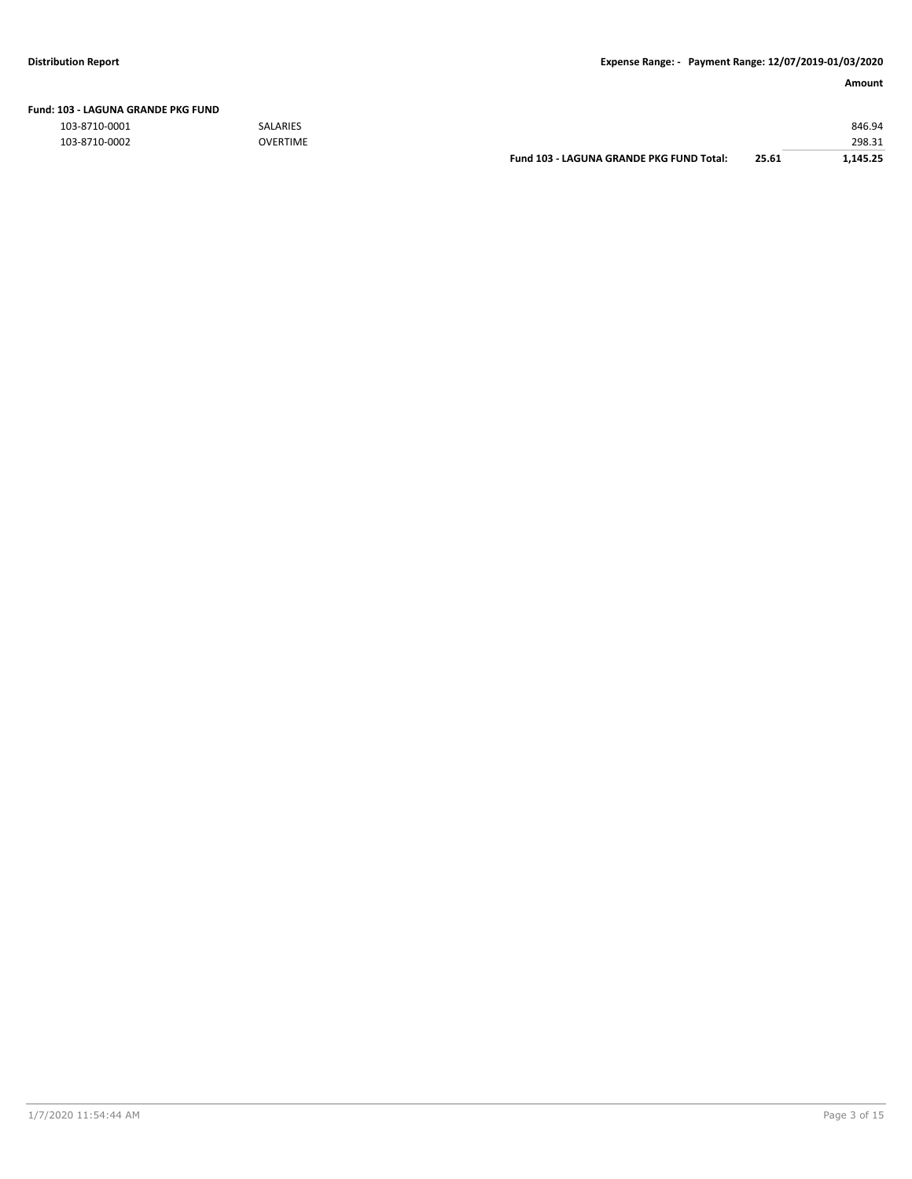**Distribution Report** — **Expense Range: - Payment Range: 12/07/2019-01/03/2020**

| | | | | Amount |
|---|---|---|---|---|
| **Fund: 103 - LAGUNA GRANDE PKG FUND** | | | | |
| 103-8710-0001 | SALARIES | | | 846.94 |
| 103-8710-0002 | OVERTIME | | | 298.31 |
| | | **Fund 103 - LAGUNA GRANDE PKG FUND Total:** | **25.61** | **1,145.25** |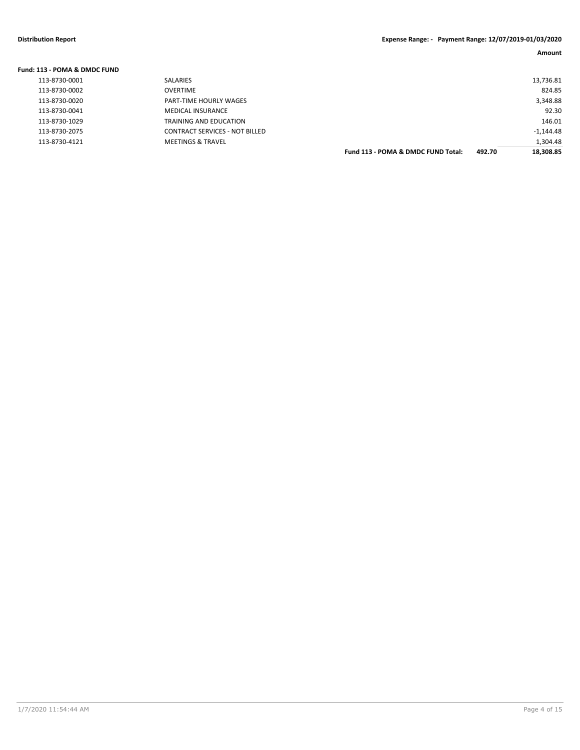| | | | Amount |
|---|---|---|---|
| **Fund: 113 - POMA & DMDC FUND** | | | |
| 113-8730-0001 | SALARIES | | 13,736.81 |
| 113-8730-0002 | OVERTIME | | 824.85 |
| 113-8730-0020 | PART-TIME HOURLY WAGES | | 3,348.88 |
| 113-8730-0041 | MEDICAL INSURANCE | | 92.30 |
| 113-8730-1029 | TRAINING AND EDUCATION | | 146.01 |
| 113-8730-2075 | CONTRACT SERVICES - NOT BILLED | | -1,144.48 |
| 113-8730-4121 | MEETINGS & TRAVEL | | 1,304.48 |
| | **Fund 113 - POMA & DMDC FUND Total:** | **492.70** | **18,308.85** |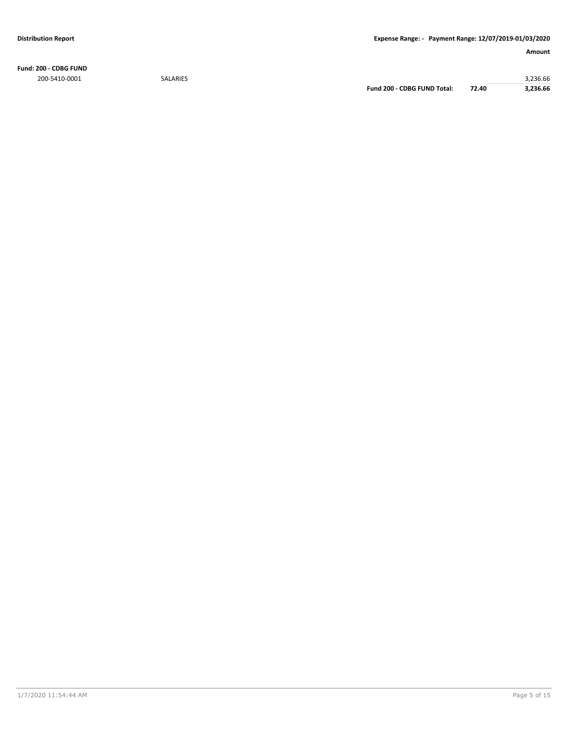**Distribution Report** — **Expense Range: - Payment Range: 12/07/2019-01/03/2020**

| | | | | **Amount** |
|---|---|---|---|---|
| **Fund: 200 - CDBG FUND** | | | | |
| 200-5410-0001 | SALARIES | | | 3,236.66 |
| | | **Fund 200 - CDBG FUND Total:** | **72.40** | **3,236.66** |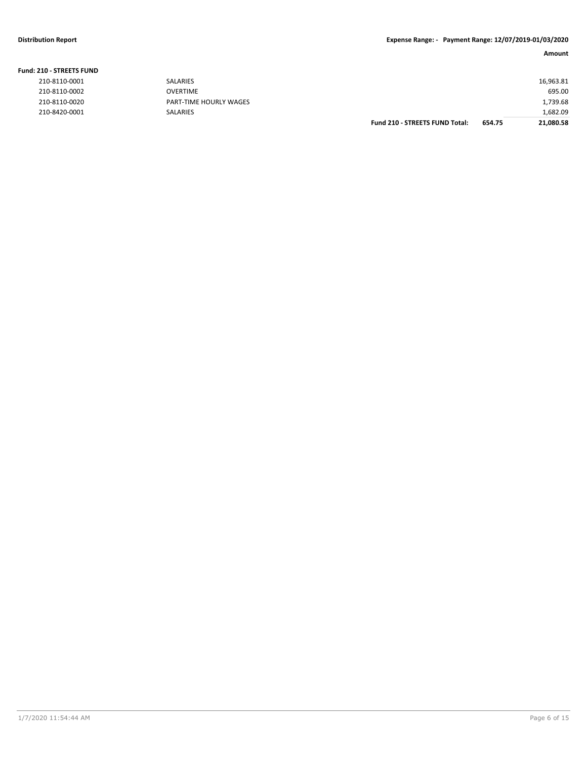**Fund: 210 - STREETS FUND**

| Account | Description | | Amount |
|---|---|---|---|
| 210-8110-0001 | SALARIES | | 16,963.81 |
| 210-8110-0002 | OVERTIME | | 695.00 |
| 210-8110-0020 | PART-TIME HOURLY WAGES | | 1,739.68 |
| 210-8420-0001 | SALARIES | | 1,682.09 |
| | **Fund 210 - STREETS FUND Total:** | **654.75** | **21,080.58** |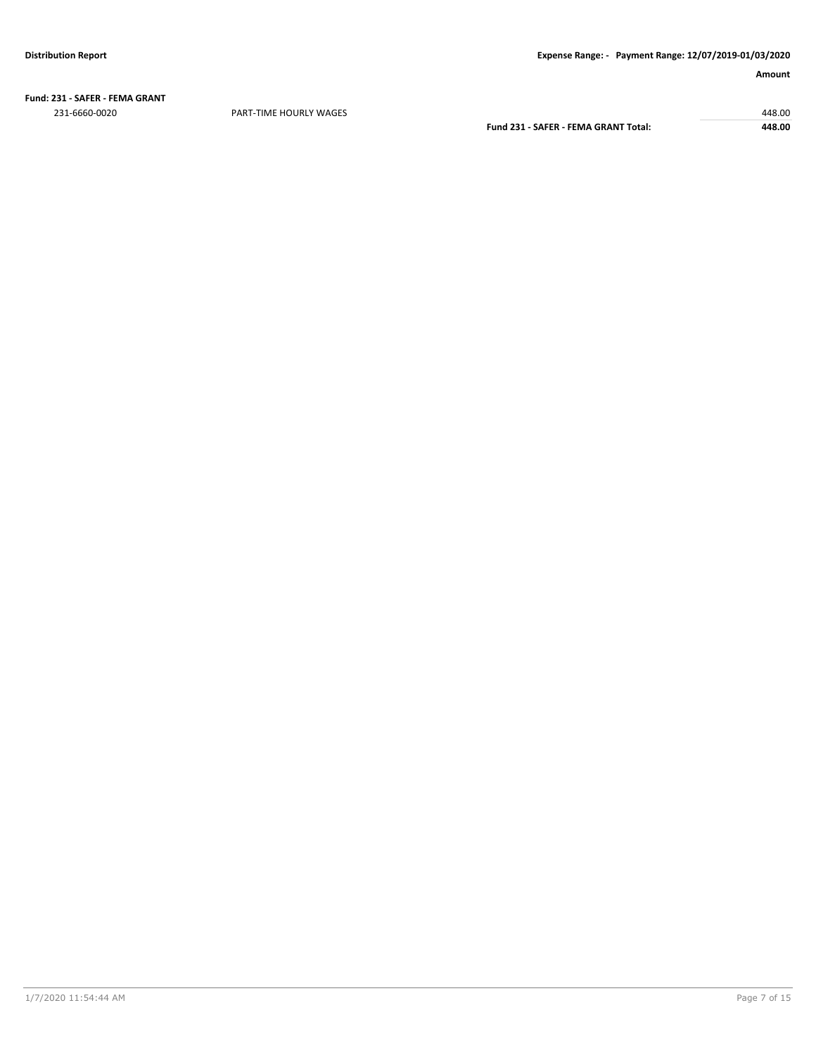| | | Amount |
|---|---|---|
| **Fund: 231 - SAFER - FEMA GRANT** | | |
| 231-6660-0020 | PART-TIME HOURLY WAGES | 448.00 |
| | **Fund 231 - SAFER - FEMA GRANT Total:** | **448.00** |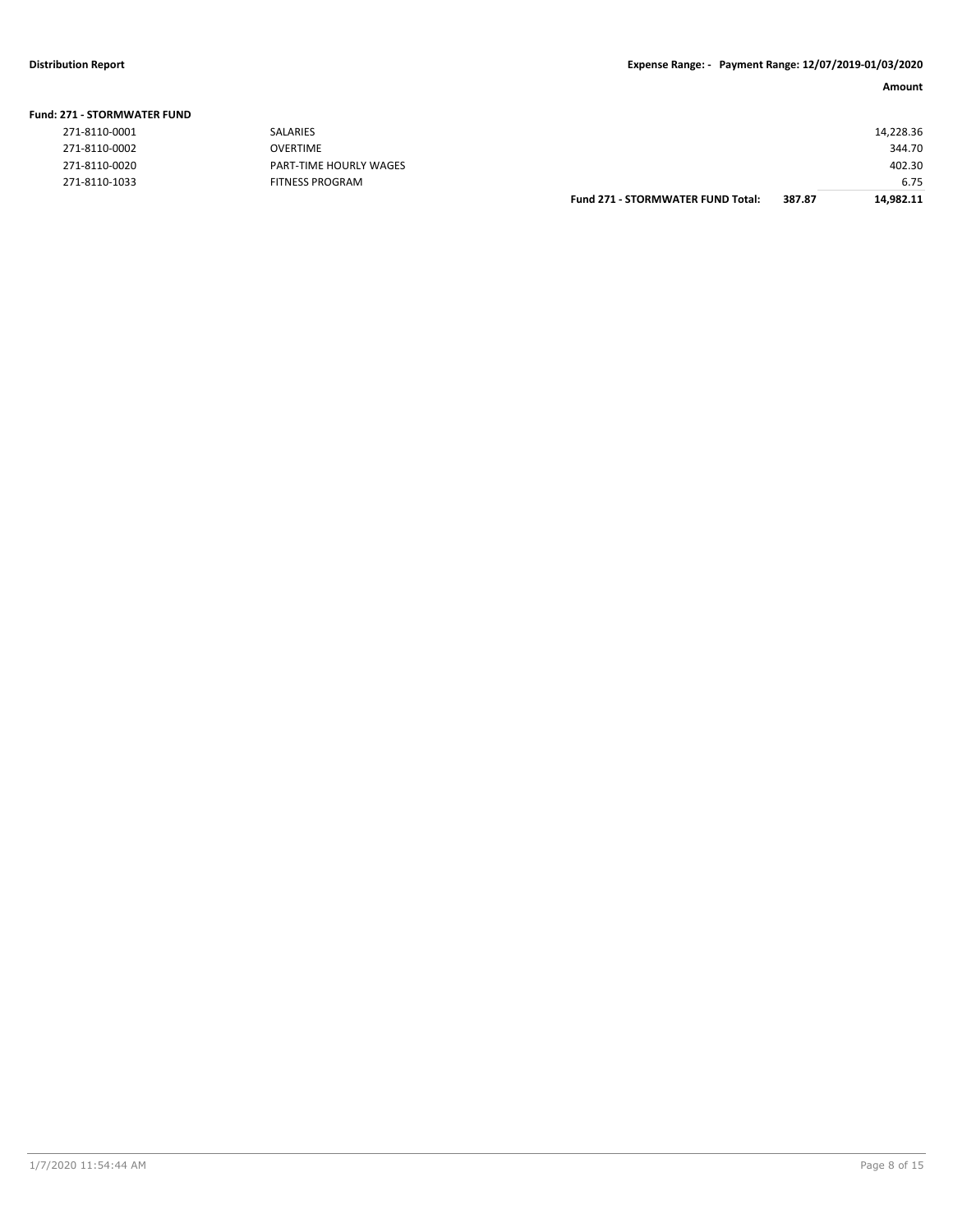| | | | | Amount |
|---|---|---|---|---|
| **Fund: 271 - STORMWATER FUND** | | | | |
| 271-8110-0001 | SALARIES | | | 14,228.36 |
| 271-8110-0002 | OVERTIME | | | 344.70 |
| 271-8110-0020 | PART-TIME HOURLY WAGES | | | 402.30 |
| 271-8110-1033 | FITNESS PROGRAM | | | 6.75 |
| | | **Fund 271 - STORMWATER FUND Total:** | **387.87** | **14,982.11** |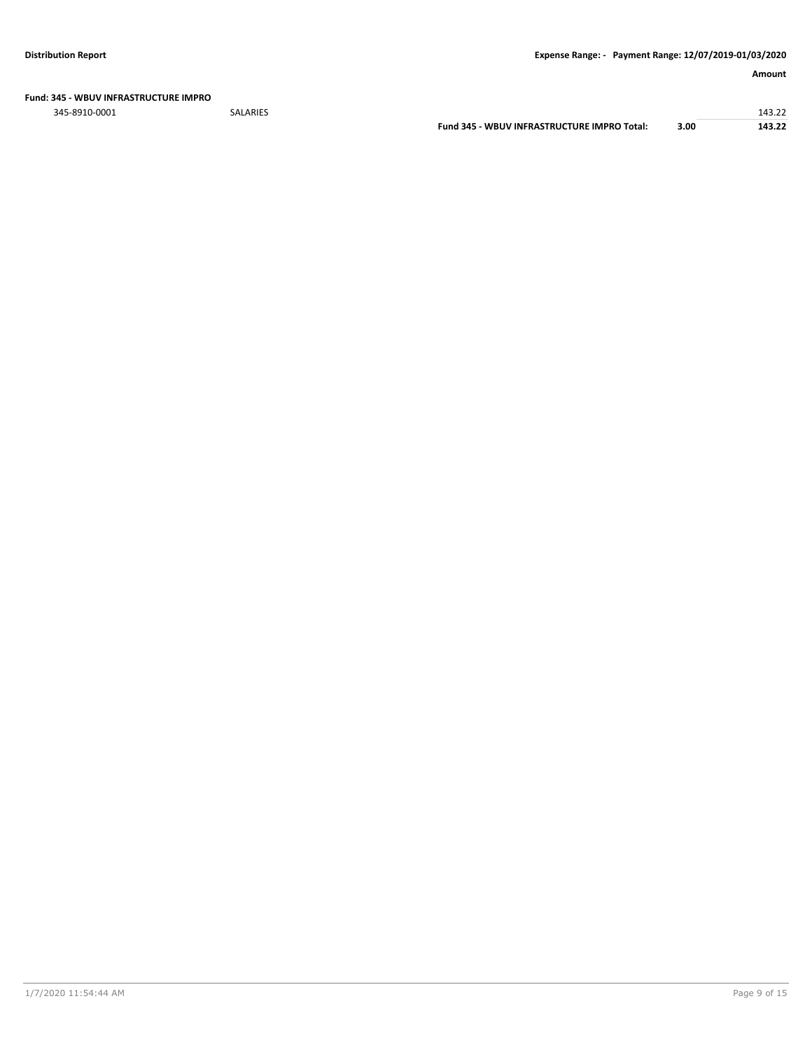| | | | | Amount |
|---|---|---|---|---|
| **Fund: 345 - WBUV INFRASTRUCTURE IMPRO** | | | | |
| 345-8910-0001 | SALARIES | | | 143.22 |
| | | **Fund 345 - WBUV INFRASTRUCTURE IMPRO Total:** | **3.00** | **143.22** |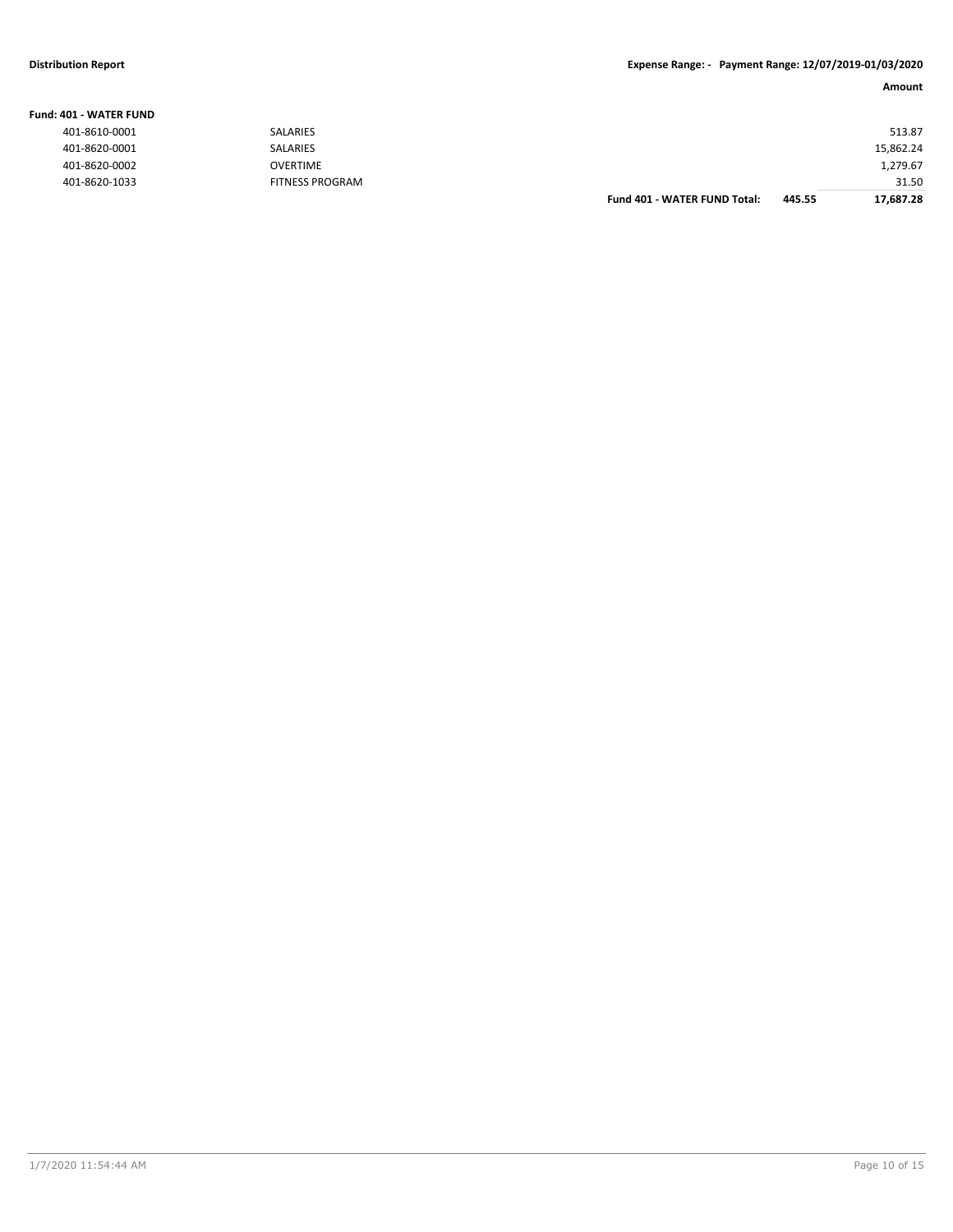| | | | Amount |
|---|---|---|---|
| **Fund: 401 - WATER FUND** | | | |
| 401-8610-0001 | SALARIES | | 513.87 |
| 401-8620-0001 | SALARIES | | 15,862.24 |
| 401-8620-0002 | OVERTIME | | 1,279.67 |
| 401-8620-1033 | FITNESS PROGRAM | | 31.50 |
| | **Fund 401 - WATER FUND Total:** | **445.55** | **17,687.28** |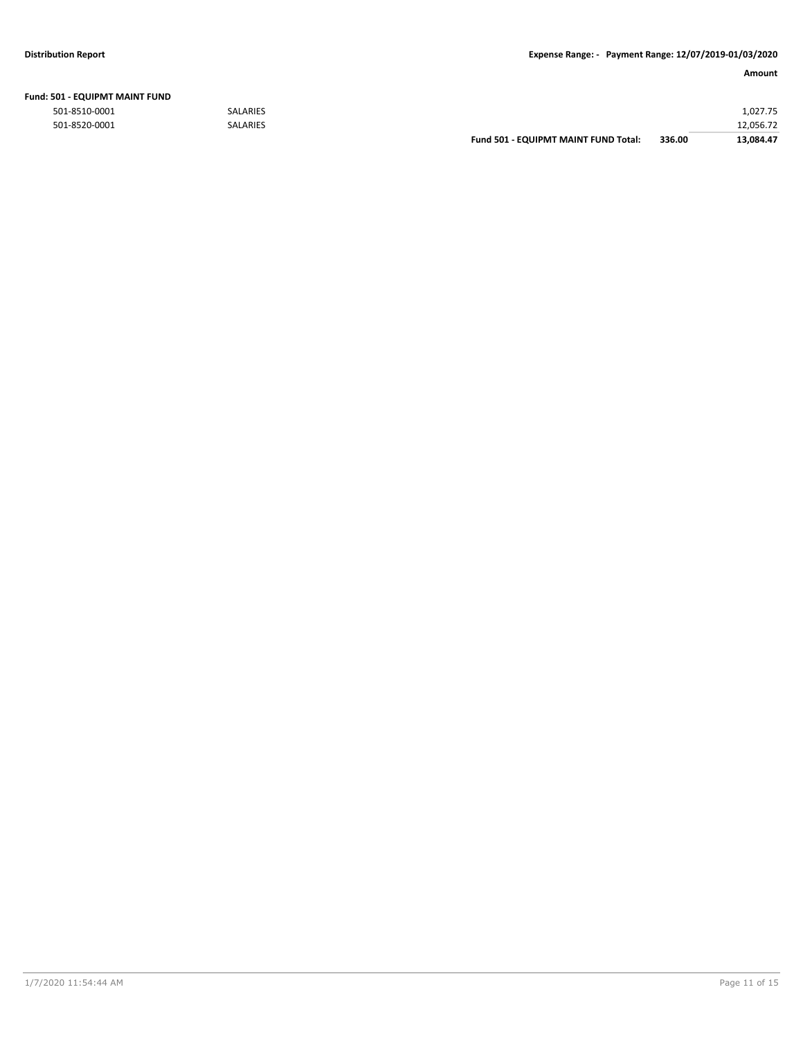| Fund: 501 - EQUIPMT MAINT FUND | | | | Amount |
|---|---|---|---|---|
| 501-8510-0001 | SALARIES | | | 1,027.75 |
| 501-8520-0001 | SALARIES | | | 12,056.72 |
| | | **Fund 501 - EQUIPMT MAINT FUND Total:** | **336.00** | **13,084.47** |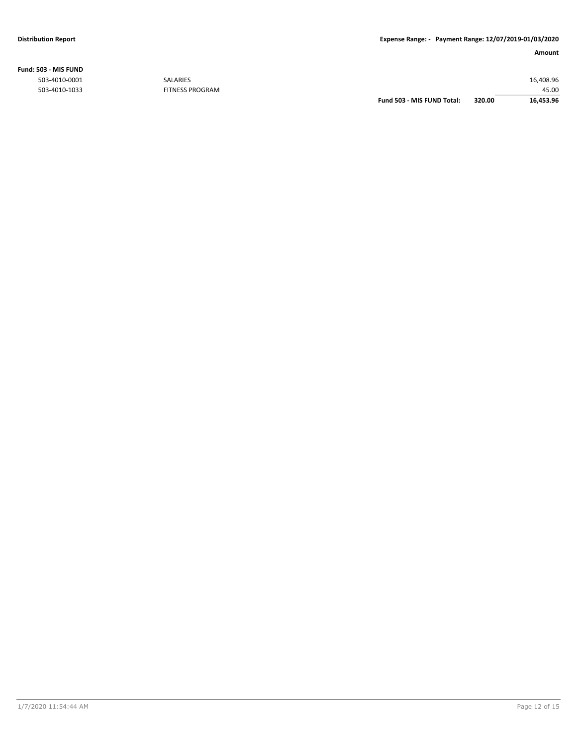**Fund: 503 - MIS FUND**

| Account | Description | | | Amount |
|---|---|---|---|---|
| 503-4010-0001 | SALARIES | | | 16,408.96 |
| 503-4010-1033 | FITNESS PROGRAM | | | 45.00 |
| | | **Fund 503 - MIS FUND Total:** | **320.00** | **16,453.96** |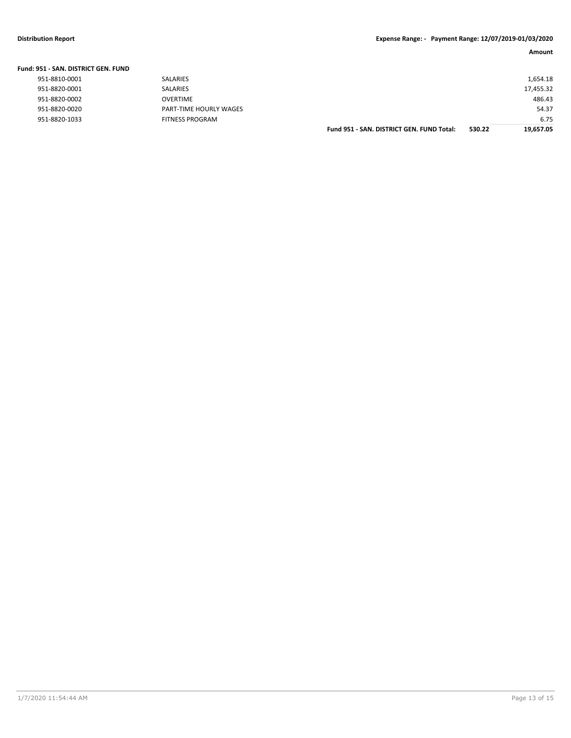**Distribution Report** **Expense Range: - Payment Range: 12/07/2019-01/03/2020**

| | | | | Amount |
|---|---|---|---|---|
| **Fund: 951 - SAN. DISTRICT GEN. FUND** | | | | |
| 951-8810-0001 | SALARIES | | | 1,654.18 |
| 951-8820-0001 | SALARIES | | | 17,455.32 |
| 951-8820-0002 | OVERTIME | | | 486.43 |
| 951-8820-0020 | PART-TIME HOURLY WAGES | | | 54.37 |
| 951-8820-1033 | FITNESS PROGRAM | | | 6.75 |
| | | **Fund 951 - SAN. DISTRICT GEN. FUND Total:** | **530.22** | **19,657.05** |

1/7/2020 11:54:44 AM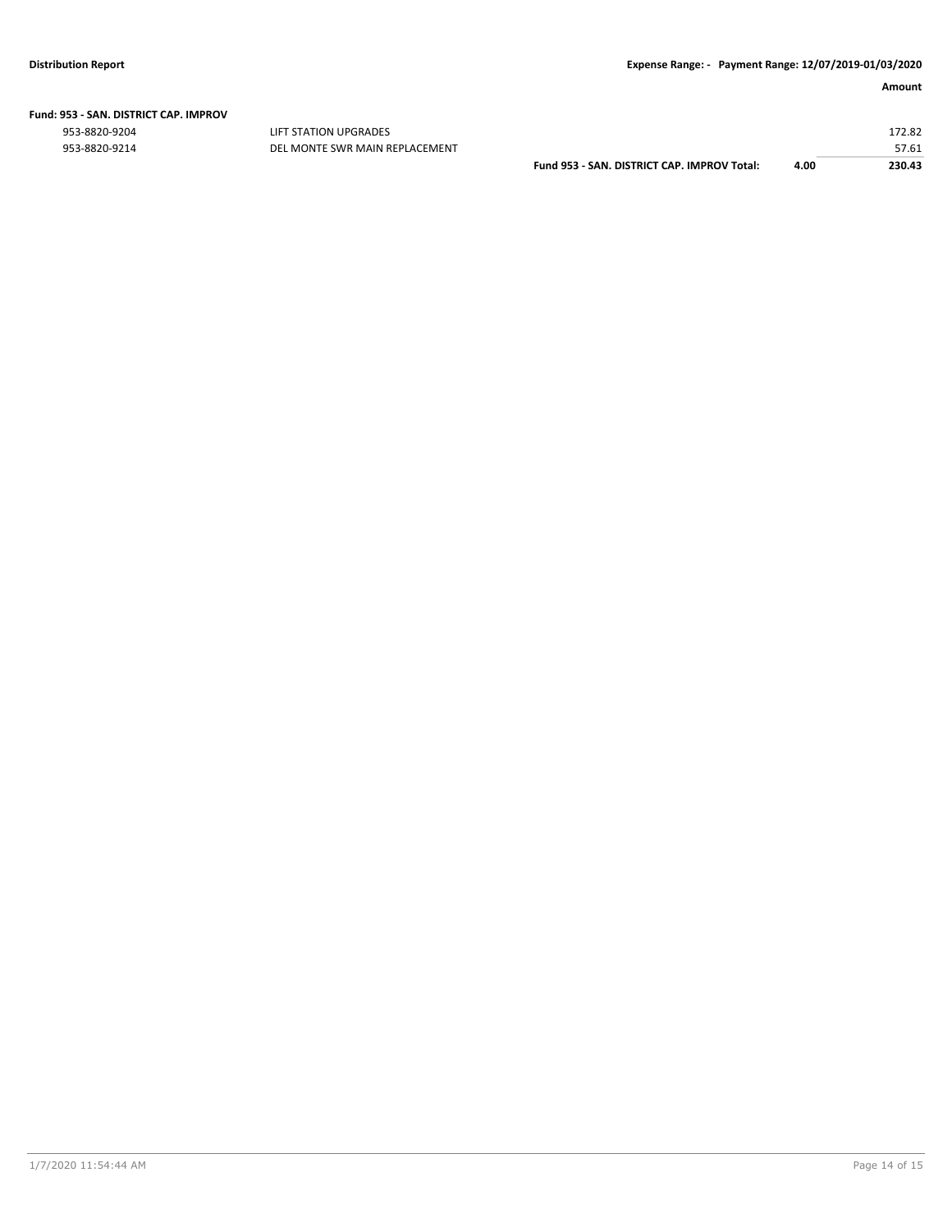**Fund: 953 - SAN. DISTRICT CAP. IMPROV**

| Account | Description | | | Amount |
|---|---|---|---|---|
| 953-8820-9204 | LIFT STATION UPGRADES | | | 172.82 |
| 953-8820-9214 | DEL MONTE SWR MAIN REPLACEMENT | | | 57.61 |
| | | **Fund 953 - SAN. DISTRICT CAP. IMPROV Total:** | **4.00** | **230.43** |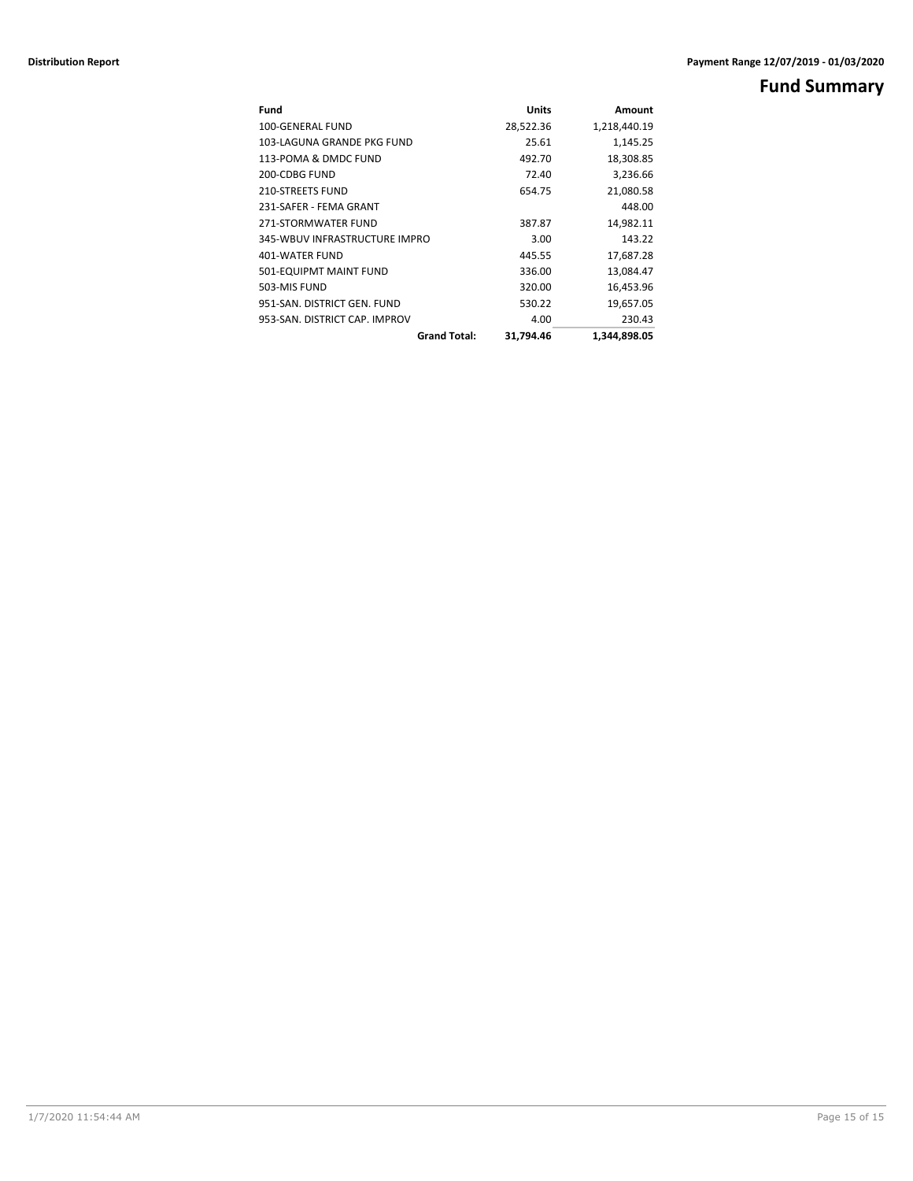# Fund Summary

| Fund | Units | Amount |
|---|---|---|
| 100-GENERAL FUND | 28,522.36 | 1,218,440.19 |
| 103-LAGUNA GRANDE PKG FUND | 25.61 | 1,145.25 |
| 113-POMA & DMDC FUND | 492.70 | 18,308.85 |
| 200-CDBG FUND | 72.40 | 3,236.66 |
| 210-STREETS FUND | 654.75 | 21,080.58 |
| 231-SAFER - FEMA GRANT | | 448.00 |
| 271-STORMWATER FUND | 387.87 | 14,982.11 |
| 345-WBUV INFRASTRUCTURE IMPRO | 3.00 | 143.22 |
| 401-WATER FUND | 445.55 | 17,687.28 |
| 501-EQUIPMT MAINT FUND | 336.00 | 13,084.47 |
| 503-MIS FUND | 320.00 | 16,453.96 |
| 951-SAN. DISTRICT GEN. FUND | 530.22 | 19,657.05 |
| 953-SAN. DISTRICT CAP. IMPROV | 4.00 | 230.43 |
| **Grand Total:** | **31,794.46** | **1,344,898.05** |